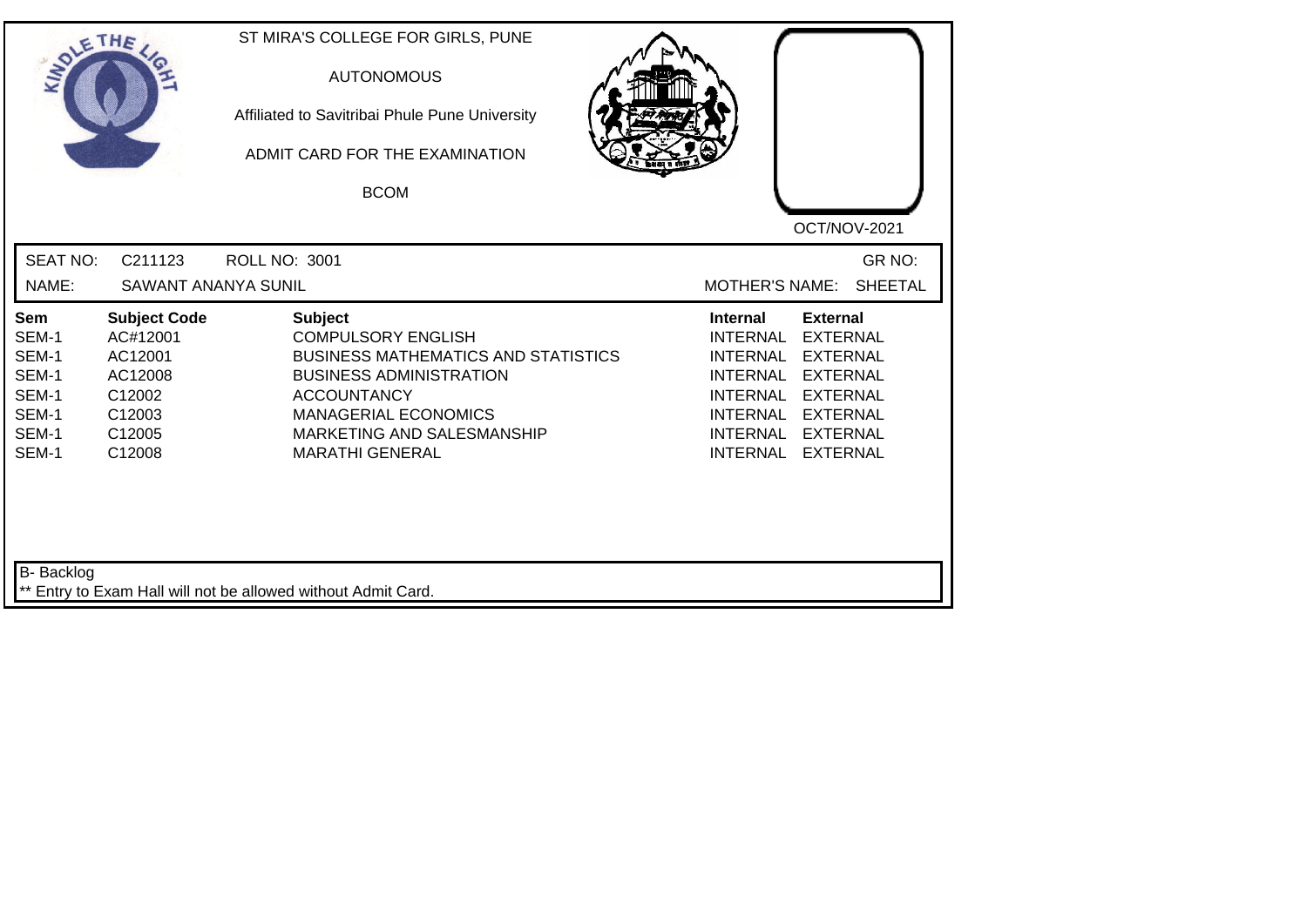ST MIRA'S COLLEGE FOR GIRLS, PUNE

AUTONOMOUS

Affiliated to Savitribai Phule Pune University

ADMIT CARD FOR THE EXAMINATION

BCOM

OCT/NOV-2021

SEAT NO: C211123 ROLL NO: 3001 GR NO:

NAME: SAWANT ANANYA SUNIL MOTHER'S NAME: SHEETAL

| Sem | Subject Code | Subject | Internal | External |
|---|---|---|---|---|
| SEM-1 | AC#12001 | COMPULSORY ENGLISH | INTERNAL | EXTERNAL |
| SEM-1 | AC12001 | BUSINESS MATHEMATICS AND STATISTICS | INTERNAL | EXTERNAL |
| SEM-1 | AC12008 | BUSINESS ADMINISTRATION | INTERNAL | EXTERNAL |
| SEM-1 | C12002 | ACCOUNTANCY | INTERNAL | EXTERNAL |
| SEM-1 | C12003 | MANAGERIAL ECONOMICS | INTERNAL | EXTERNAL |
| SEM-1 | C12005 | MARKETING AND SALESMANSHIP | INTERNAL | EXTERNAL |
| SEM-1 | C12008 | MARATHI GENERAL | INTERNAL | EXTERNAL |

B- Backlog

** Entry to Exam Hall will not be allowed without Admit Card.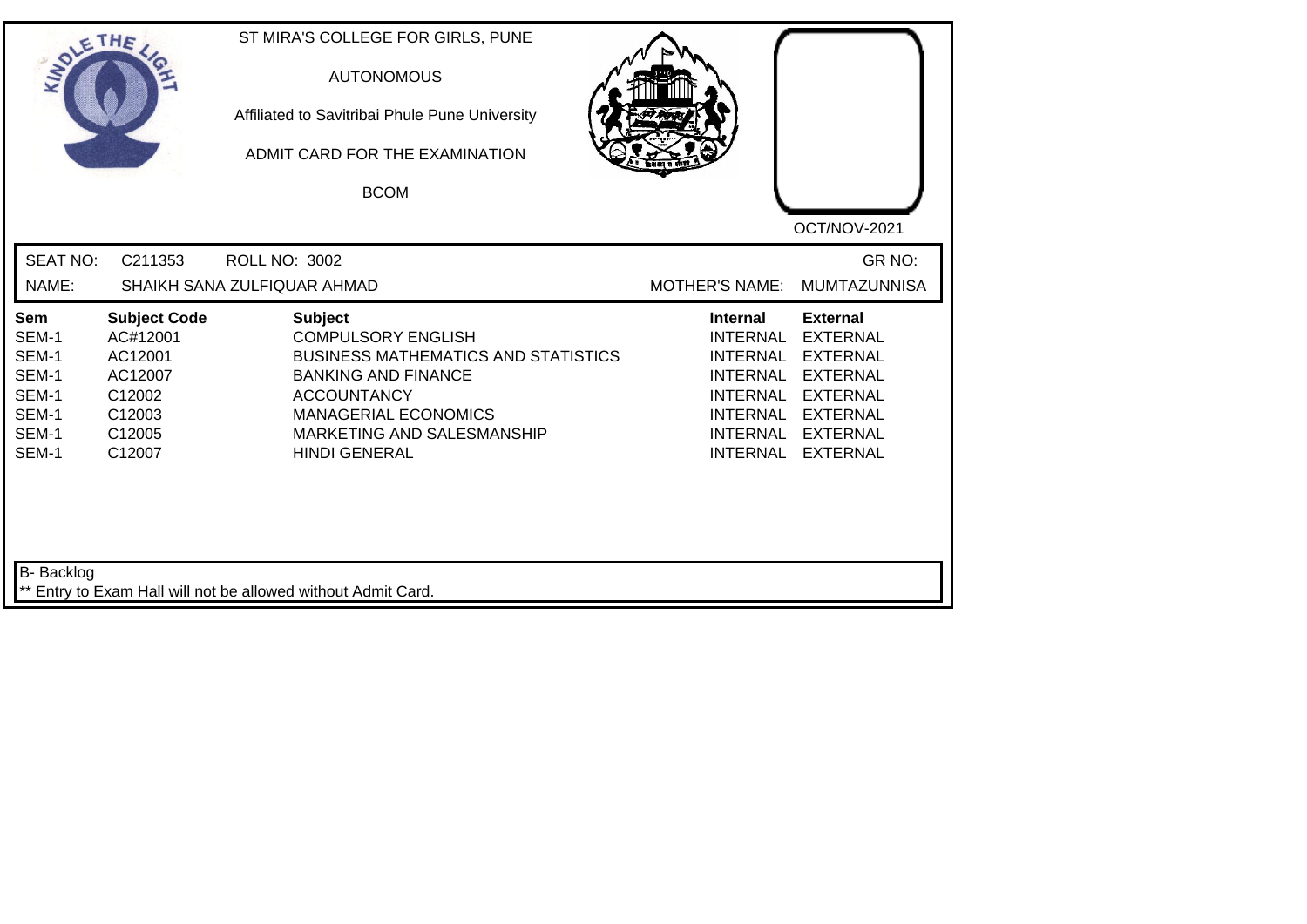ST MIRA'S COLLEGE FOR GIRLS, PUNE

AUTONOMOUS

Affiliated to Savitribai Phule Pune University

ADMIT CARD FOR THE EXAMINATION

BCOM

OCT/NOV-2021

SEAT NO: C211353 ROLL NO: 3002 GR NO:

NAME: SHAIKH SANA ZULFIQUAR AHMAD MOTHER'S NAME: MUMTAZUNNISA

| Sem | Subject Code | Subject | Internal | External |
| --- | --- | --- | --- | --- |
| SEM-1 | AC#12001 | COMPULSORY ENGLISH | INTERNAL | EXTERNAL |
| SEM-1 | AC12001 | BUSINESS MATHEMATICS AND STATISTICS | INTERNAL | EXTERNAL |
| SEM-1 | AC12007 | BANKING AND FINANCE | INTERNAL | EXTERNAL |
| SEM-1 | C12002 | ACCOUNTANCY | INTERNAL | EXTERNAL |
| SEM-1 | C12003 | MANAGERIAL ECONOMICS | INTERNAL | EXTERNAL |
| SEM-1 | C12005 | MARKETING AND SALESMANSHIP | INTERNAL | EXTERNAL |
| SEM-1 | C12007 | HINDI GENERAL | INTERNAL | EXTERNAL |

B- Backlog

** Entry to Exam Hall will not be allowed without Admit Card.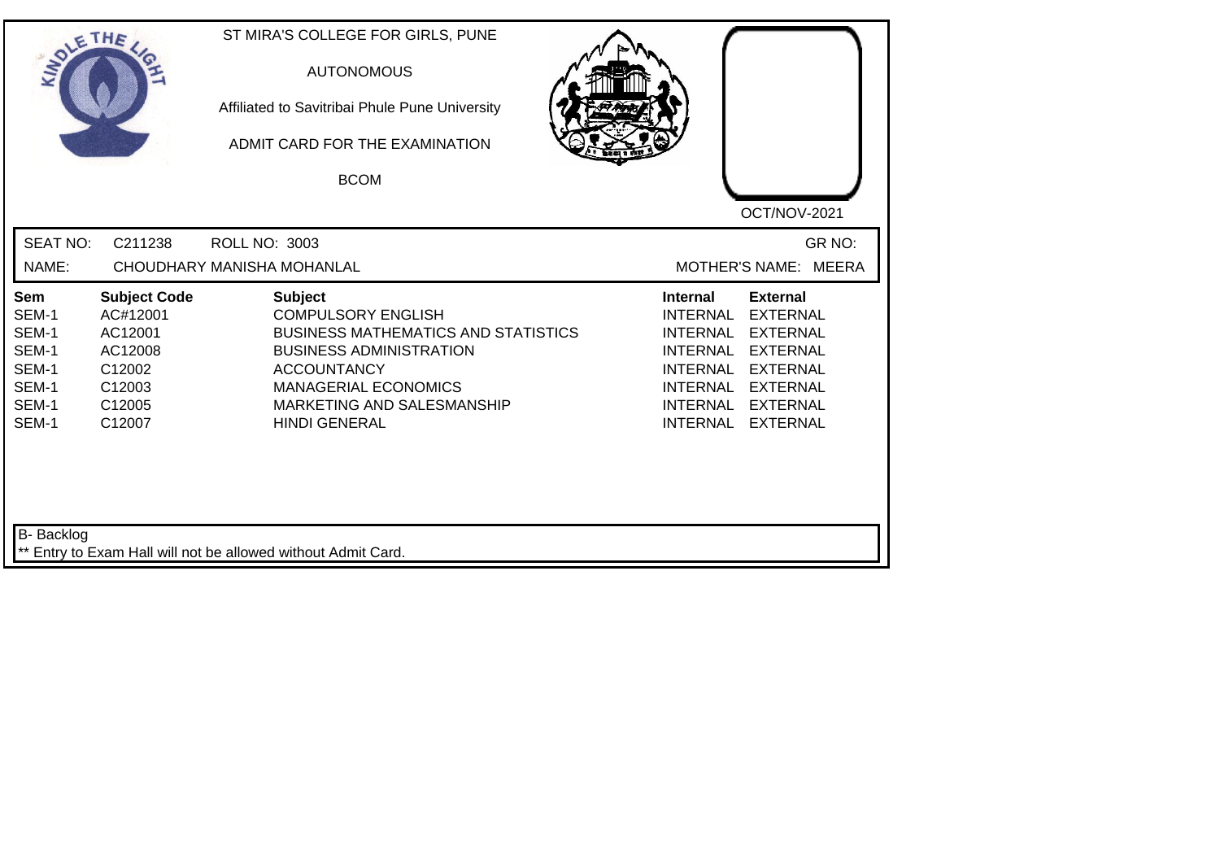ST MIRA'S COLLEGE FOR GIRLS, PUNE

AUTONOMOUS

Affiliated to Savitribai Phule Pune University

ADMIT CARD FOR THE EXAMINATION

BCOM

OCT/NOV-2021

SEAT NO: C211238 ROLL NO: 3003 GR NO:

NAME: CHOUDHARY MANISHA MOHANLAL MOTHER'S NAME: MEERA

| Sem | Subject Code | Subject | Internal | External |
|---|---|---|---|---|
| SEM-1 | AC#12001 | COMPULSORY ENGLISH | INTERNAL | EXTERNAL |
| SEM-1 | AC12001 | BUSINESS MATHEMATICS AND STATISTICS | INTERNAL | EXTERNAL |
| SEM-1 | AC12008 | BUSINESS ADMINISTRATION | INTERNAL | EXTERNAL |
| SEM-1 | C12002 | ACCOUNTANCY | INTERNAL | EXTERNAL |
| SEM-1 | C12003 | MANAGERIAL ECONOMICS | INTERNAL | EXTERNAL |
| SEM-1 | C12005 | MARKETING AND SALESMANSHIP | INTERNAL | EXTERNAL |
| SEM-1 | C12007 | HINDI GENERAL | INTERNAL | EXTERNAL |

B- Backlog

** Entry to Exam Hall will not be allowed without Admit Card.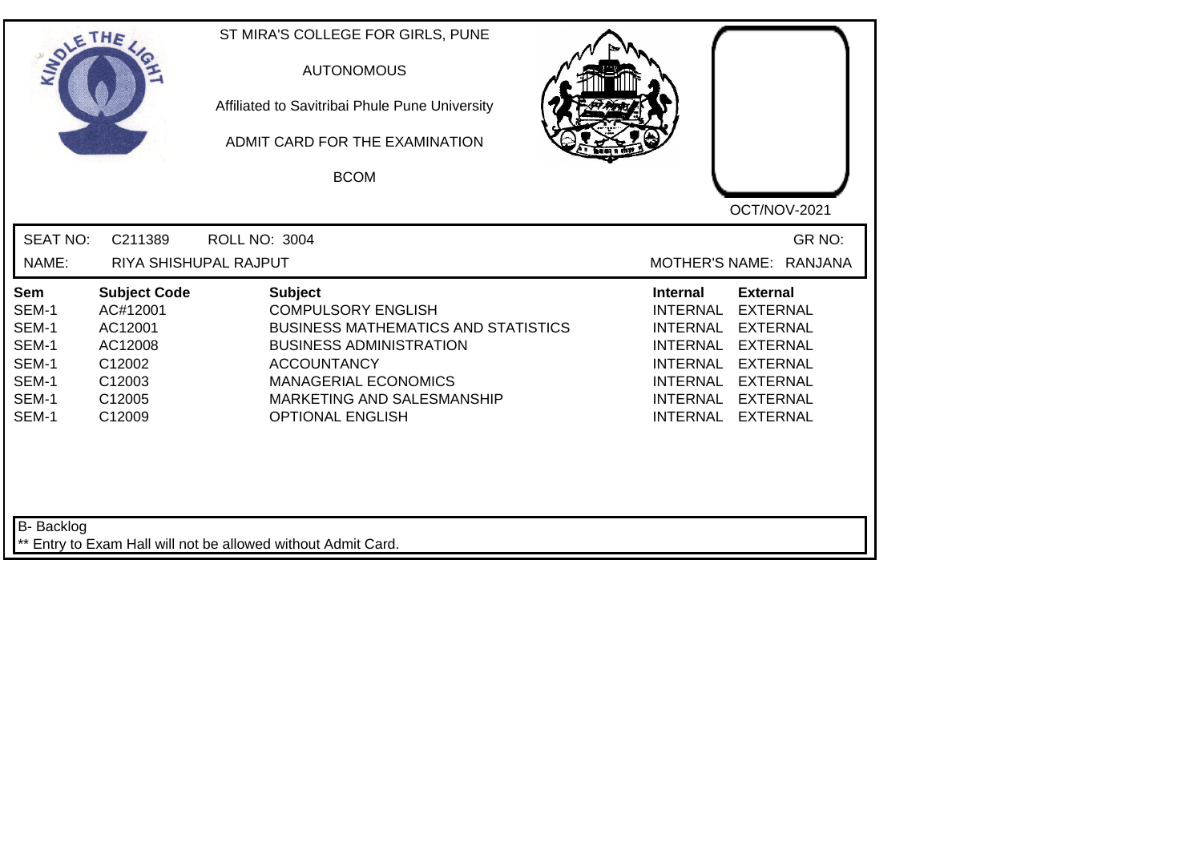ST MIRA'S COLLEGE FOR GIRLS, PUNE

AUTONOMOUS

Affiliated to Savitribai Phule Pune University

ADMIT CARD FOR THE EXAMINATION

BCOM

OCT/NOV-2021

SEAT NO: C211389 ROLL NO: 3004 GR NO:

NAME: RIYA SHISHUPAL RAJPUT MOTHER'S NAME: RANJANA

| Sem | Subject Code | Subject | Internal | External |
|---|---|---|---|---|
| SEM-1 | AC#12001 | COMPULSORY ENGLISH | INTERNAL | EXTERNAL |
| SEM-1 | AC12001 | BUSINESS MATHEMATICS AND STATISTICS | INTERNAL | EXTERNAL |
| SEM-1 | AC12008 | BUSINESS ADMINISTRATION | INTERNAL | EXTERNAL |
| SEM-1 | C12002 | ACCOUNTANCY | INTERNAL | EXTERNAL |
| SEM-1 | C12003 | MANAGERIAL ECONOMICS | INTERNAL | EXTERNAL |
| SEM-1 | C12005 | MARKETING AND SALESMANSHIP | INTERNAL | EXTERNAL |
| SEM-1 | C12009 | OPTIONAL ENGLISH | INTERNAL | EXTERNAL |

B- Backlog

** Entry to Exam Hall will not be allowed without Admit Card.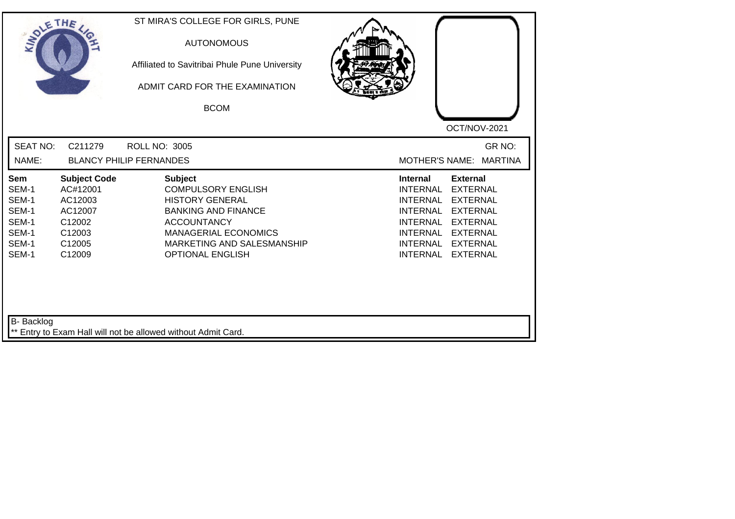ST MIRA'S COLLEGE FOR GIRLS, PUNE

AUTONOMOUS

Affiliated to Savitribai Phule Pune University

ADMIT CARD FOR THE EXAMINATION

BCOM

OCT/NOV-2021

SEAT NO: C211279 ROLL NO: 3005 GR NO:

NAME: BLANCY PHILIP FERNANDES MOTHER'S NAME: MARTINA

| Sem | Subject Code | Subject | Internal | External |
|---|---|---|---|---|
| SEM-1 | AC#12001 | COMPULSORY ENGLISH | INTERNAL | EXTERNAL |
| SEM-1 | AC12003 | HISTORY GENERAL | INTERNAL | EXTERNAL |
| SEM-1 | AC12007 | BANKING AND FINANCE | INTERNAL | EXTERNAL |
| SEM-1 | C12002 | ACCOUNTANCY | INTERNAL | EXTERNAL |
| SEM-1 | C12003 | MANAGERIAL ECONOMICS | INTERNAL | EXTERNAL |
| SEM-1 | C12005 | MARKETING AND SALESMANSHIP | INTERNAL | EXTERNAL |
| SEM-1 | C12009 | OPTIONAL ENGLISH | INTERNAL | EXTERNAL |

B- Backlog

** Entry to Exam Hall will not be allowed without Admit Card.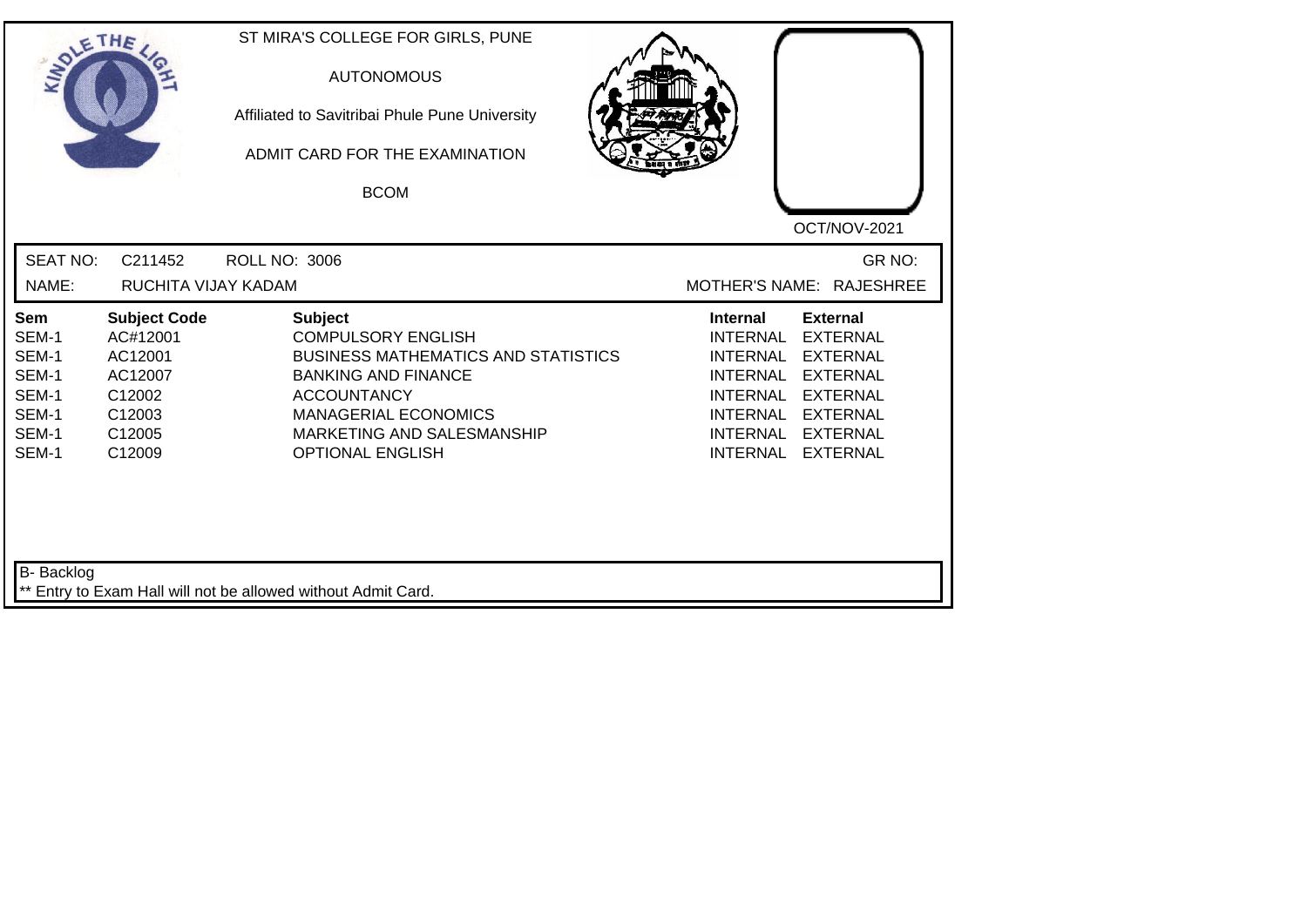ST MIRA'S COLLEGE FOR GIRLS, PUNE

AUTONOMOUS

Affiliated to Savitribai Phule Pune University

ADMIT CARD FOR THE EXAMINATION

BCOM

OCT/NOV-2021

SEAT NO: C211452 ROLL NO: 3006 GR NO:

NAME: RUCHITA VIJAY KADAM MOTHER'S NAME: RAJESHREE

| Sem | Subject Code | Subject | Internal | External |
|---|---|---|---|---|
| SEM-1 | AC#12001 | COMPULSORY ENGLISH | INTERNAL | EXTERNAL |
| SEM-1 | AC12001 | BUSINESS MATHEMATICS AND STATISTICS | INTERNAL | EXTERNAL |
| SEM-1 | AC12007 | BANKING AND FINANCE | INTERNAL | EXTERNAL |
| SEM-1 | C12002 | ACCOUNTANCY | INTERNAL | EXTERNAL |
| SEM-1 | C12003 | MANAGERIAL ECONOMICS | INTERNAL | EXTERNAL |
| SEM-1 | C12005 | MARKETING AND SALESMANSHIP | INTERNAL | EXTERNAL |
| SEM-1 | C12009 | OPTIONAL ENGLISH | INTERNAL | EXTERNAL |

B- Backlog

** Entry to Exam Hall will not be allowed without Admit Card.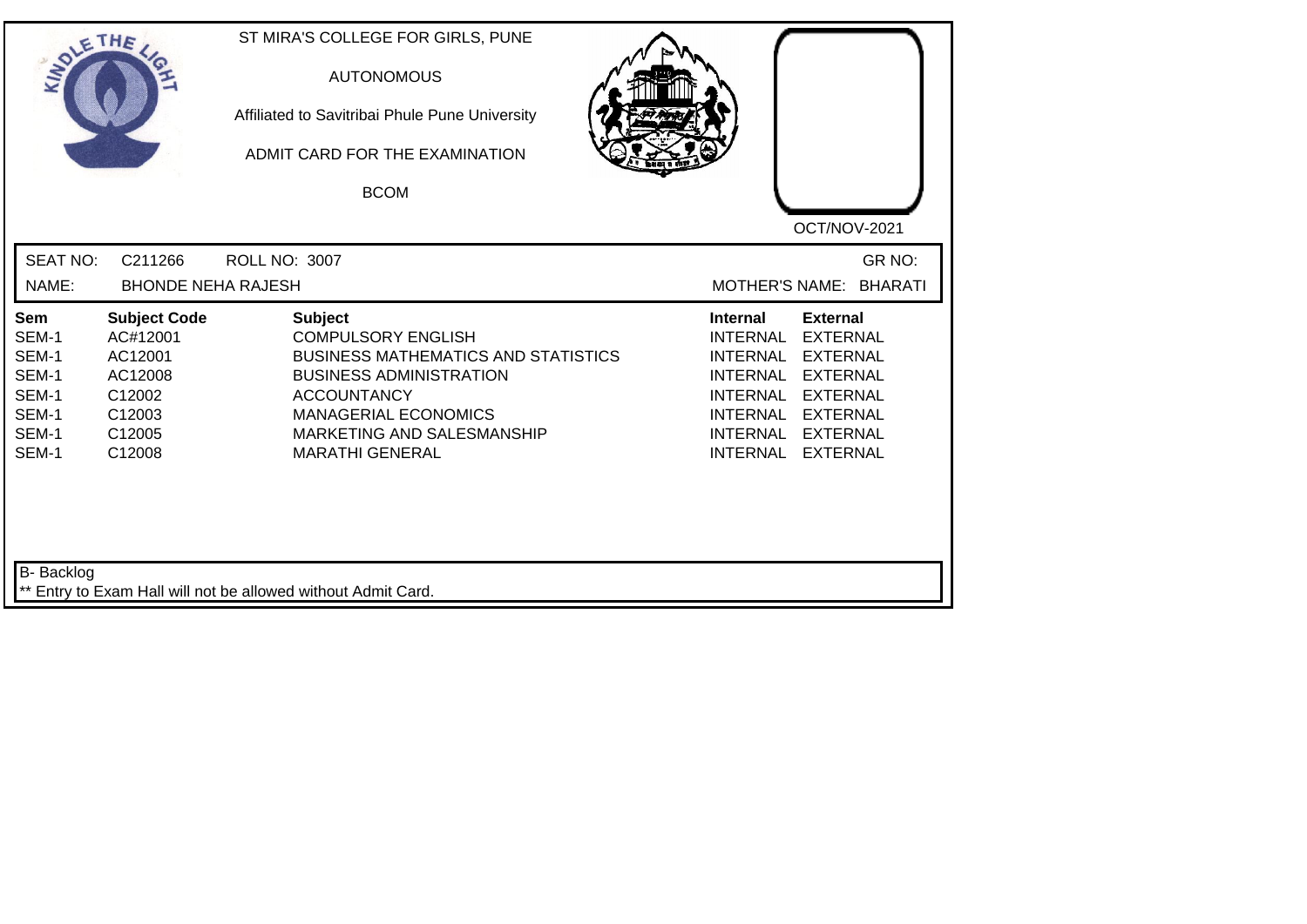ST MIRA'S COLLEGE FOR GIRLS, PUNE

AUTONOMOUS

Affiliated to Savitribai Phule Pune University

ADMIT CARD FOR THE EXAMINATION

BCOM

OCT/NOV-2021

SEAT NO: C211266 ROLL NO: 3007 GR NO:

NAME: BHONDE NEHA RAJESH MOTHER'S NAME: BHARATI

| Sem | Subject Code | Subject | Internal | External |
|---|---|---|---|---|
| SEM-1 | AC#12001 | COMPULSORY ENGLISH | INTERNAL | EXTERNAL |
| SEM-1 | AC12001 | BUSINESS MATHEMATICS AND STATISTICS | INTERNAL | EXTERNAL |
| SEM-1 | AC12008 | BUSINESS ADMINISTRATION | INTERNAL | EXTERNAL |
| SEM-1 | C12002 | ACCOUNTANCY | INTERNAL | EXTERNAL |
| SEM-1 | C12003 | MANAGERIAL ECONOMICS | INTERNAL | EXTERNAL |
| SEM-1 | C12005 | MARKETING AND SALESMANSHIP | INTERNAL | EXTERNAL |
| SEM-1 | C12008 | MARATHI GENERAL | INTERNAL | EXTERNAL |

B- Backlog

** Entry to Exam Hall will not be allowed without Admit Card.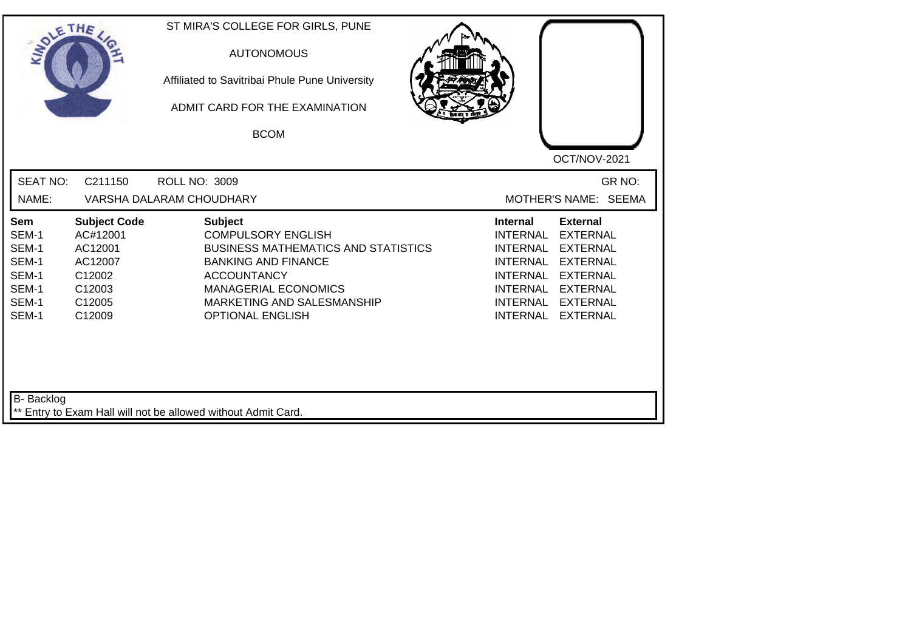ST MIRA'S COLLEGE FOR GIRLS, PUNE

AUTONOMOUS

Affiliated to Savitribai Phule Pune University

ADMIT CARD FOR THE EXAMINATION

BCOM

OCT/NOV-2021

SEAT NO: C211150 ROLL NO: 3009 GR NO:

NAME: VARSHA DALARAM CHOUDHARY MOTHER'S NAME: SEEMA

| Sem | Subject Code | Subject | Internal | External |
|---|---|---|---|---|
| SEM-1 | AC#12001 | COMPULSORY ENGLISH | INTERNAL | EXTERNAL |
| SEM-1 | AC12001 | BUSINESS MATHEMATICS AND STATISTICS | INTERNAL | EXTERNAL |
| SEM-1 | AC12007 | BANKING AND FINANCE | INTERNAL | EXTERNAL |
| SEM-1 | C12002 | ACCOUNTANCY | INTERNAL | EXTERNAL |
| SEM-1 | C12003 | MANAGERIAL ECONOMICS | INTERNAL | EXTERNAL |
| SEM-1 | C12005 | MARKETING AND SALESMANSHIP | INTERNAL | EXTERNAL |
| SEM-1 | C12009 | OPTIONAL ENGLISH | INTERNAL | EXTERNAL |

B- Backlog

** Entry to Exam Hall will not be allowed without Admit Card.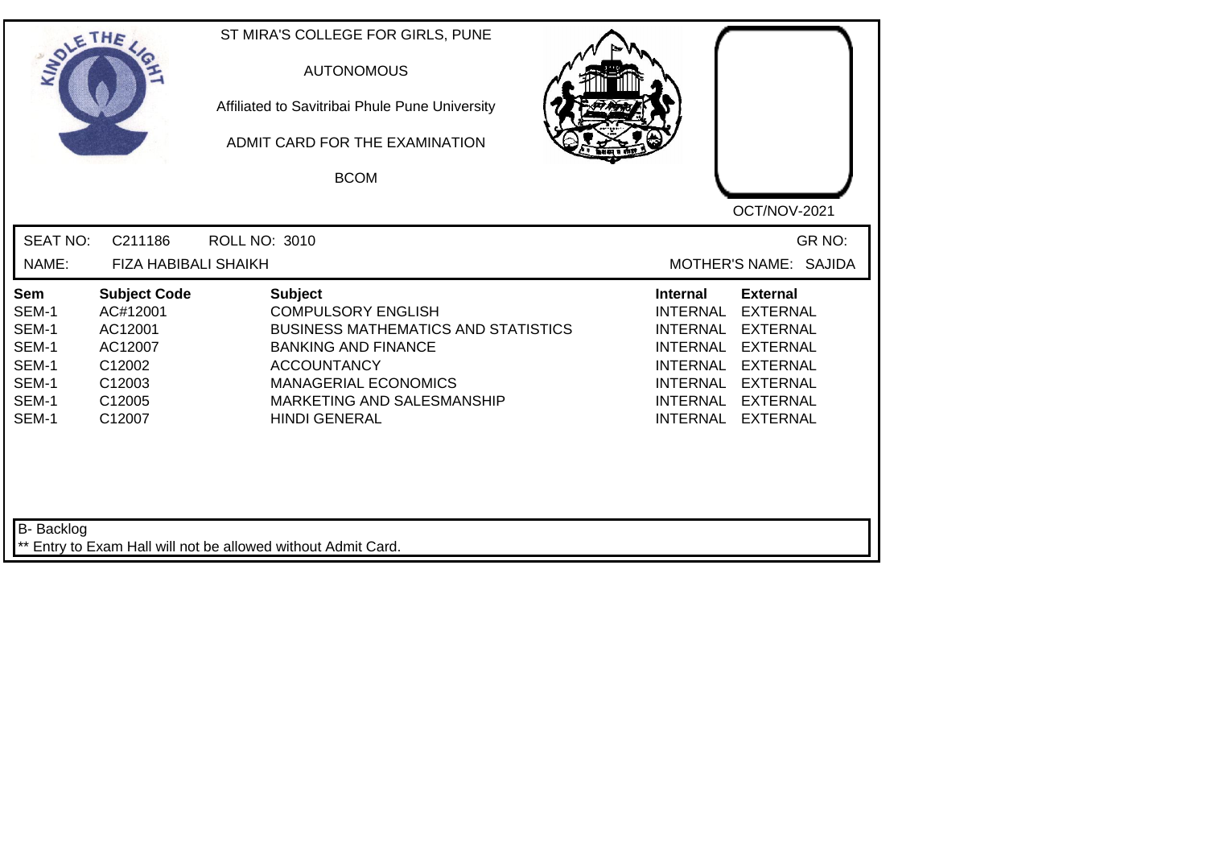ST MIRA'S COLLEGE FOR GIRLS, PUNE

AUTONOMOUS

Affiliated to Savitribai Phule Pune University

ADMIT CARD FOR THE EXAMINATION

BCOM

OCT/NOV-2021

SEAT NO: C211186 ROLL NO: 3010 GR NO:

NAME: FIZA HABIBALI SHAIKH MOTHER'S NAME: SAJIDA

| Sem | Subject Code | Subject | Internal | External |
|---|---|---|---|---|
| SEM-1 | AC#12001 | COMPULSORY ENGLISH | INTERNAL | EXTERNAL |
| SEM-1 | AC12001 | BUSINESS MATHEMATICS AND STATISTICS | INTERNAL | EXTERNAL |
| SEM-1 | AC12007 | BANKING AND FINANCE | INTERNAL | EXTERNAL |
| SEM-1 | C12002 | ACCOUNTANCY | INTERNAL | EXTERNAL |
| SEM-1 | C12003 | MANAGERIAL ECONOMICS | INTERNAL | EXTERNAL |
| SEM-1 | C12005 | MARKETING AND SALESMANSHIP | INTERNAL | EXTERNAL |
| SEM-1 | C12007 | HINDI GENERAL | INTERNAL | EXTERNAL |

B- Backlog

** Entry to Exam Hall will not be allowed without Admit Card.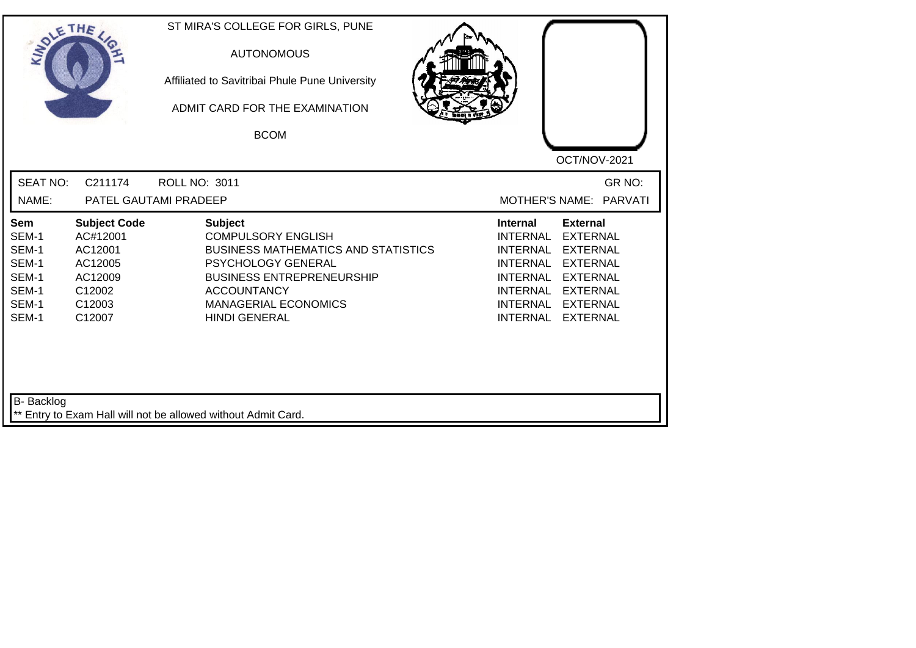ST MIRA'S COLLEGE FOR GIRLS, PUNE

AUTONOMOUS

Affiliated to Savitribai Phule Pune University

ADMIT CARD FOR THE EXAMINATION

BCOM

OCT/NOV-2021

SEAT NO: C211174 ROLL NO: 3011 GR NO:

NAME: PATEL GAUTAMI PRADEEP MOTHER'S NAME: PARVATI

| Sem | Subject Code | Subject | Internal | External |
|---|---|---|---|---|
| SEM-1 | AC#12001 | COMPULSORY ENGLISH | INTERNAL | EXTERNAL |
| SEM-1 | AC12001 | BUSINESS MATHEMATICS AND STATISTICS | INTERNAL | EXTERNAL |
| SEM-1 | AC12005 | PSYCHOLOGY GENERAL | INTERNAL | EXTERNAL |
| SEM-1 | AC12009 | BUSINESS ENTREPRENEURSHIP | INTERNAL | EXTERNAL |
| SEM-1 | C12002 | ACCOUNTANCY | INTERNAL | EXTERNAL |
| SEM-1 | C12003 | MANAGERIAL ECONOMICS | INTERNAL | EXTERNAL |
| SEM-1 | C12007 | HINDI GENERAL | INTERNAL | EXTERNAL |

B- Backlog

** Entry to Exam Hall will not be allowed without Admit Card.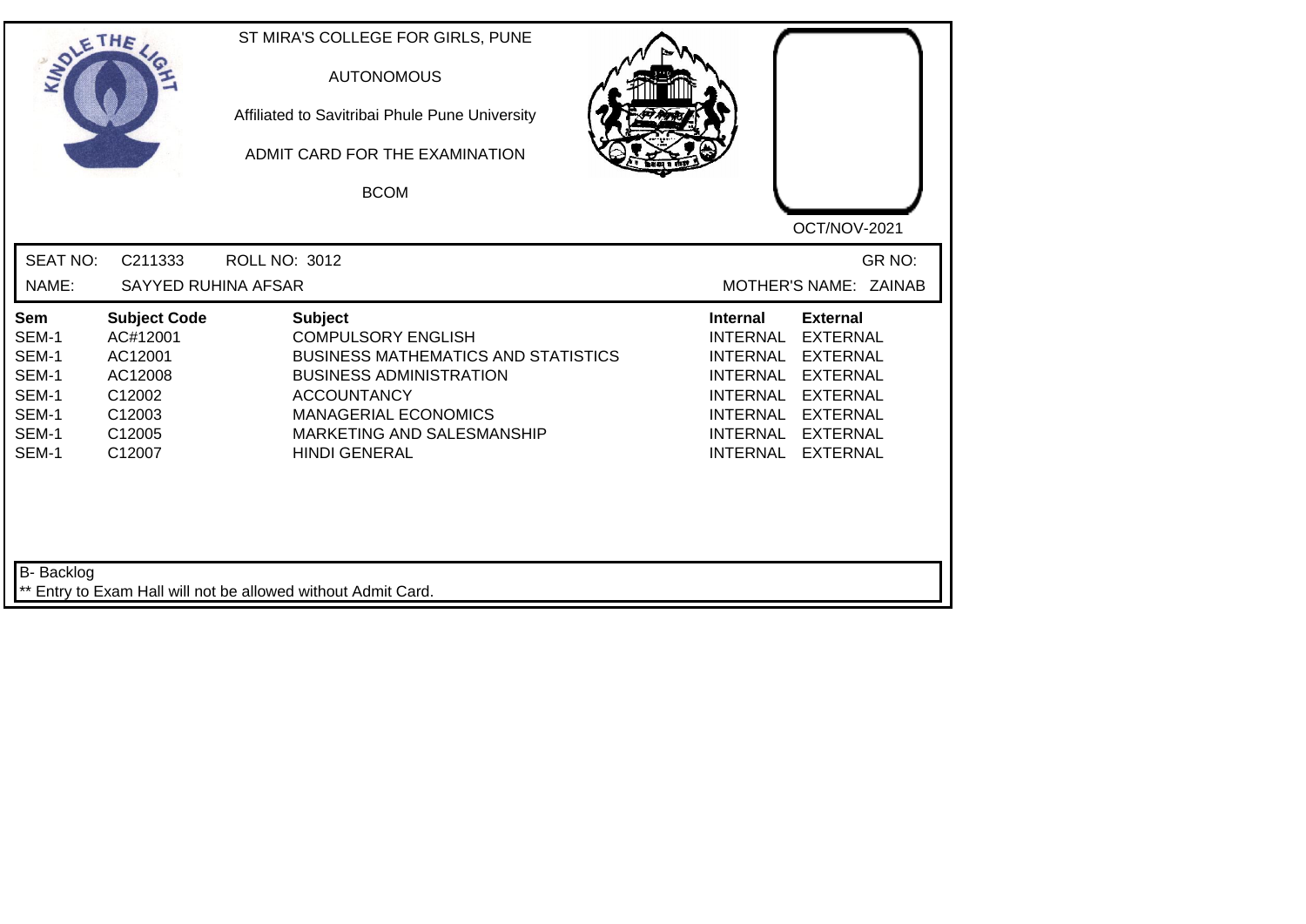ST MIRA'S COLLEGE FOR GIRLS, PUNE

AUTONOMOUS

Affiliated to Savitribai Phule Pune University

ADMIT CARD FOR THE EXAMINATION

BCOM

OCT/NOV-2021

SEAT NO: C211333 ROLL NO: 3012 GR NO:

NAME: SAYYED RUHINA AFSAR MOTHER'S NAME: ZAINAB

| Sem | Subject Code | Subject | Internal | External |
|---|---|---|---|---|
| SEM-1 | AC#12001 | COMPULSORY ENGLISH | INTERNAL | EXTERNAL |
| SEM-1 | AC12001 | BUSINESS MATHEMATICS AND STATISTICS | INTERNAL | EXTERNAL |
| SEM-1 | AC12008 | BUSINESS ADMINISTRATION | INTERNAL | EXTERNAL |
| SEM-1 | C12002 | ACCOUNTANCY | INTERNAL | EXTERNAL |
| SEM-1 | C12003 | MANAGERIAL ECONOMICS | INTERNAL | EXTERNAL |
| SEM-1 | C12005 | MARKETING AND SALESMANSHIP | INTERNAL | EXTERNAL |
| SEM-1 | C12007 | HINDI GENERAL | INTERNAL | EXTERNAL |

B- Backlog

** Entry to Exam Hall will not be allowed without Admit Card.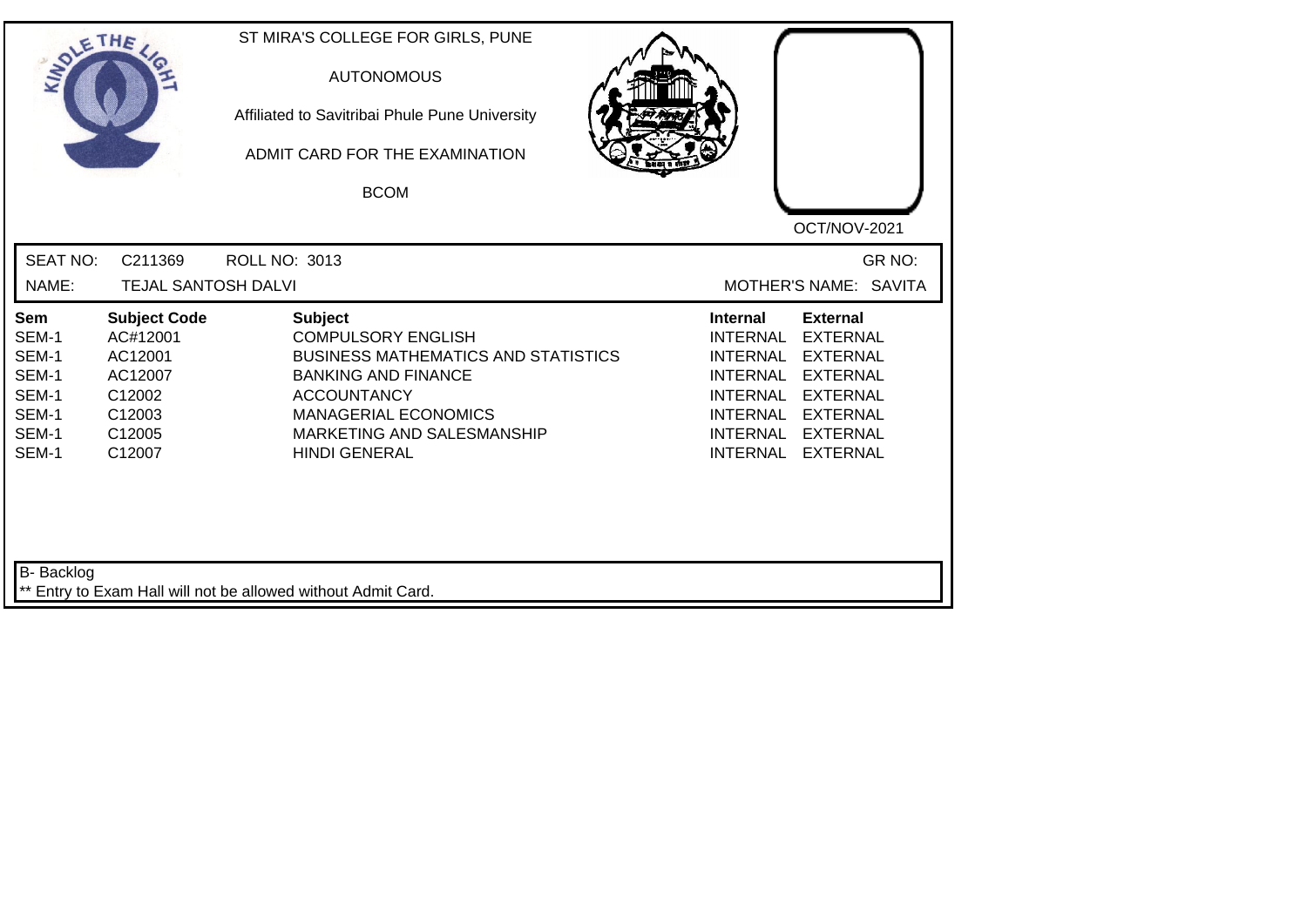ST MIRA'S COLLEGE FOR GIRLS, PUNE

AUTONOMOUS

Affiliated to Savitribai Phule Pune University

ADMIT CARD FOR THE EXAMINATION

BCOM

OCT/NOV-2021

SEAT NO: C211369 ROLL NO: 3013 GR NO:

NAME: TEJAL SANTOSH DALVI MOTHER'S NAME: SAVITA

| Sem | Subject Code | Subject | Internal | External |
|---|---|---|---|---|
| SEM-1 | AC#12001 | COMPULSORY ENGLISH | INTERNAL | EXTERNAL |
| SEM-1 | AC12001 | BUSINESS MATHEMATICS AND STATISTICS | INTERNAL | EXTERNAL |
| SEM-1 | AC12007 | BANKING AND FINANCE | INTERNAL | EXTERNAL |
| SEM-1 | C12002 | ACCOUNTANCY | INTERNAL | EXTERNAL |
| SEM-1 | C12003 | MANAGERIAL ECONOMICS | INTERNAL | EXTERNAL |
| SEM-1 | C12005 | MARKETING AND SALESMANSHIP | INTERNAL | EXTERNAL |
| SEM-1 | C12007 | HINDI GENERAL | INTERNAL | EXTERNAL |

B- Backlog

** Entry to Exam Hall will not be allowed without Admit Card.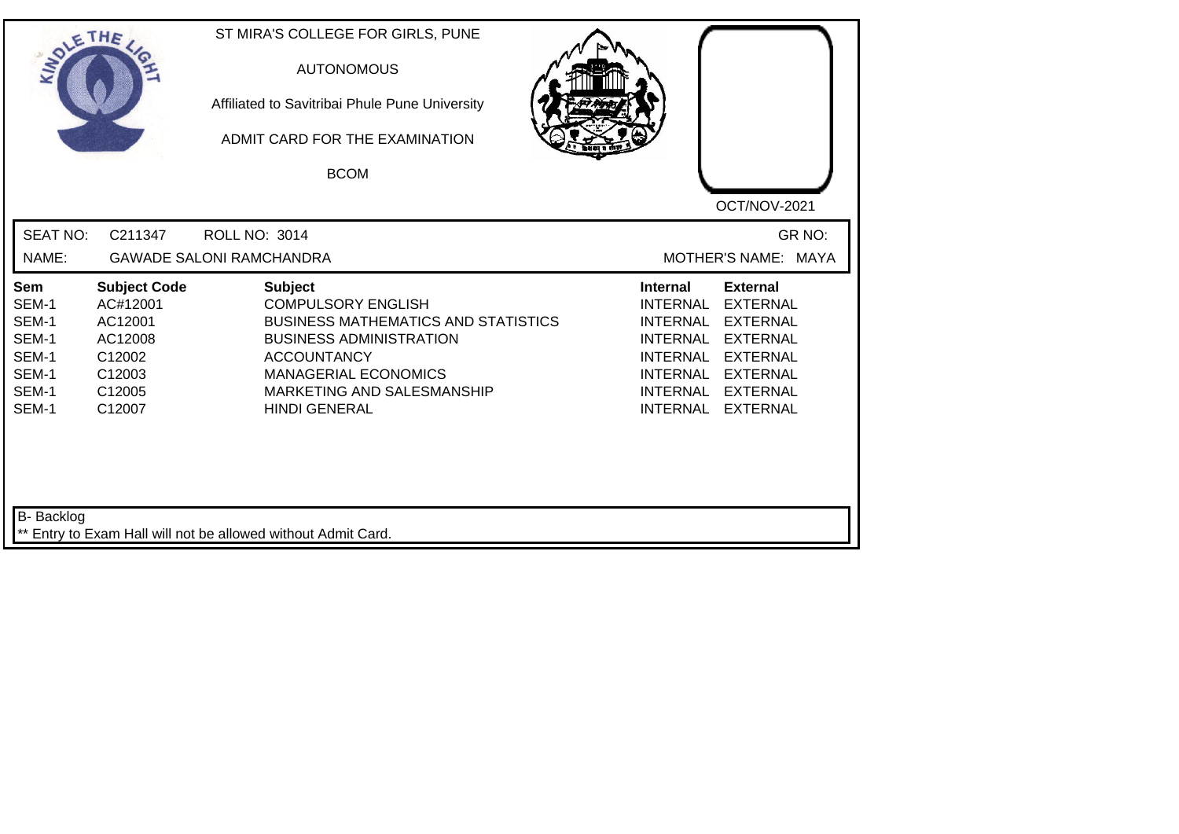ST MIRA'S COLLEGE FOR GIRLS, PUNE

AUTONOMOUS

Affiliated to Savitribai Phule Pune University

ADMIT CARD FOR THE EXAMINATION

BCOM

OCT/NOV-2021

SEAT NO: C211347 ROLL NO: 3014 GR NO:

NAME: GAWADE SALONI RAMCHANDRA MOTHER'S NAME: MAYA

| Sem | Subject Code | Subject | Internal | External |
|---|---|---|---|---|
| SEM-1 | AC#12001 | COMPULSORY ENGLISH | INTERNAL | EXTERNAL |
| SEM-1 | AC12001 | BUSINESS MATHEMATICS AND STATISTICS | INTERNAL | EXTERNAL |
| SEM-1 | AC12008 | BUSINESS ADMINISTRATION | INTERNAL | EXTERNAL |
| SEM-1 | C12002 | ACCOUNTANCY | INTERNAL | EXTERNAL |
| SEM-1 | C12003 | MANAGERIAL ECONOMICS | INTERNAL | EXTERNAL |
| SEM-1 | C12005 | MARKETING AND SALESMANSHIP | INTERNAL | EXTERNAL |
| SEM-1 | C12007 | HINDI GENERAL | INTERNAL | EXTERNAL |

B- Backlog

** Entry to Exam Hall will not be allowed without Admit Card.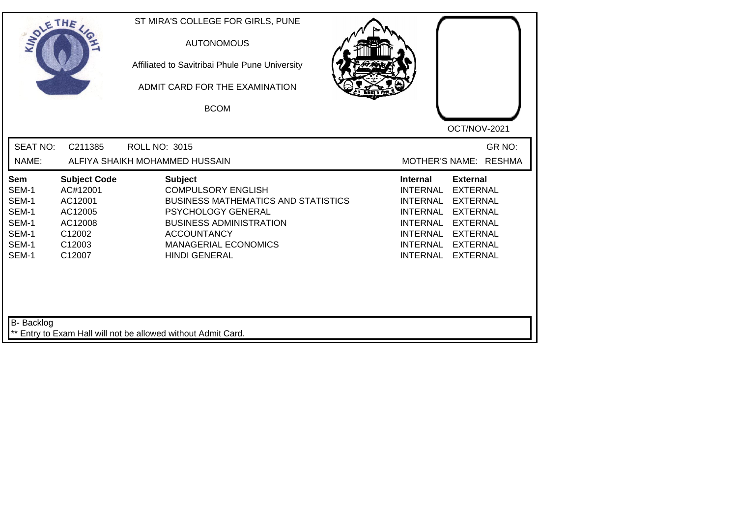ST MIRA'S COLLEGE FOR GIRLS, PUNE

AUTONOMOUS

Affiliated to Savitribai Phule Pune University

ADMIT CARD FOR THE EXAMINATION

BCOM

OCT/NOV-2021

SEAT NO: C211385 ROLL NO: 3015 GR NO:

NAME: ALFIYA SHAIKH MOHAMMED HUSSAIN MOTHER'S NAME: RESHMA

| Sem | Subject Code | Subject | Internal | External |
|---|---|---|---|---|
| SEM-1 | AC#12001 | COMPULSORY ENGLISH | INTERNAL | EXTERNAL |
| SEM-1 | AC12001 | BUSINESS MATHEMATICS AND STATISTICS | INTERNAL | EXTERNAL |
| SEM-1 | AC12005 | PSYCHOLOGY GENERAL | INTERNAL | EXTERNAL |
| SEM-1 | AC12008 | BUSINESS ADMINISTRATION | INTERNAL | EXTERNAL |
| SEM-1 | C12002 | ACCOUNTANCY | INTERNAL | EXTERNAL |
| SEM-1 | C12003 | MANAGERIAL ECONOMICS | INTERNAL | EXTERNAL |
| SEM-1 | C12007 | HINDI GENERAL | INTERNAL | EXTERNAL |

B- Backlog

** Entry to Exam Hall will not be allowed without Admit Card.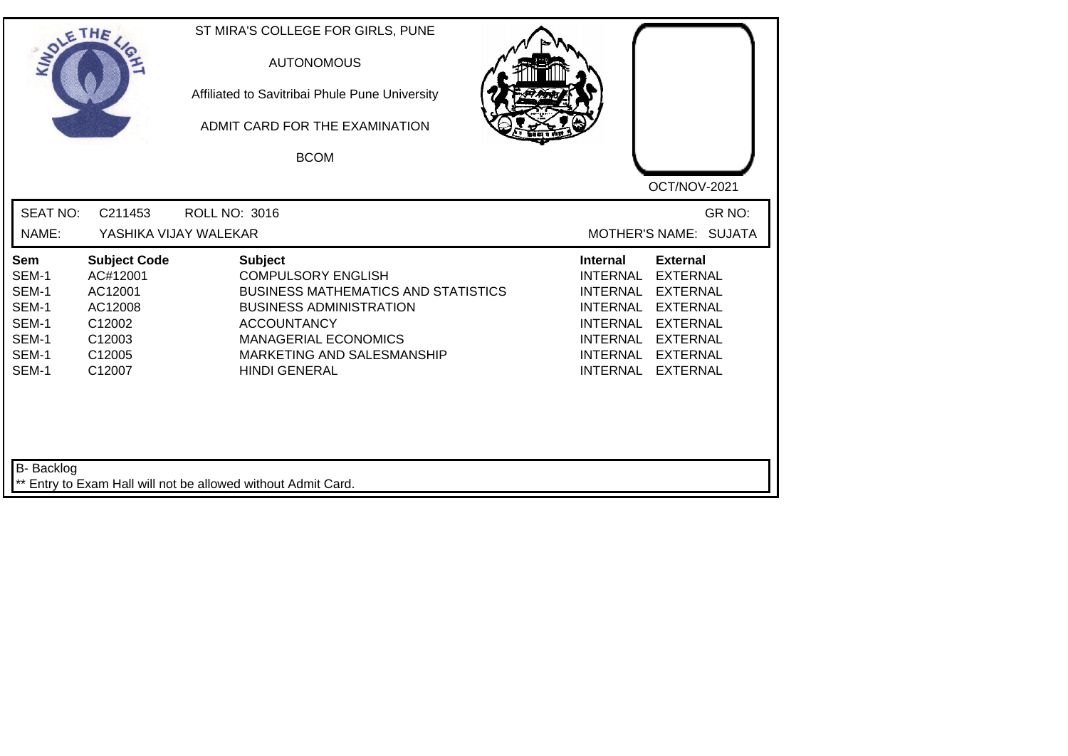ST MIRA'S COLLEGE FOR GIRLS, PUNE

AUTONOMOUS

Affiliated to Savitribai Phule Pune University

ADMIT CARD FOR THE EXAMINATION

BCOM

OCT/NOV-2021

SEAT NO: C211453 ROLL NO: 3016 GR NO:

NAME: YASHIKA VIJAY WALEKAR MOTHER'S NAME: SUJATA

| Sem | Subject Code | Subject | Internal | External |
|---|---|---|---|---|
| SEM-1 | AC#12001 | COMPULSORY ENGLISH | INTERNAL | EXTERNAL |
| SEM-1 | AC12001 | BUSINESS MATHEMATICS AND STATISTICS | INTERNAL | EXTERNAL |
| SEM-1 | AC12008 | BUSINESS ADMINISTRATION | INTERNAL | EXTERNAL |
| SEM-1 | C12002 | ACCOUNTANCY | INTERNAL | EXTERNAL |
| SEM-1 | C12003 | MANAGERIAL ECONOMICS | INTERNAL | EXTERNAL |
| SEM-1 | C12005 | MARKETING AND SALESMANSHIP | INTERNAL | EXTERNAL |
| SEM-1 | C12007 | HINDI GENERAL | INTERNAL | EXTERNAL |

B- Backlog

** Entry to Exam Hall will not be allowed without Admit Card.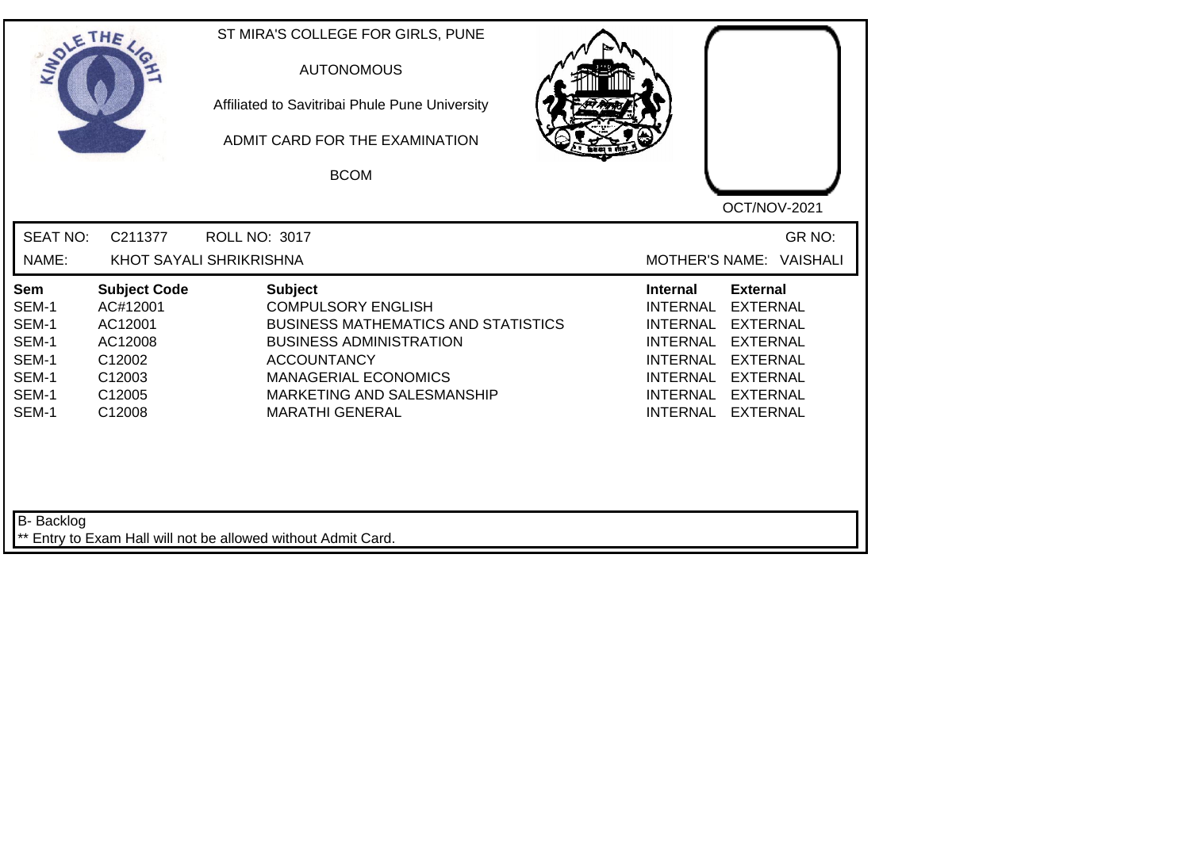ST MIRA'S COLLEGE FOR GIRLS, PUNE

AUTONOMOUS

Affiliated to Savitribai Phule Pune University

ADMIT CARD FOR THE EXAMINATION

BCOM

OCT/NOV-2021

SEAT NO: C211377 ROLL NO: 3017 GR NO:

NAME: KHOT SAYALI SHRIKRISHNA MOTHER'S NAME: VAISHALI

| Sem | Subject Code | Subject | Internal | External |
|---|---|---|---|---|
| SEM-1 | AC#12001 | COMPULSORY ENGLISH | INTERNAL | EXTERNAL |
| SEM-1 | AC12001 | BUSINESS MATHEMATICS AND STATISTICS | INTERNAL | EXTERNAL |
| SEM-1 | AC12008 | BUSINESS ADMINISTRATION | INTERNAL | EXTERNAL |
| SEM-1 | C12002 | ACCOUNTANCY | INTERNAL | EXTERNAL |
| SEM-1 | C12003 | MANAGERIAL ECONOMICS | INTERNAL | EXTERNAL |
| SEM-1 | C12005 | MARKETING AND SALESMANSHIP | INTERNAL | EXTERNAL |
| SEM-1 | C12008 | MARATHI GENERAL | INTERNAL | EXTERNAL |

B- Backlog

** Entry to Exam Hall will not be allowed without Admit Card.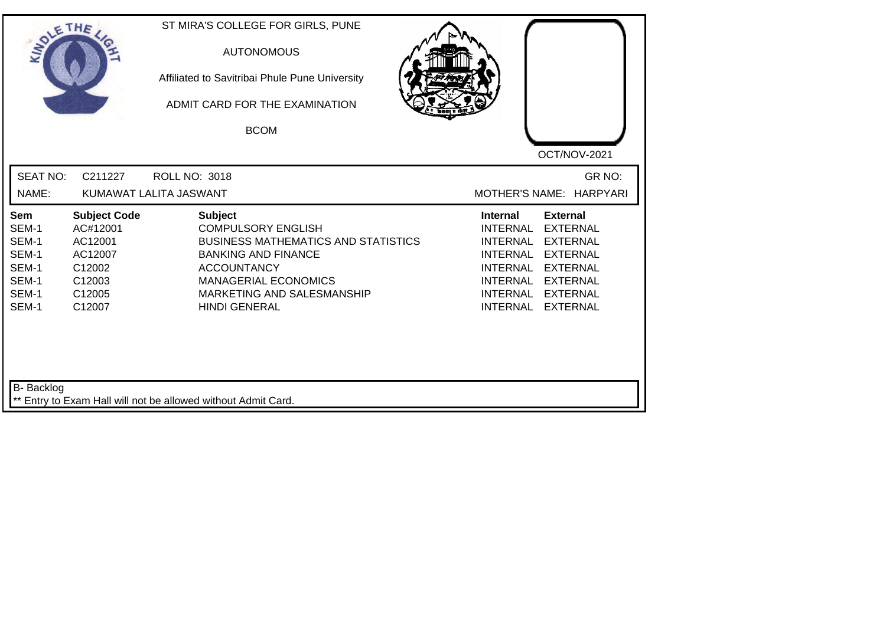ST MIRA'S COLLEGE FOR GIRLS, PUNE

AUTONOMOUS

Affiliated to Savitribai Phule Pune University

ADMIT CARD FOR THE EXAMINATION

BCOM

OCT/NOV-2021

SEAT NO: C211227 ROLL NO: 3018 GR NO:

NAME: KUMAWAT LALITA JASWANT MOTHER'S NAME: HARPYARI

| Sem | Subject Code | Subject | Internal | External |
|---|---|---|---|---|
| SEM-1 | AC#12001 | COMPULSORY ENGLISH | INTERNAL | EXTERNAL |
| SEM-1 | AC12001 | BUSINESS MATHEMATICS AND STATISTICS | INTERNAL | EXTERNAL |
| SEM-1 | AC12007 | BANKING AND FINANCE | INTERNAL | EXTERNAL |
| SEM-1 | C12002 | ACCOUNTANCY | INTERNAL | EXTERNAL |
| SEM-1 | C12003 | MANAGERIAL ECONOMICS | INTERNAL | EXTERNAL |
| SEM-1 | C12005 | MARKETING AND SALESMANSHIP | INTERNAL | EXTERNAL |
| SEM-1 | C12007 | HINDI GENERAL | INTERNAL | EXTERNAL |

B- Backlog

** Entry to Exam Hall will not be allowed without Admit Card.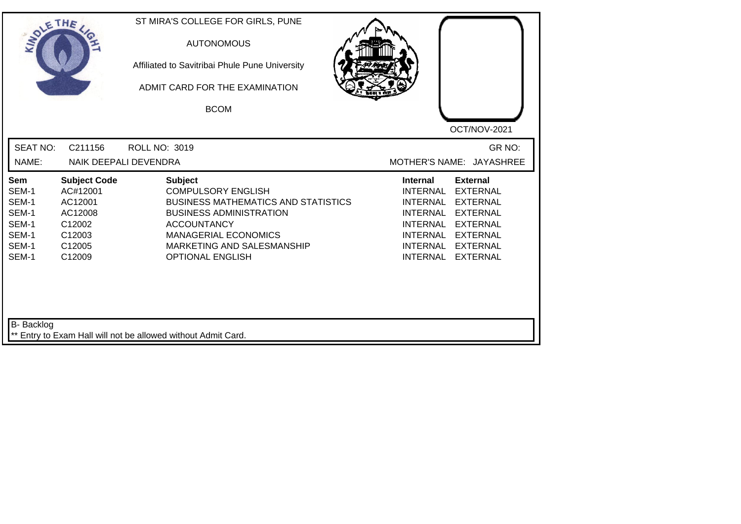ST MIRA'S COLLEGE FOR GIRLS, PUNE

AUTONOMOUS

Affiliated to Savitribai Phule Pune University

ADMIT CARD FOR THE EXAMINATION

BCOM

OCT/NOV-2021

SEAT NO: C211156 ROLL NO: 3019 GR NO:

NAME: NAIK DEEPALI DEVENDRA MOTHER'S NAME: JAYASHREE

| Sem | Subject Code | Subject | Internal | External |
|---|---|---|---|---|
| SEM-1 | AC#12001 | COMPULSORY ENGLISH | INTERNAL | EXTERNAL |
| SEM-1 | AC12001 | BUSINESS MATHEMATICS AND STATISTICS | INTERNAL | EXTERNAL |
| SEM-1 | AC12008 | BUSINESS ADMINISTRATION | INTERNAL | EXTERNAL |
| SEM-1 | C12002 | ACCOUNTANCY | INTERNAL | EXTERNAL |
| SEM-1 | C12003 | MANAGERIAL ECONOMICS | INTERNAL | EXTERNAL |
| SEM-1 | C12005 | MARKETING AND SALESMANSHIP | INTERNAL | EXTERNAL |
| SEM-1 | C12009 | OPTIONAL ENGLISH | INTERNAL | EXTERNAL |

B- Backlog

** Entry to Exam Hall will not be allowed without Admit Card.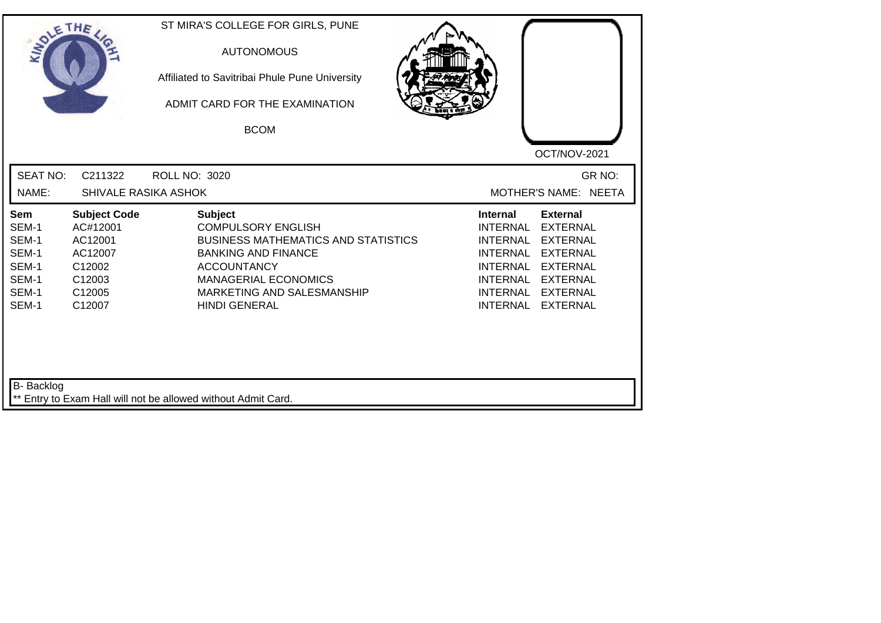ST MIRA'S COLLEGE FOR GIRLS, PUNE

AUTONOMOUS

Affiliated to Savitribai Phule Pune University

ADMIT CARD FOR THE EXAMINATION

BCOM

OCT/NOV-2021

SEAT NO: C211322 ROLL NO: 3020 GR NO:

NAME: SHIVALE RASIKA ASHOK MOTHER'S NAME: NEETA

| Sem | Subject Code | Subject | Internal | External |
|---|---|---|---|---|
| SEM-1 | AC#12001 | COMPULSORY ENGLISH | INTERNAL | EXTERNAL |
| SEM-1 | AC12001 | BUSINESS MATHEMATICS AND STATISTICS | INTERNAL | EXTERNAL |
| SEM-1 | AC12007 | BANKING AND FINANCE | INTERNAL | EXTERNAL |
| SEM-1 | C12002 | ACCOUNTANCY | INTERNAL | EXTERNAL |
| SEM-1 | C12003 | MANAGERIAL ECONOMICS | INTERNAL | EXTERNAL |
| SEM-1 | C12005 | MARKETING AND SALESMANSHIP | INTERNAL | EXTERNAL |
| SEM-1 | C12007 | HINDI GENERAL | INTERNAL | EXTERNAL |

B- Backlog

** Entry to Exam Hall will not be allowed without Admit Card.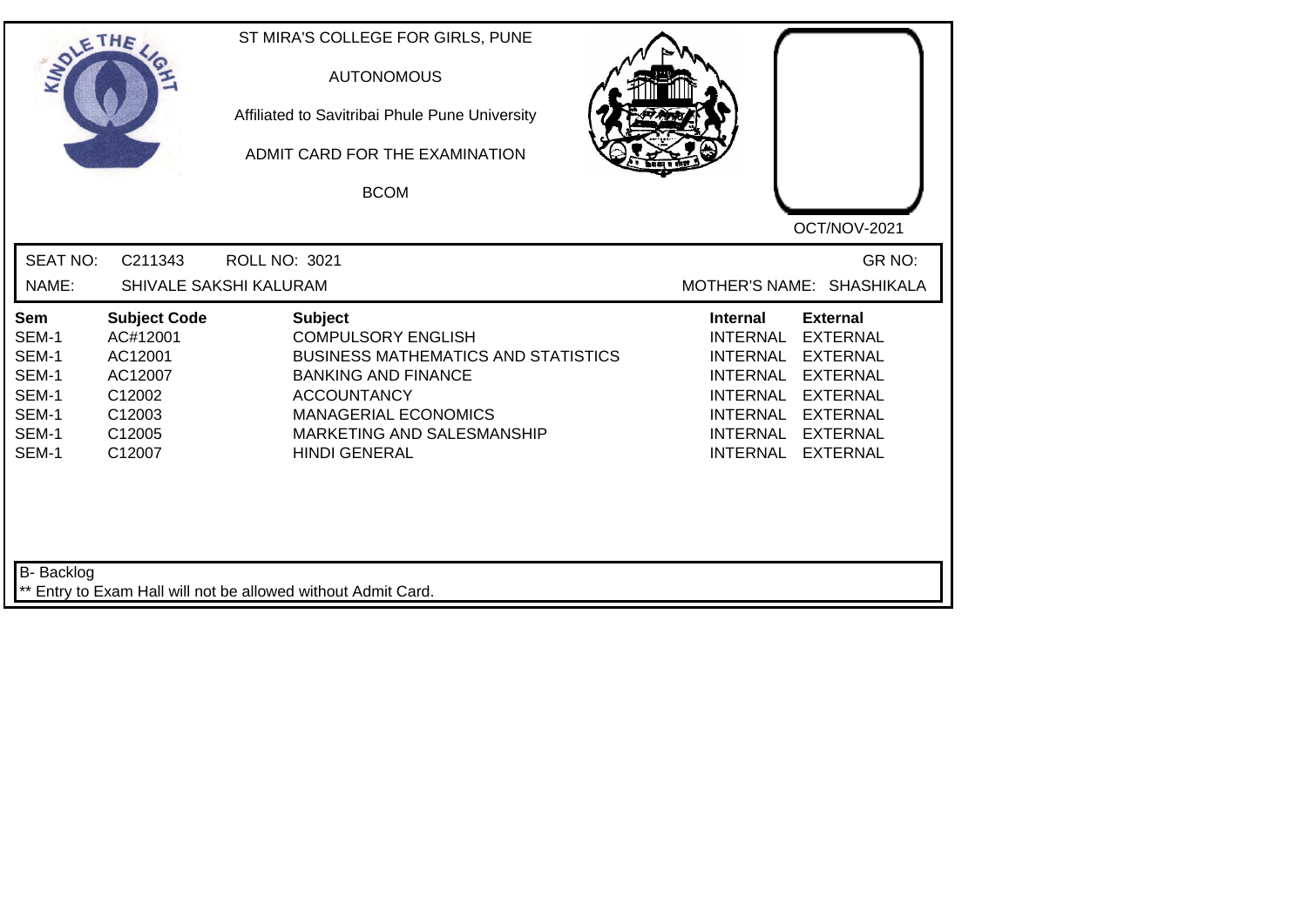ST MIRA'S COLLEGE FOR GIRLS, PUNE

AUTONOMOUS

Affiliated to Savitribai Phule Pune University

ADMIT CARD FOR THE EXAMINATION

BCOM

OCT/NOV-2021

SEAT NO: C211343 ROLL NO: 3021 GR NO:

NAME: SHIVALE SAKSHI KALURAM MOTHER'S NAME: SHASHIKALA

| Sem | Subject Code | Subject | Internal | External |
|---|---|---|---|---|
| SEM-1 | AC#12001 | COMPULSORY ENGLISH | INTERNAL | EXTERNAL |
| SEM-1 | AC12001 | BUSINESS MATHEMATICS AND STATISTICS | INTERNAL | EXTERNAL |
| SEM-1 | AC12007 | BANKING AND FINANCE | INTERNAL | EXTERNAL |
| SEM-1 | C12002 | ACCOUNTANCY | INTERNAL | EXTERNAL |
| SEM-1 | C12003 | MANAGERIAL ECONOMICS | INTERNAL | EXTERNAL |
| SEM-1 | C12005 | MARKETING AND SALESMANSHIP | INTERNAL | EXTERNAL |
| SEM-1 | C12007 | HINDI GENERAL | INTERNAL | EXTERNAL |

B- Backlog

** Entry to Exam Hall will not be allowed without Admit Card.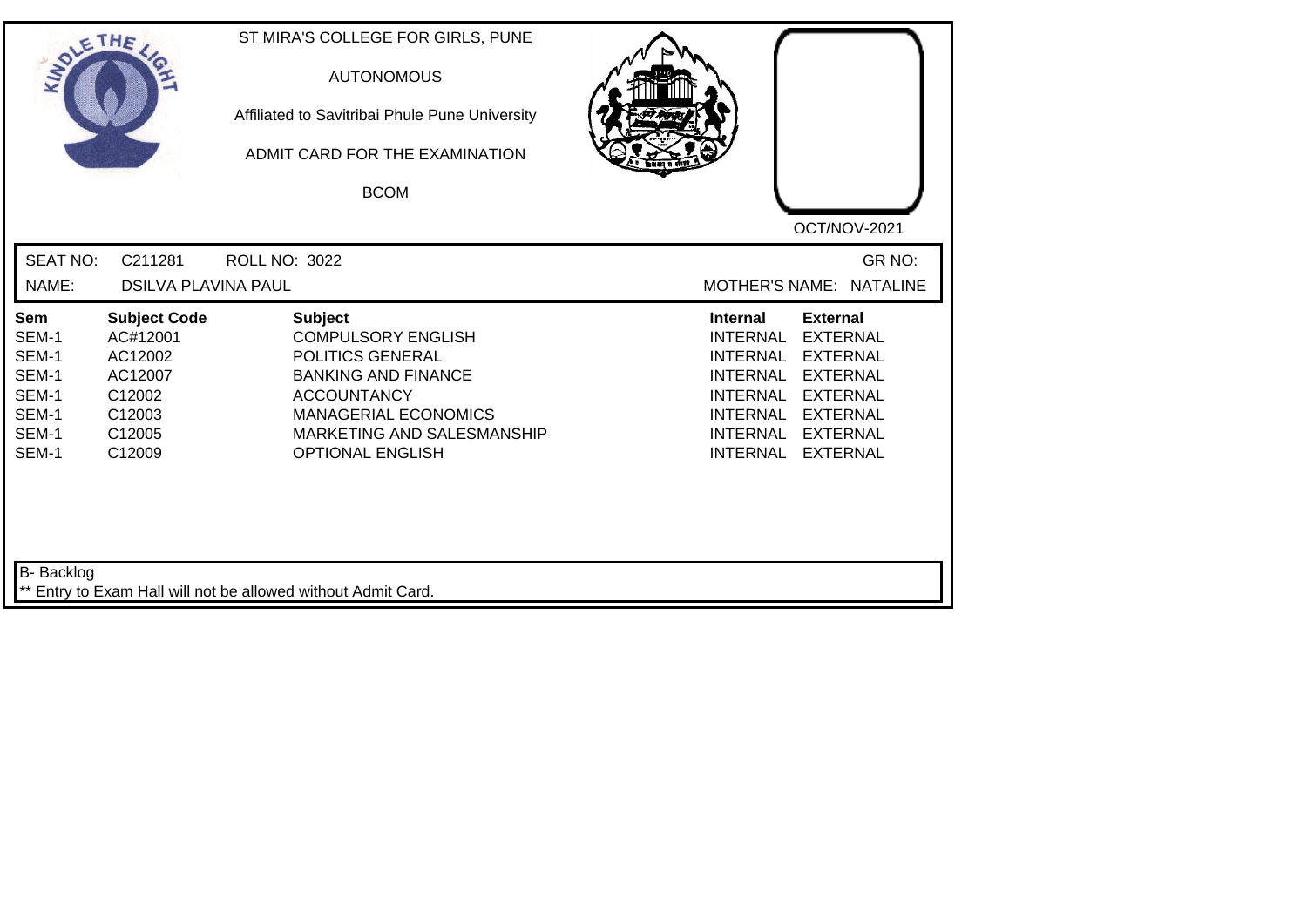ST MIRA'S COLLEGE FOR GIRLS, PUNE

AUTONOMOUS

Affiliated to Savitribai Phule Pune University

ADMIT CARD FOR THE EXAMINATION

BCOM

OCT/NOV-2021

SEAT NO: C211281 ROLL NO: 3022 GR NO:

NAME: DSILVA PLAVINA PAUL MOTHER'S NAME: NATALINE

| Sem | Subject Code | Subject | Internal | External |
|---|---|---|---|---|
| SEM-1 | AC#12001 | COMPULSORY ENGLISH | INTERNAL | EXTERNAL |
| SEM-1 | AC12002 | POLITICS GENERAL | INTERNAL | EXTERNAL |
| SEM-1 | AC12007 | BANKING AND FINANCE | INTERNAL | EXTERNAL |
| SEM-1 | C12002 | ACCOUNTANCY | INTERNAL | EXTERNAL |
| SEM-1 | C12003 | MANAGERIAL ECONOMICS | INTERNAL | EXTERNAL |
| SEM-1 | C12005 | MARKETING AND SALESMANSHIP | INTERNAL | EXTERNAL |
| SEM-1 | C12009 | OPTIONAL ENGLISH | INTERNAL | EXTERNAL |

B- Backlog

** Entry to Exam Hall will not be allowed without Admit Card.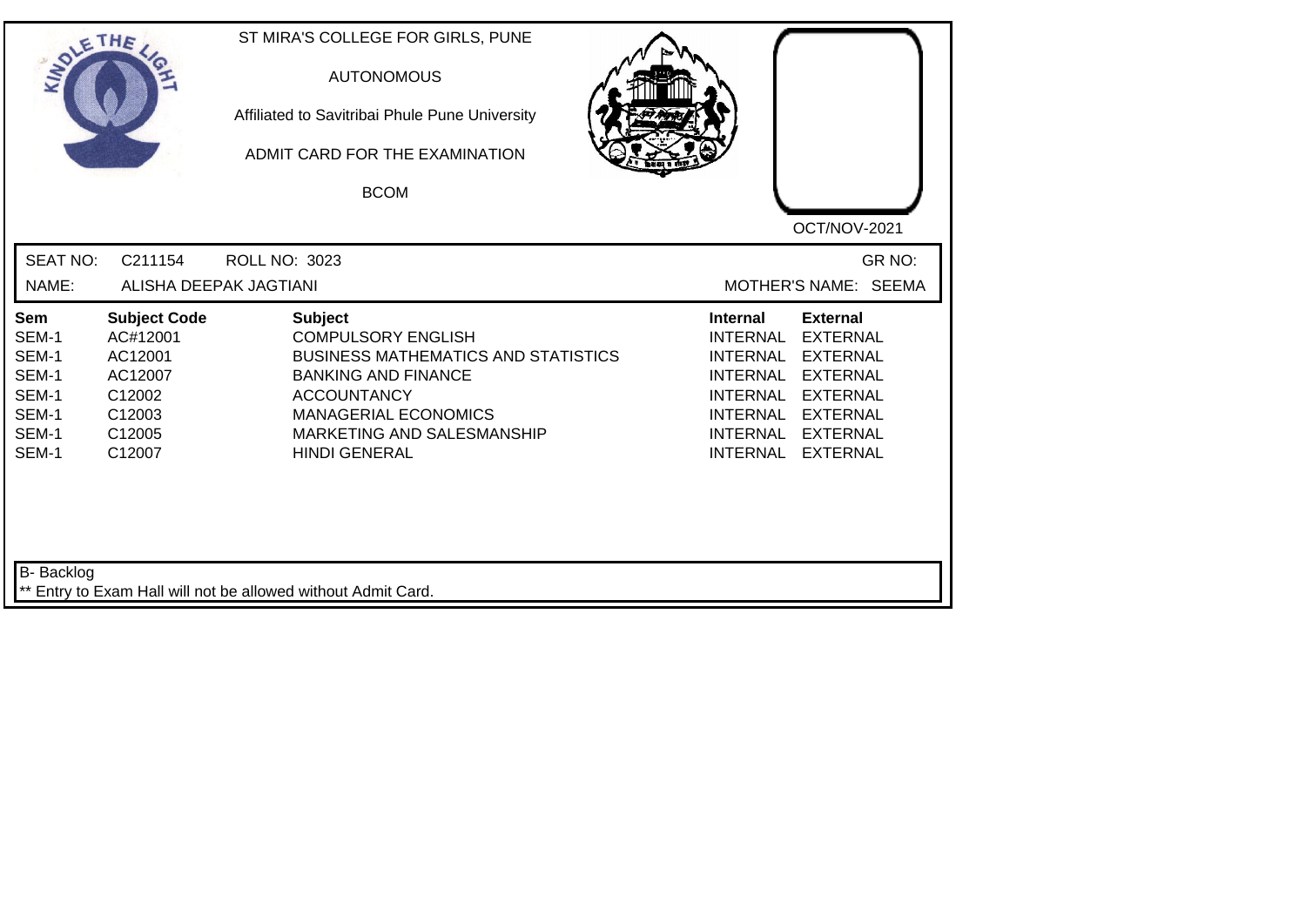ST MIRA'S COLLEGE FOR GIRLS, PUNE

AUTONOMOUS

Affiliated to Savitribai Phule Pune University

ADMIT CARD FOR THE EXAMINATION

BCOM

OCT/NOV-2021

SEAT NO: C211154 ROLL NO: 3023 GR NO:

NAME: ALISHA DEEPAK JAGTIANI MOTHER'S NAME: SEEMA

| Sem | Subject Code | Subject | Internal | External |
|---|---|---|---|---|
| SEM-1 | AC#12001 | COMPULSORY ENGLISH | INTERNAL | EXTERNAL |
| SEM-1 | AC12001 | BUSINESS MATHEMATICS AND STATISTICS | INTERNAL | EXTERNAL |
| SEM-1 | AC12007 | BANKING AND FINANCE | INTERNAL | EXTERNAL |
| SEM-1 | C12002 | ACCOUNTANCY | INTERNAL | EXTERNAL |
| SEM-1 | C12003 | MANAGERIAL ECONOMICS | INTERNAL | EXTERNAL |
| SEM-1 | C12005 | MARKETING AND SALESMANSHIP | INTERNAL | EXTERNAL |
| SEM-1 | C12007 | HINDI GENERAL | INTERNAL | EXTERNAL |

B- Backlog

** Entry to Exam Hall will not be allowed without Admit Card.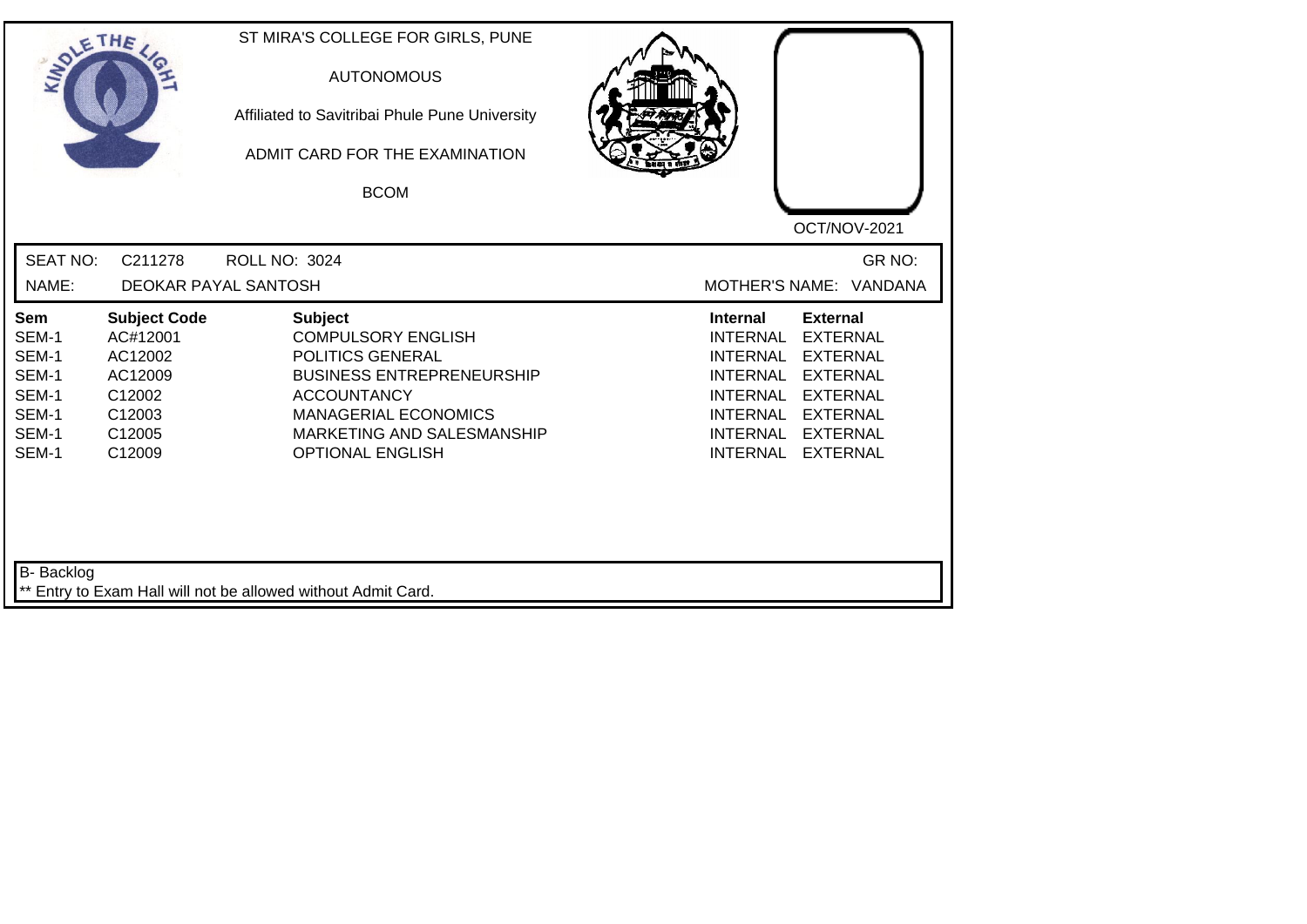ST MIRA'S COLLEGE FOR GIRLS, PUNE

AUTONOMOUS

Affiliated to Savitribai Phule Pune University

ADMIT CARD FOR THE EXAMINATION

BCOM

OCT/NOV-2021

SEAT NO: C211278 ROLL NO: 3024 GR NO:

NAME: DEOKAR PAYAL SANTOSH MOTHER'S NAME: VANDANA

| Sem | Subject Code | Subject | Internal | External |
|---|---|---|---|---|
| SEM-1 | AC#12001 | COMPULSORY ENGLISH | INTERNAL | EXTERNAL |
| SEM-1 | AC12002 | POLITICS GENERAL | INTERNAL | EXTERNAL |
| SEM-1 | AC12009 | BUSINESS ENTREPRENEURSHIP | INTERNAL | EXTERNAL |
| SEM-1 | C12002 | ACCOUNTANCY | INTERNAL | EXTERNAL |
| SEM-1 | C12003 | MANAGERIAL ECONOMICS | INTERNAL | EXTERNAL |
| SEM-1 | C12005 | MARKETING AND SALESMANSHIP | INTERNAL | EXTERNAL |
| SEM-1 | C12009 | OPTIONAL ENGLISH | INTERNAL | EXTERNAL |

B- Backlog

** Entry to Exam Hall will not be allowed without Admit Card.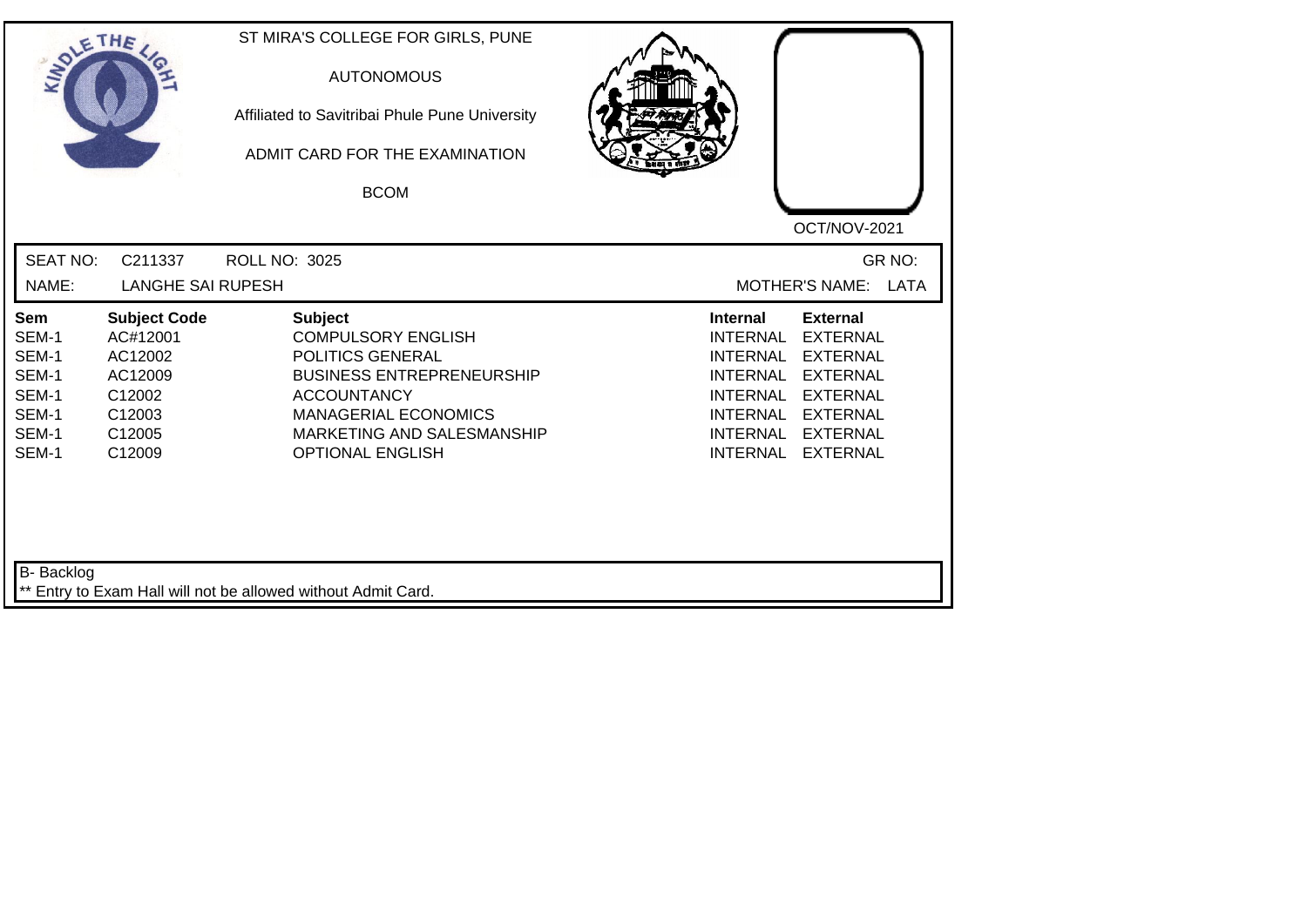ST MIRA'S COLLEGE FOR GIRLS, PUNE

AUTONOMOUS

Affiliated to Savitribai Phule Pune University

ADMIT CARD FOR THE EXAMINATION

BCOM

OCT/NOV-2021

SEAT NO: C211337 ROLL NO: 3025 GR NO:

NAME: LANGHE SAI RUPESH MOTHER'S NAME: LATA

| Sem | Subject Code | Subject | Internal | External |
|---|---|---|---|---|
| SEM-1 | AC#12001 | COMPULSORY ENGLISH | INTERNAL | EXTERNAL |
| SEM-1 | AC12002 | POLITICS GENERAL | INTERNAL | EXTERNAL |
| SEM-1 | AC12009 | BUSINESS ENTREPRENEURSHIP | INTERNAL | EXTERNAL |
| SEM-1 | C12002 | ACCOUNTANCY | INTERNAL | EXTERNAL |
| SEM-1 | C12003 | MANAGERIAL ECONOMICS | INTERNAL | EXTERNAL |
| SEM-1 | C12005 | MARKETING AND SALESMANSHIP | INTERNAL | EXTERNAL |
| SEM-1 | C12009 | OPTIONAL ENGLISH | INTERNAL | EXTERNAL |

B- Backlog

** Entry to Exam Hall will not be allowed without Admit Card.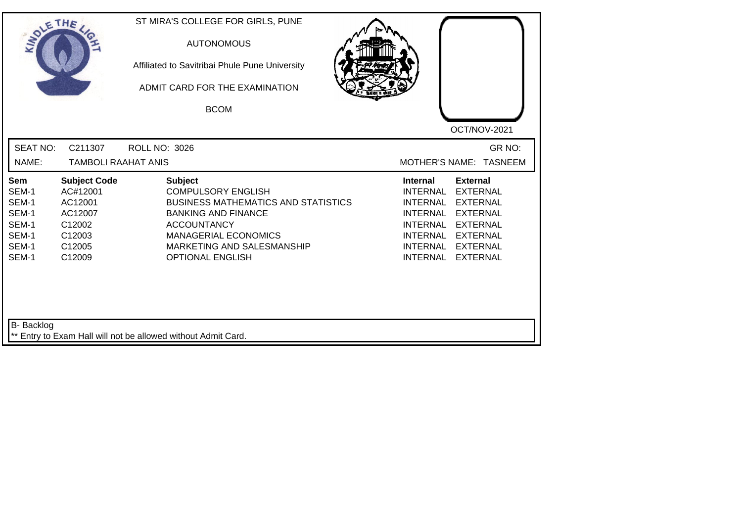ST MIRA'S COLLEGE FOR GIRLS, PUNE

AUTONOMOUS

Affiliated to Savitribai Phule Pune University

ADMIT CARD FOR THE EXAMINATION

BCOM

OCT/NOV-2021

SEAT NO: C211307 ROLL NO: 3026 GR NO:

NAME: TAMBOLI RAAHAT ANIS MOTHER'S NAME: TASNEEM

| Sem | Subject Code | Subject | Internal | External |
|---|---|---|---|---|
| SEM-1 | AC#12001 | COMPULSORY ENGLISH | INTERNAL | EXTERNAL |
| SEM-1 | AC12001 | BUSINESS MATHEMATICS AND STATISTICS | INTERNAL | EXTERNAL |
| SEM-1 | AC12007 | BANKING AND FINANCE | INTERNAL | EXTERNAL |
| SEM-1 | C12002 | ACCOUNTANCY | INTERNAL | EXTERNAL |
| SEM-1 | C12003 | MANAGERIAL ECONOMICS | INTERNAL | EXTERNAL |
| SEM-1 | C12005 | MARKETING AND SALESMANSHIP | INTERNAL | EXTERNAL |
| SEM-1 | C12009 | OPTIONAL ENGLISH | INTERNAL | EXTERNAL |

B- Backlog

** Entry to Exam Hall will not be allowed without Admit Card.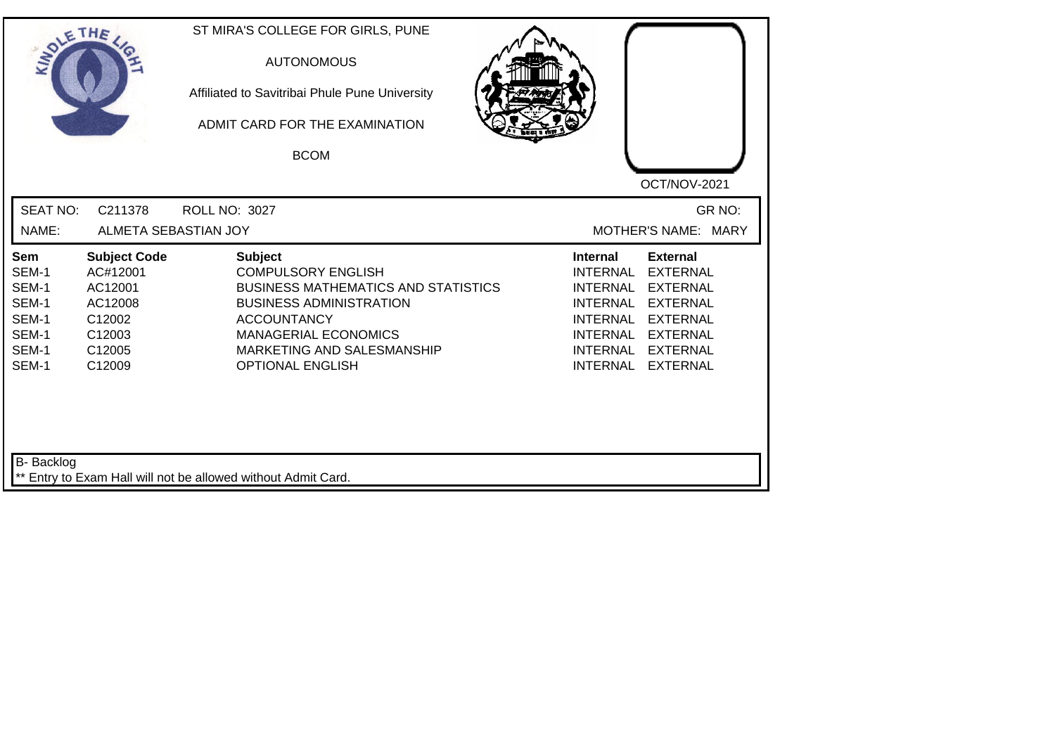ST MIRA'S COLLEGE FOR GIRLS, PUNE

AUTONOMOUS

Affiliated to Savitribai Phule Pune University

ADMIT CARD FOR THE EXAMINATION

BCOM

OCT/NOV-2021

SEAT NO: C211378 ROLL NO: 3027 GR NO:

NAME: ALMETA SEBASTIAN JOY MOTHER'S NAME: MARY

| Sem | Subject Code | Subject | Internal | External |
|---|---|---|---|---|
| SEM-1 | AC#12001 | COMPULSORY ENGLISH | INTERNAL | EXTERNAL |
| SEM-1 | AC12001 | BUSINESS MATHEMATICS AND STATISTICS | INTERNAL | EXTERNAL |
| SEM-1 | AC12008 | BUSINESS ADMINISTRATION | INTERNAL | EXTERNAL |
| SEM-1 | C12002 | ACCOUNTANCY | INTERNAL | EXTERNAL |
| SEM-1 | C12003 | MANAGERIAL ECONOMICS | INTERNAL | EXTERNAL |
| SEM-1 | C12005 | MARKETING AND SALESMANSHIP | INTERNAL | EXTERNAL |
| SEM-1 | C12009 | OPTIONAL ENGLISH | INTERNAL | EXTERNAL |

B- Backlog

** Entry to Exam Hall will not be allowed without Admit Card.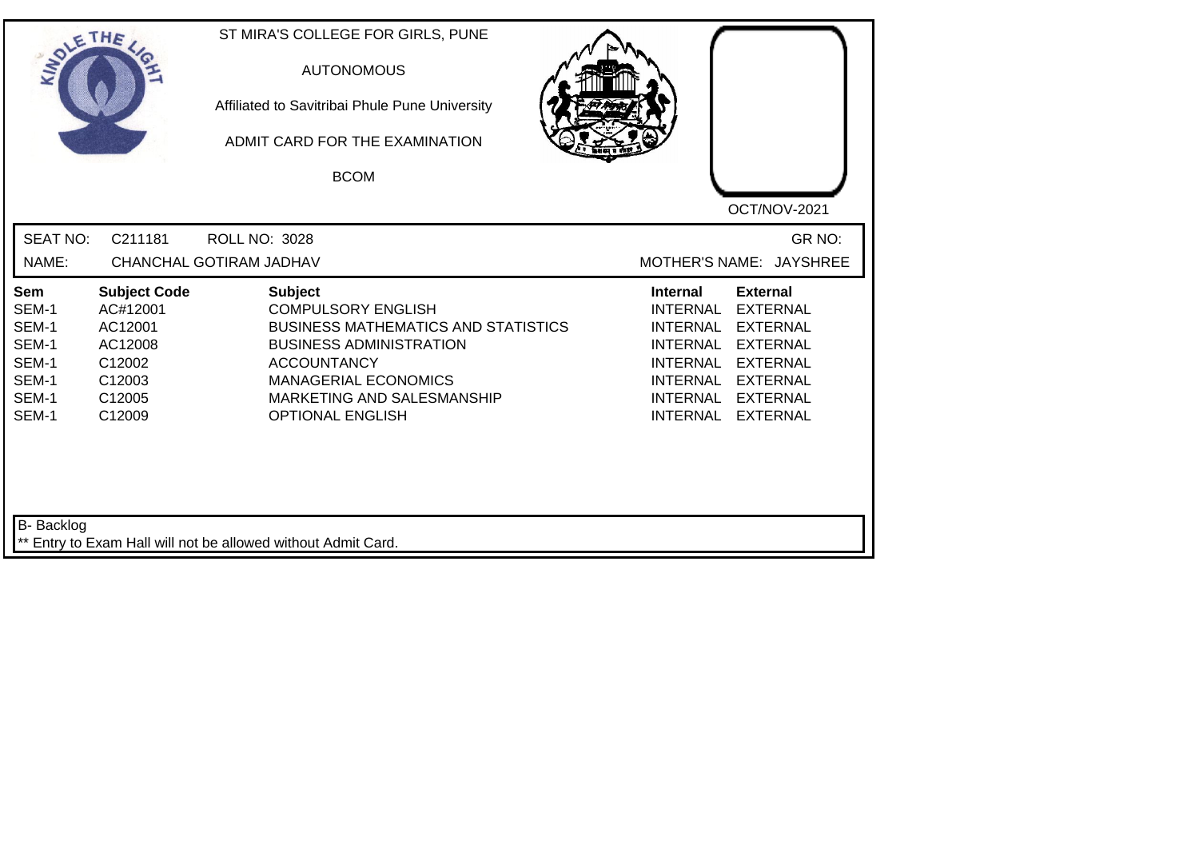ST MIRA'S COLLEGE FOR GIRLS, PUNE

AUTONOMOUS

Affiliated to Savitribai Phule Pune University

ADMIT CARD FOR THE EXAMINATION

BCOM

OCT/NOV-2021

SEAT NO: C211181 ROLL NO: 3028 GR NO:

NAME: CHANCHAL GOTIRAM JADHAV MOTHER'S NAME: JAYSHREE

| Sem | Subject Code | Subject | Internal | External |
|---|---|---|---|---|
| SEM-1 | AC#12001 | COMPULSORY ENGLISH | INTERNAL | EXTERNAL |
| SEM-1 | AC12001 | BUSINESS MATHEMATICS AND STATISTICS | INTERNAL | EXTERNAL |
| SEM-1 | AC12008 | BUSINESS ADMINISTRATION | INTERNAL | EXTERNAL |
| SEM-1 | C12002 | ACCOUNTANCY | INTERNAL | EXTERNAL |
| SEM-1 | C12003 | MANAGERIAL ECONOMICS | INTERNAL | EXTERNAL |
| SEM-1 | C12005 | MARKETING AND SALESMANSHIP | INTERNAL | EXTERNAL |
| SEM-1 | C12009 | OPTIONAL ENGLISH | INTERNAL | EXTERNAL |

B- Backlog

** Entry to Exam Hall will not be allowed without Admit Card.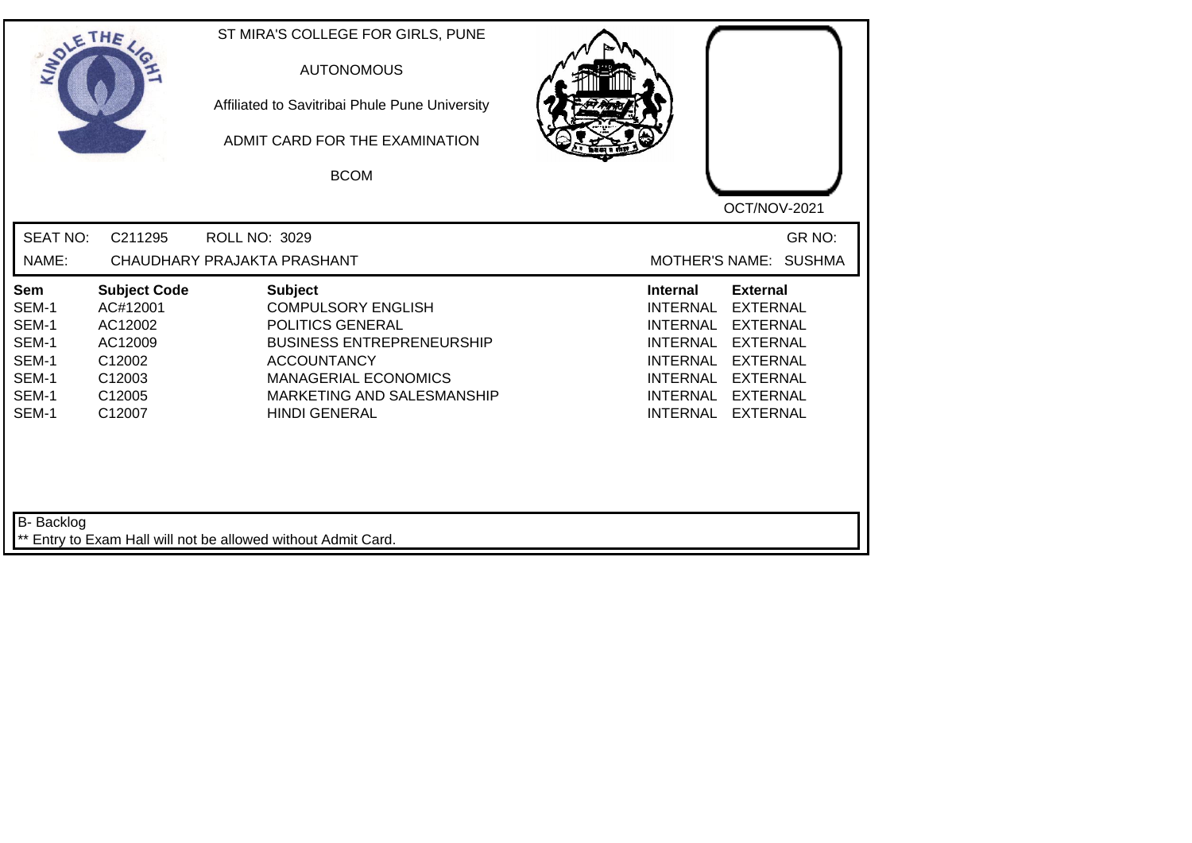ST MIRA'S COLLEGE FOR GIRLS, PUNE

AUTONOMOUS

Affiliated to Savitribai Phule Pune University

ADMIT CARD FOR THE EXAMINATION

BCOM

OCT/NOV-2021

SEAT NO: C211295 ROLL NO: 3029 GR NO:

NAME: CHAUDHARY PRAJAKTA PRASHANT MOTHER'S NAME: SUSHMA

| Sem | Subject Code | Subject | Internal | External |
|---|---|---|---|---|
| SEM-1 | AC#12001 | COMPULSORY ENGLISH | INTERNAL | EXTERNAL |
| SEM-1 | AC12002 | POLITICS GENERAL | INTERNAL | EXTERNAL |
| SEM-1 | AC12009 | BUSINESS ENTREPRENEURSHIP | INTERNAL | EXTERNAL |
| SEM-1 | C12002 | ACCOUNTANCY | INTERNAL | EXTERNAL |
| SEM-1 | C12003 | MANAGERIAL ECONOMICS | INTERNAL | EXTERNAL |
| SEM-1 | C12005 | MARKETING AND SALESMANSHIP | INTERNAL | EXTERNAL |
| SEM-1 | C12007 | HINDI GENERAL | INTERNAL | EXTERNAL |

B- Backlog

** Entry to Exam Hall will not be allowed without Admit Card.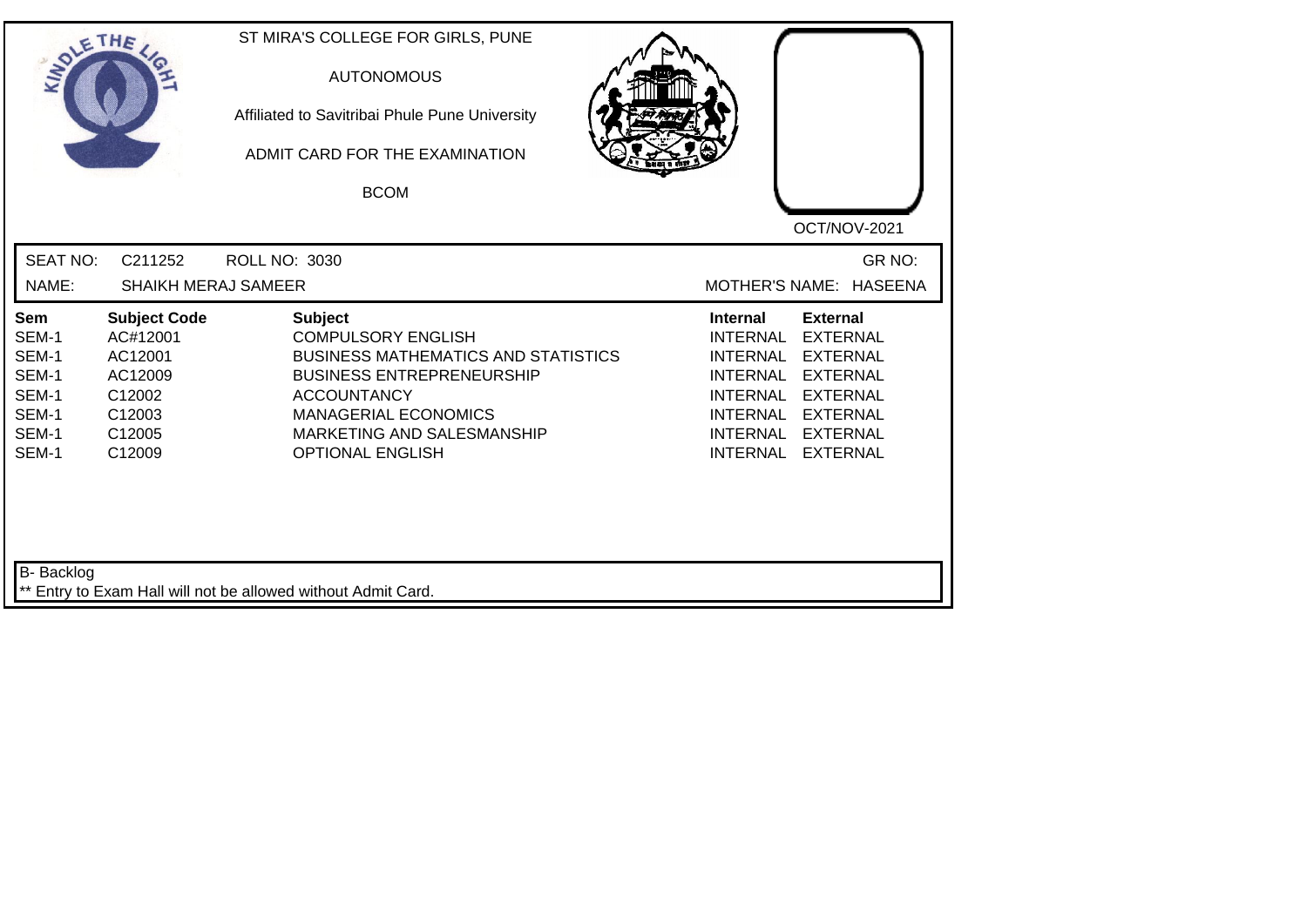ST MIRA'S COLLEGE FOR GIRLS, PUNE

AUTONOMOUS

Affiliated to Savitribai Phule Pune University

ADMIT CARD FOR THE EXAMINATION

BCOM

OCT/NOV-2021

SEAT NO: C211252 ROLL NO: 3030 GR NO:

NAME: SHAIKH MERAJ SAMEER MOTHER'S NAME: HASEENA

| Sem | Subject Code | Subject | Internal | External |
|---|---|---|---|---|
| SEM-1 | AC#12001 | COMPULSORY ENGLISH | INTERNAL | EXTERNAL |
| SEM-1 | AC12001 | BUSINESS MATHEMATICS AND STATISTICS | INTERNAL | EXTERNAL |
| SEM-1 | AC12009 | BUSINESS ENTREPRENEURSHIP | INTERNAL | EXTERNAL |
| SEM-1 | C12002 | ACCOUNTANCY | INTERNAL | EXTERNAL |
| SEM-1 | C12003 | MANAGERIAL ECONOMICS | INTERNAL | EXTERNAL |
| SEM-1 | C12005 | MARKETING AND SALESMANSHIP | INTERNAL | EXTERNAL |
| SEM-1 | C12009 | OPTIONAL ENGLISH | INTERNAL | EXTERNAL |

B- Backlog

** Entry to Exam Hall will not be allowed without Admit Card.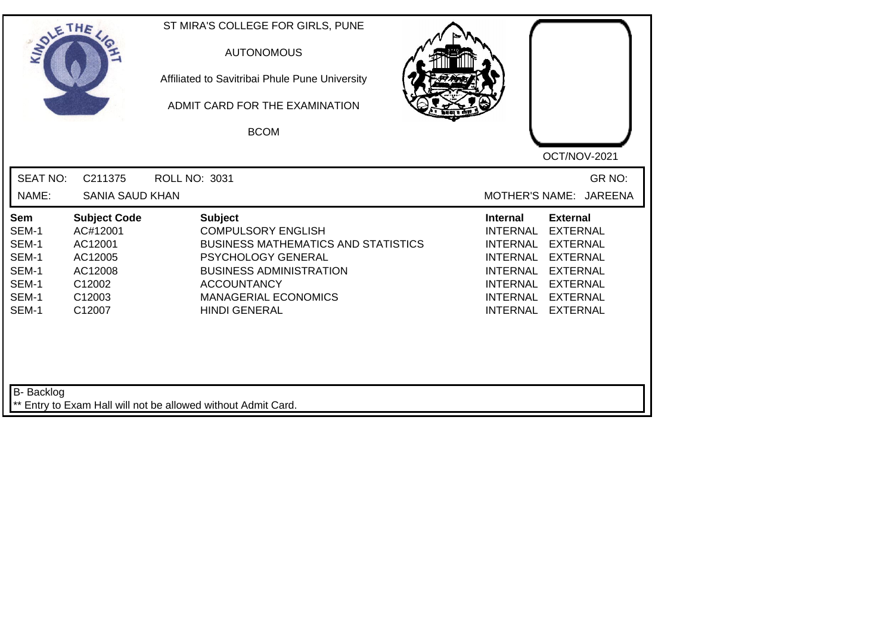ST MIRA'S COLLEGE FOR GIRLS, PUNE

AUTONOMOUS

Affiliated to Savitribai Phule Pune University

ADMIT CARD FOR THE EXAMINATION

BCOM

OCT/NOV-2021

SEAT NO: C211375 ROLL NO: 3031 GR NO:

NAME: SANIA SAUD KHAN MOTHER'S NAME: JAREENA

| Sem | Subject Code | Subject | Internal | External |
|---|---|---|---|---|
| SEM-1 | AC#12001 | COMPULSORY ENGLISH | INTERNAL | EXTERNAL |
| SEM-1 | AC12001 | BUSINESS MATHEMATICS AND STATISTICS | INTERNAL | EXTERNAL |
| SEM-1 | AC12005 | PSYCHOLOGY GENERAL | INTERNAL | EXTERNAL |
| SEM-1 | AC12008 | BUSINESS ADMINISTRATION | INTERNAL | EXTERNAL |
| SEM-1 | C12002 | ACCOUNTANCY | INTERNAL | EXTERNAL |
| SEM-1 | C12003 | MANAGERIAL ECONOMICS | INTERNAL | EXTERNAL |
| SEM-1 | C12007 | HINDI GENERAL | INTERNAL | EXTERNAL |

B- Backlog

** Entry to Exam Hall will not be allowed without Admit Card.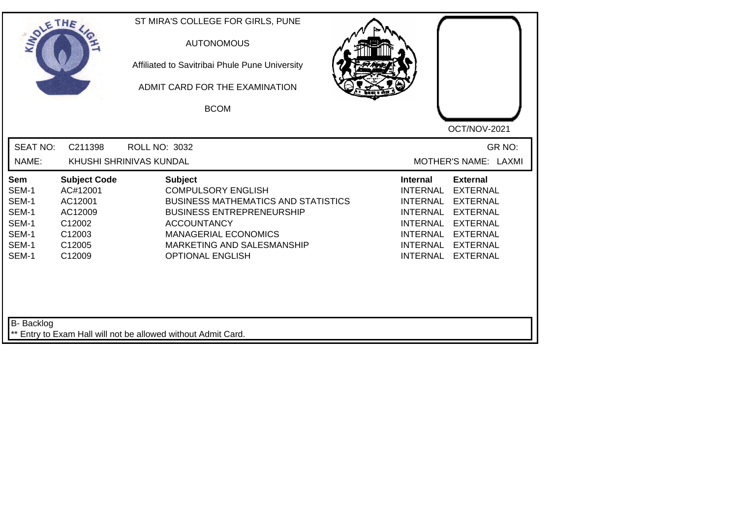ST MIRA'S COLLEGE FOR GIRLS, PUNE

AUTONOMOUS

Affiliated to Savitribai Phule Pune University

ADMIT CARD FOR THE EXAMINATION

BCOM

OCT/NOV-2021

SEAT NO: C211398 ROLL NO: 3032 GR NO:

NAME: KHUSHI SHRINIVAS KUNDAL MOTHER'S NAME: LAXMI

| Sem | Subject Code | Subject | Internal | External |
|---|---|---|---|---|
| SEM-1 | AC#12001 | COMPULSORY ENGLISH | INTERNAL | EXTERNAL |
| SEM-1 | AC12001 | BUSINESS MATHEMATICS AND STATISTICS | INTERNAL | EXTERNAL |
| SEM-1 | AC12009 | BUSINESS ENTREPRENEURSHIP | INTERNAL | EXTERNAL |
| SEM-1 | C12002 | ACCOUNTANCY | INTERNAL | EXTERNAL |
| SEM-1 | C12003 | MANAGERIAL ECONOMICS | INTERNAL | EXTERNAL |
| SEM-1 | C12005 | MARKETING AND SALESMANSHIP | INTERNAL | EXTERNAL |
| SEM-1 | C12009 | OPTIONAL ENGLISH | INTERNAL | EXTERNAL |

B- Backlog

** Entry to Exam Hall will not be allowed without Admit Card.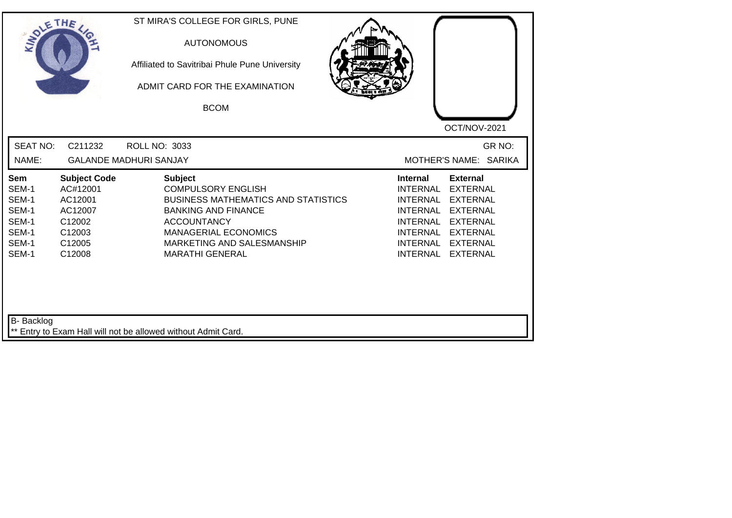ST MIRA'S COLLEGE FOR GIRLS, PUNE

AUTONOMOUS

Affiliated to Savitribai Phule Pune University

ADMIT CARD FOR THE EXAMINATION

BCOM

OCT/NOV-2021

SEAT NO: C211232 ROLL NO: 3033 GR NO:

NAME: GALANDE MADHURI SANJAY MOTHER'S NAME: SARIKA

| Sem | Subject Code | Subject | Internal | External |
|---|---|---|---|---|
| SEM-1 | AC#12001 | COMPULSORY ENGLISH | INTERNAL | EXTERNAL |
| SEM-1 | AC12001 | BUSINESS MATHEMATICS AND STATISTICS | INTERNAL | EXTERNAL |
| SEM-1 | AC12007 | BANKING AND FINANCE | INTERNAL | EXTERNAL |
| SEM-1 | C12002 | ACCOUNTANCY | INTERNAL | EXTERNAL |
| SEM-1 | C12003 | MANAGERIAL ECONOMICS | INTERNAL | EXTERNAL |
| SEM-1 | C12005 | MARKETING AND SALESMANSHIP | INTERNAL | EXTERNAL |
| SEM-1 | C12008 | MARATHI GENERAL | INTERNAL | EXTERNAL |

B- Backlog

** Entry to Exam Hall will not be allowed without Admit Card.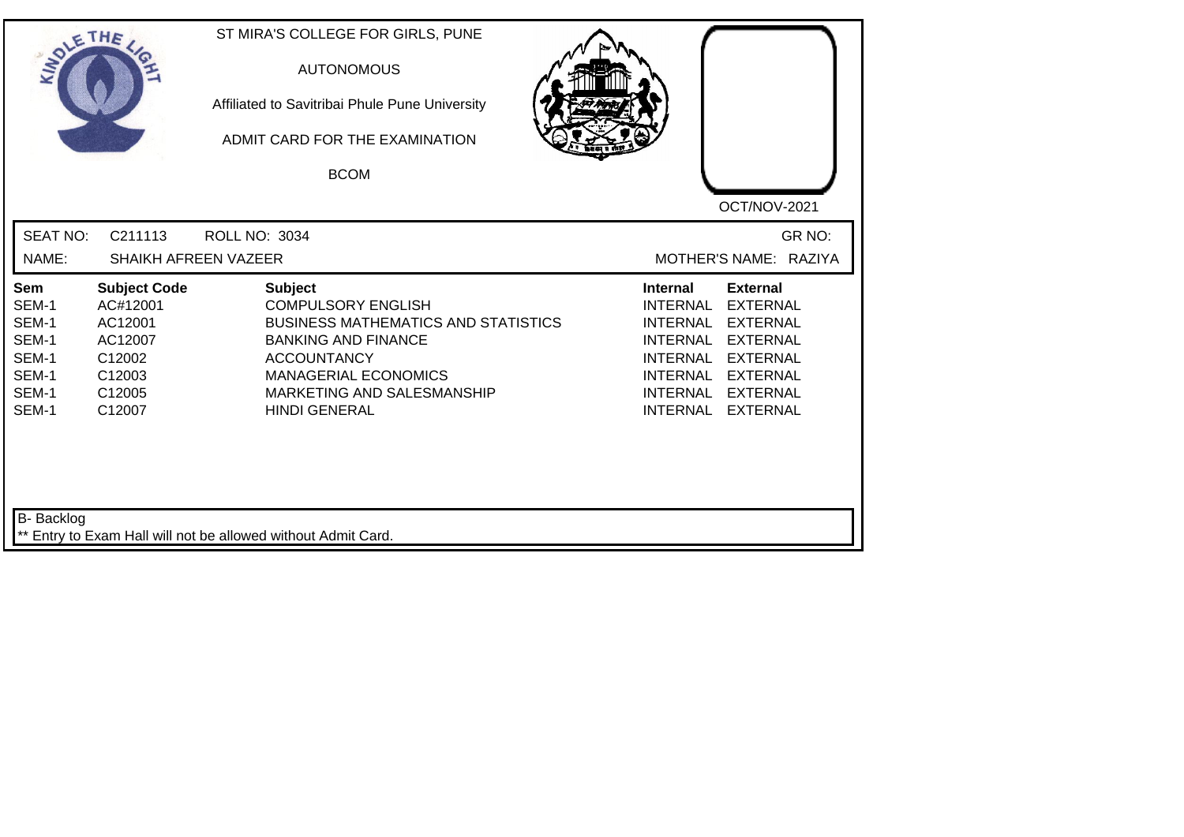ST MIRA'S COLLEGE FOR GIRLS, PUNE

AUTONOMOUS

Affiliated to Savitribai Phule Pune University

ADMIT CARD FOR THE EXAMINATION

BCOM

OCT/NOV-2021

SEAT NO: C211113 ROLL NO: 3034 GR NO:

NAME: SHAIKH AFREEN VAZEER MOTHER'S NAME: RAZIYA

| Sem | Subject Code | Subject | Internal | External |
|---|---|---|---|---|
| SEM-1 | AC#12001 | COMPULSORY ENGLISH | INTERNAL | EXTERNAL |
| SEM-1 | AC12001 | BUSINESS MATHEMATICS AND STATISTICS | INTERNAL | EXTERNAL |
| SEM-1 | AC12007 | BANKING AND FINANCE | INTERNAL | EXTERNAL |
| SEM-1 | C12002 | ACCOUNTANCY | INTERNAL | EXTERNAL |
| SEM-1 | C12003 | MANAGERIAL ECONOMICS | INTERNAL | EXTERNAL |
| SEM-1 | C12005 | MARKETING AND SALESMANSHIP | INTERNAL | EXTERNAL |
| SEM-1 | C12007 | HINDI GENERAL | INTERNAL | EXTERNAL |

B- Backlog

** Entry to Exam Hall will not be allowed without Admit Card.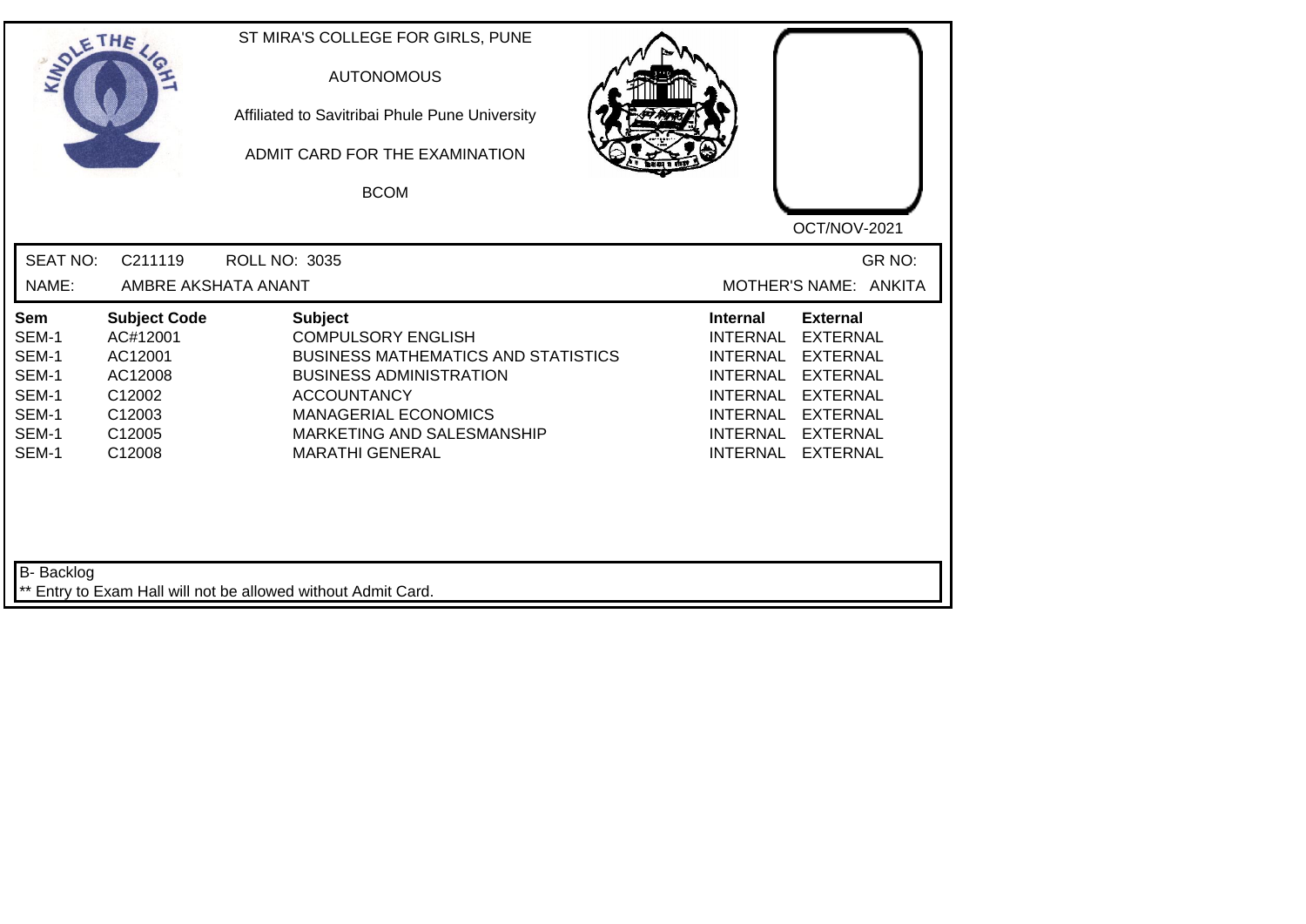ST MIRA'S COLLEGE FOR GIRLS, PUNE

AUTONOMOUS

Affiliated to Savitribai Phule Pune University

ADMIT CARD FOR THE EXAMINATION

BCOM

OCT/NOV-2021

SEAT NO: C211119 ROLL NO: 3035 GR NO:

NAME: AMBRE AKSHATA ANANT MOTHER'S NAME: ANKITA

| Sem | Subject Code | Subject | Internal | External |
|---|---|---|---|---|
| SEM-1 | AC#12001 | COMPULSORY ENGLISH | INTERNAL | EXTERNAL |
| SEM-1 | AC12001 | BUSINESS MATHEMATICS AND STATISTICS | INTERNAL | EXTERNAL |
| SEM-1 | AC12008 | BUSINESS ADMINISTRATION | INTERNAL | EXTERNAL |
| SEM-1 | C12002 | ACCOUNTANCY | INTERNAL | EXTERNAL |
| SEM-1 | C12003 | MANAGERIAL ECONOMICS | INTERNAL | EXTERNAL |
| SEM-1 | C12005 | MARKETING AND SALESMANSHIP | INTERNAL | EXTERNAL |
| SEM-1 | C12008 | MARATHI GENERAL | INTERNAL | EXTERNAL |

B- Backlog

** Entry to Exam Hall will not be allowed without Admit Card.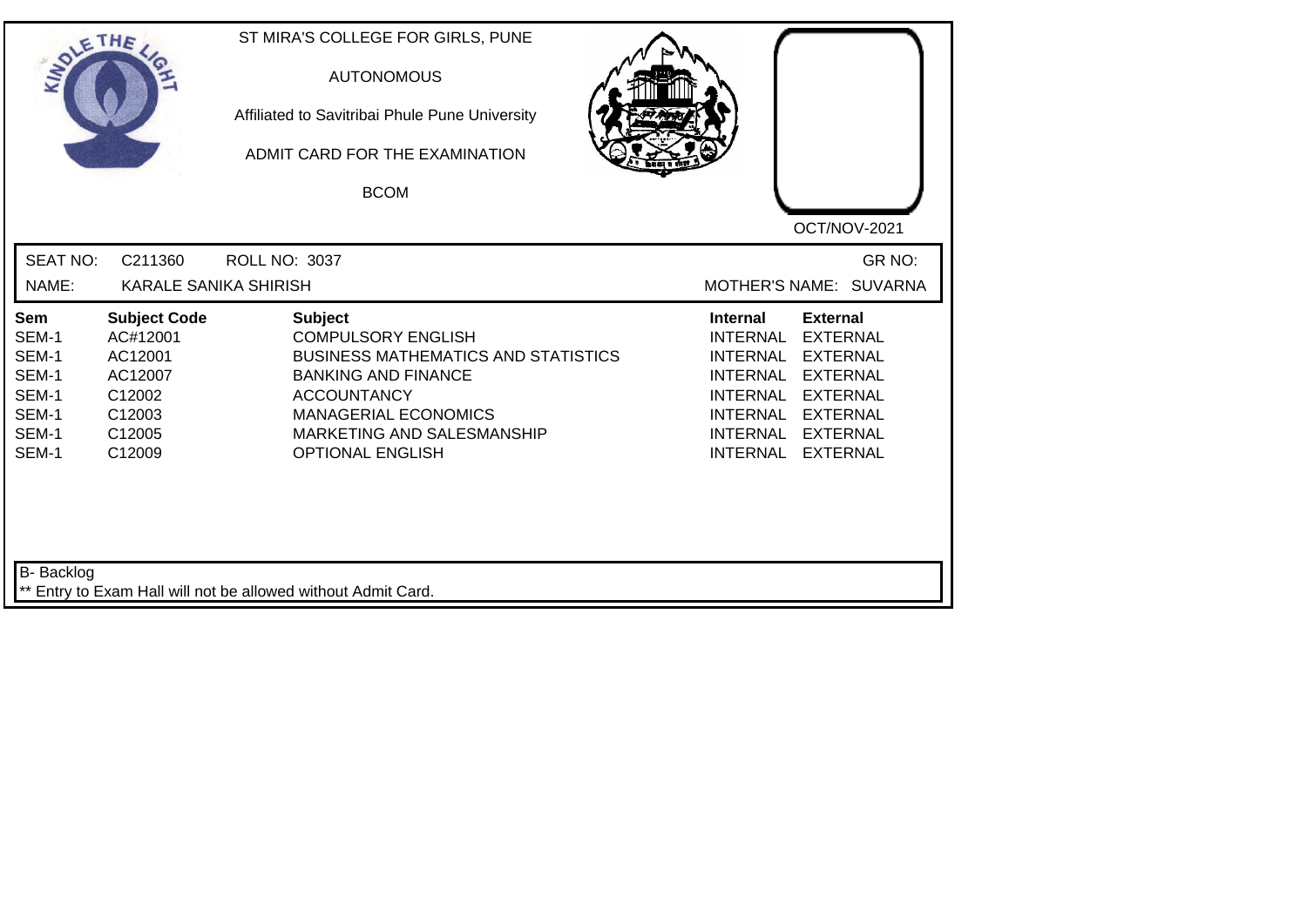ST MIRA'S COLLEGE FOR GIRLS, PUNE

AUTONOMOUS

Affiliated to Savitribai Phule Pune University

ADMIT CARD FOR THE EXAMINATION

BCOM

OCT/NOV-2021

SEAT NO: C211360 ROLL NO: 3037 GR NO:

NAME: KARALE SANIKA SHIRISH MOTHER'S NAME: SUVARNA

| Sem | Subject Code | Subject | Internal | External |
|---|---|---|---|---|
| SEM-1 | AC#12001 | COMPULSORY ENGLISH | INTERNAL | EXTERNAL |
| SEM-1 | AC12001 | BUSINESS MATHEMATICS AND STATISTICS | INTERNAL | EXTERNAL |
| SEM-1 | AC12007 | BANKING AND FINANCE | INTERNAL | EXTERNAL |
| SEM-1 | C12002 | ACCOUNTANCY | INTERNAL | EXTERNAL |
| SEM-1 | C12003 | MANAGERIAL ECONOMICS | INTERNAL | EXTERNAL |
| SEM-1 | C12005 | MARKETING AND SALESMANSHIP | INTERNAL | EXTERNAL |
| SEM-1 | C12009 | OPTIONAL ENGLISH | INTERNAL | EXTERNAL |

B- Backlog

** Entry to Exam Hall will not be allowed without Admit Card.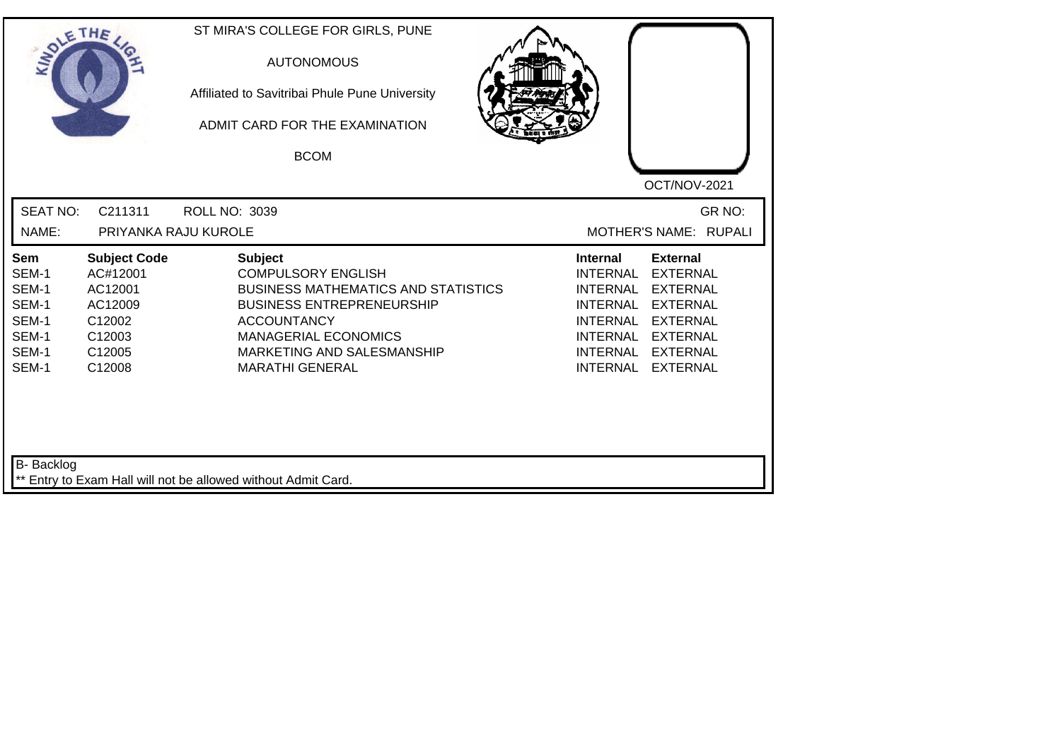ST MIRA'S COLLEGE FOR GIRLS, PUNE

AUTONOMOUS

Affiliated to Savitribai Phule Pune University

ADMIT CARD FOR THE EXAMINATION

BCOM

OCT/NOV-2021

SEAT NO: C211311 ROLL NO: 3039 GR NO:

NAME: PRIYANKA RAJU KUROLE MOTHER'S NAME: RUPALI

| Sem | Subject Code | Subject | Internal | External |
|---|---|---|---|---|
| SEM-1 | AC#12001 | COMPULSORY ENGLISH | INTERNAL | EXTERNAL |
| SEM-1 | AC12001 | BUSINESS MATHEMATICS AND STATISTICS | INTERNAL | EXTERNAL |
| SEM-1 | AC12009 | BUSINESS ENTREPRENEURSHIP | INTERNAL | EXTERNAL |
| SEM-1 | C12002 | ACCOUNTANCY | INTERNAL | EXTERNAL |
| SEM-1 | C12003 | MANAGERIAL ECONOMICS | INTERNAL | EXTERNAL |
| SEM-1 | C12005 | MARKETING AND SALESMANSHIP | INTERNAL | EXTERNAL |
| SEM-1 | C12008 | MARATHI GENERAL | INTERNAL | EXTERNAL |

B- Backlog

** Entry to Exam Hall will not be allowed without Admit Card.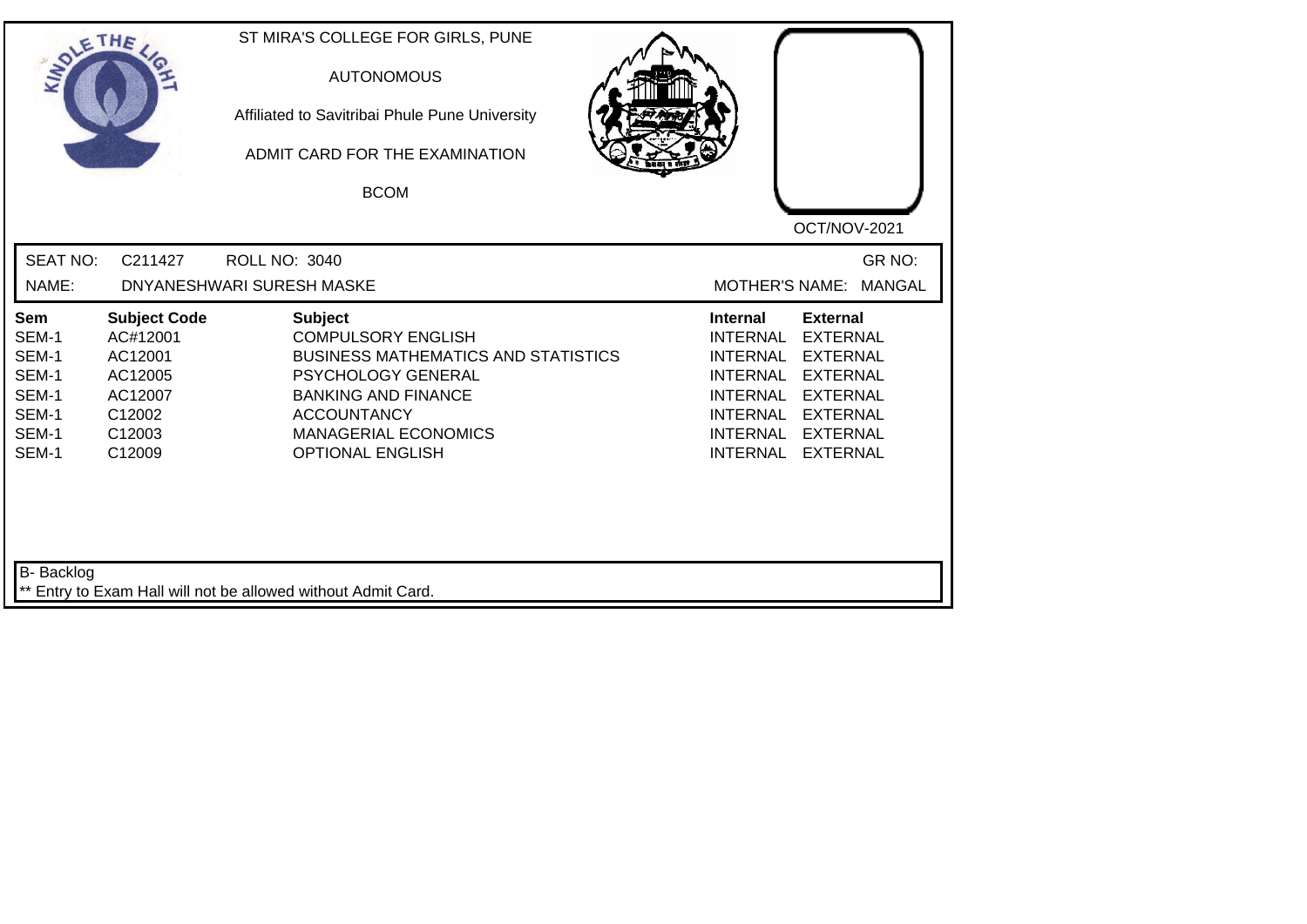ST MIRA'S COLLEGE FOR GIRLS, PUNE

AUTONOMOUS

Affiliated to Savitribai Phule Pune University

ADMIT CARD FOR THE EXAMINATION

BCOM

OCT/NOV-2021

SEAT NO: C211427 ROLL NO: 3040 GR NO:

NAME: DNYANESHWARI SURESH MASKE MOTHER'S NAME: MANGAL

| Sem | Subject Code | Subject | Internal | External |
|---|---|---|---|---|
| SEM-1 | AC#12001 | COMPULSORY ENGLISH | INTERNAL | EXTERNAL |
| SEM-1 | AC12001 | BUSINESS MATHEMATICS AND STATISTICS | INTERNAL | EXTERNAL |
| SEM-1 | AC12005 | PSYCHOLOGY GENERAL | INTERNAL | EXTERNAL |
| SEM-1 | AC12007 | BANKING AND FINANCE | INTERNAL | EXTERNAL |
| SEM-1 | C12002 | ACCOUNTANCY | INTERNAL | EXTERNAL |
| SEM-1 | C12003 | MANAGERIAL ECONOMICS | INTERNAL | EXTERNAL |
| SEM-1 | C12009 | OPTIONAL ENGLISH | INTERNAL | EXTERNAL |

B- Backlog

** Entry to Exam Hall will not be allowed without Admit Card.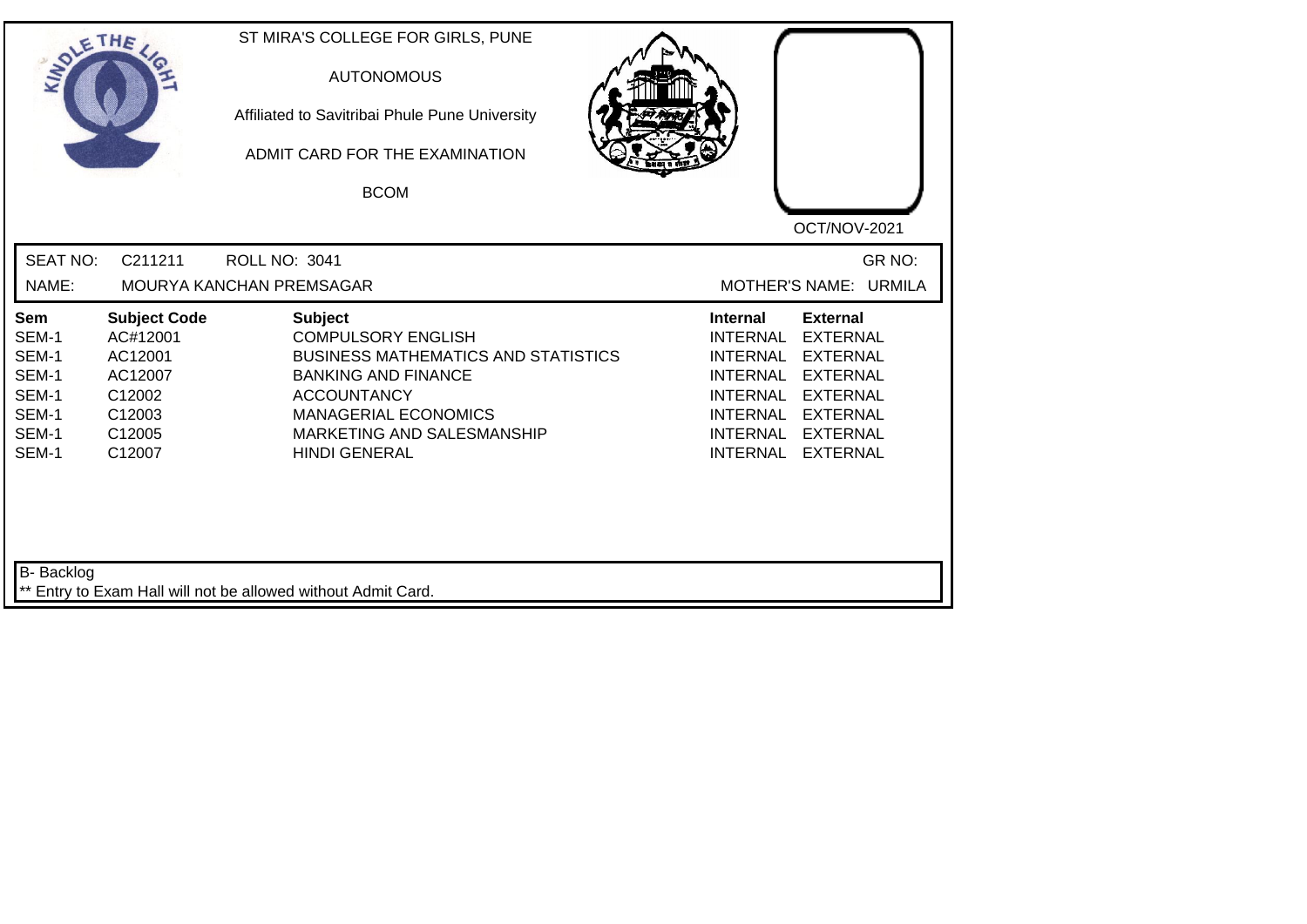ST MIRA'S COLLEGE FOR GIRLS, PUNE

AUTONOMOUS

Affiliated to Savitribai Phule Pune University

ADMIT CARD FOR THE EXAMINATION

BCOM

OCT/NOV-2021

SEAT NO: C211211 ROLL NO: 3041 GR NO:

NAME: MOURYA KANCHAN PREMSAGAR MOTHER'S NAME: URMILA

| Sem | Subject Code | Subject | Internal | External |
|---|---|---|---|---|
| SEM-1 | AC#12001 | COMPULSORY ENGLISH | INTERNAL | EXTERNAL |
| SEM-1 | AC12001 | BUSINESS MATHEMATICS AND STATISTICS | INTERNAL | EXTERNAL |
| SEM-1 | AC12007 | BANKING AND FINANCE | INTERNAL | EXTERNAL |
| SEM-1 | C12002 | ACCOUNTANCY | INTERNAL | EXTERNAL |
| SEM-1 | C12003 | MANAGERIAL ECONOMICS | INTERNAL | EXTERNAL |
| SEM-1 | C12005 | MARKETING AND SALESMANSHIP | INTERNAL | EXTERNAL |
| SEM-1 | C12007 | HINDI GENERAL | INTERNAL | EXTERNAL |

B- Backlog

** Entry to Exam Hall will not be allowed without Admit Card.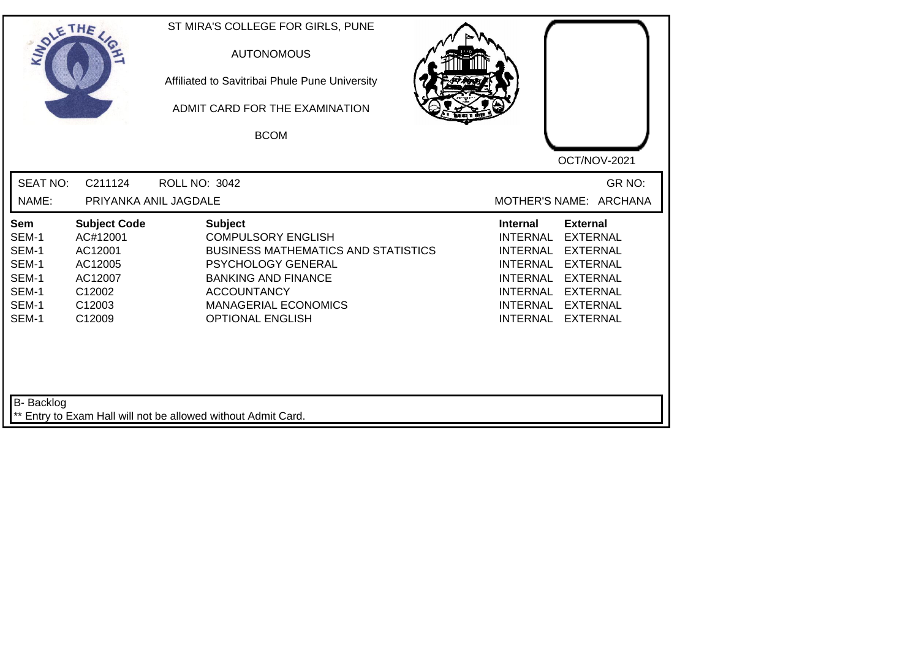ST MIRA'S COLLEGE FOR GIRLS, PUNE

AUTONOMOUS

Affiliated to Savitribai Phule Pune University

ADMIT CARD FOR THE EXAMINATION

BCOM

OCT/NOV-2021

SEAT NO: C211124 ROLL NO: 3042 GR NO:

NAME: PRIYANKA ANIL JAGDALE MOTHER'S NAME: ARCHANA

| Sem | Subject Code | Subject | Internal | External |
|---|---|---|---|---|
| SEM-1 | AC#12001 | COMPULSORY ENGLISH | INTERNAL | EXTERNAL |
| SEM-1 | AC12001 | BUSINESS MATHEMATICS AND STATISTICS | INTERNAL | EXTERNAL |
| SEM-1 | AC12005 | PSYCHOLOGY GENERAL | INTERNAL | EXTERNAL |
| SEM-1 | AC12007 | BANKING AND FINANCE | INTERNAL | EXTERNAL |
| SEM-1 | C12002 | ACCOUNTANCY | INTERNAL | EXTERNAL |
| SEM-1 | C12003 | MANAGERIAL ECONOMICS | INTERNAL | EXTERNAL |
| SEM-1 | C12009 | OPTIONAL ENGLISH | INTERNAL | EXTERNAL |

B- Backlog

** Entry to Exam Hall will not be allowed without Admit Card.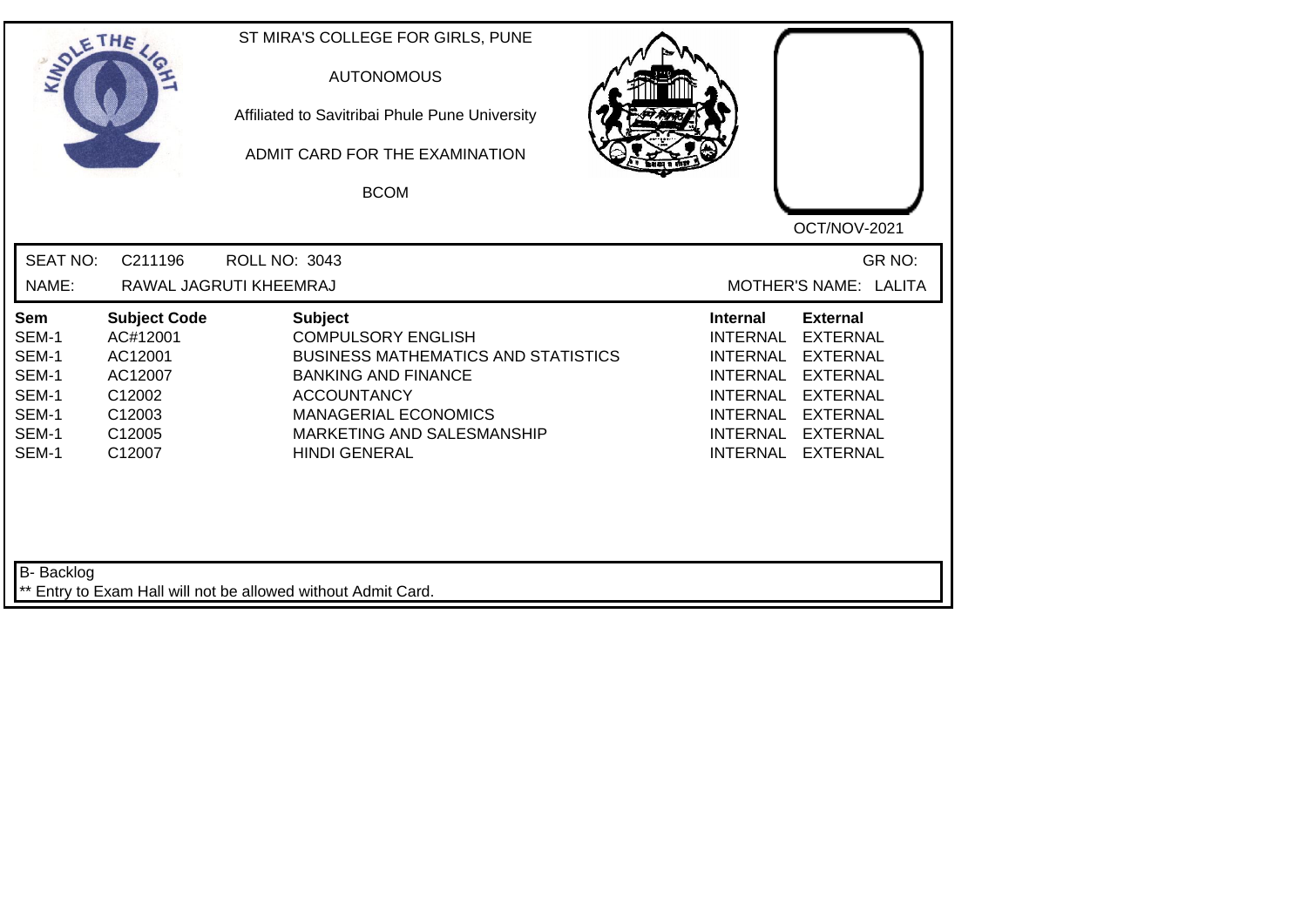ST MIRA'S COLLEGE FOR GIRLS, PUNE

AUTONOMOUS

Affiliated to Savitribai Phule Pune University

ADMIT CARD FOR THE EXAMINATION

BCOM

OCT/NOV-2021

SEAT NO: C211196 ROLL NO: 3043 GR NO:

NAME: RAWAL JAGRUTI KHEEMRAJ MOTHER'S NAME: LALITA

| Sem | Subject Code | Subject | Internal | External |
|---|---|---|---|---|
| SEM-1 | AC#12001 | COMPULSORY ENGLISH | INTERNAL | EXTERNAL |
| SEM-1 | AC12001 | BUSINESS MATHEMATICS AND STATISTICS | INTERNAL | EXTERNAL |
| SEM-1 | AC12007 | BANKING AND FINANCE | INTERNAL | EXTERNAL |
| SEM-1 | C12002 | ACCOUNTANCY | INTERNAL | EXTERNAL |
| SEM-1 | C12003 | MANAGERIAL ECONOMICS | INTERNAL | EXTERNAL |
| SEM-1 | C12005 | MARKETING AND SALESMANSHIP | INTERNAL | EXTERNAL |
| SEM-1 | C12007 | HINDI GENERAL | INTERNAL | EXTERNAL |

B- Backlog

** Entry to Exam Hall will not be allowed without Admit Card.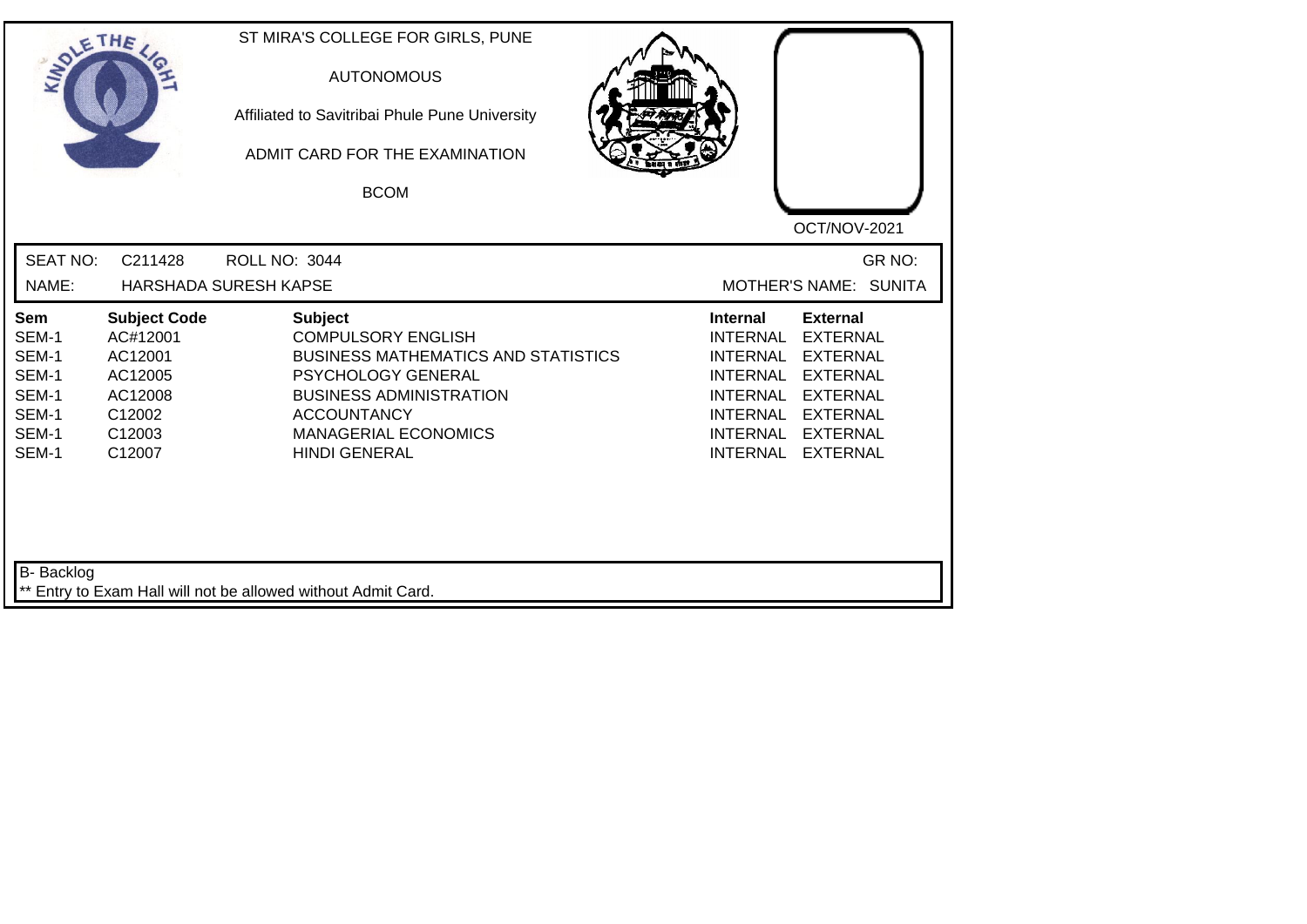ST MIRA'S COLLEGE FOR GIRLS, PUNE

AUTONOMOUS

Affiliated to Savitribai Phule Pune University

ADMIT CARD FOR THE EXAMINATION

BCOM

OCT/NOV-2021

SEAT NO: C211428 ROLL NO: 3044 GR NO:

NAME: HARSHADA SURESH KAPSE MOTHER'S NAME: SUNITA

| Sem | Subject Code | Subject | Internal | External |
|---|---|---|---|---|
| SEM-1 | AC#12001 | COMPULSORY ENGLISH | INTERNAL | EXTERNAL |
| SEM-1 | AC12001 | BUSINESS MATHEMATICS AND STATISTICS | INTERNAL | EXTERNAL |
| SEM-1 | AC12005 | PSYCHOLOGY GENERAL | INTERNAL | EXTERNAL |
| SEM-1 | AC12008 | BUSINESS ADMINISTRATION | INTERNAL | EXTERNAL |
| SEM-1 | C12002 | ACCOUNTANCY | INTERNAL | EXTERNAL |
| SEM-1 | C12003 | MANAGERIAL ECONOMICS | INTERNAL | EXTERNAL |
| SEM-1 | C12007 | HINDI GENERAL | INTERNAL | EXTERNAL |

B- Backlog

** Entry to Exam Hall will not be allowed without Admit Card.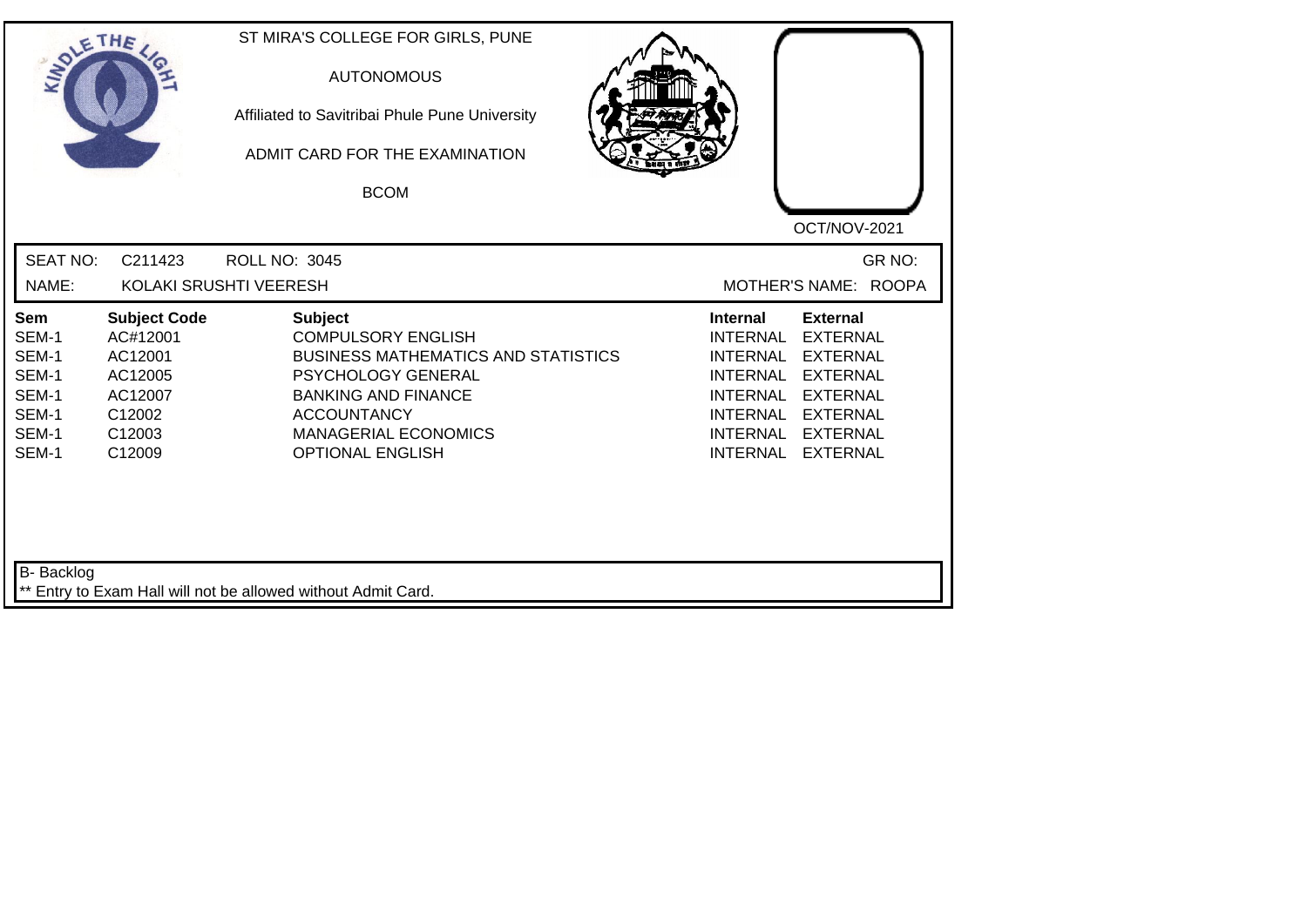ST MIRA'S COLLEGE FOR GIRLS, PUNE

AUTONOMOUS

Affiliated to Savitribai Phule Pune University

ADMIT CARD FOR THE EXAMINATION

BCOM

OCT/NOV-2021

SEAT NO: C211423 ROLL NO: 3045 GR NO:

NAME: KOLAKI SRUSHTI VEERESH MOTHER'S NAME: ROOPA

| Sem | Subject Code | Subject | Internal | External |
|---|---|---|---|---|
| SEM-1 | AC#12001 | COMPULSORY ENGLISH | INTERNAL | EXTERNAL |
| SEM-1 | AC12001 | BUSINESS MATHEMATICS AND STATISTICS | INTERNAL | EXTERNAL |
| SEM-1 | AC12005 | PSYCHOLOGY GENERAL | INTERNAL | EXTERNAL |
| SEM-1 | AC12007 | BANKING AND FINANCE | INTERNAL | EXTERNAL |
| SEM-1 | C12002 | ACCOUNTANCY | INTERNAL | EXTERNAL |
| SEM-1 | C12003 | MANAGERIAL ECONOMICS | INTERNAL | EXTERNAL |
| SEM-1 | C12009 | OPTIONAL ENGLISH | INTERNAL | EXTERNAL |

B- Backlog

** Entry to Exam Hall will not be allowed without Admit Card.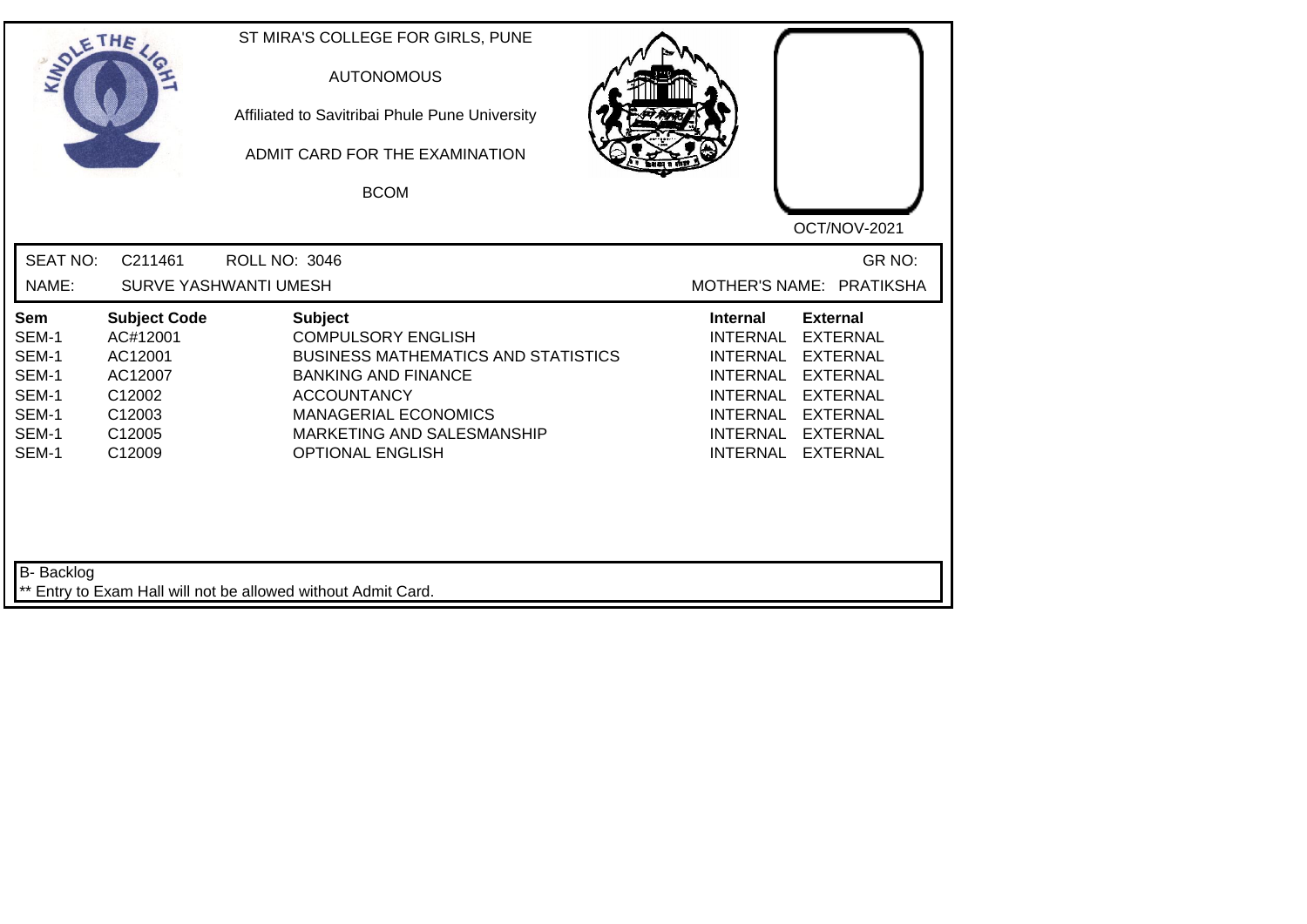ST MIRA'S COLLEGE FOR GIRLS, PUNE

AUTONOMOUS

Affiliated to Savitribai Phule Pune University

ADMIT CARD FOR THE EXAMINATION

BCOM

OCT/NOV-2021

SEAT NO: C211461 ROLL NO: 3046 GR NO:

NAME: SURVE YASHWANTI UMESH MOTHER'S NAME: PRATIKSHA

| Sem | Subject Code | Subject | Internal | External |
|---|---|---|---|---|
| SEM-1 | AC#12001 | COMPULSORY ENGLISH | INTERNAL | EXTERNAL |
| SEM-1 | AC12001 | BUSINESS MATHEMATICS AND STATISTICS | INTERNAL | EXTERNAL |
| SEM-1 | AC12007 | BANKING AND FINANCE | INTERNAL | EXTERNAL |
| SEM-1 | C12002 | ACCOUNTANCY | INTERNAL | EXTERNAL |
| SEM-1 | C12003 | MANAGERIAL ECONOMICS | INTERNAL | EXTERNAL |
| SEM-1 | C12005 | MARKETING AND SALESMANSHIP | INTERNAL | EXTERNAL |
| SEM-1 | C12009 | OPTIONAL ENGLISH | INTERNAL | EXTERNAL |

B- Backlog

** Entry to Exam Hall will not be allowed without Admit Card.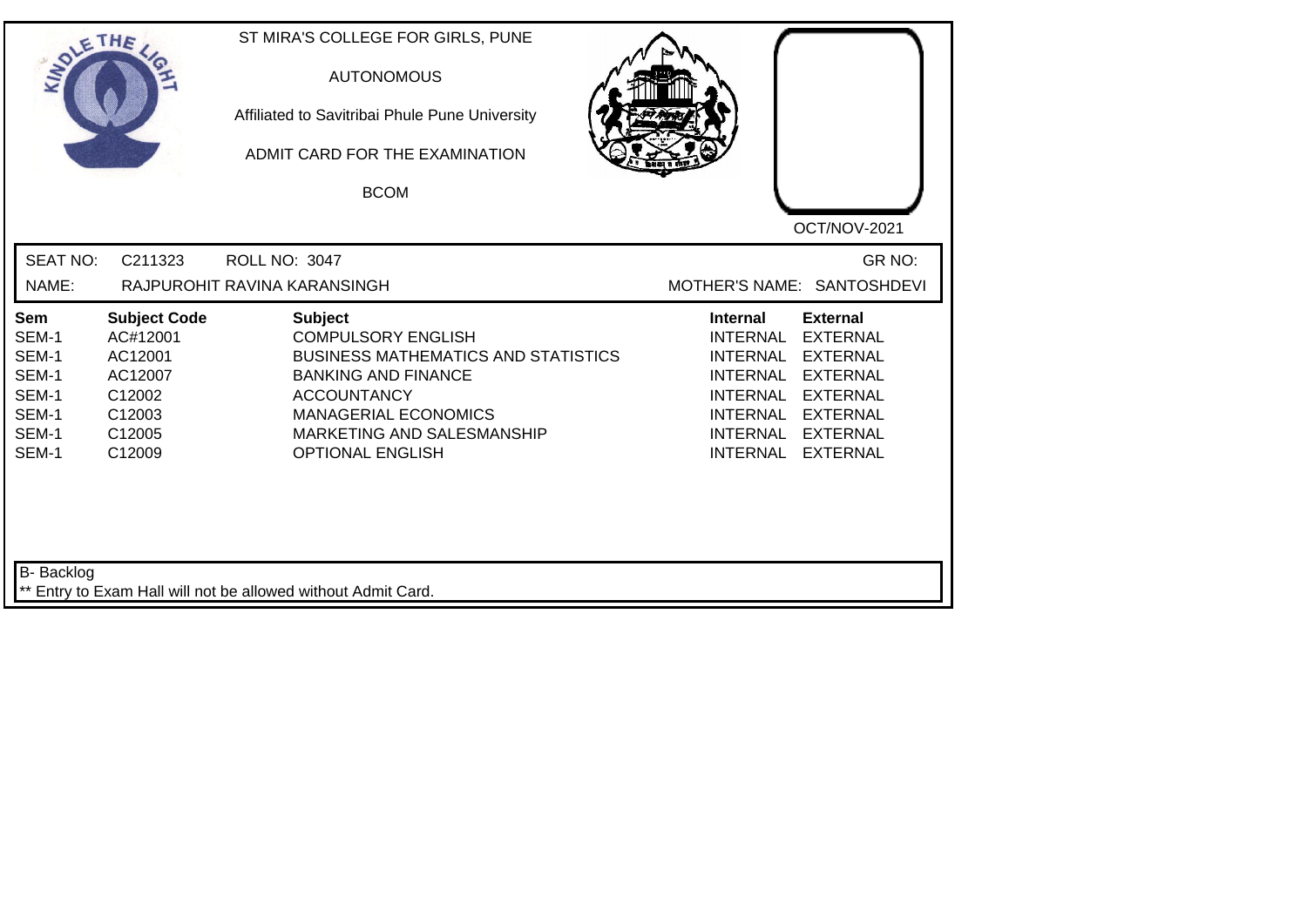ST MIRA'S COLLEGE FOR GIRLS, PUNE

AUTONOMOUS

Affiliated to Savitribai Phule Pune University

ADMIT CARD FOR THE EXAMINATION

BCOM

OCT/NOV-2021

SEAT NO: C211323 ROLL NO: 3047 GR NO:

NAME: RAJPUROHIT RAVINA KARANSINGH MOTHER'S NAME: SANTOSHDEVI

| Sem | Subject Code | Subject | Internal | External |
|---|---|---|---|---|
| SEM-1 | AC#12001 | COMPULSORY ENGLISH | INTERNAL | EXTERNAL |
| SEM-1 | AC12001 | BUSINESS MATHEMATICS AND STATISTICS | INTERNAL | EXTERNAL |
| SEM-1 | AC12007 | BANKING AND FINANCE | INTERNAL | EXTERNAL |
| SEM-1 | C12002 | ACCOUNTANCY | INTERNAL | EXTERNAL |
| SEM-1 | C12003 | MANAGERIAL ECONOMICS | INTERNAL | EXTERNAL |
| SEM-1 | C12005 | MARKETING AND SALESMANSHIP | INTERNAL | EXTERNAL |
| SEM-1 | C12009 | OPTIONAL ENGLISH | INTERNAL | EXTERNAL |

B- Backlog

** Entry to Exam Hall will not be allowed without Admit Card.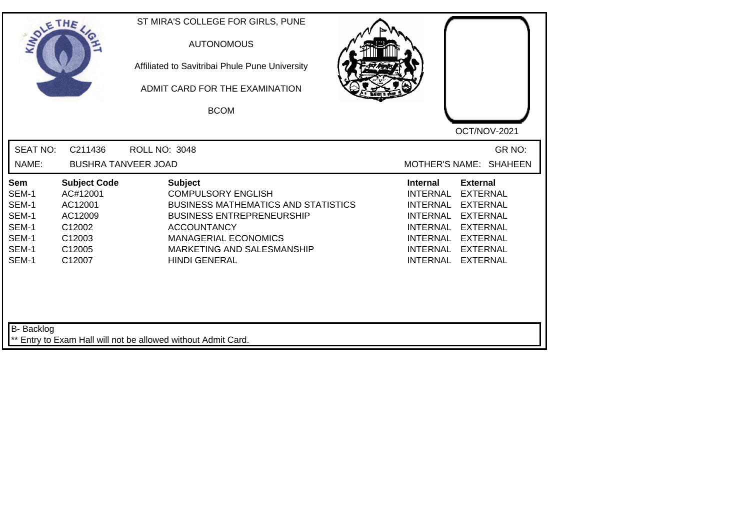ST MIRA'S COLLEGE FOR GIRLS, PUNE

AUTONOMOUS

Affiliated to Savitribai Phule Pune University

ADMIT CARD FOR THE EXAMINATION

BCOM

OCT/NOV-2021

SEAT NO: C211436 ROLL NO: 3048 GR NO:

NAME: BUSHRA TANVEER JOAD MOTHER'S NAME: SHAHEEN

| Sem | Subject Code | Subject | Internal | External |
|---|---|---|---|---|
| SEM-1 | AC#12001 | COMPULSORY ENGLISH | INTERNAL | EXTERNAL |
| SEM-1 | AC12001 | BUSINESS MATHEMATICS AND STATISTICS | INTERNAL | EXTERNAL |
| SEM-1 | AC12009 | BUSINESS ENTREPRENEURSHIP | INTERNAL | EXTERNAL |
| SEM-1 | C12002 | ACCOUNTANCY | INTERNAL | EXTERNAL |
| SEM-1 | C12003 | MANAGERIAL ECONOMICS | INTERNAL | EXTERNAL |
| SEM-1 | C12005 | MARKETING AND SALESMANSHIP | INTERNAL | EXTERNAL |
| SEM-1 | C12007 | HINDI GENERAL | INTERNAL | EXTERNAL |

B- Backlog

** Entry to Exam Hall will not be allowed without Admit Card.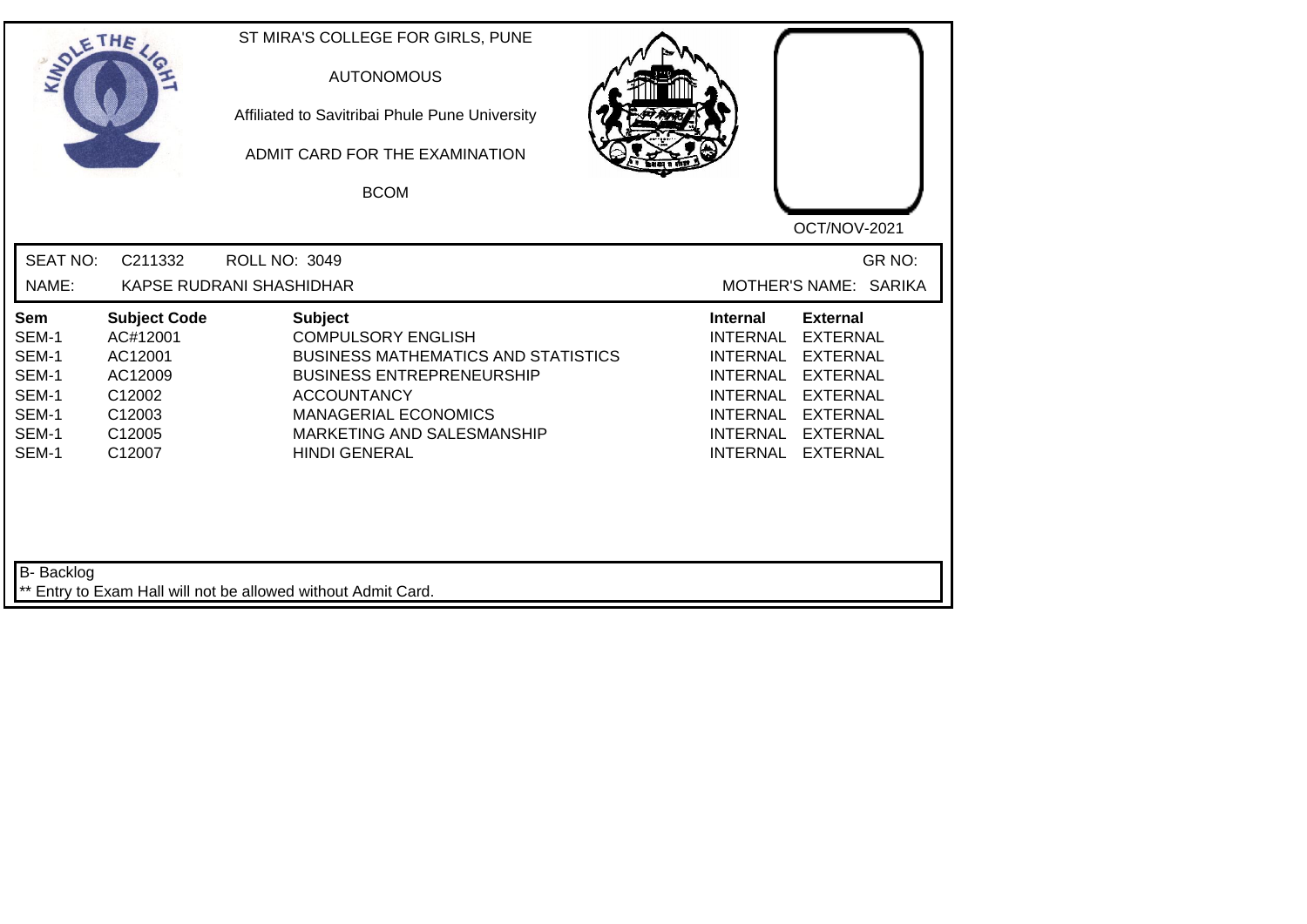ST MIRA'S COLLEGE FOR GIRLS, PUNE

AUTONOMOUS

Affiliated to Savitribai Phule Pune University

ADMIT CARD FOR THE EXAMINATION

BCOM

OCT/NOV-2021

SEAT NO: C211332 ROLL NO: 3049 GR NO:

NAME: KAPSE RUDRANI SHASHIDHAR MOTHER'S NAME: SARIKA

| Sem | Subject Code | Subject | Internal | External |
|---|---|---|---|---|
| SEM-1 | AC#12001 | COMPULSORY ENGLISH | INTERNAL | EXTERNAL |
| SEM-1 | AC12001 | BUSINESS MATHEMATICS AND STATISTICS | INTERNAL | EXTERNAL |
| SEM-1 | AC12009 | BUSINESS ENTREPRENEURSHIP | INTERNAL | EXTERNAL |
| SEM-1 | C12002 | ACCOUNTANCY | INTERNAL | EXTERNAL |
| SEM-1 | C12003 | MANAGERIAL ECONOMICS | INTERNAL | EXTERNAL |
| SEM-1 | C12005 | MARKETING AND SALESMANSHIP | INTERNAL | EXTERNAL |
| SEM-1 | C12007 | HINDI GENERAL | INTERNAL | EXTERNAL |

B- Backlog

** Entry to Exam Hall will not be allowed without Admit Card.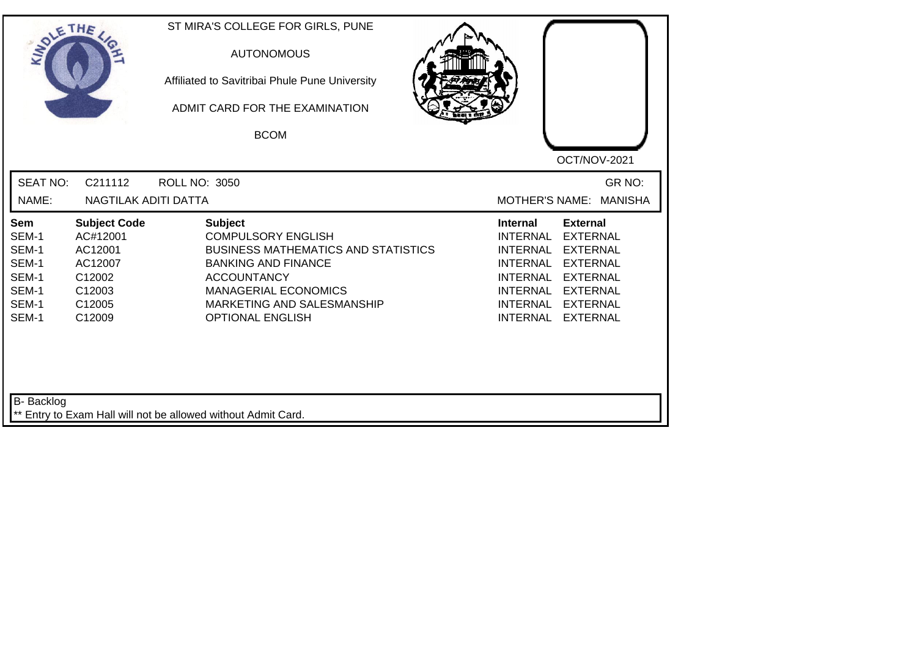ST MIRA'S COLLEGE FOR GIRLS, PUNE

AUTONOMOUS

Affiliated to Savitribai Phule Pune University

ADMIT CARD FOR THE EXAMINATION

BCOM

OCT/NOV-2021

SEAT NO: C211112 ROLL NO: 3050 GR NO:

NAME: NAGTILAK ADITI DATTA MOTHER'S NAME: MANISHA

| Sem | Subject Code | Subject | Internal | External |
|---|---|---|---|---|
| SEM-1 | AC#12001 | COMPULSORY ENGLISH | INTERNAL | EXTERNAL |
| SEM-1 | AC12001 | BUSINESS MATHEMATICS AND STATISTICS | INTERNAL | EXTERNAL |
| SEM-1 | AC12007 | BANKING AND FINANCE | INTERNAL | EXTERNAL |
| SEM-1 | C12002 | ACCOUNTANCY | INTERNAL | EXTERNAL |
| SEM-1 | C12003 | MANAGERIAL ECONOMICS | INTERNAL | EXTERNAL |
| SEM-1 | C12005 | MARKETING AND SALESMANSHIP | INTERNAL | EXTERNAL |
| SEM-1 | C12009 | OPTIONAL ENGLISH | INTERNAL | EXTERNAL |

B- Backlog

** Entry to Exam Hall will not be allowed without Admit Card.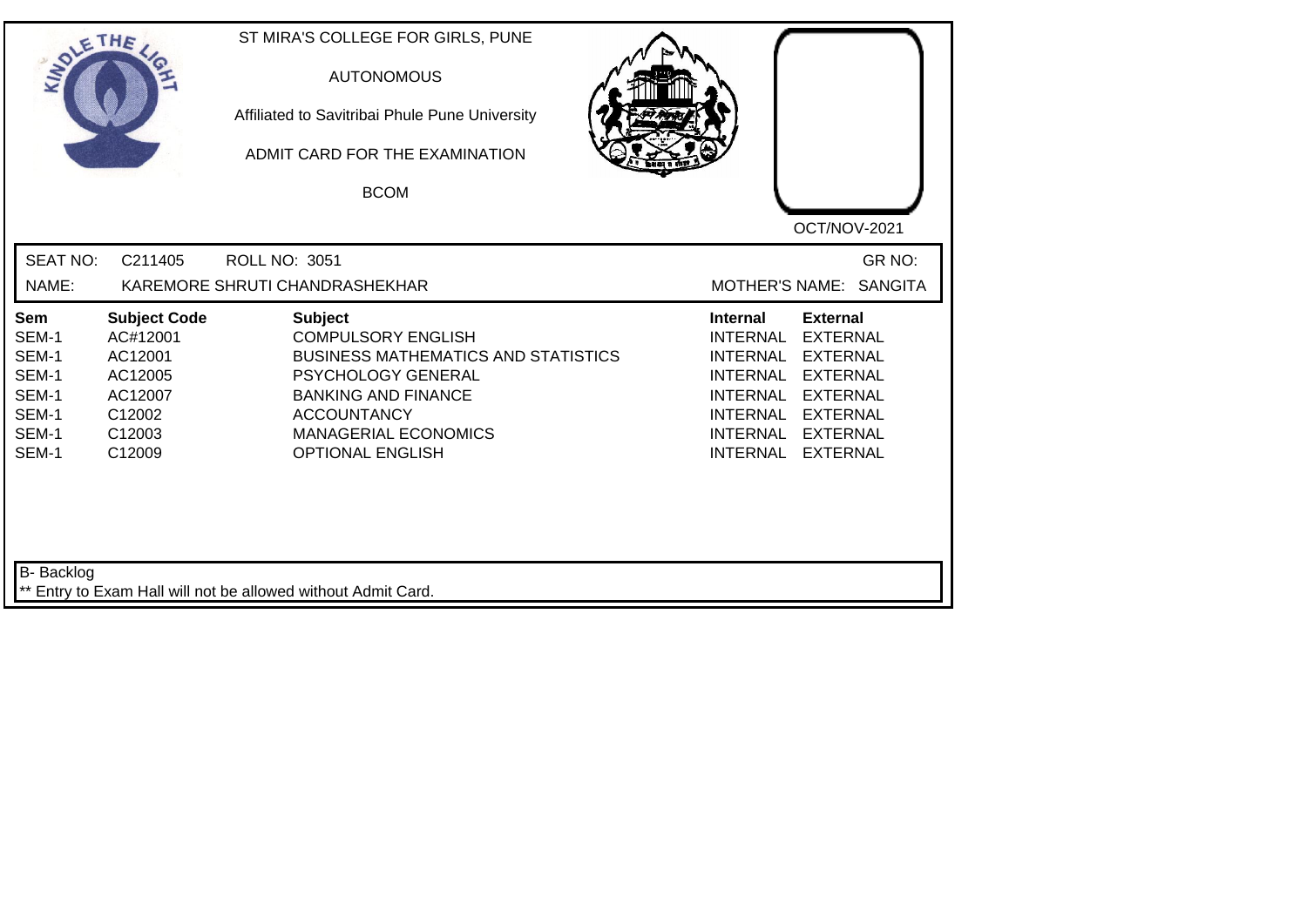ST MIRA'S COLLEGE FOR GIRLS, PUNE

AUTONOMOUS

Affiliated to Savitribai Phule Pune University

ADMIT CARD FOR THE EXAMINATION

BCOM

OCT/NOV-2021

SEAT NO: C211405 ROLL NO: 3051 GR NO:

NAME: KAREMORE SHRUTI CHANDRASHEKHAR MOTHER'S NAME: SANGITA

| Sem | Subject Code | Subject | Internal | External |
|---|---|---|---|---|
| SEM-1 | AC#12001 | COMPULSORY ENGLISH | INTERNAL | EXTERNAL |
| SEM-1 | AC12001 | BUSINESS MATHEMATICS AND STATISTICS | INTERNAL | EXTERNAL |
| SEM-1 | AC12005 | PSYCHOLOGY GENERAL | INTERNAL | EXTERNAL |
| SEM-1 | AC12007 | BANKING AND FINANCE | INTERNAL | EXTERNAL |
| SEM-1 | C12002 | ACCOUNTANCY | INTERNAL | EXTERNAL |
| SEM-1 | C12003 | MANAGERIAL ECONOMICS | INTERNAL | EXTERNAL |
| SEM-1 | C12009 | OPTIONAL ENGLISH | INTERNAL | EXTERNAL |

B- Backlog

** Entry to Exam Hall will not be allowed without Admit Card.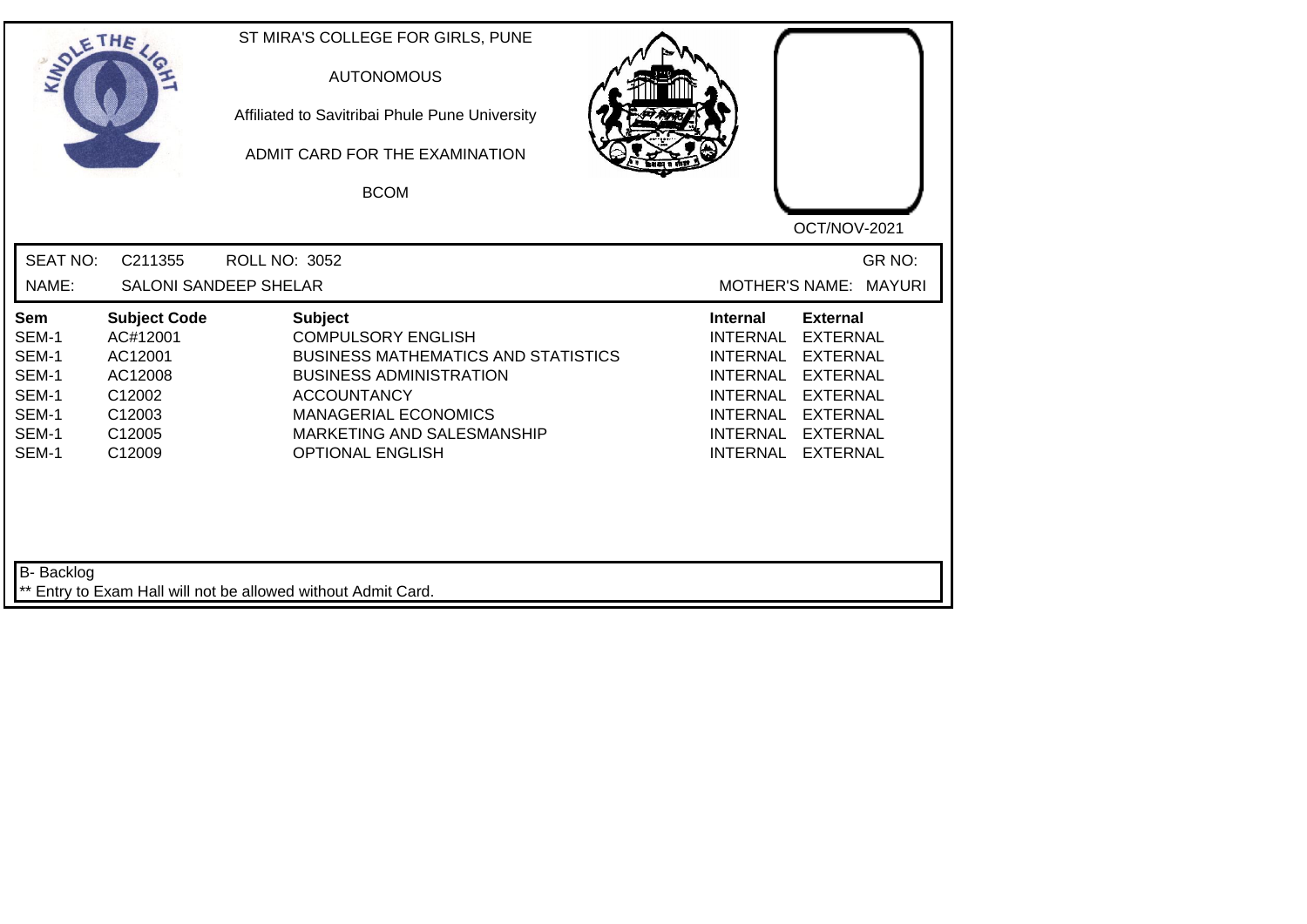ST MIRA'S COLLEGE FOR GIRLS, PUNE

AUTONOMOUS

Affiliated to Savitribai Phule Pune University

ADMIT CARD FOR THE EXAMINATION

BCOM

OCT/NOV-2021

SEAT NO: C211355 ROLL NO: 3052 GR NO:

NAME: SALONI SANDEEP SHELAR MOTHER'S NAME: MAYURI

| Sem | Subject Code | Subject | Internal | External |
|---|---|---|---|---|
| SEM-1 | AC#12001 | COMPULSORY ENGLISH | INTERNAL | EXTERNAL |
| SEM-1 | AC12001 | BUSINESS MATHEMATICS AND STATISTICS | INTERNAL | EXTERNAL |
| SEM-1 | AC12008 | BUSINESS ADMINISTRATION | INTERNAL | EXTERNAL |
| SEM-1 | C12002 | ACCOUNTANCY | INTERNAL | EXTERNAL |
| SEM-1 | C12003 | MANAGERIAL ECONOMICS | INTERNAL | EXTERNAL |
| SEM-1 | C12005 | MARKETING AND SALESMANSHIP | INTERNAL | EXTERNAL |
| SEM-1 | C12009 | OPTIONAL ENGLISH | INTERNAL | EXTERNAL |

B- Backlog

** Entry to Exam Hall will not be allowed without Admit Card.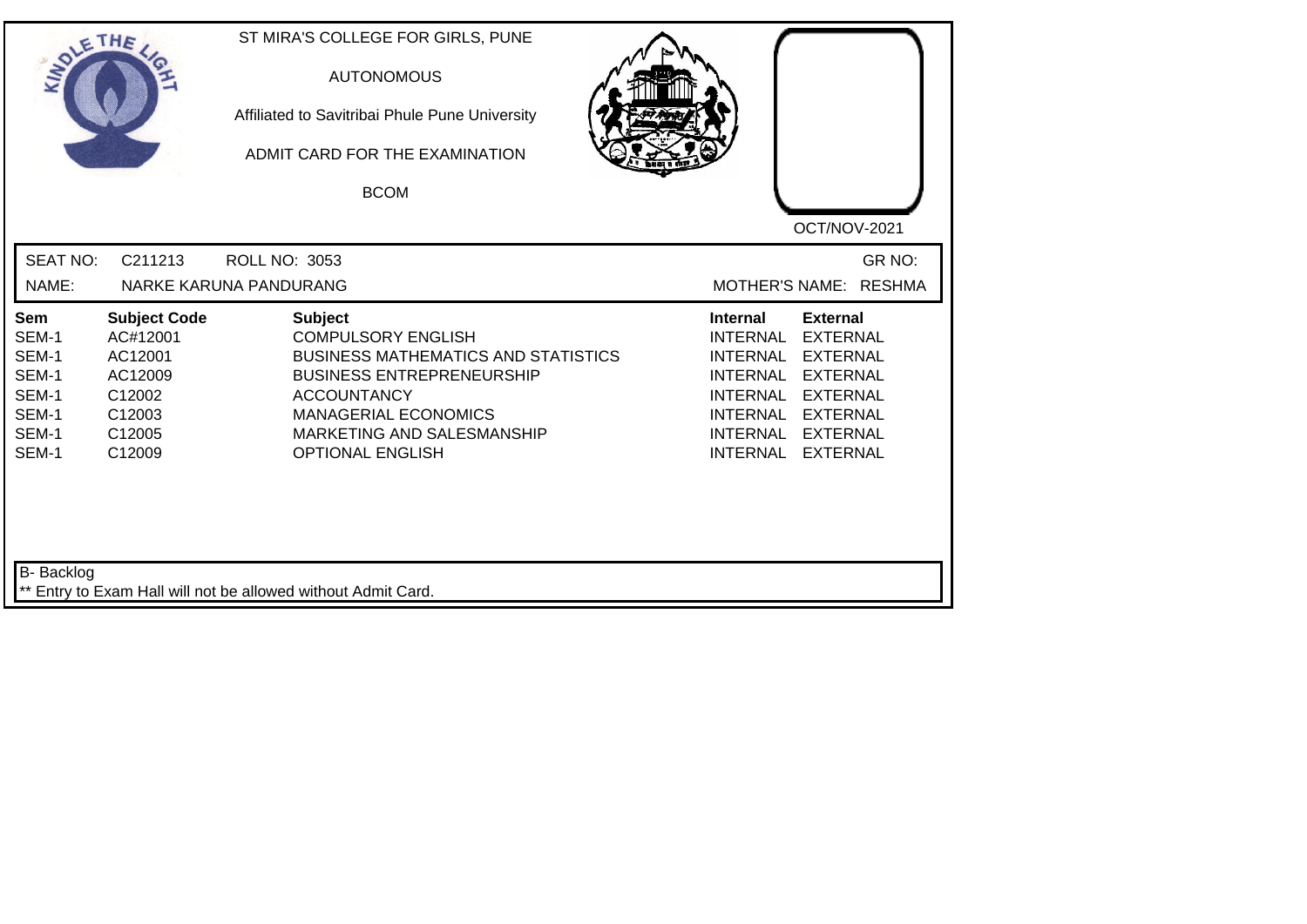ST MIRA'S COLLEGE FOR GIRLS, PUNE

AUTONOMOUS

Affiliated to Savitribai Phule Pune University

ADMIT CARD FOR THE EXAMINATION

BCOM

OCT/NOV-2021

SEAT NO: C211213 ROLL NO: 3053 GR NO:

NAME: NARKE KARUNA PANDURANG MOTHER'S NAME: RESHMA

| Sem | Subject Code | Subject | Internal | External |
|---|---|---|---|---|
| SEM-1 | AC#12001 | COMPULSORY ENGLISH | INTERNAL | EXTERNAL |
| SEM-1 | AC12001 | BUSINESS MATHEMATICS AND STATISTICS | INTERNAL | EXTERNAL |
| SEM-1 | AC12009 | BUSINESS ENTREPRENEURSHIP | INTERNAL | EXTERNAL |
| SEM-1 | C12002 | ACCOUNTANCY | INTERNAL | EXTERNAL |
| SEM-1 | C12003 | MANAGERIAL ECONOMICS | INTERNAL | EXTERNAL |
| SEM-1 | C12005 | MARKETING AND SALESMANSHIP | INTERNAL | EXTERNAL |
| SEM-1 | C12009 | OPTIONAL ENGLISH | INTERNAL | EXTERNAL |

B- Backlog

** Entry to Exam Hall will not be allowed without Admit Card.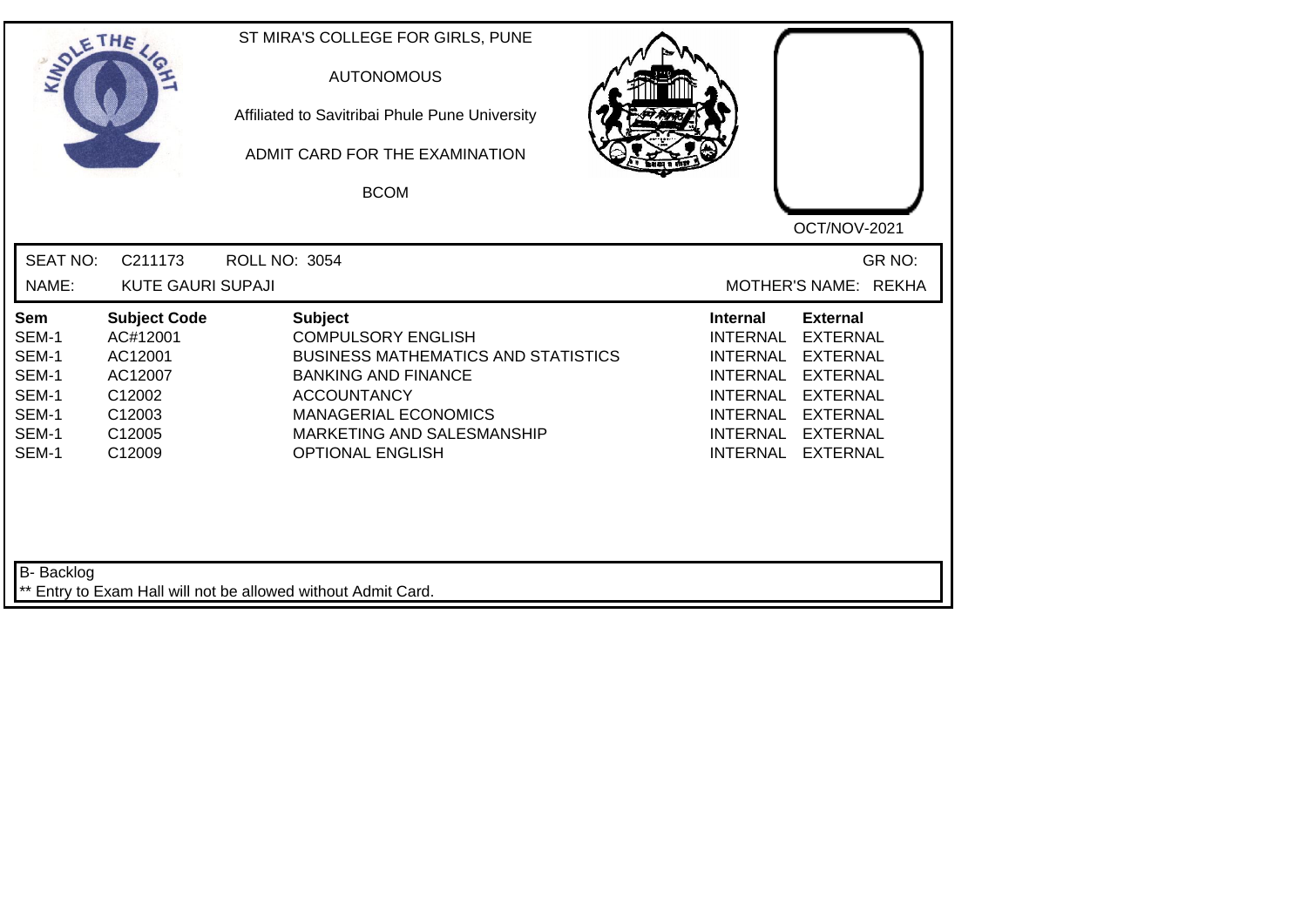ST MIRA'S COLLEGE FOR GIRLS, PUNE

AUTONOMOUS

Affiliated to Savitribai Phule Pune University

ADMIT CARD FOR THE EXAMINATION

BCOM

OCT/NOV-2021

SEAT NO: C211173 ROLL NO: 3054 GR NO:

NAME: KUTE GAURI SUPAJI MOTHER'S NAME: REKHA

| Sem | Subject Code | Subject | Internal | External |
|---|---|---|---|---|
| SEM-1 | AC#12001 | COMPULSORY ENGLISH | INTERNAL | EXTERNAL |
| SEM-1 | AC12001 | BUSINESS MATHEMATICS AND STATISTICS | INTERNAL | EXTERNAL |
| SEM-1 | AC12007 | BANKING AND FINANCE | INTERNAL | EXTERNAL |
| SEM-1 | C12002 | ACCOUNTANCY | INTERNAL | EXTERNAL |
| SEM-1 | C12003 | MANAGERIAL ECONOMICS | INTERNAL | EXTERNAL |
| SEM-1 | C12005 | MARKETING AND SALESMANSHIP | INTERNAL | EXTERNAL |
| SEM-1 | C12009 | OPTIONAL ENGLISH | INTERNAL | EXTERNAL |

B- Backlog

** Entry to Exam Hall will not be allowed without Admit Card.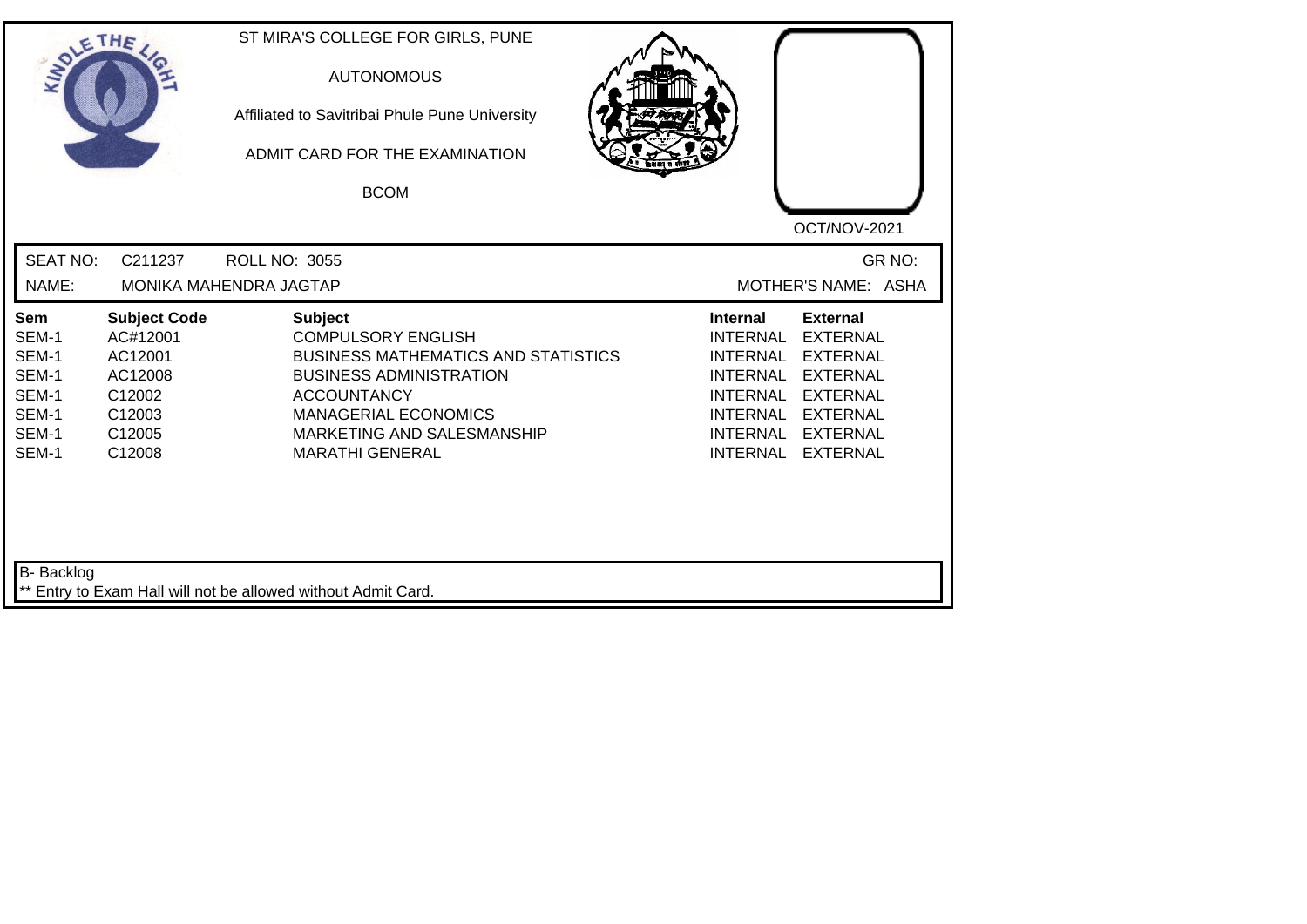ST MIRA'S COLLEGE FOR GIRLS, PUNE

AUTONOMOUS

Affiliated to Savitribai Phule Pune University

ADMIT CARD FOR THE EXAMINATION

BCOM

OCT/NOV-2021

SEAT NO: C211237 ROLL NO: 3055 GR NO:

NAME: MONIKA MAHENDRA JAGTAP MOTHER'S NAME: ASHA

| Sem | Subject Code | Subject | Internal | External |
|---|---|---|---|---|
| SEM-1 | AC#12001 | COMPULSORY ENGLISH | INTERNAL | EXTERNAL |
| SEM-1 | AC12001 | BUSINESS MATHEMATICS AND STATISTICS | INTERNAL | EXTERNAL |
| SEM-1 | AC12008 | BUSINESS ADMINISTRATION | INTERNAL | EXTERNAL |
| SEM-1 | C12002 | ACCOUNTANCY | INTERNAL | EXTERNAL |
| SEM-1 | C12003 | MANAGERIAL ECONOMICS | INTERNAL | EXTERNAL |
| SEM-1 | C12005 | MARKETING AND SALESMANSHIP | INTERNAL | EXTERNAL |
| SEM-1 | C12008 | MARATHI GENERAL | INTERNAL | EXTERNAL |

B- Backlog

** Entry to Exam Hall will not be allowed without Admit Card.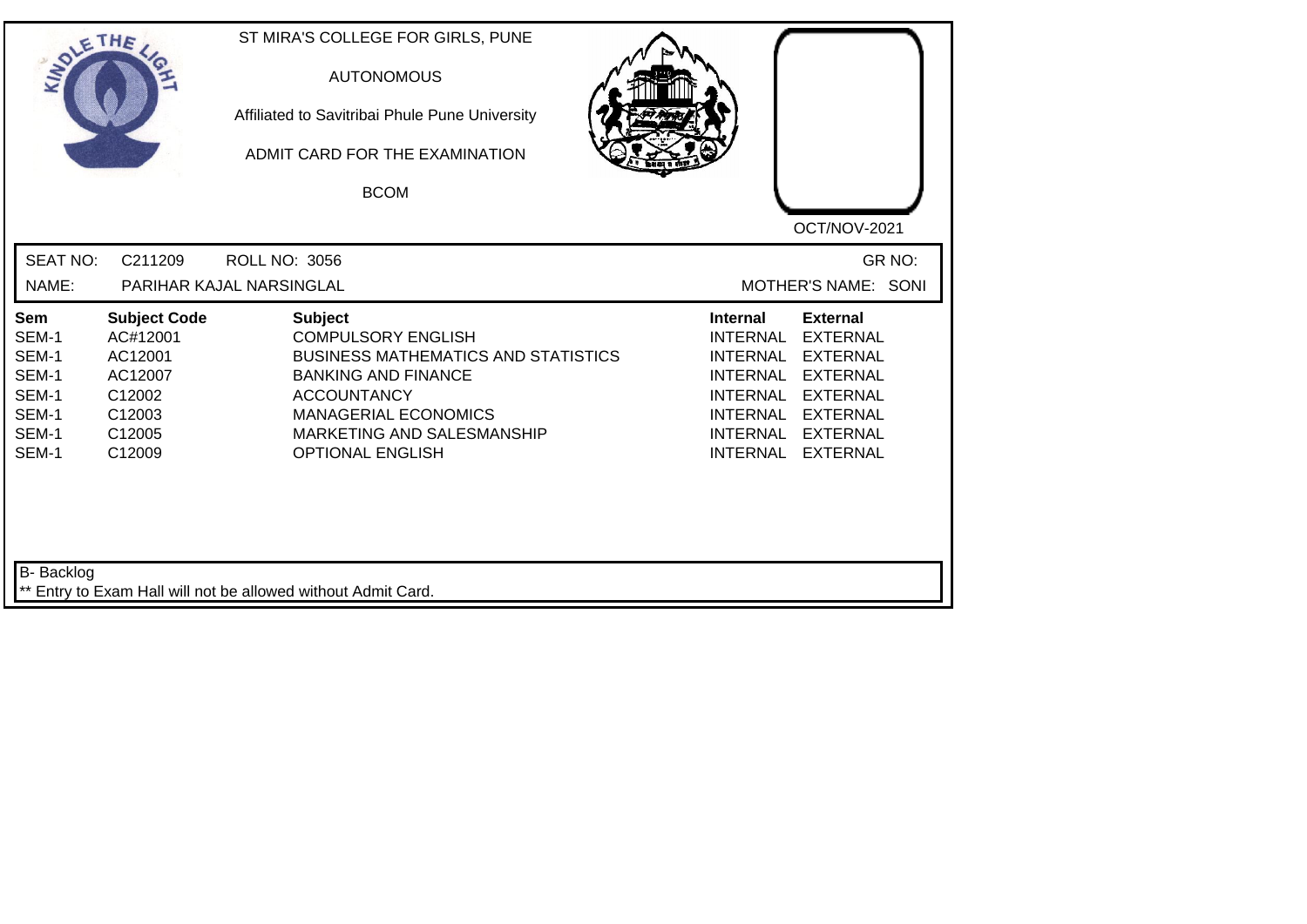ST MIRA'S COLLEGE FOR GIRLS, PUNE

AUTONOMOUS

Affiliated to Savitribai Phule Pune University

ADMIT CARD FOR THE EXAMINATION

BCOM

OCT/NOV-2021

SEAT NO: C211209 ROLL NO: 3056 GR NO:

NAME: PARIHAR KAJAL NARSINGLAL MOTHER'S NAME: SONI

| Sem | Subject Code | Subject | Internal | External |
|---|---|---|---|---|
| SEM-1 | AC#12001 | COMPULSORY ENGLISH | INTERNAL | EXTERNAL |
| SEM-1 | AC12001 | BUSINESS MATHEMATICS AND STATISTICS | INTERNAL | EXTERNAL |
| SEM-1 | AC12007 | BANKING AND FINANCE | INTERNAL | EXTERNAL |
| SEM-1 | C12002 | ACCOUNTANCY | INTERNAL | EXTERNAL |
| SEM-1 | C12003 | MANAGERIAL ECONOMICS | INTERNAL | EXTERNAL |
| SEM-1 | C12005 | MARKETING AND SALESMANSHIP | INTERNAL | EXTERNAL |
| SEM-1 | C12009 | OPTIONAL ENGLISH | INTERNAL | EXTERNAL |

B- Backlog

** Entry to Exam Hall will not be allowed without Admit Card.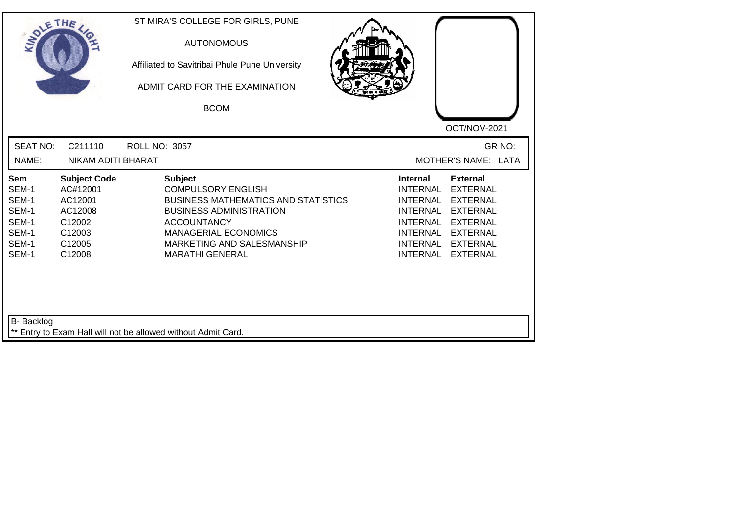ST MIRA'S COLLEGE FOR GIRLS, PUNE

AUTONOMOUS

Affiliated to Savitribai Phule Pune University

ADMIT CARD FOR THE EXAMINATION

BCOM

OCT/NOV-2021

SEAT NO: C211110 ROLL NO: 3057 GR NO:

NAME: NIKAM ADITI BHARAT MOTHER'S NAME: LATA

| Sem | Subject Code | Subject | Internal | External |
|---|---|---|---|---|
| SEM-1 | AC#12001 | COMPULSORY ENGLISH | INTERNAL | EXTERNAL |
| SEM-1 | AC12001 | BUSINESS MATHEMATICS AND STATISTICS | INTERNAL | EXTERNAL |
| SEM-1 | AC12008 | BUSINESS ADMINISTRATION | INTERNAL | EXTERNAL |
| SEM-1 | C12002 | ACCOUNTANCY | INTERNAL | EXTERNAL |
| SEM-1 | C12003 | MANAGERIAL ECONOMICS | INTERNAL | EXTERNAL |
| SEM-1 | C12005 | MARKETING AND SALESMANSHIP | INTERNAL | EXTERNAL |
| SEM-1 | C12008 | MARATHI GENERAL | INTERNAL | EXTERNAL |

B- Backlog

** Entry to Exam Hall will not be allowed without Admit Card.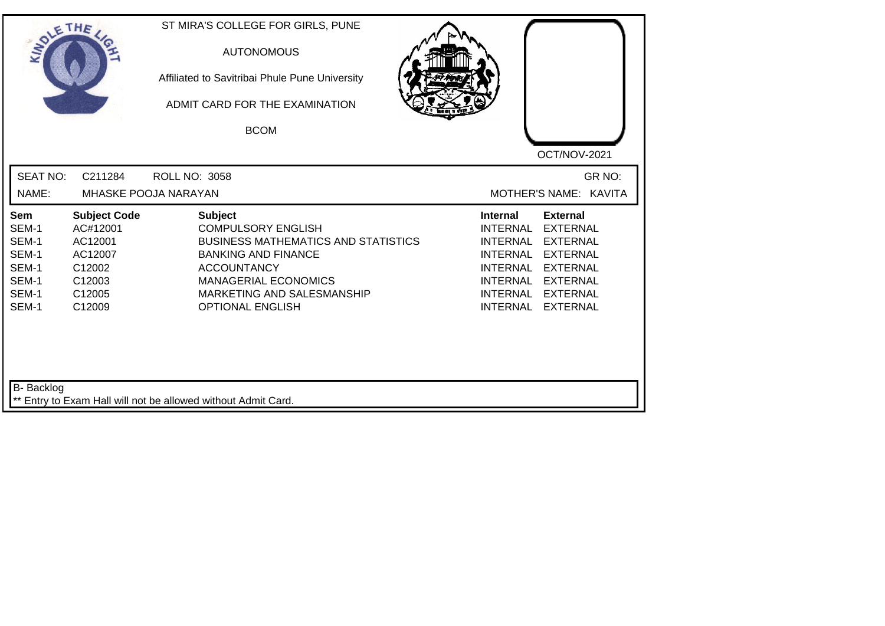ST MIRA'S COLLEGE FOR GIRLS, PUNE

AUTONOMOUS

Affiliated to Savitribai Phule Pune University

ADMIT CARD FOR THE EXAMINATION

BCOM

OCT/NOV-2021

SEAT NO: C211284 ROLL NO: 3058 GR NO:

NAME: MHASKE POOJA NARAYAN MOTHER'S NAME: KAVITA

| Sem | Subject Code | Subject | Internal | External |
|---|---|---|---|---|
| SEM-1 | AC#12001 | COMPULSORY ENGLISH | INTERNAL | EXTERNAL |
| SEM-1 | AC12001 | BUSINESS MATHEMATICS AND STATISTICS | INTERNAL | EXTERNAL |
| SEM-1 | AC12007 | BANKING AND FINANCE | INTERNAL | EXTERNAL |
| SEM-1 | C12002 | ACCOUNTANCY | INTERNAL | EXTERNAL |
| SEM-1 | C12003 | MANAGERIAL ECONOMICS | INTERNAL | EXTERNAL |
| SEM-1 | C12005 | MARKETING AND SALESMANSHIP | INTERNAL | EXTERNAL |
| SEM-1 | C12009 | OPTIONAL ENGLISH | INTERNAL | EXTERNAL |

B- Backlog

** Entry to Exam Hall will not be allowed without Admit Card.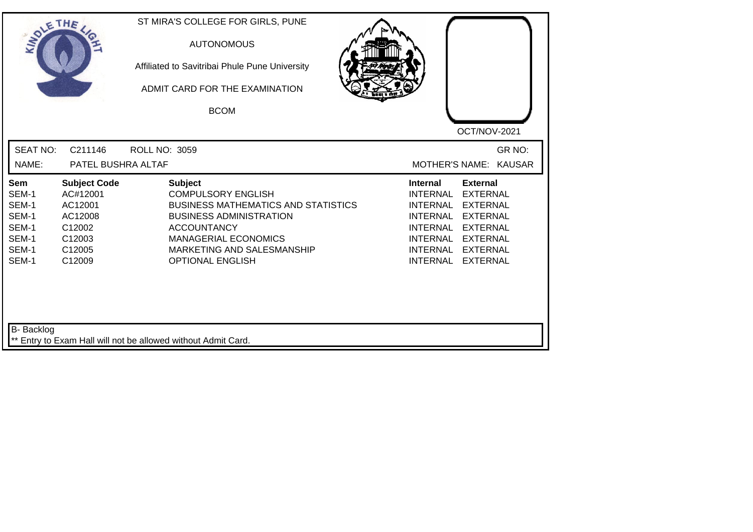ST MIRA'S COLLEGE FOR GIRLS, PUNE

AUTONOMOUS

Affiliated to Savitribai Phule Pune University

ADMIT CARD FOR THE EXAMINATION

BCOM

OCT/NOV-2021

SEAT NO: C211146 ROLL NO: 3059 GR NO:

NAME: PATEL BUSHRA ALTAF MOTHER'S NAME: KAUSAR

| Sem | Subject Code | Subject | Internal | External |
|---|---|---|---|---|
| SEM-1 | AC#12001 | COMPULSORY ENGLISH | INTERNAL | EXTERNAL |
| SEM-1 | AC12001 | BUSINESS MATHEMATICS AND STATISTICS | INTERNAL | EXTERNAL |
| SEM-1 | AC12008 | BUSINESS ADMINISTRATION | INTERNAL | EXTERNAL |
| SEM-1 | C12002 | ACCOUNTANCY | INTERNAL | EXTERNAL |
| SEM-1 | C12003 | MANAGERIAL ECONOMICS | INTERNAL | EXTERNAL |
| SEM-1 | C12005 | MARKETING AND SALESMANSHIP | INTERNAL | EXTERNAL |
| SEM-1 | C12009 | OPTIONAL ENGLISH | INTERNAL | EXTERNAL |

B- Backlog

** Entry to Exam Hall will not be allowed without Admit Card.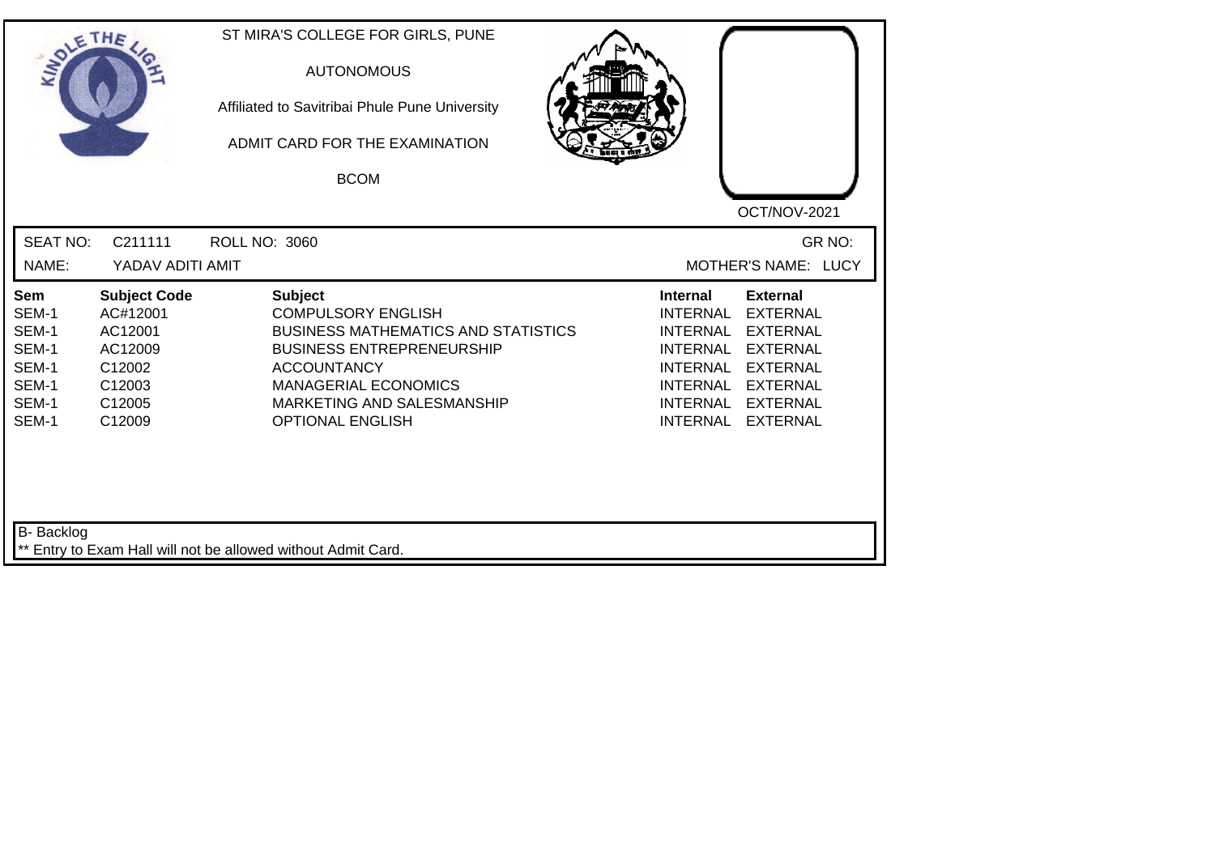ST MIRA'S COLLEGE FOR GIRLS, PUNE

AUTONOMOUS

Affiliated to Savitribai Phule Pune University

ADMIT CARD FOR THE EXAMINATION

BCOM

OCT/NOV-2021

SEAT NO: C211111 ROLL NO: 3060 GR NO:

NAME: YADAV ADITI AMIT MOTHER'S NAME: LUCY

| Sem | Subject Code | Subject | Internal | External |
|---|---|---|---|---|
| SEM-1 | AC#12001 | COMPULSORY ENGLISH | INTERNAL | EXTERNAL |
| SEM-1 | AC12001 | BUSINESS MATHEMATICS AND STATISTICS | INTERNAL | EXTERNAL |
| SEM-1 | AC12009 | BUSINESS ENTREPRENEURSHIP | INTERNAL | EXTERNAL |
| SEM-1 | C12002 | ACCOUNTANCY | INTERNAL | EXTERNAL |
| SEM-1 | C12003 | MANAGERIAL ECONOMICS | INTERNAL | EXTERNAL |
| SEM-1 | C12005 | MARKETING AND SALESMANSHIP | INTERNAL | EXTERNAL |
| SEM-1 | C12009 | OPTIONAL ENGLISH | INTERNAL | EXTERNAL |

B- Backlog

** Entry to Exam Hall will not be allowed without Admit Card.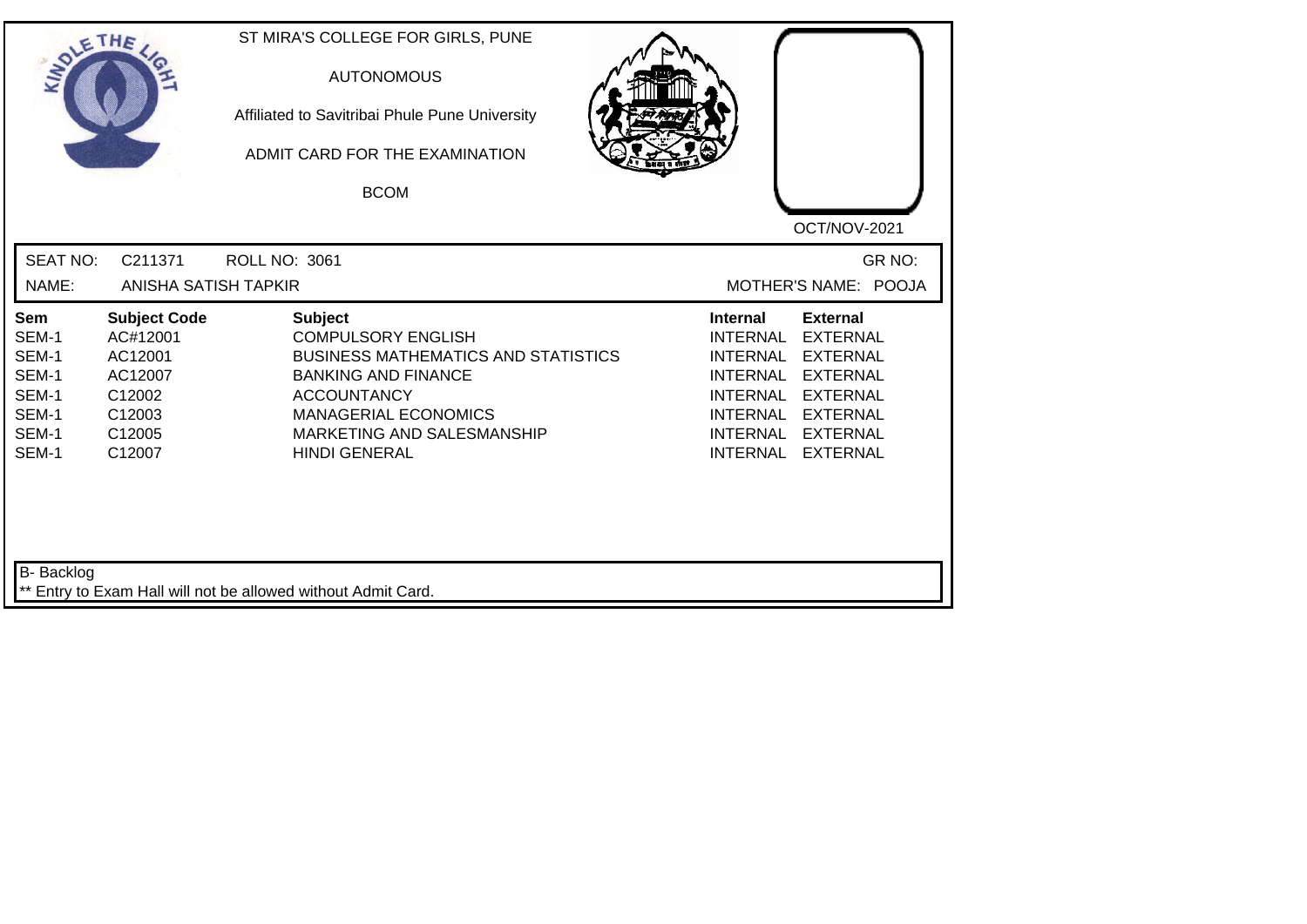ST MIRA'S COLLEGE FOR GIRLS, PUNE

AUTONOMOUS

Affiliated to Savitribai Phule Pune University

ADMIT CARD FOR THE EXAMINATION

BCOM

OCT/NOV-2021

SEAT NO: C211371 ROLL NO: 3061 GR NO:

NAME: ANISHA SATISH TAPKIR MOTHER'S NAME: POOJA

| Sem | Subject Code | Subject | Internal | External |
|---|---|---|---|---|
| SEM-1 | AC#12001 | COMPULSORY ENGLISH | INTERNAL | EXTERNAL |
| SEM-1 | AC12001 | BUSINESS MATHEMATICS AND STATISTICS | INTERNAL | EXTERNAL |
| SEM-1 | AC12007 | BANKING AND FINANCE | INTERNAL | EXTERNAL |
| SEM-1 | C12002 | ACCOUNTANCY | INTERNAL | EXTERNAL |
| SEM-1 | C12003 | MANAGERIAL ECONOMICS | INTERNAL | EXTERNAL |
| SEM-1 | C12005 | MARKETING AND SALESMANSHIP | INTERNAL | EXTERNAL |
| SEM-1 | C12007 | HINDI GENERAL | INTERNAL | EXTERNAL |

B- Backlog

** Entry to Exam Hall will not be allowed without Admit Card.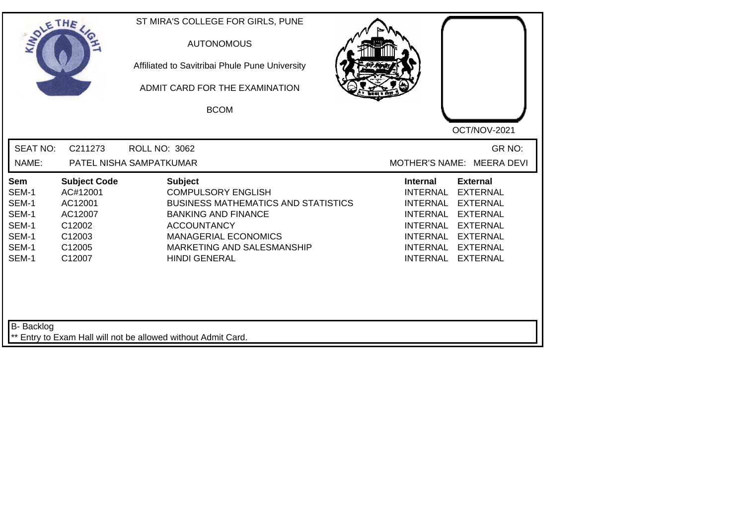ST MIRA'S COLLEGE FOR GIRLS, PUNE

AUTONOMOUS

Affiliated to Savitribai Phule Pune University

ADMIT CARD FOR THE EXAMINATION

BCOM

OCT/NOV-2021

SEAT NO: C211273 ROLL NO: 3062 GR NO:

NAME: PATEL NISHA SAMPATKUMAR MOTHER'S NAME: MEERA DEVI

| Sem | Subject Code | Subject | Internal | External |
|---|---|---|---|---|
| SEM-1 | AC#12001 | COMPULSORY ENGLISH | INTERNAL | EXTERNAL |
| SEM-1 | AC12001 | BUSINESS MATHEMATICS AND STATISTICS | INTERNAL | EXTERNAL |
| SEM-1 | AC12007 | BANKING AND FINANCE | INTERNAL | EXTERNAL |
| SEM-1 | C12002 | ACCOUNTANCY | INTERNAL | EXTERNAL |
| SEM-1 | C12003 | MANAGERIAL ECONOMICS | INTERNAL | EXTERNAL |
| SEM-1 | C12005 | MARKETING AND SALESMANSHIP | INTERNAL | EXTERNAL |
| SEM-1 | C12007 | HINDI GENERAL | INTERNAL | EXTERNAL |

B- Backlog

** Entry to Exam Hall will not be allowed without Admit Card.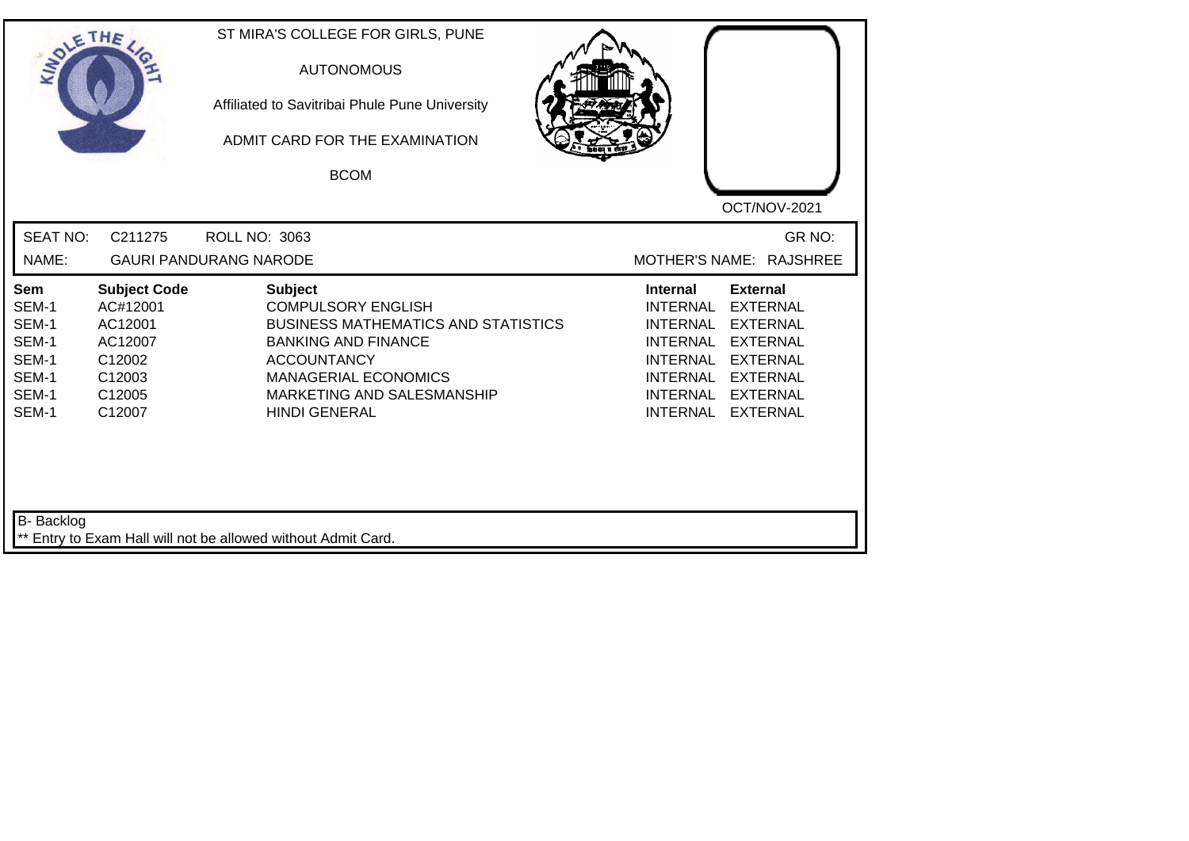ST MIRA'S COLLEGE FOR GIRLS, PUNE

AUTONOMOUS

Affiliated to Savitribai Phule Pune University

ADMIT CARD FOR THE EXAMINATION

BCOM

OCT/NOV-2021

SEAT NO: C211275 ROLL NO: 3063 GR NO:

NAME: GAURI PANDURANG NARODE MOTHER'S NAME: RAJSHREE

| Sem | Subject Code | Subject | Internal | External |
|---|---|---|---|---|
| SEM-1 | AC#12001 | COMPULSORY ENGLISH | INTERNAL | EXTERNAL |
| SEM-1 | AC12001 | BUSINESS MATHEMATICS AND STATISTICS | INTERNAL | EXTERNAL |
| SEM-1 | AC12007 | BANKING AND FINANCE | INTERNAL | EXTERNAL |
| SEM-1 | C12002 | ACCOUNTANCY | INTERNAL | EXTERNAL |
| SEM-1 | C12003 | MANAGERIAL ECONOMICS | INTERNAL | EXTERNAL |
| SEM-1 | C12005 | MARKETING AND SALESMANSHIP | INTERNAL | EXTERNAL |
| SEM-1 | C12007 | HINDI GENERAL | INTERNAL | EXTERNAL |

B- Backlog

** Entry to Exam Hall will not be allowed without Admit Card.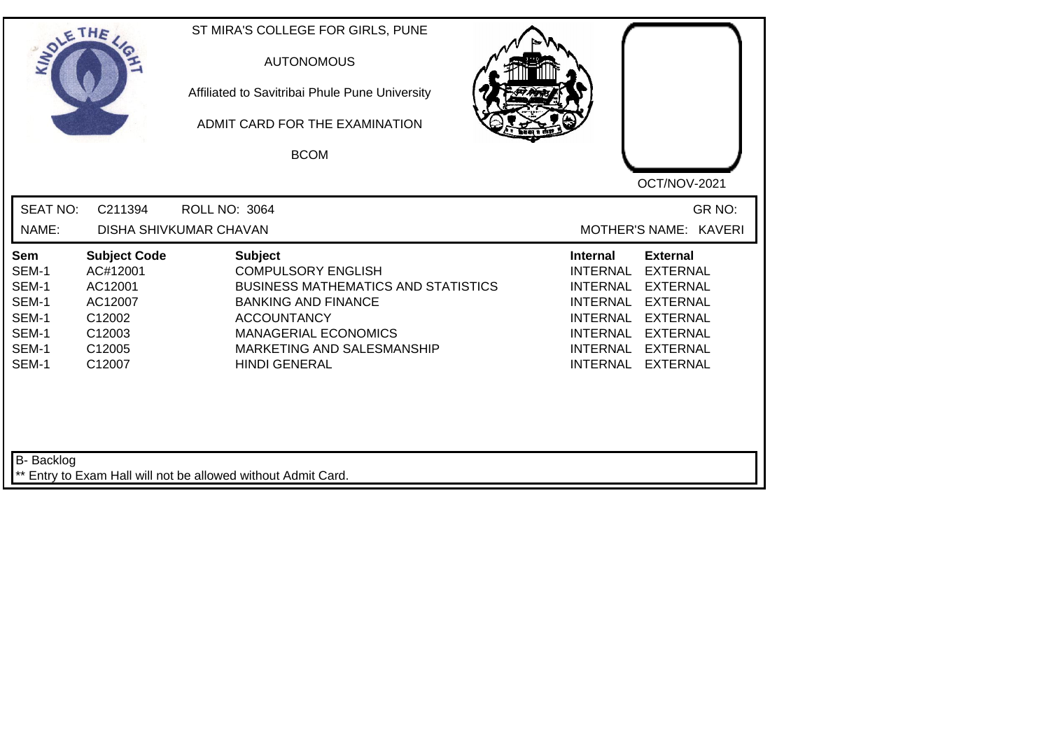ST MIRA'S COLLEGE FOR GIRLS, PUNE

AUTONOMOUS

Affiliated to Savitribai Phule Pune University

ADMIT CARD FOR THE EXAMINATION

BCOM

OCT/NOV-2021

SEAT NO: C211394 ROLL NO: 3064 GR NO:

NAME: DISHA SHIVKUMAR CHAVAN MOTHER'S NAME: KAVERI

| Sem | Subject Code | Subject | Internal | External |
|---|---|---|---|---|
| SEM-1 | AC#12001 | COMPULSORY ENGLISH | INTERNAL | EXTERNAL |
| SEM-1 | AC12001 | BUSINESS MATHEMATICS AND STATISTICS | INTERNAL | EXTERNAL |
| SEM-1 | AC12007 | BANKING AND FINANCE | INTERNAL | EXTERNAL |
| SEM-1 | C12002 | ACCOUNTANCY | INTERNAL | EXTERNAL |
| SEM-1 | C12003 | MANAGERIAL ECONOMICS | INTERNAL | EXTERNAL |
| SEM-1 | C12005 | MARKETING AND SALESMANSHIP | INTERNAL | EXTERNAL |
| SEM-1 | C12007 | HINDI GENERAL | INTERNAL | EXTERNAL |

B- Backlog

** Entry to Exam Hall will not be allowed without Admit Card.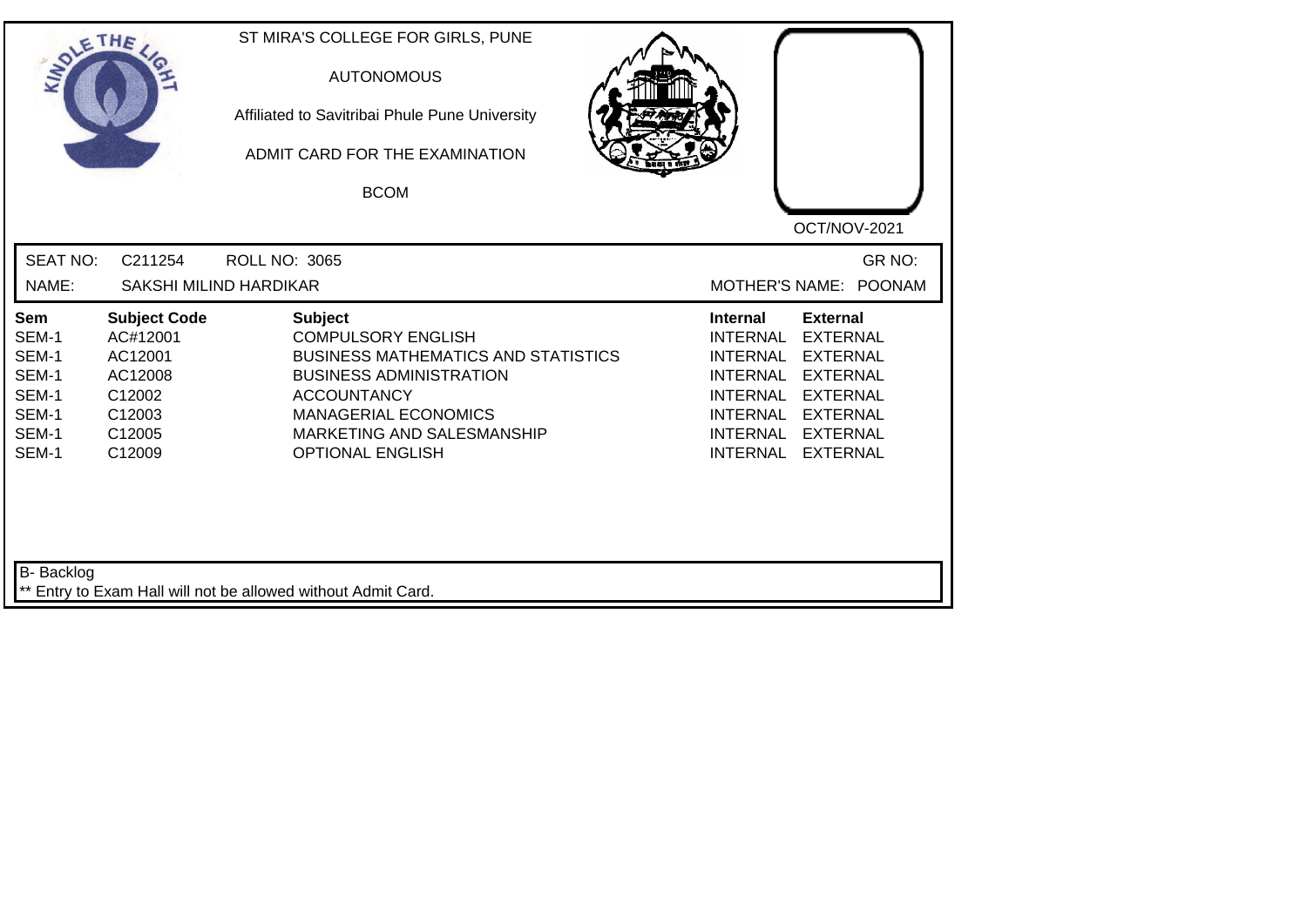ST MIRA'S COLLEGE FOR GIRLS, PUNE

AUTONOMOUS

Affiliated to Savitribai Phule Pune University

ADMIT CARD FOR THE EXAMINATION

BCOM

OCT/NOV-2021

SEAT NO: C211254 ROLL NO: 3065 GR NO:

NAME: SAKSHI MILIND HARDIKAR MOTHER'S NAME: POONAM

| Sem | Subject Code | Subject | Internal | External |
|---|---|---|---|---|
| SEM-1 | AC#12001 | COMPULSORY ENGLISH | INTERNAL | EXTERNAL |
| SEM-1 | AC12001 | BUSINESS MATHEMATICS AND STATISTICS | INTERNAL | EXTERNAL |
| SEM-1 | AC12008 | BUSINESS ADMINISTRATION | INTERNAL | EXTERNAL |
| SEM-1 | C12002 | ACCOUNTANCY | INTERNAL | EXTERNAL |
| SEM-1 | C12003 | MANAGERIAL ECONOMICS | INTERNAL | EXTERNAL |
| SEM-1 | C12005 | MARKETING AND SALESMANSHIP | INTERNAL | EXTERNAL |
| SEM-1 | C12009 | OPTIONAL ENGLISH | INTERNAL | EXTERNAL |

B- Backlog

** Entry to Exam Hall will not be allowed without Admit Card.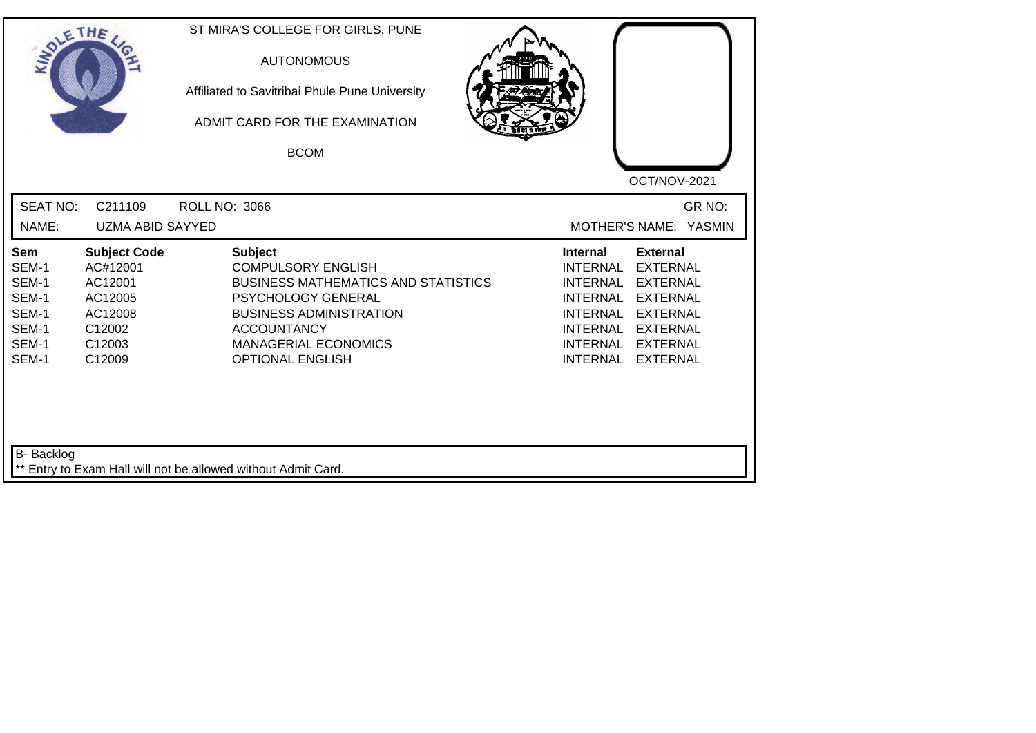ST MIRA'S COLLEGE FOR GIRLS, PUNE

AUTONOMOUS

Affiliated to Savitribai Phule Pune University

ADMIT CARD FOR THE EXAMINATION

BCOM

OCT/NOV-2021

SEAT NO: C211109 ROLL NO: 3066 GR NO:

NAME: UZMA ABID SAYYED MOTHER'S NAME: YASMIN

| Sem | Subject Code | Subject | Internal | External |
|---|---|---|---|---|
| SEM-1 | AC#12001 | COMPULSORY ENGLISH | INTERNAL | EXTERNAL |
| SEM-1 | AC12001 | BUSINESS MATHEMATICS AND STATISTICS | INTERNAL | EXTERNAL |
| SEM-1 | AC12005 | PSYCHOLOGY GENERAL | INTERNAL | EXTERNAL |
| SEM-1 | AC12008 | BUSINESS ADMINISTRATION | INTERNAL | EXTERNAL |
| SEM-1 | C12002 | ACCOUNTANCY | INTERNAL | EXTERNAL |
| SEM-1 | C12003 | MANAGERIAL ECONOMICS | INTERNAL | EXTERNAL |
| SEM-1 | C12009 | OPTIONAL ENGLISH | INTERNAL | EXTERNAL |

B- Backlog

** Entry to Exam Hall will not be allowed without Admit Card.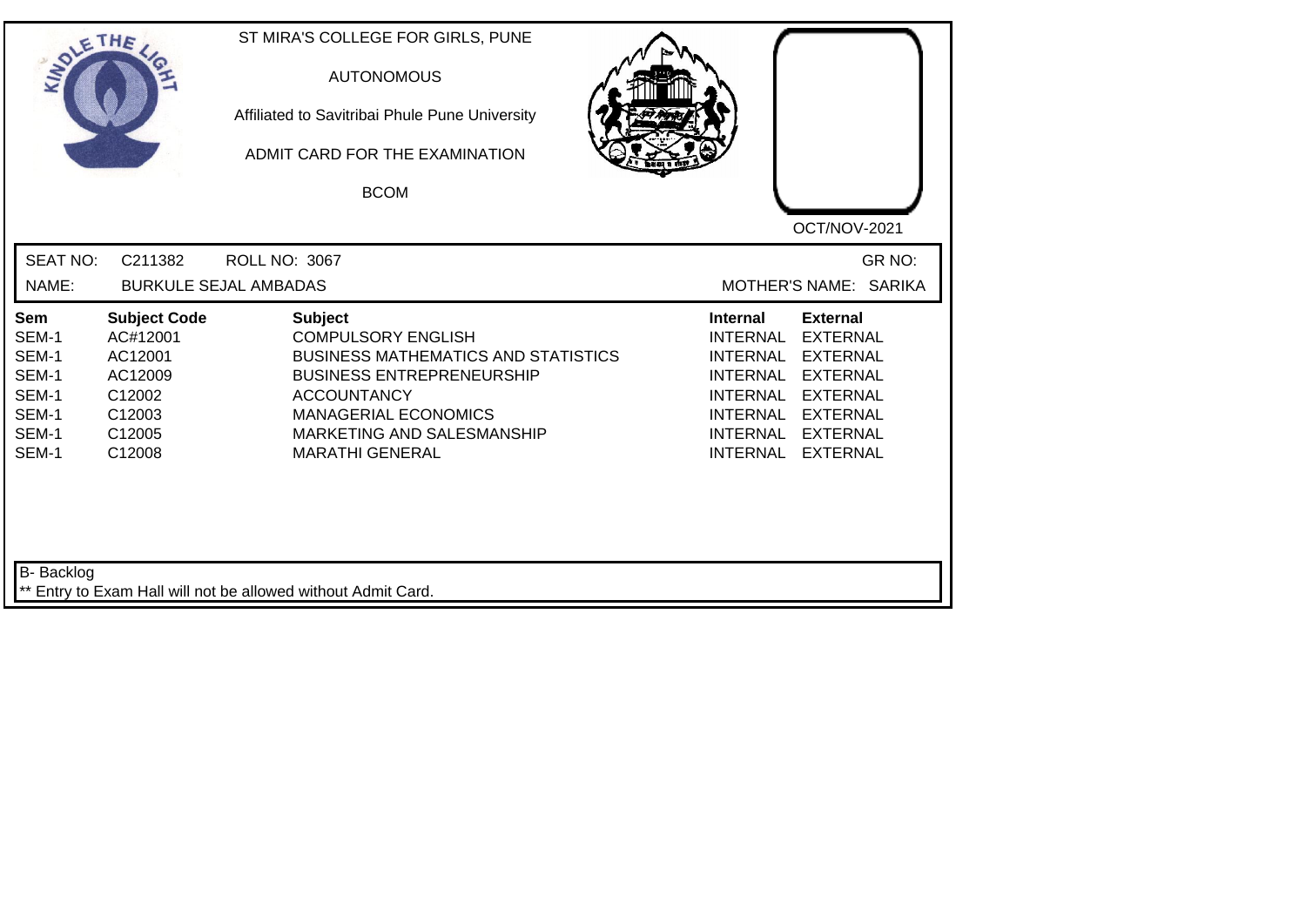ST MIRA'S COLLEGE FOR GIRLS, PUNE

AUTONOMOUS

Affiliated to Savitribai Phule Pune University

ADMIT CARD FOR THE EXAMINATION

BCOM

OCT/NOV-2021

SEAT NO: C211382 ROLL NO: 3067 GR NO:

NAME: BURKULE SEJAL AMBADAS MOTHER'S NAME: SARIKA

| Sem | Subject Code | Subject | Internal | External |
|---|---|---|---|---|
| SEM-1 | AC#12001 | COMPULSORY ENGLISH | INTERNAL | EXTERNAL |
| SEM-1 | AC12001 | BUSINESS MATHEMATICS AND STATISTICS | INTERNAL | EXTERNAL |
| SEM-1 | AC12009 | BUSINESS ENTREPRENEURSHIP | INTERNAL | EXTERNAL |
| SEM-1 | C12002 | ACCOUNTANCY | INTERNAL | EXTERNAL |
| SEM-1 | C12003 | MANAGERIAL ECONOMICS | INTERNAL | EXTERNAL |
| SEM-1 | C12005 | MARKETING AND SALESMANSHIP | INTERNAL | EXTERNAL |
| SEM-1 | C12008 | MARATHI GENERAL | INTERNAL | EXTERNAL |

B- Backlog

** Entry to Exam Hall will not be allowed without Admit Card.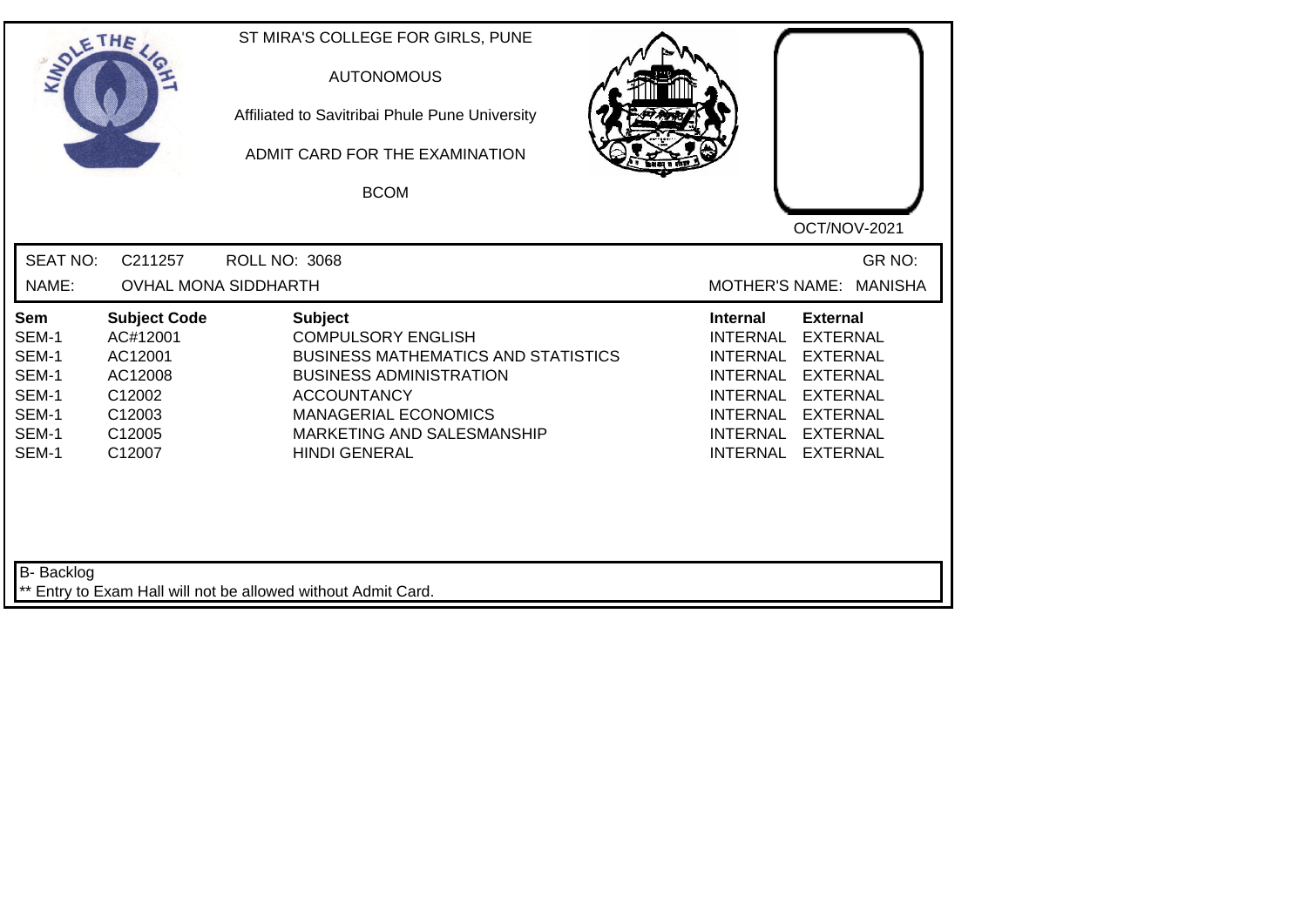ST MIRA'S COLLEGE FOR GIRLS, PUNE

AUTONOMOUS

Affiliated to Savitribai Phule Pune University

ADMIT CARD FOR THE EXAMINATION

BCOM

OCT/NOV-2021

SEAT NO: C211257 ROLL NO: 3068 GR NO:

NAME: OVHAL MONA SIDDHARTH MOTHER'S NAME: MANISHA

| Sem | Subject Code | Subject | Internal | External |
|---|---|---|---|---|
| SEM-1 | AC#12001 | COMPULSORY ENGLISH | INTERNAL | EXTERNAL |
| SEM-1 | AC12001 | BUSINESS MATHEMATICS AND STATISTICS | INTERNAL | EXTERNAL |
| SEM-1 | AC12008 | BUSINESS ADMINISTRATION | INTERNAL | EXTERNAL |
| SEM-1 | C12002 | ACCOUNTANCY | INTERNAL | EXTERNAL |
| SEM-1 | C12003 | MANAGERIAL ECONOMICS | INTERNAL | EXTERNAL |
| SEM-1 | C12005 | MARKETING AND SALESMANSHIP | INTERNAL | EXTERNAL |
| SEM-1 | C12007 | HINDI GENERAL | INTERNAL | EXTERNAL |

B- Backlog

** Entry to Exam Hall will not be allowed without Admit Card.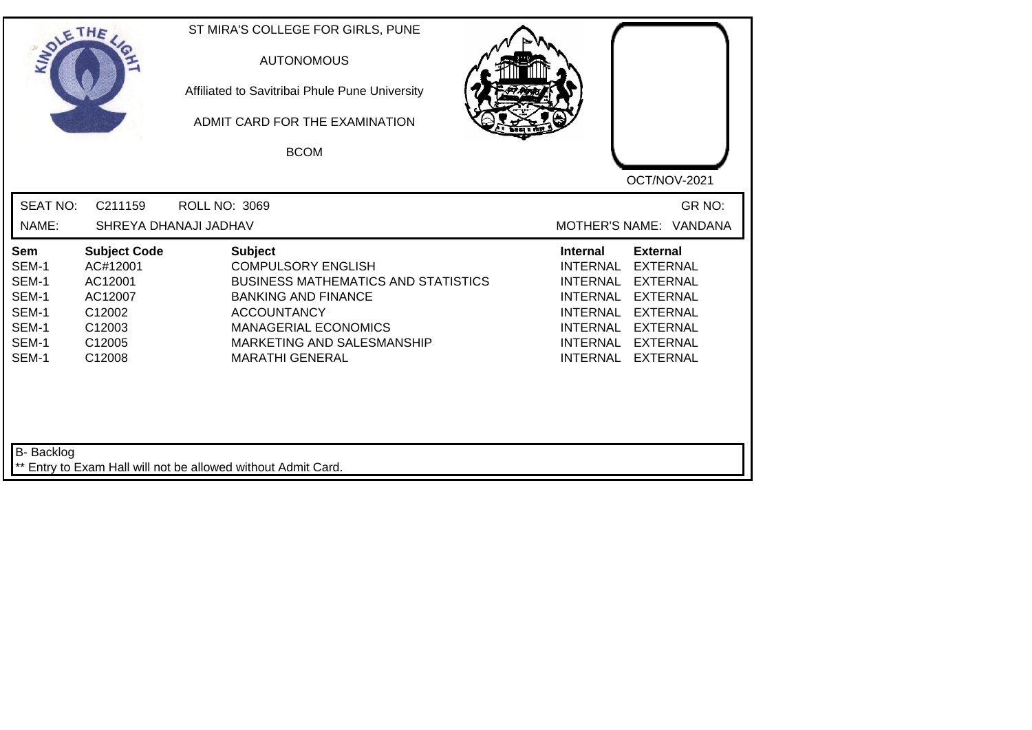ST MIRA'S COLLEGE FOR GIRLS, PUNE

AUTONOMOUS

Affiliated to Savitribai Phule Pune University

ADMIT CARD FOR THE EXAMINATION

BCOM

OCT/NOV-2021

SEAT NO: C211159 ROLL NO: 3069 GR NO:

NAME: SHREYA DHANAJI JADHAV MOTHER'S NAME: VANDANA

| Sem | Subject Code | Subject | Internal | External |
|---|---|---|---|---|
| SEM-1 | AC#12001 | COMPULSORY ENGLISH | INTERNAL | EXTERNAL |
| SEM-1 | AC12001 | BUSINESS MATHEMATICS AND STATISTICS | INTERNAL | EXTERNAL |
| SEM-1 | AC12007 | BANKING AND FINANCE | INTERNAL | EXTERNAL |
| SEM-1 | C12002 | ACCOUNTANCY | INTERNAL | EXTERNAL |
| SEM-1 | C12003 | MANAGERIAL ECONOMICS | INTERNAL | EXTERNAL |
| SEM-1 | C12005 | MARKETING AND SALESMANSHIP | INTERNAL | EXTERNAL |
| SEM-1 | C12008 | MARATHI GENERAL | INTERNAL | EXTERNAL |

B- Backlog

** Entry to Exam Hall will not be allowed without Admit Card.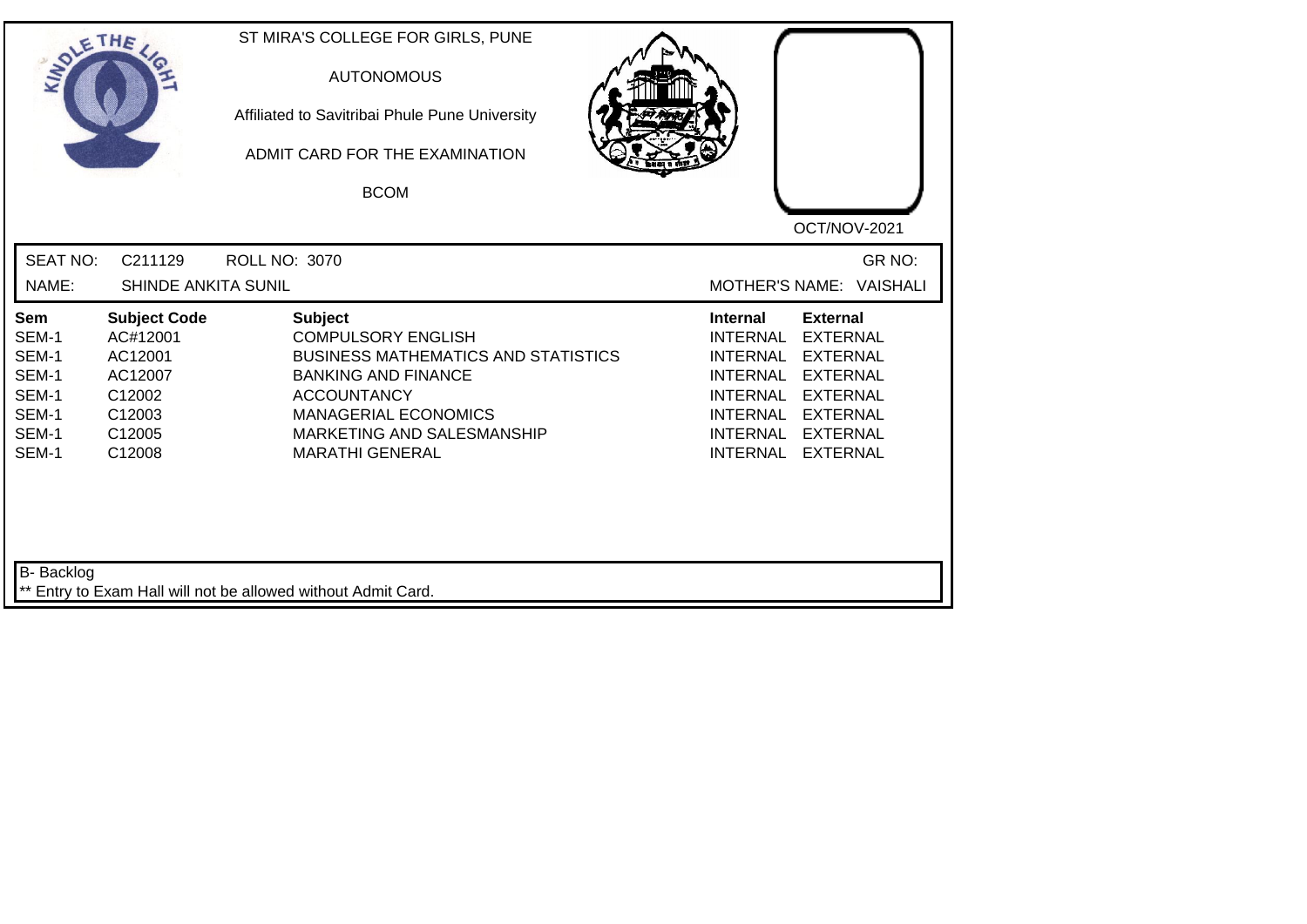ST MIRA'S COLLEGE FOR GIRLS, PUNE

AUTONOMOUS

Affiliated to Savitribai Phule Pune University

ADMIT CARD FOR THE EXAMINATION

BCOM

OCT/NOV-2021

SEAT NO: C211129 ROLL NO: 3070 GR NO:

NAME: SHINDE ANKITA SUNIL MOTHER'S NAME: VAISHALI

| Sem | Subject Code | Subject | Internal | External |
|---|---|---|---|---|
| SEM-1 | AC#12001 | COMPULSORY ENGLISH | INTERNAL | EXTERNAL |
| SEM-1 | AC12001 | BUSINESS MATHEMATICS AND STATISTICS | INTERNAL | EXTERNAL |
| SEM-1 | AC12007 | BANKING AND FINANCE | INTERNAL | EXTERNAL |
| SEM-1 | C12002 | ACCOUNTANCY | INTERNAL | EXTERNAL |
| SEM-1 | C12003 | MANAGERIAL ECONOMICS | INTERNAL | EXTERNAL |
| SEM-1 | C12005 | MARKETING AND SALESMANSHIP | INTERNAL | EXTERNAL |
| SEM-1 | C12008 | MARATHI GENERAL | INTERNAL | EXTERNAL |

B- Backlog

** Entry to Exam Hall will not be allowed without Admit Card.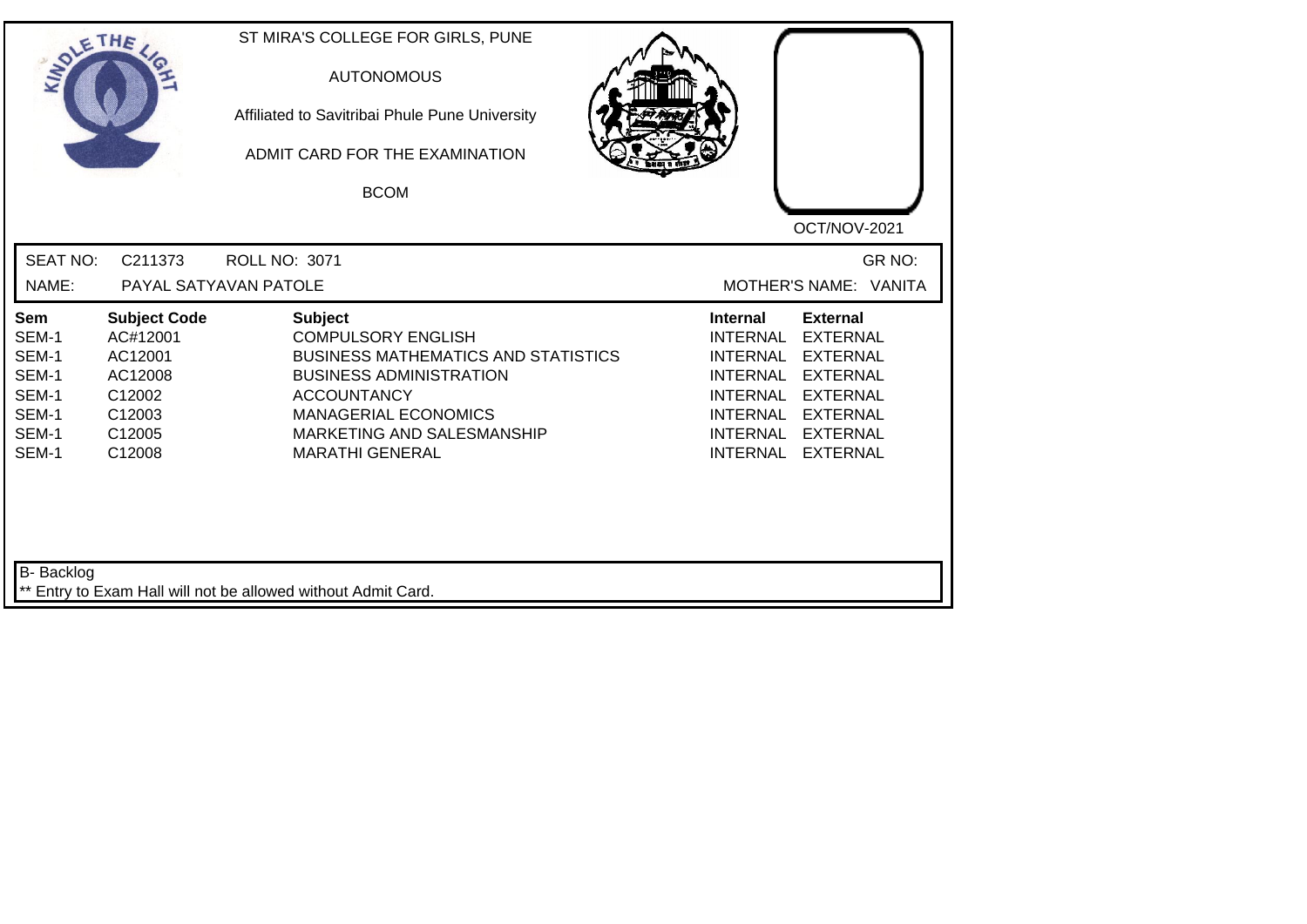ST MIRA'S COLLEGE FOR GIRLS, PUNE

AUTONOMOUS

Affiliated to Savitribai Phule Pune University

ADMIT CARD FOR THE EXAMINATION

BCOM

OCT/NOV-2021

SEAT NO: C211373 ROLL NO: 3071 GR NO:

NAME: PAYAL SATYAVAN PATOLE MOTHER'S NAME: VANITA

| Sem | Subject Code | Subject | Internal | External |
|---|---|---|---|---|
| SEM-1 | AC#12001 | COMPULSORY ENGLISH | INTERNAL | EXTERNAL |
| SEM-1 | AC12001 | BUSINESS MATHEMATICS AND STATISTICS | INTERNAL | EXTERNAL |
| SEM-1 | AC12008 | BUSINESS ADMINISTRATION | INTERNAL | EXTERNAL |
| SEM-1 | C12002 | ACCOUNTANCY | INTERNAL | EXTERNAL |
| SEM-1 | C12003 | MANAGERIAL ECONOMICS | INTERNAL | EXTERNAL |
| SEM-1 | C12005 | MARKETING AND SALESMANSHIP | INTERNAL | EXTERNAL |
| SEM-1 | C12008 | MARATHI GENERAL | INTERNAL | EXTERNAL |

B- Backlog

** Entry to Exam Hall will not be allowed without Admit Card.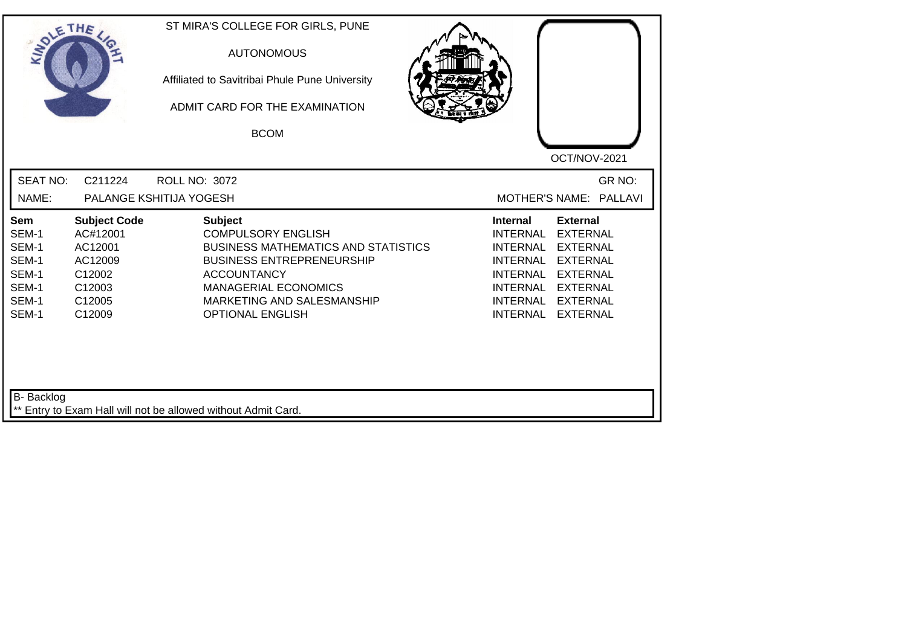ST MIRA'S COLLEGE FOR GIRLS, PUNE

AUTONOMOUS

Affiliated to Savitribai Phule Pune University

ADMIT CARD FOR THE EXAMINATION

BCOM

OCT/NOV-2021

SEAT NO: C211224 ROLL NO: 3072 GR NO:

NAME: PALANGE KSHITIJA YOGESH MOTHER'S NAME: PALLAVI

| Sem | Subject Code | Subject | Internal | External |
|---|---|---|---|---|
| SEM-1 | AC#12001 | COMPULSORY ENGLISH | INTERNAL | EXTERNAL |
| SEM-1 | AC12001 | BUSINESS MATHEMATICS AND STATISTICS | INTERNAL | EXTERNAL |
| SEM-1 | AC12009 | BUSINESS ENTREPRENEURSHIP | INTERNAL | EXTERNAL |
| SEM-1 | C12002 | ACCOUNTANCY | INTERNAL | EXTERNAL |
| SEM-1 | C12003 | MANAGERIAL ECONOMICS | INTERNAL | EXTERNAL |
| SEM-1 | C12005 | MARKETING AND SALESMANSHIP | INTERNAL | EXTERNAL |
| SEM-1 | C12009 | OPTIONAL ENGLISH | INTERNAL | EXTERNAL |

B- Backlog

** Entry to Exam Hall will not be allowed without Admit Card.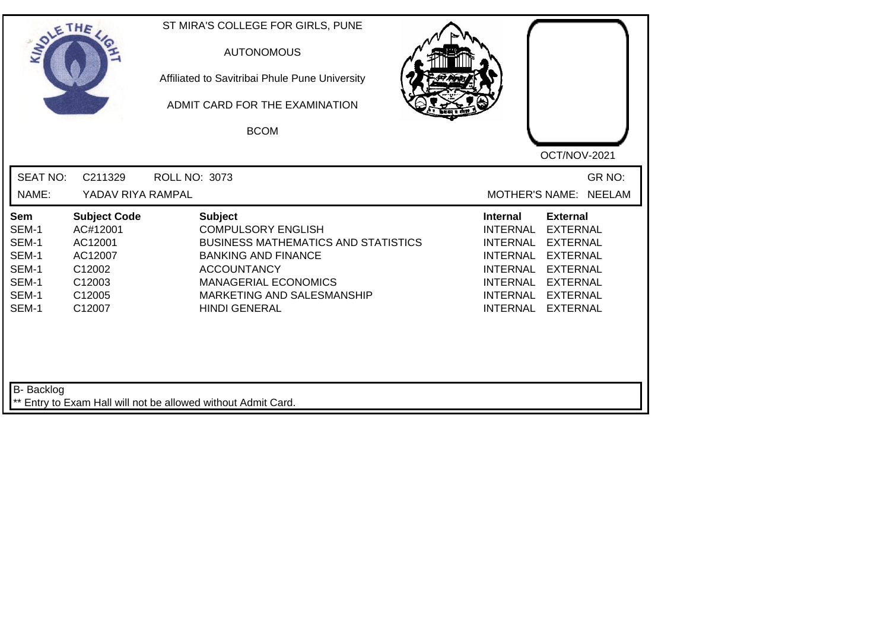ST MIRA'S COLLEGE FOR GIRLS, PUNE

AUTONOMOUS

Affiliated to Savitribai Phule Pune University

ADMIT CARD FOR THE EXAMINATION

BCOM

OCT/NOV-2021

SEAT NO: C211329 ROLL NO: 3073 GR NO:

NAME: YADAV RIYA RAMPAL MOTHER'S NAME: NEELAM

| Sem | Subject Code | Subject | Internal | External |
|---|---|---|---|---|
| SEM-1 | AC#12001 | COMPULSORY ENGLISH | INTERNAL | EXTERNAL |
| SEM-1 | AC12001 | BUSINESS MATHEMATICS AND STATISTICS | INTERNAL | EXTERNAL |
| SEM-1 | AC12007 | BANKING AND FINANCE | INTERNAL | EXTERNAL |
| SEM-1 | C12002 | ACCOUNTANCY | INTERNAL | EXTERNAL |
| SEM-1 | C12003 | MANAGERIAL ECONOMICS | INTERNAL | EXTERNAL |
| SEM-1 | C12005 | MARKETING AND SALESMANSHIP | INTERNAL | EXTERNAL |
| SEM-1 | C12007 | HINDI GENERAL | INTERNAL | EXTERNAL |

B- Backlog

** Entry to Exam Hall will not be allowed without Admit Card.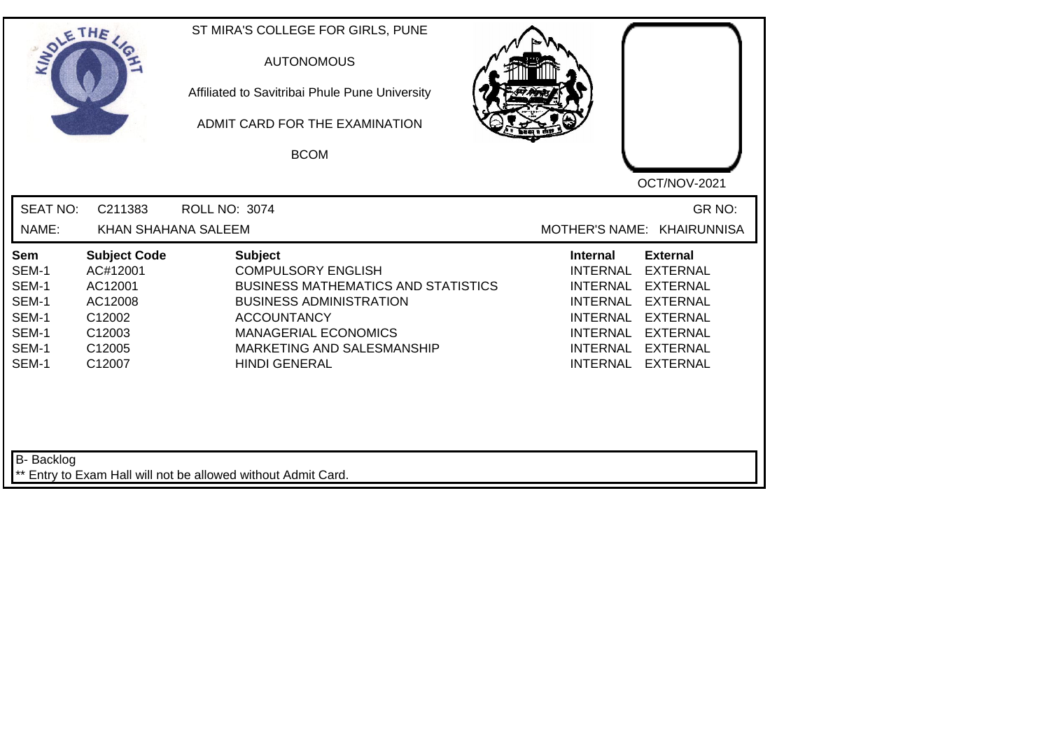ST MIRA'S COLLEGE FOR GIRLS, PUNE

AUTONOMOUS

Affiliated to Savitribai Phule Pune University

ADMIT CARD FOR THE EXAMINATION

BCOM

OCT/NOV-2021

SEAT NO: C211383 ROLL NO: 3074 GR NO:

NAME: KHAN SHAHANA SALEEM MOTHER'S NAME: KHAIRUNNISA

| Sem | Subject Code | Subject | Internal | External |
|---|---|---|---|---|
| SEM-1 | AC#12001 | COMPULSORY ENGLISH | INTERNAL | EXTERNAL |
| SEM-1 | AC12001 | BUSINESS MATHEMATICS AND STATISTICS | INTERNAL | EXTERNAL |
| SEM-1 | AC12008 | BUSINESS ADMINISTRATION | INTERNAL | EXTERNAL |
| SEM-1 | C12002 | ACCOUNTANCY | INTERNAL | EXTERNAL |
| SEM-1 | C12003 | MANAGERIAL ECONOMICS | INTERNAL | EXTERNAL |
| SEM-1 | C12005 | MARKETING AND SALESMANSHIP | INTERNAL | EXTERNAL |
| SEM-1 | C12007 | HINDI GENERAL | INTERNAL | EXTERNAL |

B- Backlog

** Entry to Exam Hall will not be allowed without Admit Card.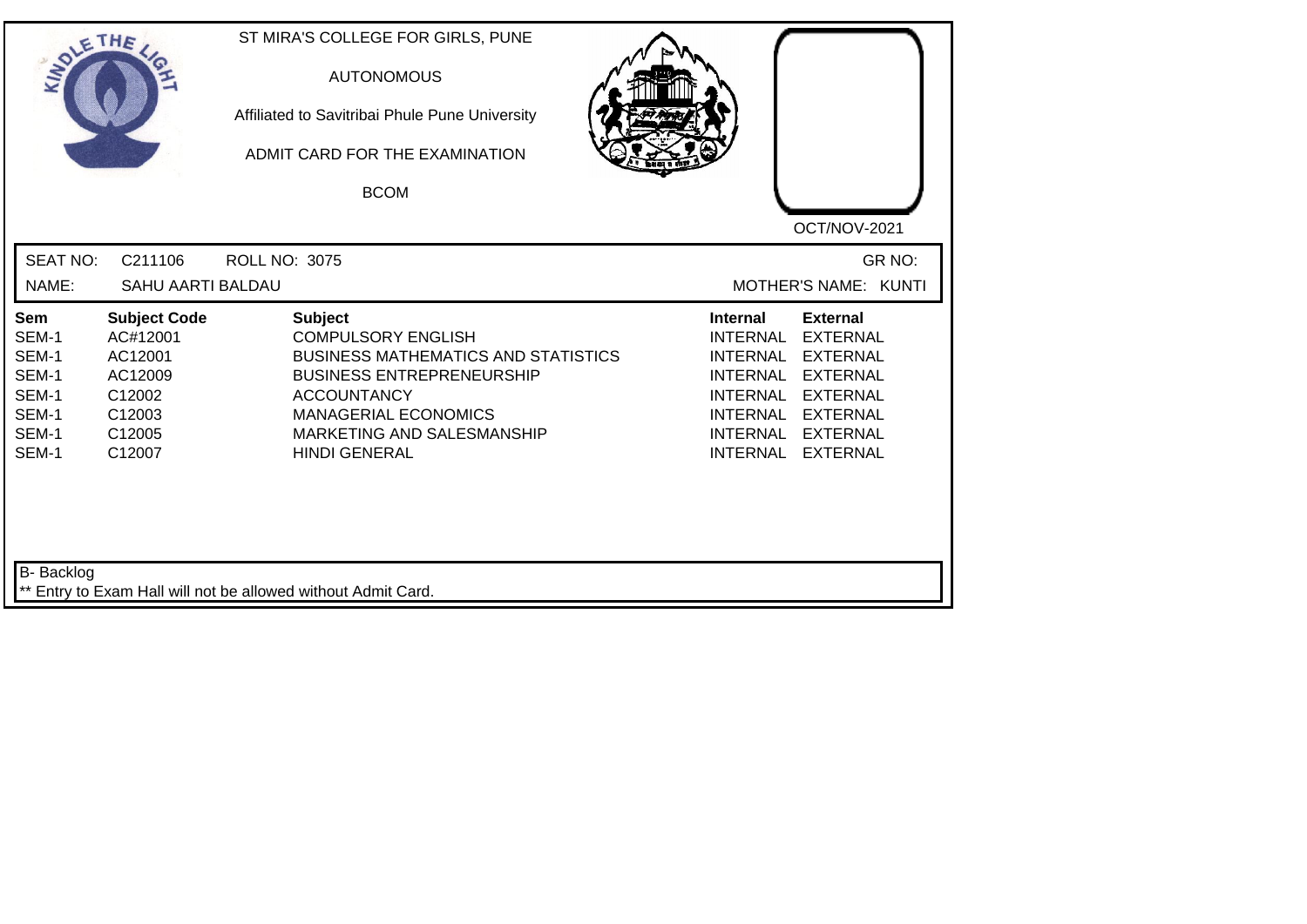ST MIRA'S COLLEGE FOR GIRLS, PUNE

AUTONOMOUS

Affiliated to Savitribai Phule Pune University

ADMIT CARD FOR THE EXAMINATION

BCOM

OCT/NOV-2021

SEAT NO: C211106 ROLL NO: 3075 GR NO:

NAME: SAHU AARTI BALDAU MOTHER'S NAME: KUNTI

| Sem | Subject Code | Subject | Internal | External |
|---|---|---|---|---|
| SEM-1 | AC#12001 | COMPULSORY ENGLISH | INTERNAL | EXTERNAL |
| SEM-1 | AC12001 | BUSINESS MATHEMATICS AND STATISTICS | INTERNAL | EXTERNAL |
| SEM-1 | AC12009 | BUSINESS ENTREPRENEURSHIP | INTERNAL | EXTERNAL |
| SEM-1 | C12002 | ACCOUNTANCY | INTERNAL | EXTERNAL |
| SEM-1 | C12003 | MANAGERIAL ECONOMICS | INTERNAL | EXTERNAL |
| SEM-1 | C12005 | MARKETING AND SALESMANSHIP | INTERNAL | EXTERNAL |
| SEM-1 | C12007 | HINDI GENERAL | INTERNAL | EXTERNAL |

B- Backlog

** Entry to Exam Hall will not be allowed without Admit Card.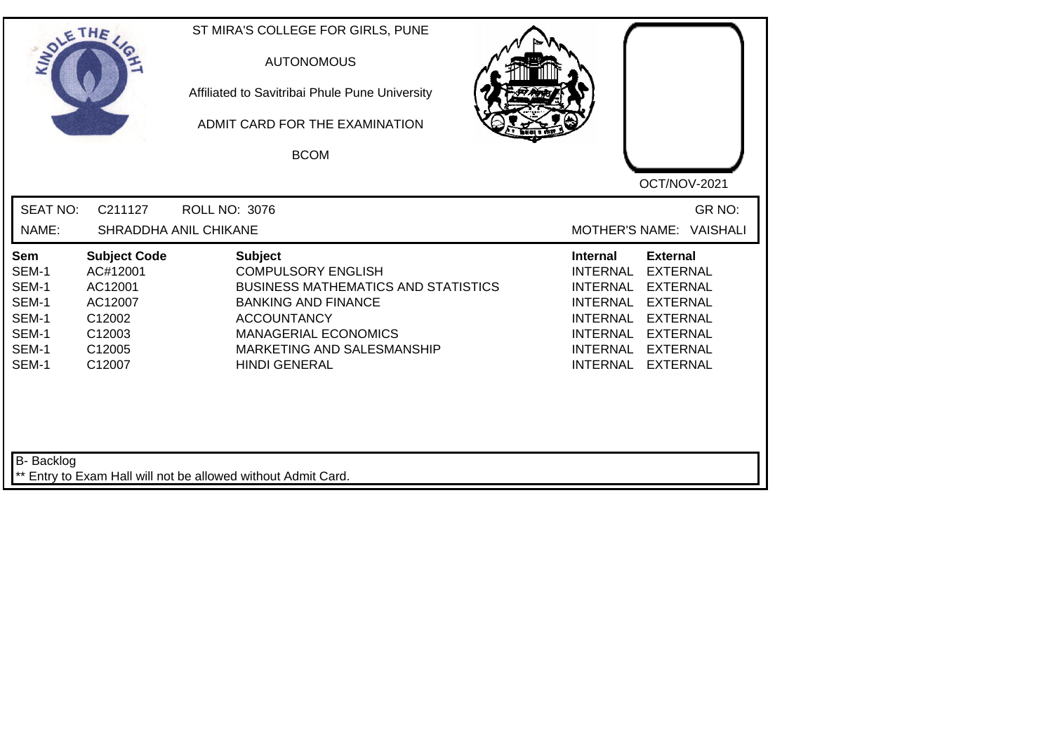ST MIRA'S COLLEGE FOR GIRLS, PUNE

AUTONOMOUS

Affiliated to Savitribai Phule Pune University

ADMIT CARD FOR THE EXAMINATION

BCOM

OCT/NOV-2021

SEAT NO: C211127 ROLL NO: 3076 GR NO:

NAME: SHRADDHA ANIL CHIKANE MOTHER'S NAME: VAISHALI

| Sem | Subject Code | Subject | Internal | External |
|---|---|---|---|---|
| SEM-1 | AC#12001 | COMPULSORY ENGLISH | INTERNAL | EXTERNAL |
| SEM-1 | AC12001 | BUSINESS MATHEMATICS AND STATISTICS | INTERNAL | EXTERNAL |
| SEM-1 | AC12007 | BANKING AND FINANCE | INTERNAL | EXTERNAL |
| SEM-1 | C12002 | ACCOUNTANCY | INTERNAL | EXTERNAL |
| SEM-1 | C12003 | MANAGERIAL ECONOMICS | INTERNAL | EXTERNAL |
| SEM-1 | C12005 | MARKETING AND SALESMANSHIP | INTERNAL | EXTERNAL |
| SEM-1 | C12007 | HINDI GENERAL | INTERNAL | EXTERNAL |

B- Backlog

** Entry to Exam Hall will not be allowed without Admit Card.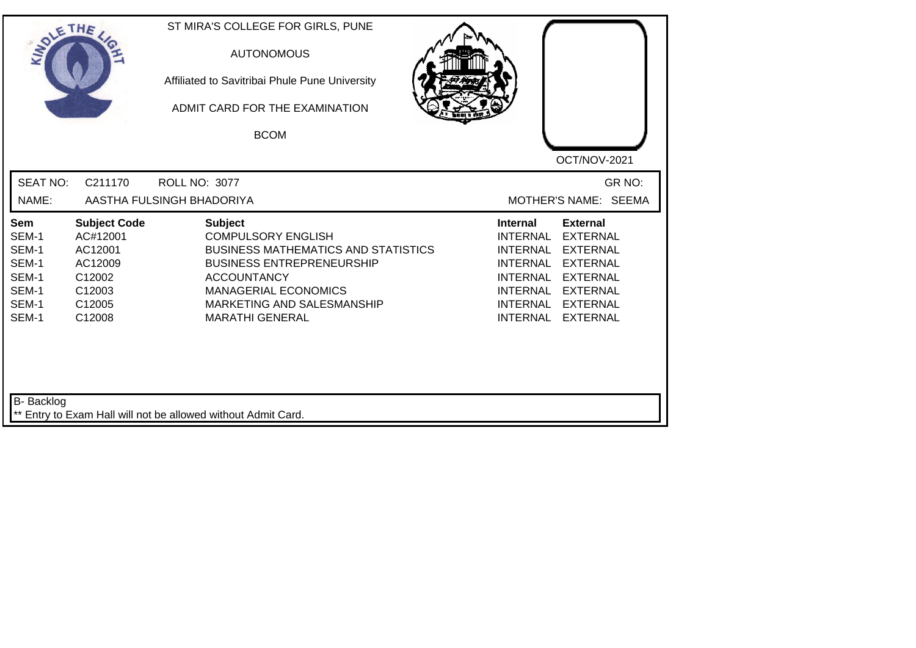ST MIRA'S COLLEGE FOR GIRLS, PUNE

AUTONOMOUS

Affiliated to Savitribai Phule Pune University

ADMIT CARD FOR THE EXAMINATION

BCOM

OCT/NOV-2021

SEAT NO: C211170 ROLL NO: 3077 GR NO:

NAME: AASTHA FULSINGH BHADORIYA MOTHER'S NAME: SEEMA

| Sem | Subject Code | Subject | Internal | External |
|---|---|---|---|---|
| SEM-1 | AC#12001 | COMPULSORY ENGLISH | INTERNAL | EXTERNAL |
| SEM-1 | AC12001 | BUSINESS MATHEMATICS AND STATISTICS | INTERNAL | EXTERNAL |
| SEM-1 | AC12009 | BUSINESS ENTREPRENEURSHIP | INTERNAL | EXTERNAL |
| SEM-1 | C12002 | ACCOUNTANCY | INTERNAL | EXTERNAL |
| SEM-1 | C12003 | MANAGERIAL ECONOMICS | INTERNAL | EXTERNAL |
| SEM-1 | C12005 | MARKETING AND SALESMANSHIP | INTERNAL | EXTERNAL |
| SEM-1 | C12008 | MARATHI GENERAL | INTERNAL | EXTERNAL |

B- Backlog

** Entry to Exam Hall will not be allowed without Admit Card.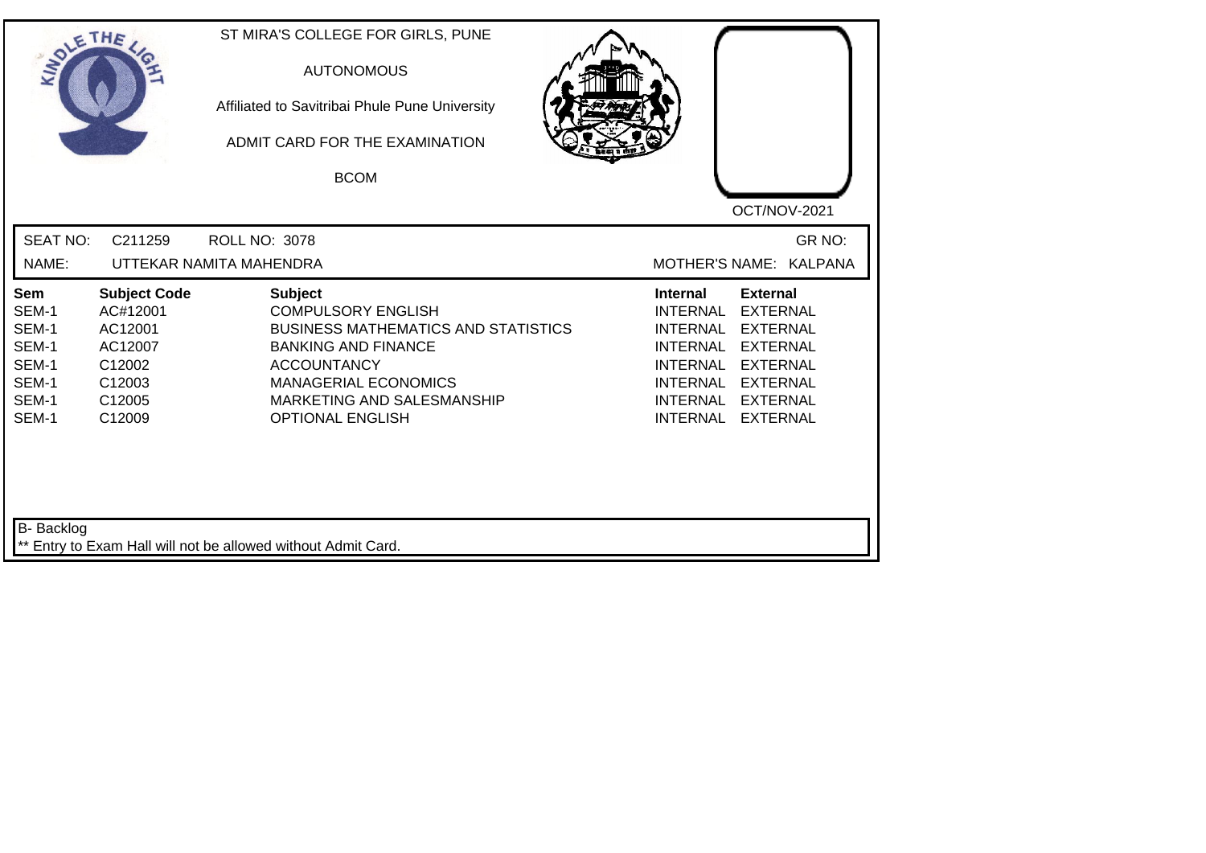ST MIRA'S COLLEGE FOR GIRLS, PUNE

AUTONOMOUS

Affiliated to Savitribai Phule Pune University

ADMIT CARD FOR THE EXAMINATION

BCOM

OCT/NOV-2021

SEAT NO: C211259 ROLL NO: 3078 GR NO:

NAME: UTTEKAR NAMITA MAHENDRA MOTHER'S NAME: KALPANA

| Sem | Subject Code | Subject | Internal | External |
|---|---|---|---|---|
| SEM-1 | AC#12001 | COMPULSORY ENGLISH | INTERNAL | EXTERNAL |
| SEM-1 | AC12001 | BUSINESS MATHEMATICS AND STATISTICS | INTERNAL | EXTERNAL |
| SEM-1 | AC12007 | BANKING AND FINANCE | INTERNAL | EXTERNAL |
| SEM-1 | C12002 | ACCOUNTANCY | INTERNAL | EXTERNAL |
| SEM-1 | C12003 | MANAGERIAL ECONOMICS | INTERNAL | EXTERNAL |
| SEM-1 | C12005 | MARKETING AND SALESMANSHIP | INTERNAL | EXTERNAL |
| SEM-1 | C12009 | OPTIONAL ENGLISH | INTERNAL | EXTERNAL |

B- Backlog

** Entry to Exam Hall will not be allowed without Admit Card.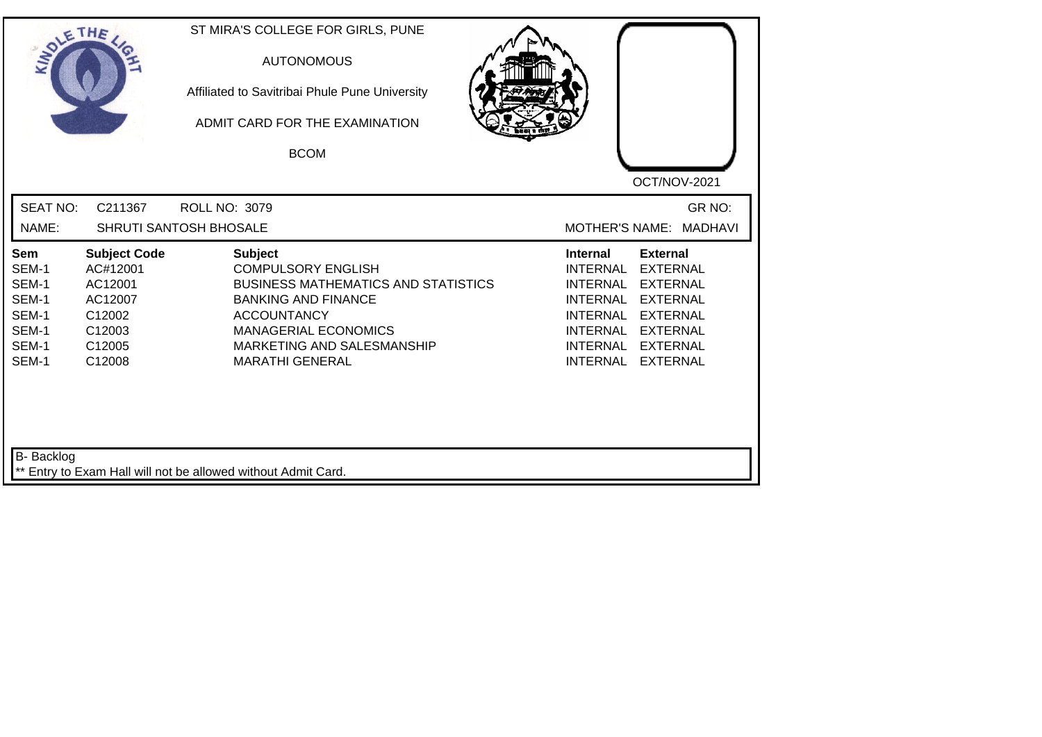ST MIRA'S COLLEGE FOR GIRLS, PUNE

AUTONOMOUS

Affiliated to Savitribai Phule Pune University

ADMIT CARD FOR THE EXAMINATION

BCOM

OCT/NOV-2021

SEAT NO: C211367 ROLL NO: 3079 GR NO:

NAME: SHRUTI SANTOSH BHOSALE MOTHER'S NAME: MADHAVI

| Sem | Subject Code | Subject | Internal | External |
|---|---|---|---|---|
| SEM-1 | AC#12001 | COMPULSORY ENGLISH | INTERNAL | EXTERNAL |
| SEM-1 | AC12001 | BUSINESS MATHEMATICS AND STATISTICS | INTERNAL | EXTERNAL |
| SEM-1 | AC12007 | BANKING AND FINANCE | INTERNAL | EXTERNAL |
| SEM-1 | C12002 | ACCOUNTANCY | INTERNAL | EXTERNAL |
| SEM-1 | C12003 | MANAGERIAL ECONOMICS | INTERNAL | EXTERNAL |
| SEM-1 | C12005 | MARKETING AND SALESMANSHIP | INTERNAL | EXTERNAL |
| SEM-1 | C12008 | MARATHI GENERAL | INTERNAL | EXTERNAL |

B- Backlog

** Entry to Exam Hall will not be allowed without Admit Card.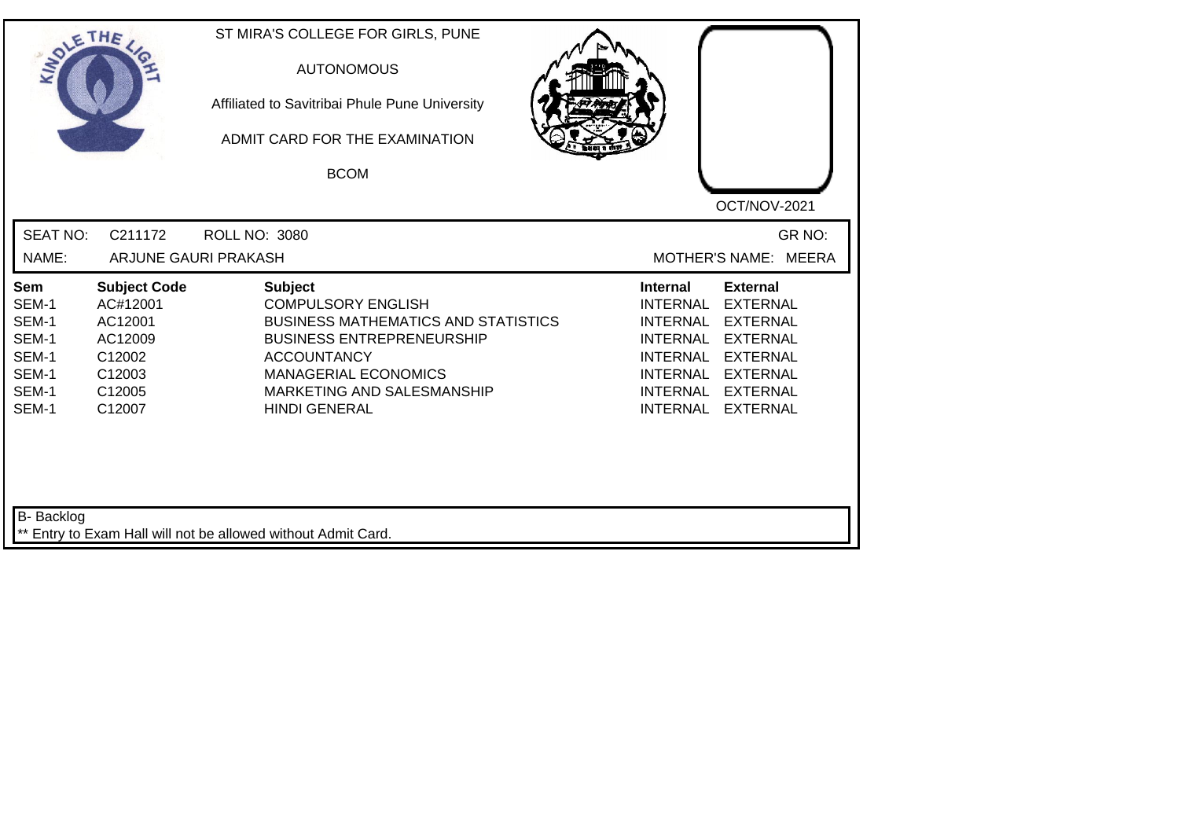ST MIRA'S COLLEGE FOR GIRLS, PUNE

AUTONOMOUS

Affiliated to Savitribai Phule Pune University

ADMIT CARD FOR THE EXAMINATION

BCOM

OCT/NOV-2021

SEAT NO: C211172 ROLL NO: 3080 GR NO:

NAME: ARJUNE GAURI PRAKASH MOTHER'S NAME: MEERA

| Sem | Subject Code | Subject | Internal | External |
|---|---|---|---|---|
| SEM-1 | AC#12001 | COMPULSORY ENGLISH | INTERNAL | EXTERNAL |
| SEM-1 | AC12001 | BUSINESS MATHEMATICS AND STATISTICS | INTERNAL | EXTERNAL |
| SEM-1 | AC12009 | BUSINESS ENTREPRENEURSHIP | INTERNAL | EXTERNAL |
| SEM-1 | C12002 | ACCOUNTANCY | INTERNAL | EXTERNAL |
| SEM-1 | C12003 | MANAGERIAL ECONOMICS | INTERNAL | EXTERNAL |
| SEM-1 | C12005 | MARKETING AND SALESMANSHIP | INTERNAL | EXTERNAL |
| SEM-1 | C12007 | HINDI GENERAL | INTERNAL | EXTERNAL |

B- Backlog

** Entry to Exam Hall will not be allowed without Admit Card.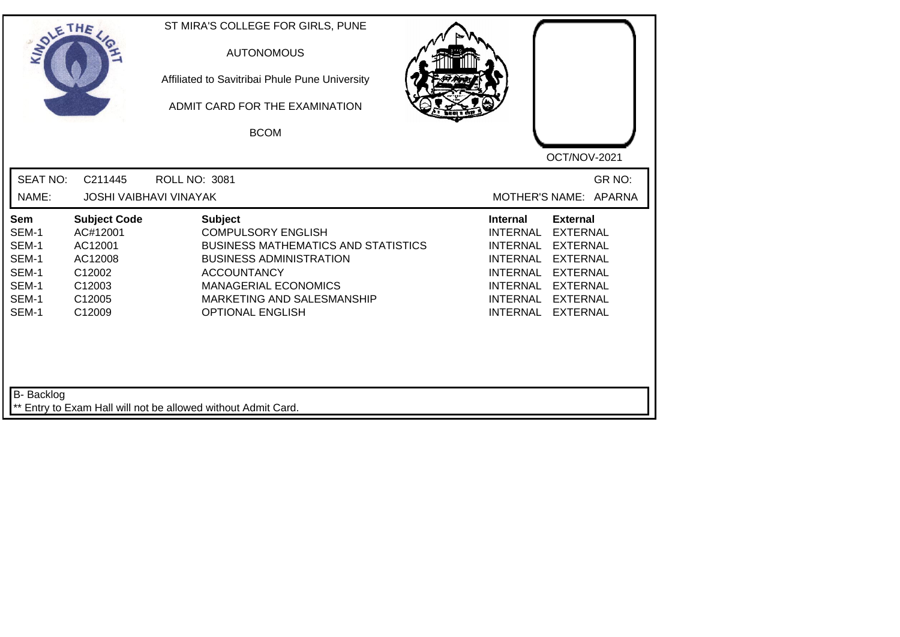ST MIRA'S COLLEGE FOR GIRLS, PUNE

AUTONOMOUS

Affiliated to Savitribai Phule Pune University

ADMIT CARD FOR THE EXAMINATION

BCOM

OCT/NOV-2021

SEAT NO: C211445 ROLL NO: 3081 GR NO:

NAME: JOSHI VAIBHAVI VINAYAK MOTHER'S NAME: APARNA

| Sem | Subject Code | Subject | Internal | External |
|---|---|---|---|---|
| SEM-1 | AC#12001 | COMPULSORY ENGLISH | INTERNAL | EXTERNAL |
| SEM-1 | AC12001 | BUSINESS MATHEMATICS AND STATISTICS | INTERNAL | EXTERNAL |
| SEM-1 | AC12008 | BUSINESS ADMINISTRATION | INTERNAL | EXTERNAL |
| SEM-1 | C12002 | ACCOUNTANCY | INTERNAL | EXTERNAL |
| SEM-1 | C12003 | MANAGERIAL ECONOMICS | INTERNAL | EXTERNAL |
| SEM-1 | C12005 | MARKETING AND SALESMANSHIP | INTERNAL | EXTERNAL |
| SEM-1 | C12009 | OPTIONAL ENGLISH | INTERNAL | EXTERNAL |

B- Backlog

** Entry to Exam Hall will not be allowed without Admit Card.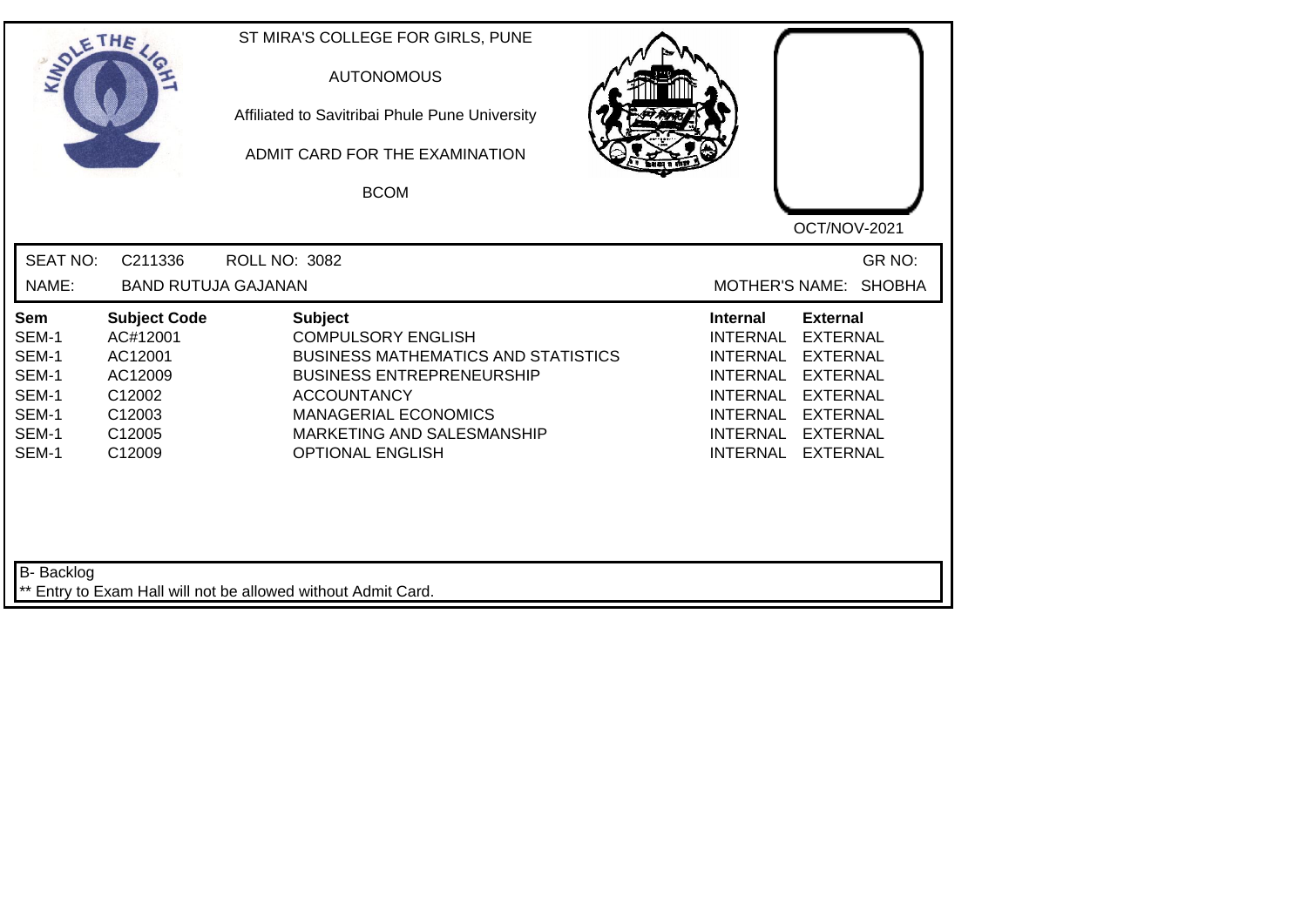ST MIRA'S COLLEGE FOR GIRLS, PUNE

AUTONOMOUS

Affiliated to Savitribai Phule Pune University

ADMIT CARD FOR THE EXAMINATION

BCOM

OCT/NOV-2021

SEAT NO: C211336 ROLL NO: 3082 GR NO:

NAME: BAND RUTUJA GAJANAN MOTHER'S NAME: SHOBHA

| Sem | Subject Code | Subject | Internal | External |
|---|---|---|---|---|
| SEM-1 | AC#12001 | COMPULSORY ENGLISH | INTERNAL | EXTERNAL |
| SEM-1 | AC12001 | BUSINESS MATHEMATICS AND STATISTICS | INTERNAL | EXTERNAL |
| SEM-1 | AC12009 | BUSINESS ENTREPRENEURSHIP | INTERNAL | EXTERNAL |
| SEM-1 | C12002 | ACCOUNTANCY | INTERNAL | EXTERNAL |
| SEM-1 | C12003 | MANAGERIAL ECONOMICS | INTERNAL | EXTERNAL |
| SEM-1 | C12005 | MARKETING AND SALESMANSHIP | INTERNAL | EXTERNAL |
| SEM-1 | C12009 | OPTIONAL ENGLISH | INTERNAL | EXTERNAL |

B- Backlog

** Entry to Exam Hall will not be allowed without Admit Card.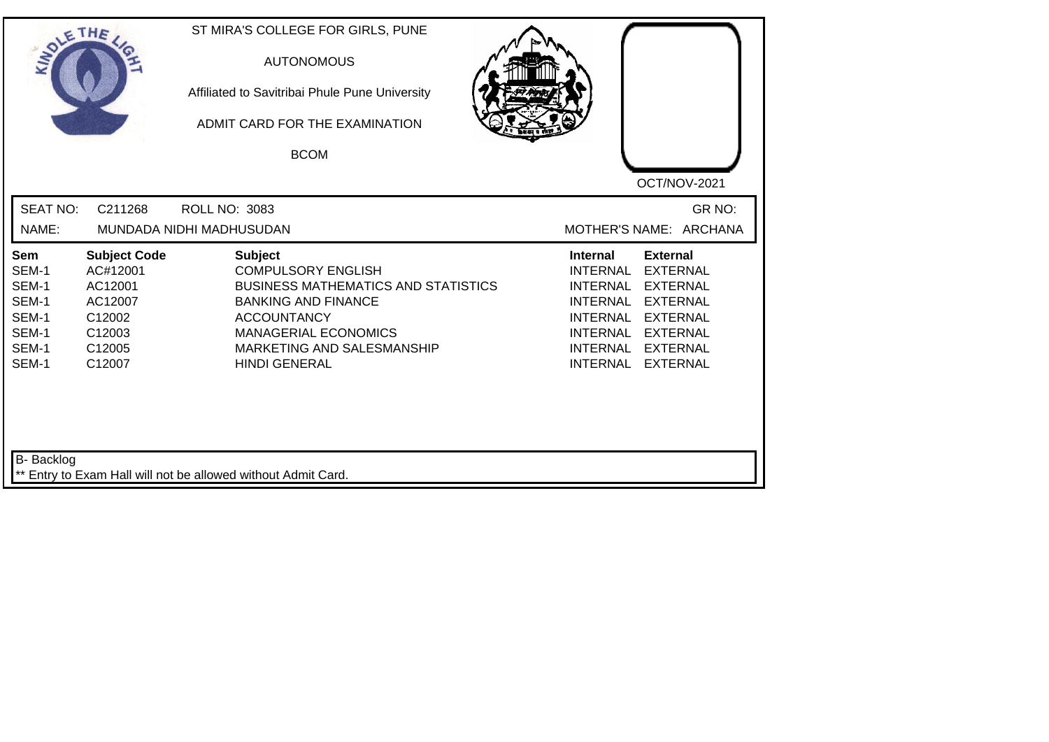ST MIRA'S COLLEGE FOR GIRLS, PUNE

AUTONOMOUS

Affiliated to Savitribai Phule Pune University

ADMIT CARD FOR THE EXAMINATION

BCOM

OCT/NOV-2021

SEAT NO: C211268 ROLL NO: 3083 GR NO:

NAME: MUNDADA NIDHI MADHUSUDAN MOTHER'S NAME: ARCHANA

| Sem | Subject Code | Subject | Internal | External |
|---|---|---|---|---|
| SEM-1 | AC#12001 | COMPULSORY ENGLISH | INTERNAL | EXTERNAL |
| SEM-1 | AC12001 | BUSINESS MATHEMATICS AND STATISTICS | INTERNAL | EXTERNAL |
| SEM-1 | AC12007 | BANKING AND FINANCE | INTERNAL | EXTERNAL |
| SEM-1 | C12002 | ACCOUNTANCY | INTERNAL | EXTERNAL |
| SEM-1 | C12003 | MANAGERIAL ECONOMICS | INTERNAL | EXTERNAL |
| SEM-1 | C12005 | MARKETING AND SALESMANSHIP | INTERNAL | EXTERNAL |
| SEM-1 | C12007 | HINDI GENERAL | INTERNAL | EXTERNAL |

B- Backlog

** Entry to Exam Hall will not be allowed without Admit Card.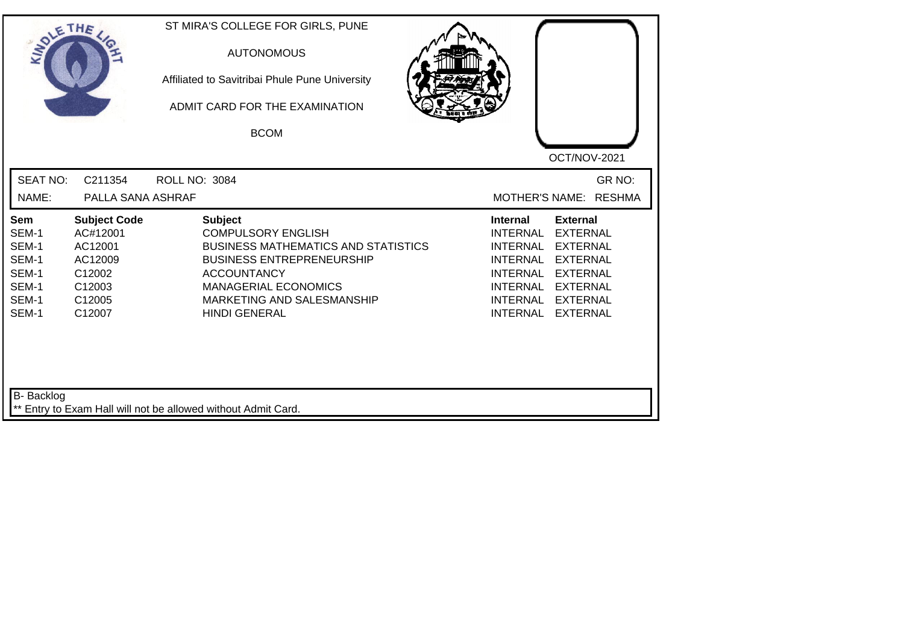ST MIRA'S COLLEGE FOR GIRLS, PUNE

AUTONOMOUS

Affiliated to Savitribai Phule Pune University

ADMIT CARD FOR THE EXAMINATION

BCOM

OCT/NOV-2021

SEAT NO: C211354 ROLL NO: 3084 GR NO:

NAME: PALLA SANA ASHRAF MOTHER'S NAME: RESHMA

| Sem | Subject Code | Subject | Internal | External |
|---|---|---|---|---|
| SEM-1 | AC#12001 | COMPULSORY ENGLISH | INTERNAL | EXTERNAL |
| SEM-1 | AC12001 | BUSINESS MATHEMATICS AND STATISTICS | INTERNAL | EXTERNAL |
| SEM-1 | AC12009 | BUSINESS ENTREPRENEURSHIP | INTERNAL | EXTERNAL |
| SEM-1 | C12002 | ACCOUNTANCY | INTERNAL | EXTERNAL |
| SEM-1 | C12003 | MANAGERIAL ECONOMICS | INTERNAL | EXTERNAL |
| SEM-1 | C12005 | MARKETING AND SALESMANSHIP | INTERNAL | EXTERNAL |
| SEM-1 | C12007 | HINDI GENERAL | INTERNAL | EXTERNAL |

B- Backlog

** Entry to Exam Hall will not be allowed without Admit Card.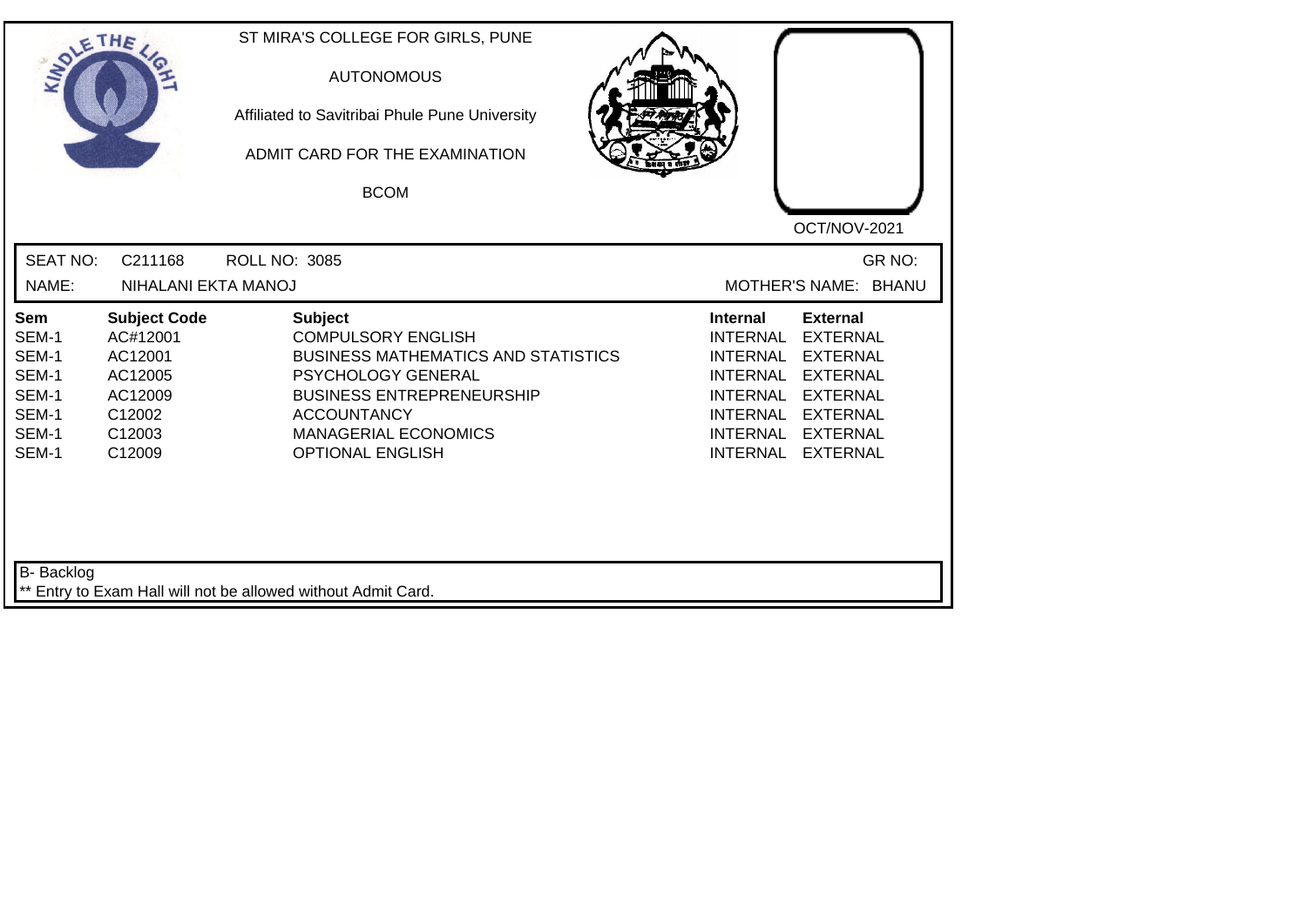ST MIRA'S COLLEGE FOR GIRLS, PUNE

AUTONOMOUS

Affiliated to Savitribai Phule Pune University

ADMIT CARD FOR THE EXAMINATION

BCOM

OCT/NOV-2021

SEAT NO: C211168 ROLL NO: 3085 GR NO:

NAME: NIHALANI EKTA MANOJ MOTHER'S NAME: BHANU

| Sem | Subject Code | Subject | Internal | External |
|---|---|---|---|---|
| SEM-1 | AC#12001 | COMPULSORY ENGLISH | INTERNAL | EXTERNAL |
| SEM-1 | AC12001 | BUSINESS MATHEMATICS AND STATISTICS | INTERNAL | EXTERNAL |
| SEM-1 | AC12005 | PSYCHOLOGY GENERAL | INTERNAL | EXTERNAL |
| SEM-1 | AC12009 | BUSINESS ENTREPRENEURSHIP | INTERNAL | EXTERNAL |
| SEM-1 | C12002 | ACCOUNTANCY | INTERNAL | EXTERNAL |
| SEM-1 | C12003 | MANAGERIAL ECONOMICS | INTERNAL | EXTERNAL |
| SEM-1 | C12009 | OPTIONAL ENGLISH | INTERNAL | EXTERNAL |

B- Backlog

** Entry to Exam Hall will not be allowed without Admit Card.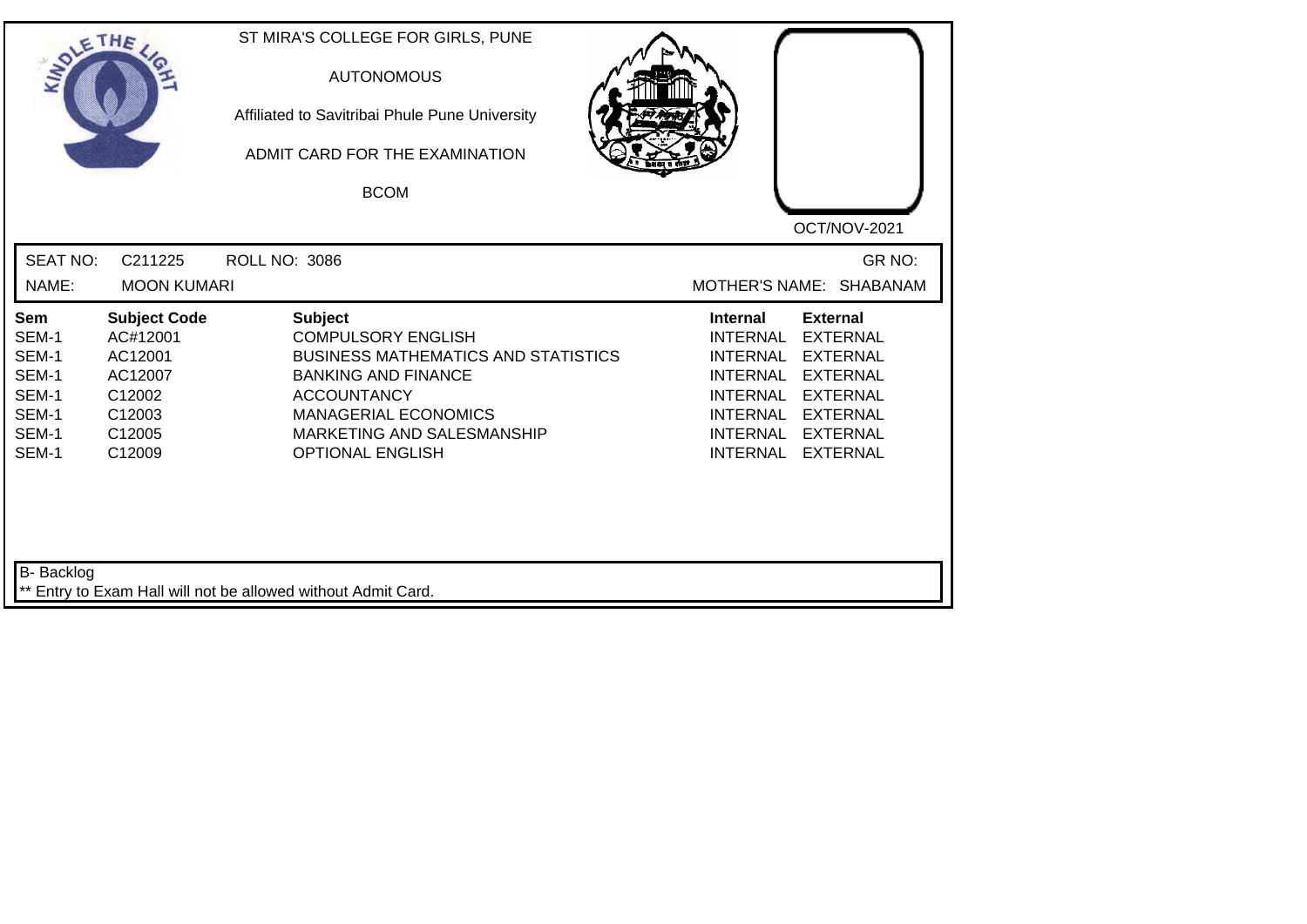ST MIRA'S COLLEGE FOR GIRLS, PUNE

AUTONOMOUS

Affiliated to Savitribai Phule Pune University

ADMIT CARD FOR THE EXAMINATION

BCOM

OCT/NOV-2021

SEAT NO: C211225 ROLL NO: 3086 GR NO:

NAME: MOON KUMARI MOTHER'S NAME: SHABANAM

| Sem | Subject Code | Subject | Internal | External |
|---|---|---|---|---|
| SEM-1 | AC#12001 | COMPULSORY ENGLISH | INTERNAL | EXTERNAL |
| SEM-1 | AC12001 | BUSINESS MATHEMATICS AND STATISTICS | INTERNAL | EXTERNAL |
| SEM-1 | AC12007 | BANKING AND FINANCE | INTERNAL | EXTERNAL |
| SEM-1 | C12002 | ACCOUNTANCY | INTERNAL | EXTERNAL |
| SEM-1 | C12003 | MANAGERIAL ECONOMICS | INTERNAL | EXTERNAL |
| SEM-1 | C12005 | MARKETING AND SALESMANSHIP | INTERNAL | EXTERNAL |
| SEM-1 | C12009 | OPTIONAL ENGLISH | INTERNAL | EXTERNAL |

B- Backlog

** Entry to Exam Hall will not be allowed without Admit Card.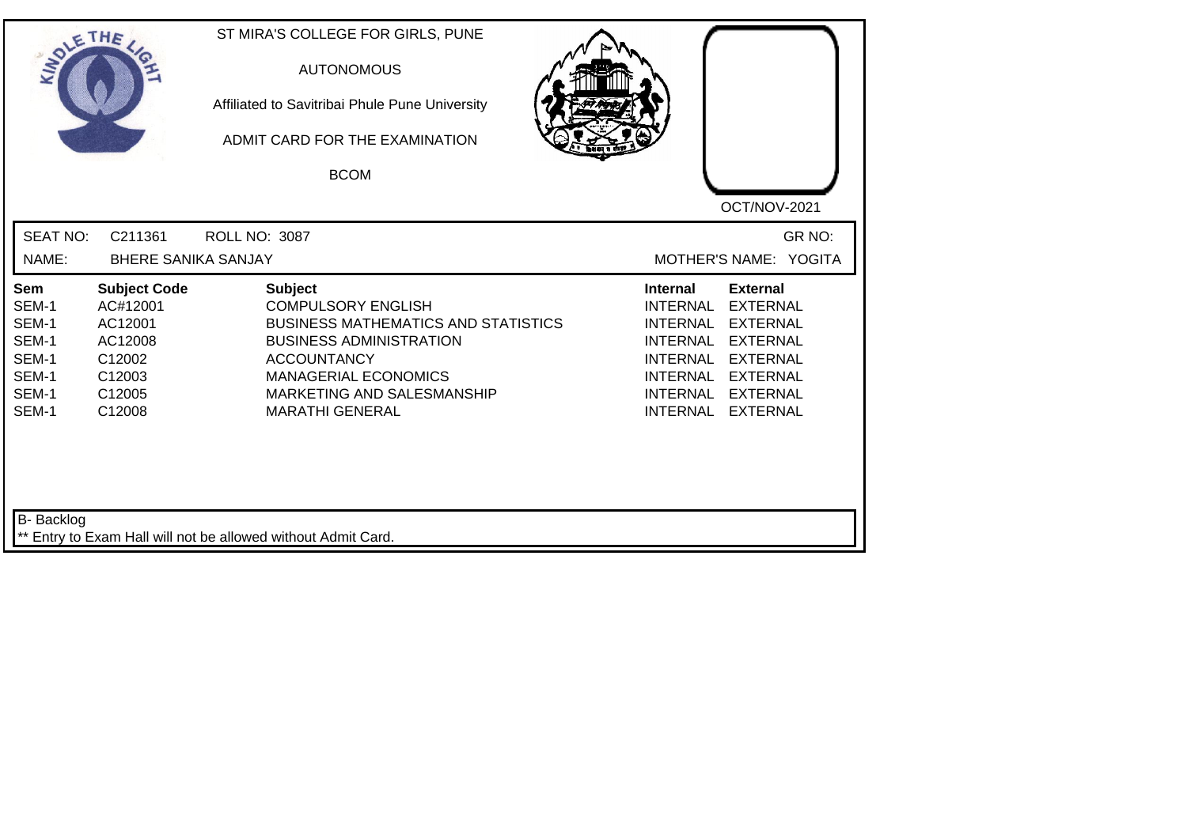ST MIRA'S COLLEGE FOR GIRLS, PUNE

AUTONOMOUS

Affiliated to Savitribai Phule Pune University

ADMIT CARD FOR THE EXAMINATION

BCOM

OCT/NOV-2021

SEAT NO: C211361 ROLL NO: 3087 GR NO:

NAME: BHERE SANIKA SANJAY MOTHER'S NAME: YOGITA

| Sem | Subject Code | Subject | Internal | External |
|---|---|---|---|---|
| SEM-1 | AC#12001 | COMPULSORY ENGLISH | INTERNAL | EXTERNAL |
| SEM-1 | AC12001 | BUSINESS MATHEMATICS AND STATISTICS | INTERNAL | EXTERNAL |
| SEM-1 | AC12008 | BUSINESS ADMINISTRATION | INTERNAL | EXTERNAL |
| SEM-1 | C12002 | ACCOUNTANCY | INTERNAL | EXTERNAL |
| SEM-1 | C12003 | MANAGERIAL ECONOMICS | INTERNAL | EXTERNAL |
| SEM-1 | C12005 | MARKETING AND SALESMANSHIP | INTERNAL | EXTERNAL |
| SEM-1 | C12008 | MARATHI GENERAL | INTERNAL | EXTERNAL |

B- Backlog

** Entry to Exam Hall will not be allowed without Admit Card.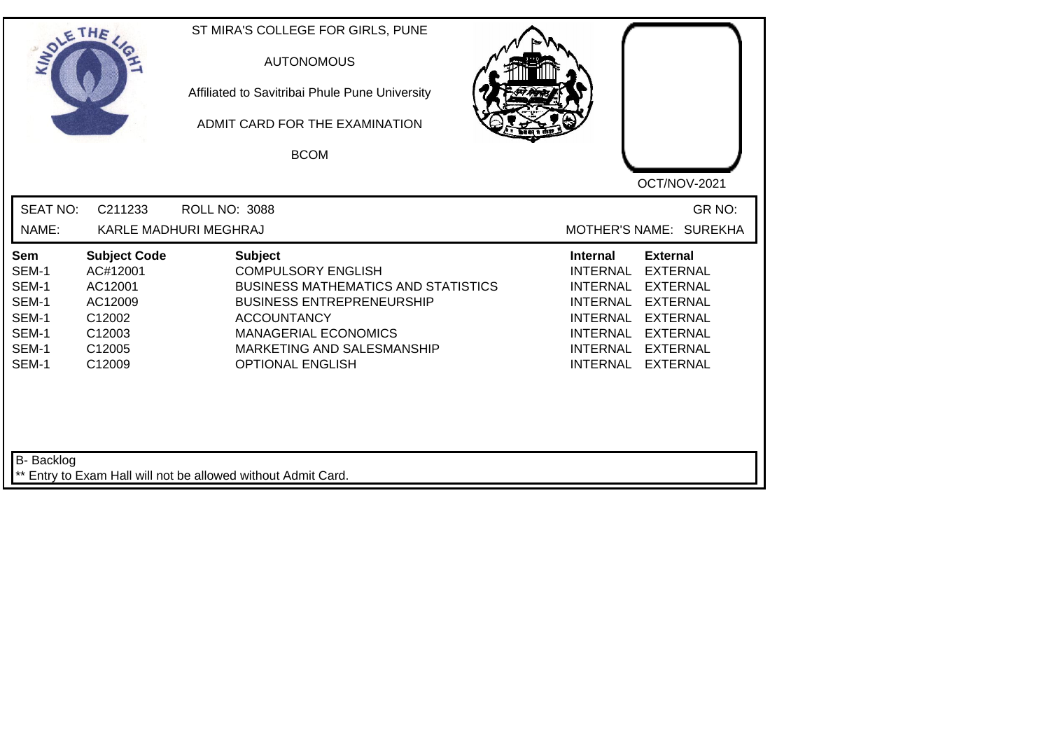ST MIRA'S COLLEGE FOR GIRLS, PUNE

AUTONOMOUS

Affiliated to Savitribai Phule Pune University

ADMIT CARD FOR THE EXAMINATION

BCOM

OCT/NOV-2021

SEAT NO: C211233 ROLL NO: 3088 GR NO:

NAME: KARLE MADHURI MEGHRAJ MOTHER'S NAME: SUREKHA

| Sem | Subject Code | Subject | Internal | External |
|---|---|---|---|---|
| SEM-1 | AC#12001 | COMPULSORY ENGLISH | INTERNAL | EXTERNAL |
| SEM-1 | AC12001 | BUSINESS MATHEMATICS AND STATISTICS | INTERNAL | EXTERNAL |
| SEM-1 | AC12009 | BUSINESS ENTREPRENEURSHIP | INTERNAL | EXTERNAL |
| SEM-1 | C12002 | ACCOUNTANCY | INTERNAL | EXTERNAL |
| SEM-1 | C12003 | MANAGERIAL ECONOMICS | INTERNAL | EXTERNAL |
| SEM-1 | C12005 | MARKETING AND SALESMANSHIP | INTERNAL | EXTERNAL |
| SEM-1 | C12009 | OPTIONAL ENGLISH | INTERNAL | EXTERNAL |

B- Backlog

** Entry to Exam Hall will not be allowed without Admit Card.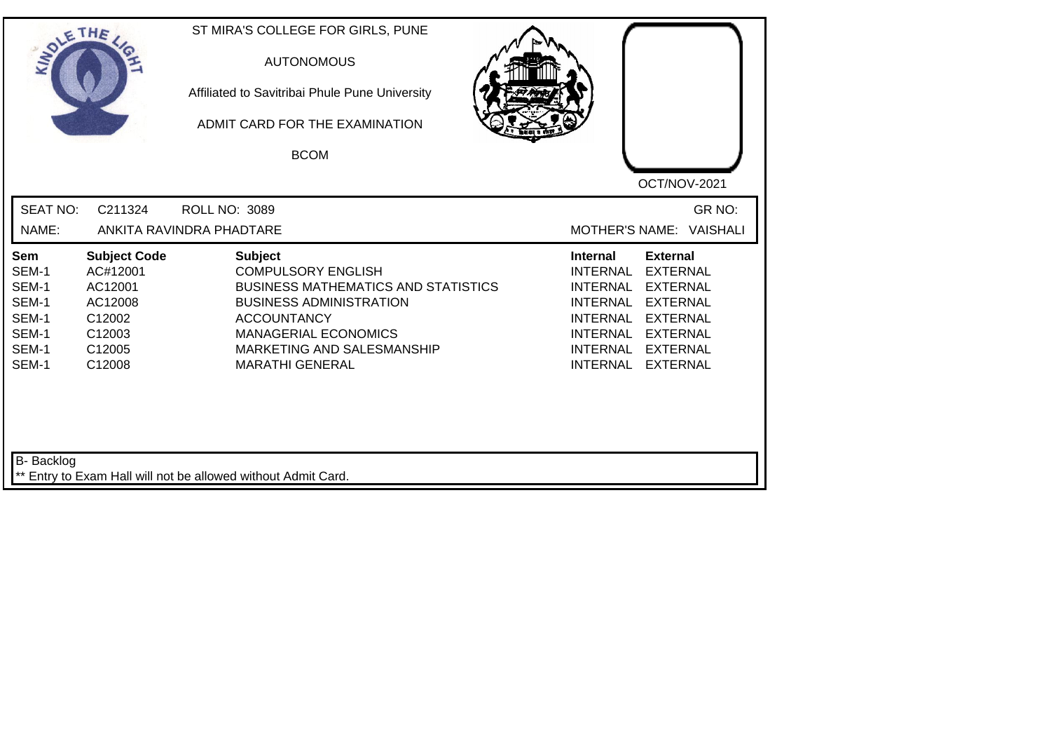ST MIRA'S COLLEGE FOR GIRLS, PUNE

AUTONOMOUS

Affiliated to Savitribai Phule Pune University

ADMIT CARD FOR THE EXAMINATION

BCOM

OCT/NOV-2021

SEAT NO: C211324 ROLL NO: 3089 GR NO:

NAME: ANKITA RAVINDRA PHADTARE MOTHER'S NAME: VAISHALI

| Sem | Subject Code | Subject | Internal | External |
|---|---|---|---|---|
| SEM-1 | AC#12001 | COMPULSORY ENGLISH | INTERNAL | EXTERNAL |
| SEM-1 | AC12001 | BUSINESS MATHEMATICS AND STATISTICS | INTERNAL | EXTERNAL |
| SEM-1 | AC12008 | BUSINESS ADMINISTRATION | INTERNAL | EXTERNAL |
| SEM-1 | C12002 | ACCOUNTANCY | INTERNAL | EXTERNAL |
| SEM-1 | C12003 | MANAGERIAL ECONOMICS | INTERNAL | EXTERNAL |
| SEM-1 | C12005 | MARKETING AND SALESMANSHIP | INTERNAL | EXTERNAL |
| SEM-1 | C12008 | MARATHI GENERAL | INTERNAL | EXTERNAL |

B- Backlog

** Entry to Exam Hall will not be allowed without Admit Card.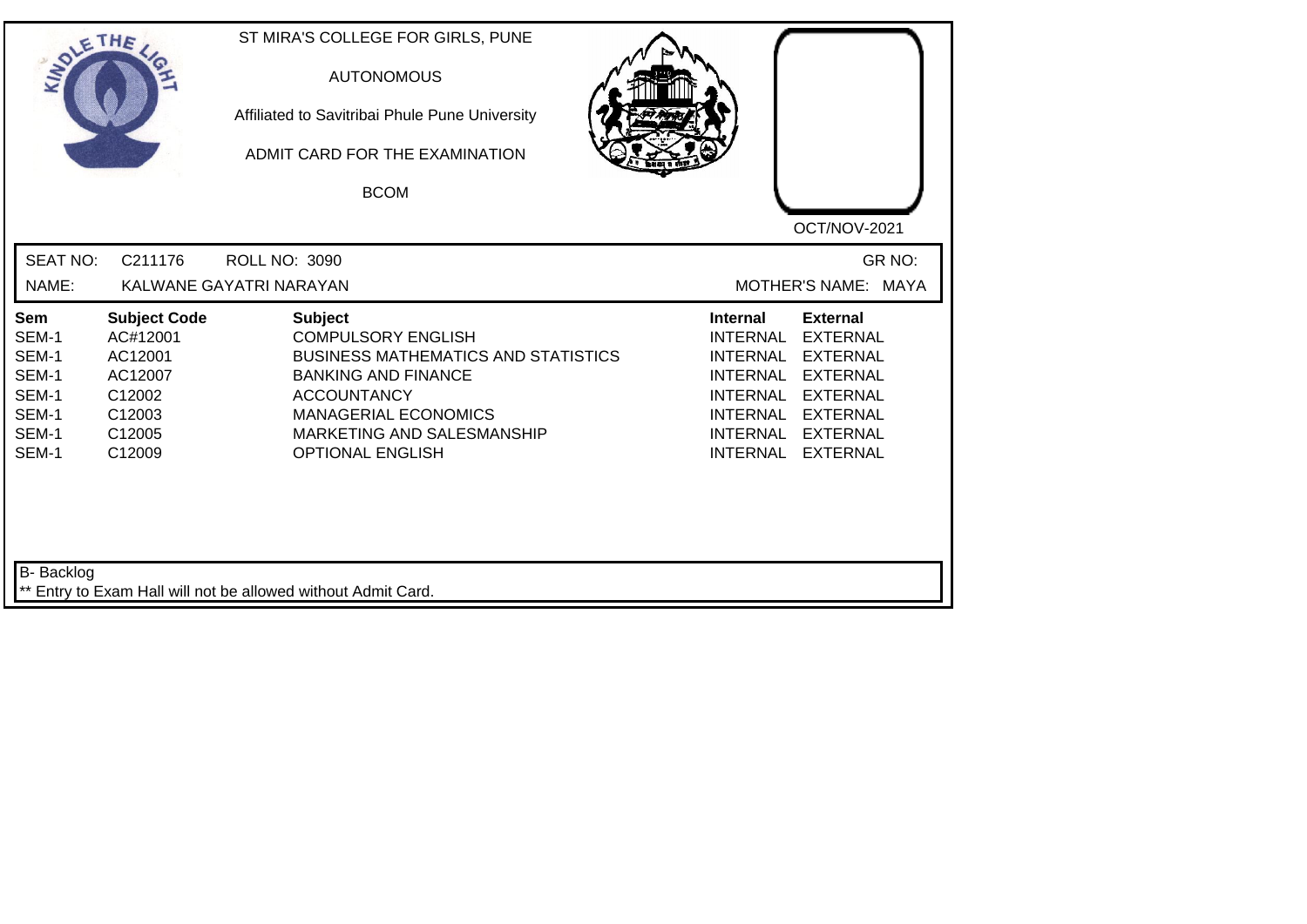ST MIRA'S COLLEGE FOR GIRLS, PUNE

AUTONOMOUS

Affiliated to Savitribai Phule Pune University

ADMIT CARD FOR THE EXAMINATION

BCOM

OCT/NOV-2021

SEAT NO: C211176 ROLL NO: 3090 GR NO:

NAME: KALWANE GAYATRI NARAYAN MOTHER'S NAME: MAYA

| Sem | Subject Code | Subject | Internal | External |
|---|---|---|---|---|
| SEM-1 | AC#12001 | COMPULSORY ENGLISH | INTERNAL | EXTERNAL |
| SEM-1 | AC12001 | BUSINESS MATHEMATICS AND STATISTICS | INTERNAL | EXTERNAL |
| SEM-1 | AC12007 | BANKING AND FINANCE | INTERNAL | EXTERNAL |
| SEM-1 | C12002 | ACCOUNTANCY | INTERNAL | EXTERNAL |
| SEM-1 | C12003 | MANAGERIAL ECONOMICS | INTERNAL | EXTERNAL |
| SEM-1 | C12005 | MARKETING AND SALESMANSHIP | INTERNAL | EXTERNAL |
| SEM-1 | C12009 | OPTIONAL ENGLISH | INTERNAL | EXTERNAL |

B- Backlog

** Entry to Exam Hall will not be allowed without Admit Card.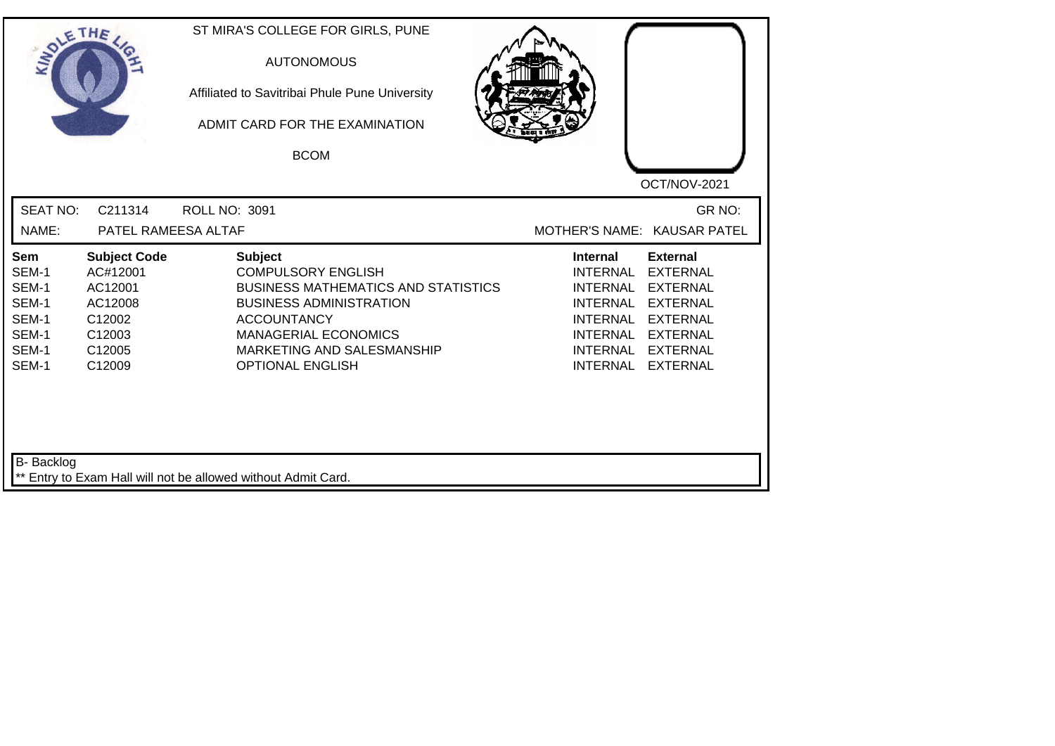ST MIRA'S COLLEGE FOR GIRLS, PUNE

AUTONOMOUS

Affiliated to Savitribai Phule Pune University

ADMIT CARD FOR THE EXAMINATION

BCOM

OCT/NOV-2021

SEAT NO: C211314 ROLL NO: 3091 GR NO:

NAME: PATEL RAMEESA ALTAF MOTHER'S NAME: KAUSAR PATEL

| Sem | Subject Code | Subject | Internal | External |
|---|---|---|---|---|
| SEM-1 | AC#12001 | COMPULSORY ENGLISH | INTERNAL | EXTERNAL |
| SEM-1 | AC12001 | BUSINESS MATHEMATICS AND STATISTICS | INTERNAL | EXTERNAL |
| SEM-1 | AC12008 | BUSINESS ADMINISTRATION | INTERNAL | EXTERNAL |
| SEM-1 | C12002 | ACCOUNTANCY | INTERNAL | EXTERNAL |
| SEM-1 | C12003 | MANAGERIAL ECONOMICS | INTERNAL | EXTERNAL |
| SEM-1 | C12005 | MARKETING AND SALESMANSHIP | INTERNAL | EXTERNAL |
| SEM-1 | C12009 | OPTIONAL ENGLISH | INTERNAL | EXTERNAL |

B- Backlog

** Entry to Exam Hall will not be allowed without Admit Card.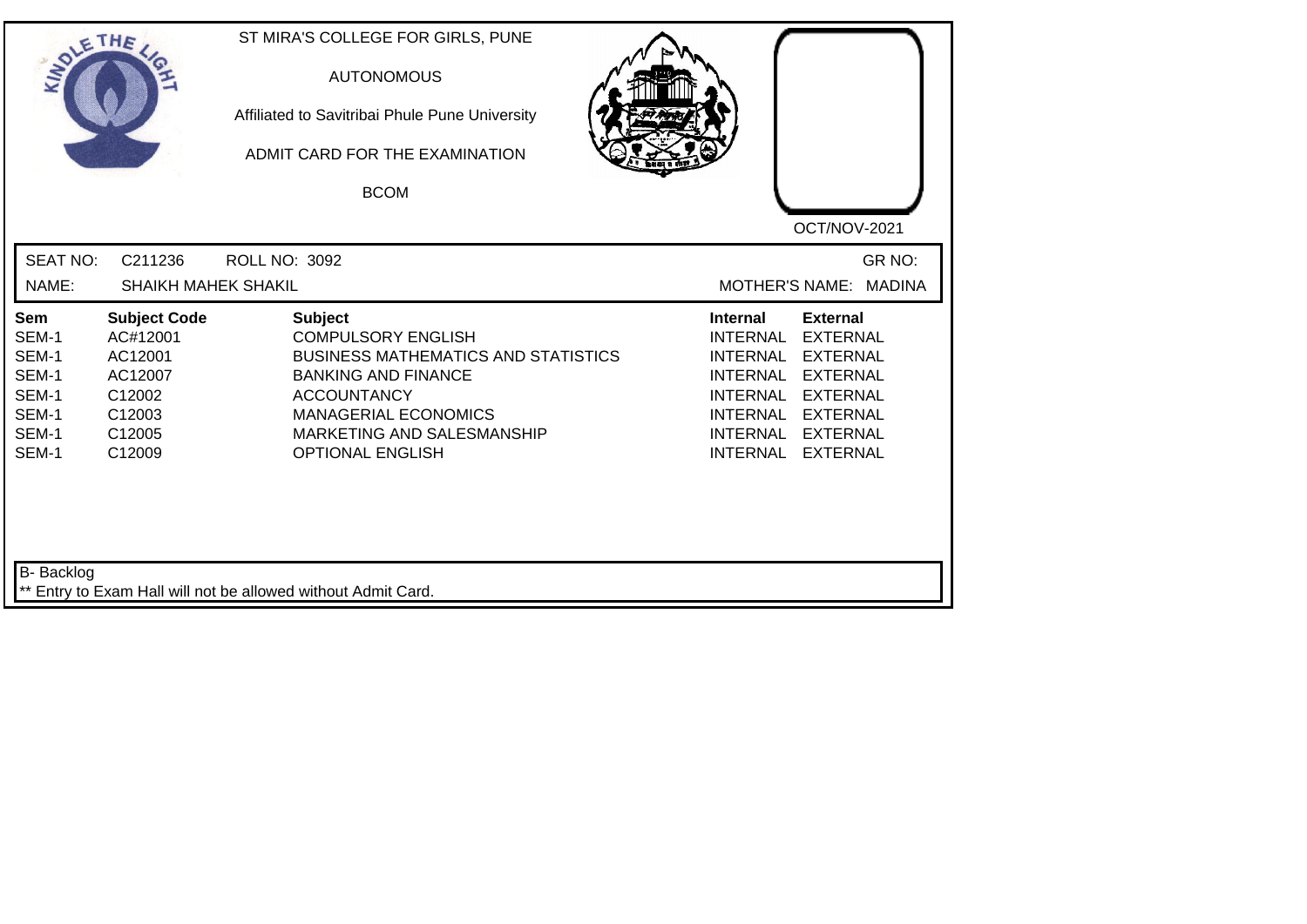ST MIRA'S COLLEGE FOR GIRLS, PUNE

AUTONOMOUS

Affiliated to Savitribai Phule Pune University

ADMIT CARD FOR THE EXAMINATION

BCOM

OCT/NOV-2021

SEAT NO: C211236 ROLL NO: 3092 GR NO:

NAME: SHAIKH MAHEK SHAKIL MOTHER'S NAME: MADINA

| Sem | Subject Code | Subject | Internal | External |
|---|---|---|---|---|
| SEM-1 | AC#12001 | COMPULSORY ENGLISH | INTERNAL | EXTERNAL |
| SEM-1 | AC12001 | BUSINESS MATHEMATICS AND STATISTICS | INTERNAL | EXTERNAL |
| SEM-1 | AC12007 | BANKING AND FINANCE | INTERNAL | EXTERNAL |
| SEM-1 | C12002 | ACCOUNTANCY | INTERNAL | EXTERNAL |
| SEM-1 | C12003 | MANAGERIAL ECONOMICS | INTERNAL | EXTERNAL |
| SEM-1 | C12005 | MARKETING AND SALESMANSHIP | INTERNAL | EXTERNAL |
| SEM-1 | C12009 | OPTIONAL ENGLISH | INTERNAL | EXTERNAL |

B- Backlog

** Entry to Exam Hall will not be allowed without Admit Card.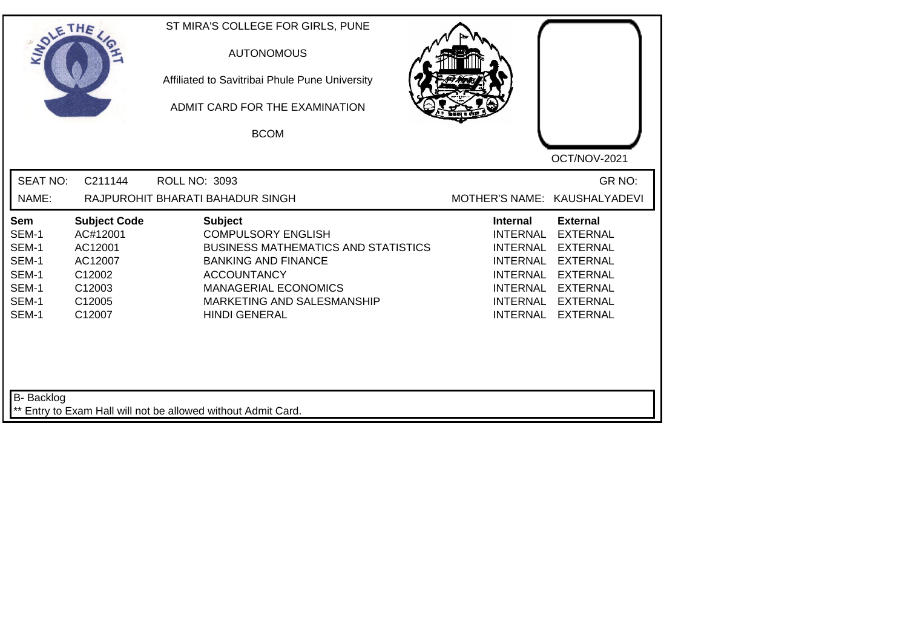ST MIRA'S COLLEGE FOR GIRLS, PUNE

AUTONOMOUS

Affiliated to Savitribai Phule Pune University

ADMIT CARD FOR THE EXAMINATION

BCOM

OCT/NOV-2021

SEAT NO: C211144 ROLL NO: 3093 GR NO:

NAME: RAJPUROHIT BHARATI BAHADUR SINGH MOTHER'S NAME: KAUSHALYADEVI

| Sem | Subject Code | Subject | Internal | External |
|---|---|---|---|---|
| SEM-1 | AC#12001 | COMPULSORY ENGLISH | INTERNAL | EXTERNAL |
| SEM-1 | AC12001 | BUSINESS MATHEMATICS AND STATISTICS | INTERNAL | EXTERNAL |
| SEM-1 | AC12007 | BANKING AND FINANCE | INTERNAL | EXTERNAL |
| SEM-1 | C12002 | ACCOUNTANCY | INTERNAL | EXTERNAL |
| SEM-1 | C12003 | MANAGERIAL ECONOMICS | INTERNAL | EXTERNAL |
| SEM-1 | C12005 | MARKETING AND SALESMANSHIP | INTERNAL | EXTERNAL |
| SEM-1 | C12007 | HINDI GENERAL | INTERNAL | EXTERNAL |

B- Backlog

** Entry to Exam Hall will not be allowed without Admit Card.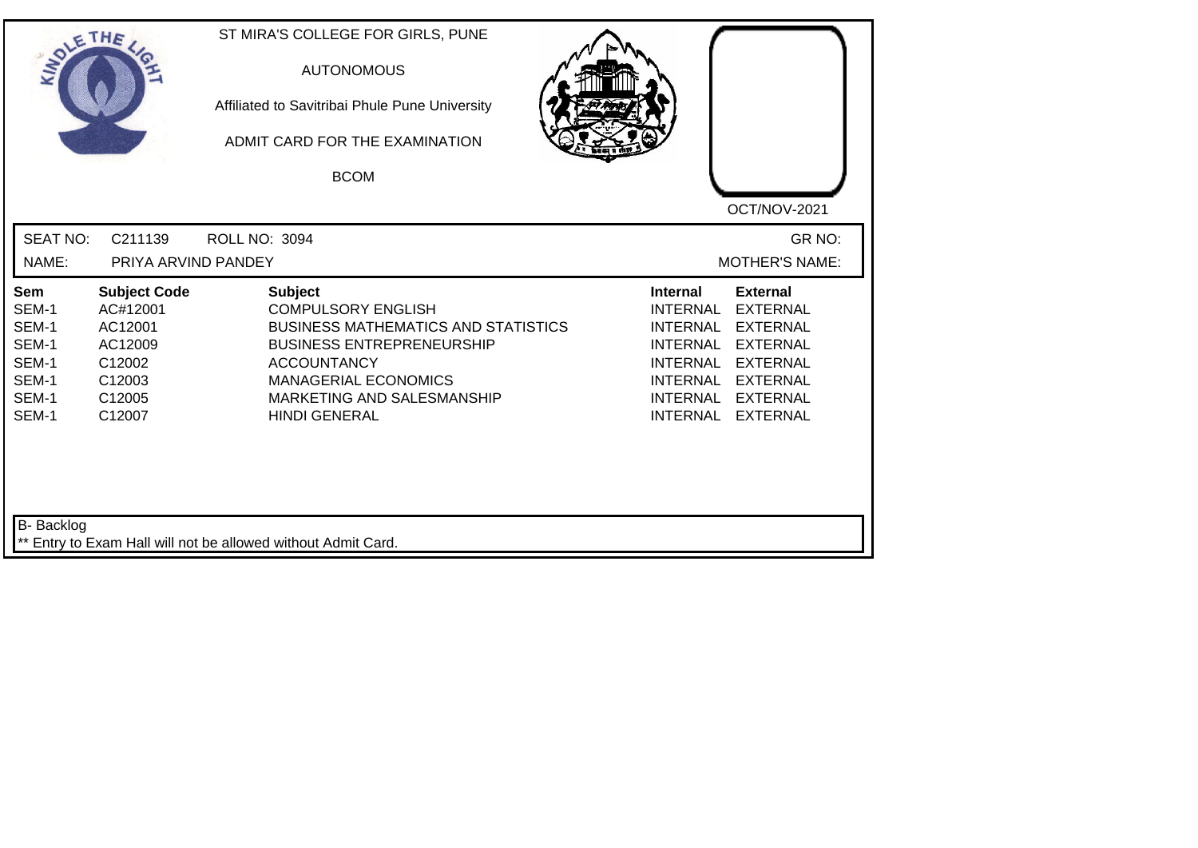ST MIRA'S COLLEGE FOR GIRLS, PUNE

AUTONOMOUS

Affiliated to Savitribai Phule Pune University

ADMIT CARD FOR THE EXAMINATION

BCOM

OCT/NOV-2021

SEAT NO: C211139 ROLL NO: 3094 GR NO:

NAME: PRIYA ARVIND PANDEY MOTHER'S NAME:

| Sem | Subject Code | Subject | Internal | External |
|---|---|---|---|---|
| SEM-1 | AC#12001 | COMPULSORY ENGLISH | INTERNAL | EXTERNAL |
| SEM-1 | AC12001 | BUSINESS MATHEMATICS AND STATISTICS | INTERNAL | EXTERNAL |
| SEM-1 | AC12009 | BUSINESS ENTREPRENEURSHIP | INTERNAL | EXTERNAL |
| SEM-1 | C12002 | ACCOUNTANCY | INTERNAL | EXTERNAL |
| SEM-1 | C12003 | MANAGERIAL ECONOMICS | INTERNAL | EXTERNAL |
| SEM-1 | C12005 | MARKETING AND SALESMANSHIP | INTERNAL | EXTERNAL |
| SEM-1 | C12007 | HINDI GENERAL | INTERNAL | EXTERNAL |

B- Backlog

** Entry to Exam Hall will not be allowed without Admit Card.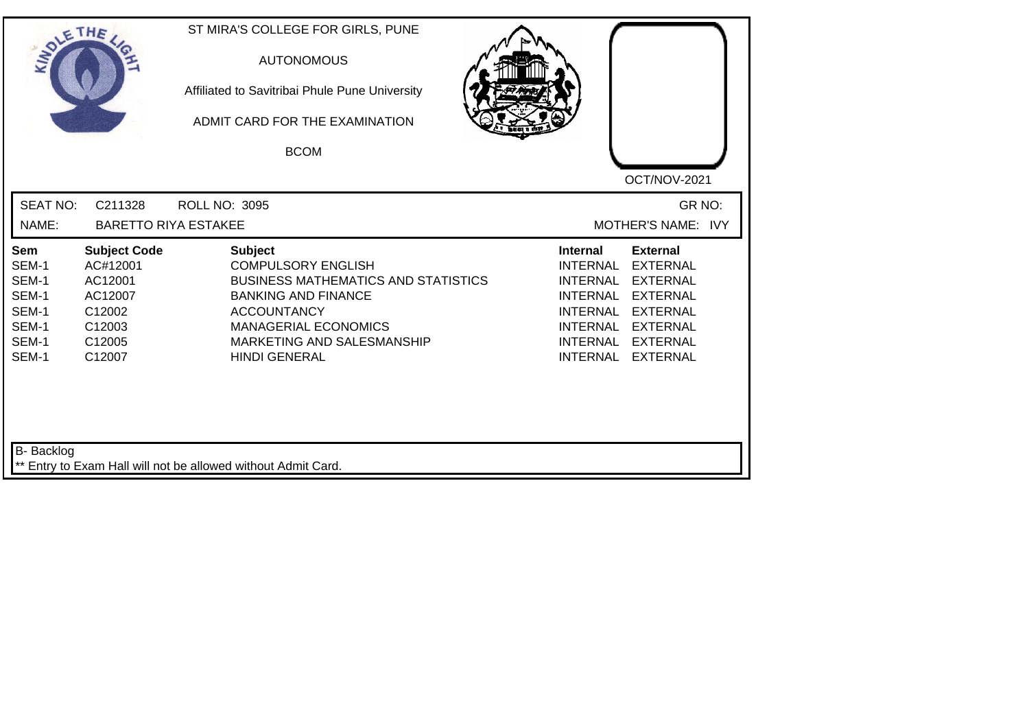ST MIRA'S COLLEGE FOR GIRLS, PUNE

AUTONOMOUS

Affiliated to Savitribai Phule Pune University

ADMIT CARD FOR THE EXAMINATION

BCOM

OCT/NOV-2021

SEAT NO: C211328 ROLL NO: 3095 GR NO:

NAME: BARETTO RIYA ESTAKEE MOTHER'S NAME: IVY

| Sem | Subject Code | Subject | Internal | External |
|---|---|---|---|---|
| SEM-1 | AC#12001 | COMPULSORY ENGLISH | INTERNAL | EXTERNAL |
| SEM-1 | AC12001 | BUSINESS MATHEMATICS AND STATISTICS | INTERNAL | EXTERNAL |
| SEM-1 | AC12007 | BANKING AND FINANCE | INTERNAL | EXTERNAL |
| SEM-1 | C12002 | ACCOUNTANCY | INTERNAL | EXTERNAL |
| SEM-1 | C12003 | MANAGERIAL ECONOMICS | INTERNAL | EXTERNAL |
| SEM-1 | C12005 | MARKETING AND SALESMANSHIP | INTERNAL | EXTERNAL |
| SEM-1 | C12007 | HINDI GENERAL | INTERNAL | EXTERNAL |

B- Backlog

** Entry to Exam Hall will not be allowed without Admit Card.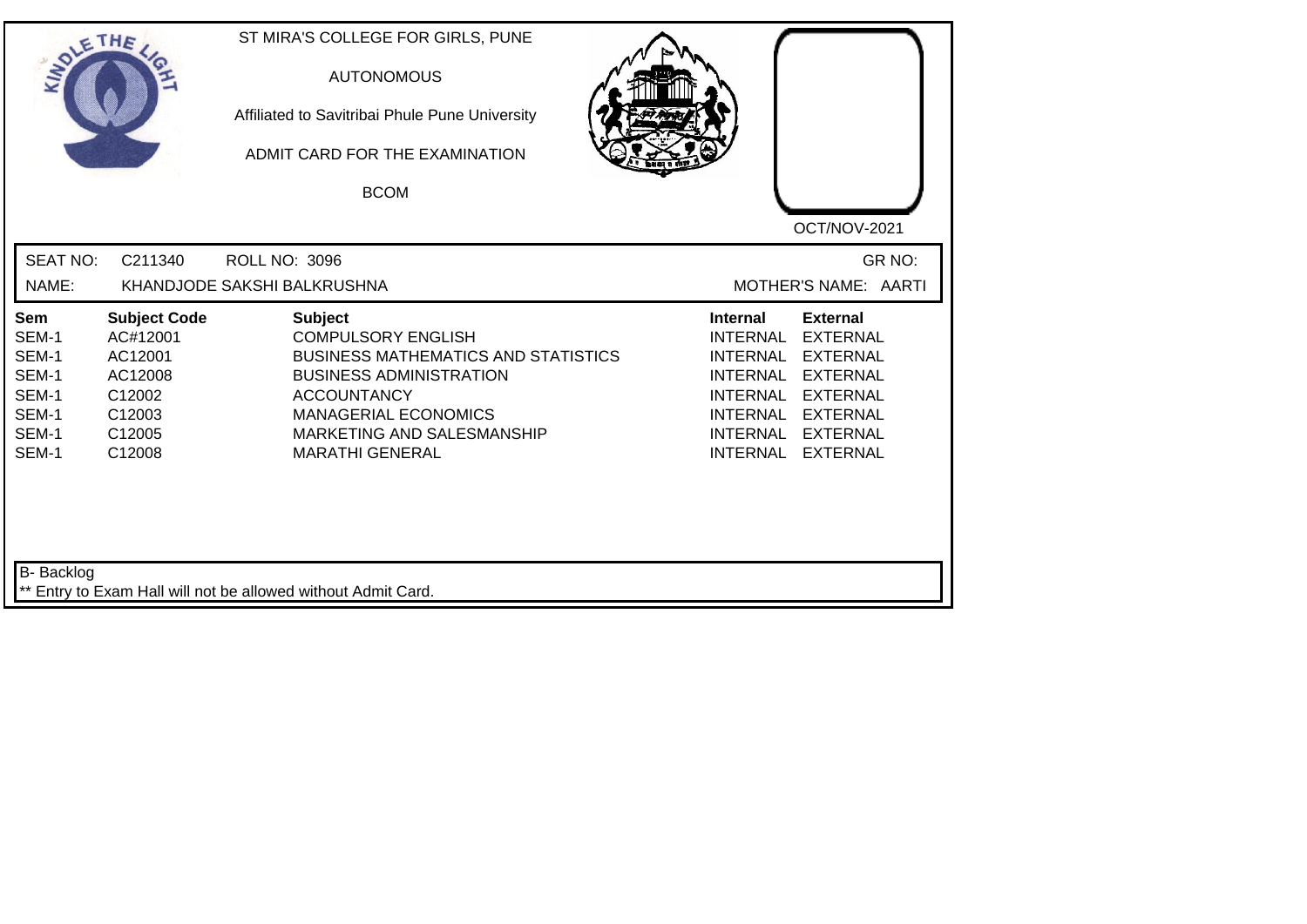ST MIRA'S COLLEGE FOR GIRLS, PUNE

AUTONOMOUS

Affiliated to Savitribai Phule Pune University

ADMIT CARD FOR THE EXAMINATION

BCOM

OCT/NOV-2021

SEAT NO: C211340 ROLL NO: 3096 GR NO:

NAME: KHANDJODE SAKSHI BALKRUSHNA MOTHER'S NAME: AARTI

| Sem | Subject Code | Subject | Internal | External |
|---|---|---|---|---|
| SEM-1 | AC#12001 | COMPULSORY ENGLISH | INTERNAL | EXTERNAL |
| SEM-1 | AC12001 | BUSINESS MATHEMATICS AND STATISTICS | INTERNAL | EXTERNAL |
| SEM-1 | AC12008 | BUSINESS ADMINISTRATION | INTERNAL | EXTERNAL |
| SEM-1 | C12002 | ACCOUNTANCY | INTERNAL | EXTERNAL |
| SEM-1 | C12003 | MANAGERIAL ECONOMICS | INTERNAL | EXTERNAL |
| SEM-1 | C12005 | MARKETING AND SALESMANSHIP | INTERNAL | EXTERNAL |
| SEM-1 | C12008 | MARATHI GENERAL | INTERNAL | EXTERNAL |

B- Backlog

** Entry to Exam Hall will not be allowed without Admit Card.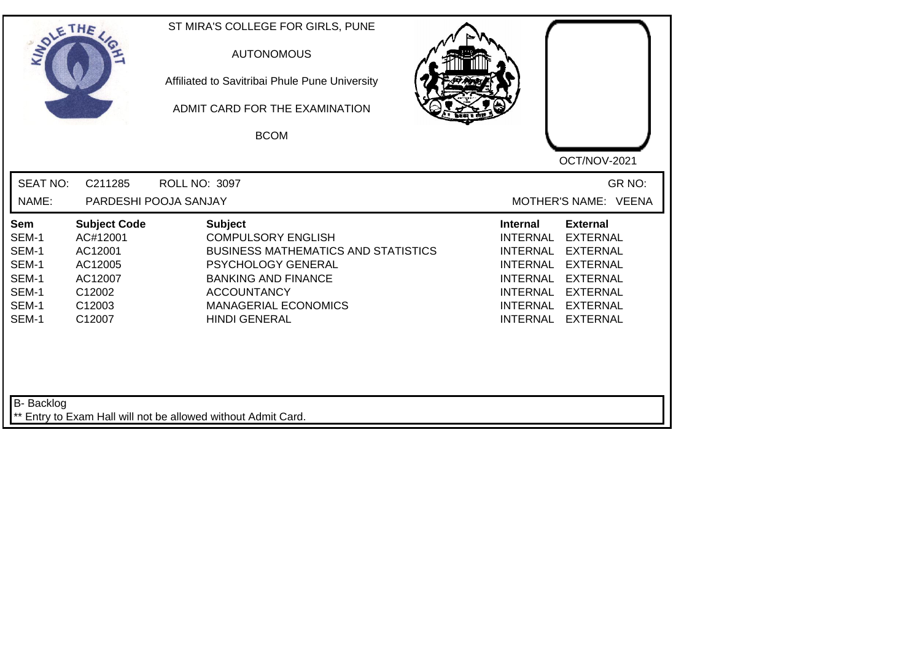ST MIRA'S COLLEGE FOR GIRLS, PUNE

AUTONOMOUS

Affiliated to Savitribai Phule Pune University

ADMIT CARD FOR THE EXAMINATION

BCOM

OCT/NOV-2021

SEAT NO: C211285 ROLL NO: 3097 GR NO:

NAME: PARDESHI POOJA SANJAY MOTHER'S NAME: VEENA

| Sem | Subject Code | Subject | Internal | External |
|---|---|---|---|---|
| SEM-1 | AC#12001 | COMPULSORY ENGLISH | INTERNAL | EXTERNAL |
| SEM-1 | AC12001 | BUSINESS MATHEMATICS AND STATISTICS | INTERNAL | EXTERNAL |
| SEM-1 | AC12005 | PSYCHOLOGY GENERAL | INTERNAL | EXTERNAL |
| SEM-1 | AC12007 | BANKING AND FINANCE | INTERNAL | EXTERNAL |
| SEM-1 | C12002 | ACCOUNTANCY | INTERNAL | EXTERNAL |
| SEM-1 | C12003 | MANAGERIAL ECONOMICS | INTERNAL | EXTERNAL |
| SEM-1 | C12007 | HINDI GENERAL | INTERNAL | EXTERNAL |

B- Backlog

** Entry to Exam Hall will not be allowed without Admit Card.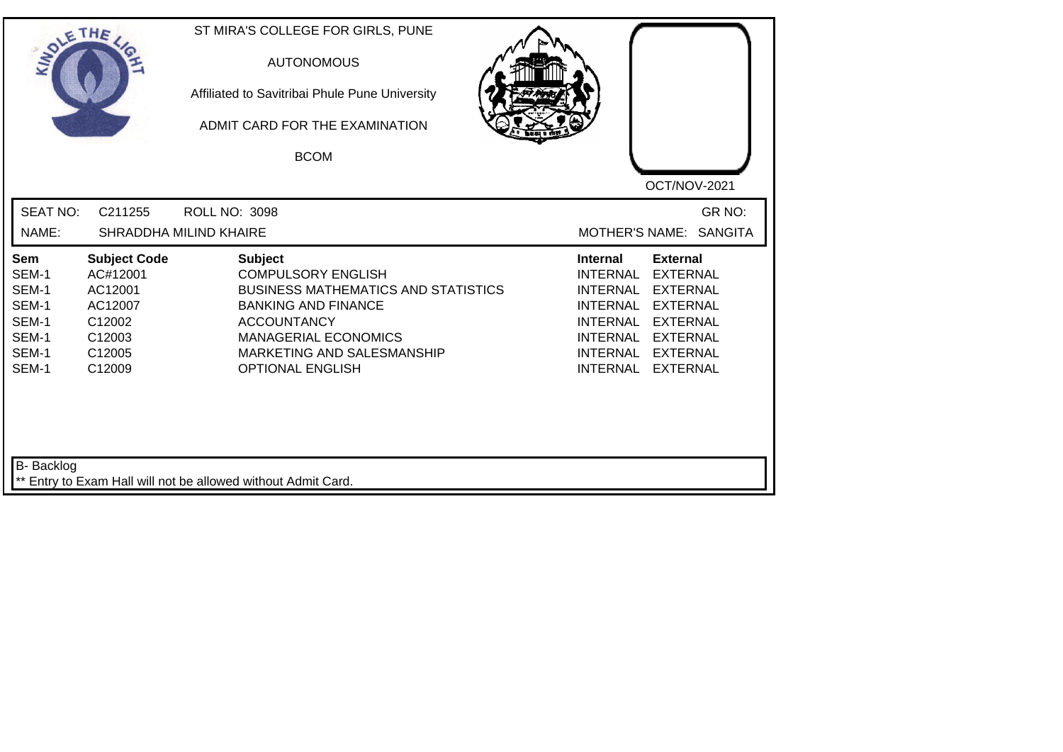ST MIRA'S COLLEGE FOR GIRLS, PUNE

AUTONOMOUS

Affiliated to Savitribai Phule Pune University

ADMIT CARD FOR THE EXAMINATION

BCOM

OCT/NOV-2021

SEAT NO: C211255 ROLL NO: 3098 GR NO:

NAME: SHRADDHA MILIND KHAIRE MOTHER'S NAME: SANGITA

| Sem | Subject Code | Subject | Internal | External |
|---|---|---|---|---|
| SEM-1 | AC#12001 | COMPULSORY ENGLISH | INTERNAL | EXTERNAL |
| SEM-1 | AC12001 | BUSINESS MATHEMATICS AND STATISTICS | INTERNAL | EXTERNAL |
| SEM-1 | AC12007 | BANKING AND FINANCE | INTERNAL | EXTERNAL |
| SEM-1 | C12002 | ACCOUNTANCY | INTERNAL | EXTERNAL |
| SEM-1 | C12003 | MANAGERIAL ECONOMICS | INTERNAL | EXTERNAL |
| SEM-1 | C12005 | MARKETING AND SALESMANSHIP | INTERNAL | EXTERNAL |
| SEM-1 | C12009 | OPTIONAL ENGLISH | INTERNAL | EXTERNAL |

B- Backlog

** Entry to Exam Hall will not be allowed without Admit Card.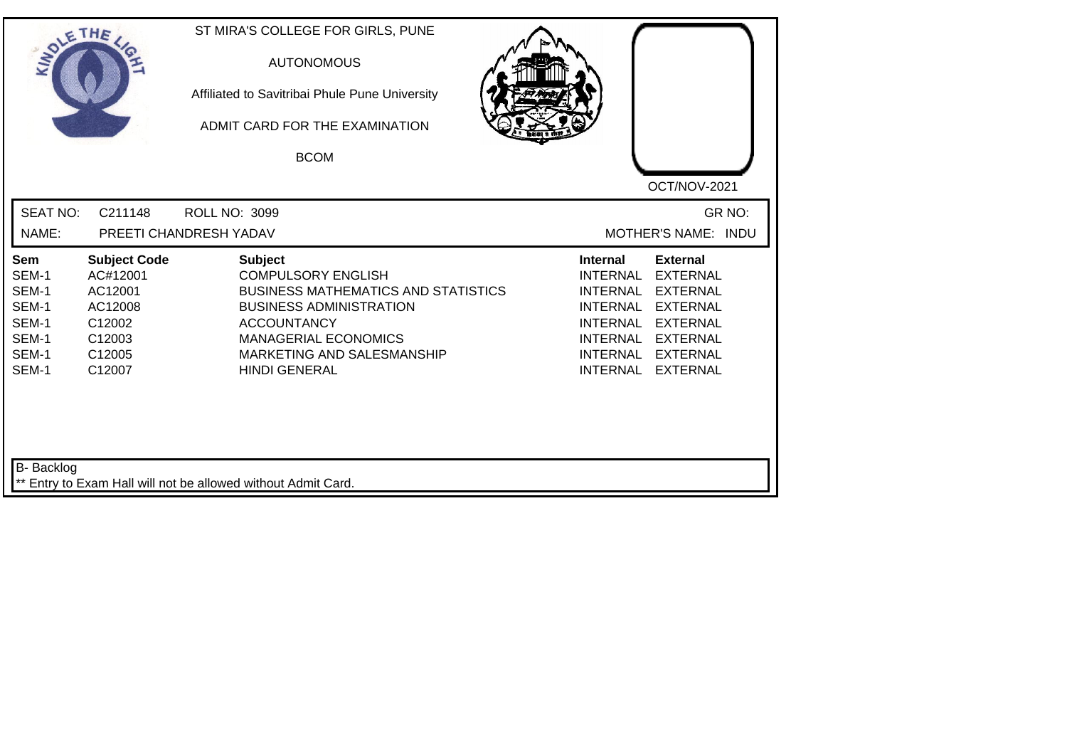ST MIRA'S COLLEGE FOR GIRLS, PUNE

AUTONOMOUS

Affiliated to Savitribai Phule Pune University

ADMIT CARD FOR THE EXAMINATION

BCOM

OCT/NOV-2021

SEAT NO: C211148 ROLL NO: 3099 GR NO:

NAME: PREETI CHANDRESH YADAV MOTHER'S NAME: INDU

| Sem | Subject Code | Subject | Internal | External |
|---|---|---|---|---|
| SEM-1 | AC#12001 | COMPULSORY ENGLISH | INTERNAL | EXTERNAL |
| SEM-1 | AC12001 | BUSINESS MATHEMATICS AND STATISTICS | INTERNAL | EXTERNAL |
| SEM-1 | AC12008 | BUSINESS ADMINISTRATION | INTERNAL | EXTERNAL |
| SEM-1 | C12002 | ACCOUNTANCY | INTERNAL | EXTERNAL |
| SEM-1 | C12003 | MANAGERIAL ECONOMICS | INTERNAL | EXTERNAL |
| SEM-1 | C12005 | MARKETING AND SALESMANSHIP | INTERNAL | EXTERNAL |
| SEM-1 | C12007 | HINDI GENERAL | INTERNAL | EXTERNAL |

B- Backlog

** Entry to Exam Hall will not be allowed without Admit Card.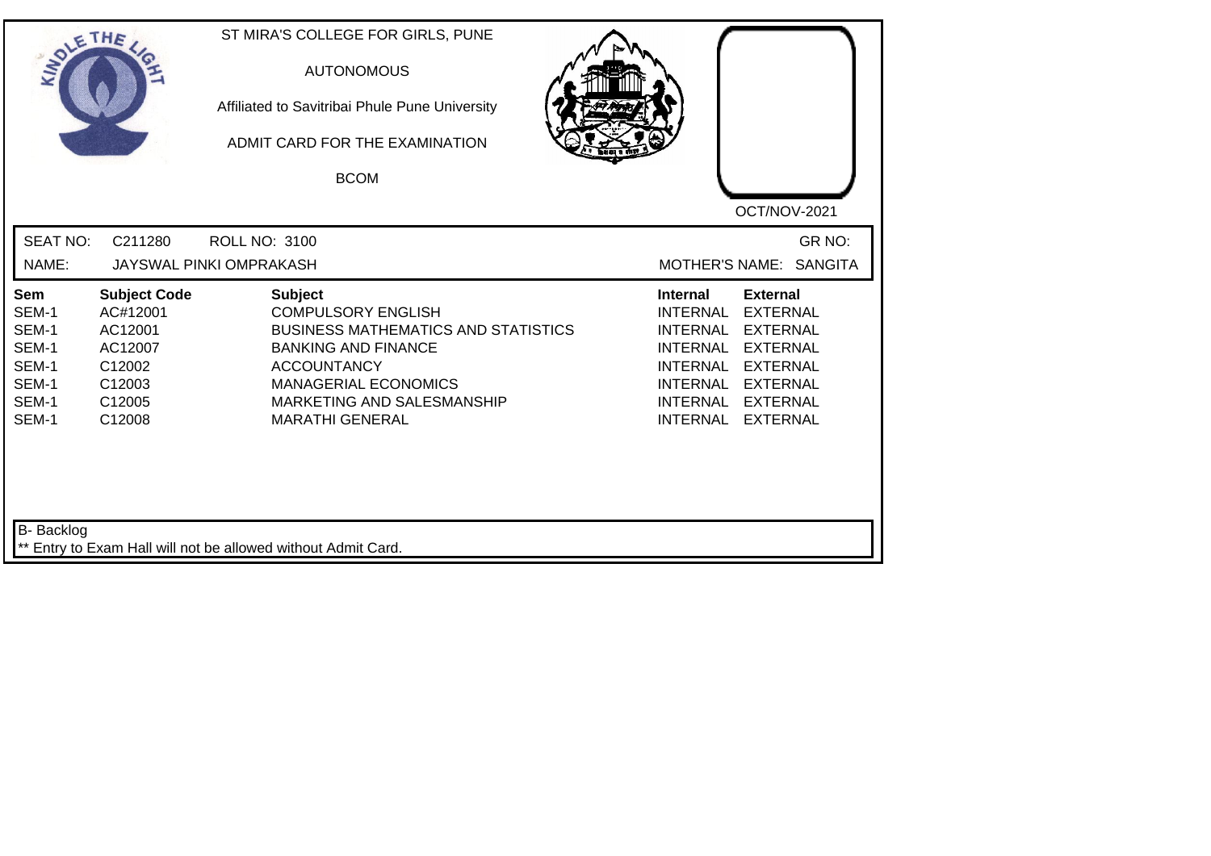ST MIRA'S COLLEGE FOR GIRLS, PUNE

AUTONOMOUS

Affiliated to Savitribai Phule Pune University

ADMIT CARD FOR THE EXAMINATION

BCOM

OCT/NOV-2021

SEAT NO: C211280 ROLL NO: 3100 GR NO:

NAME: JAYSWAL PINKI OMPRAKASH MOTHER'S NAME: SANGITA

| Sem | Subject Code | Subject | Internal | External |
|---|---|---|---|---|
| SEM-1 | AC#12001 | COMPULSORY ENGLISH | INTERNAL | EXTERNAL |
| SEM-1 | AC12001 | BUSINESS MATHEMATICS AND STATISTICS | INTERNAL | EXTERNAL |
| SEM-1 | AC12007 | BANKING AND FINANCE | INTERNAL | EXTERNAL |
| SEM-1 | C12002 | ACCOUNTANCY | INTERNAL | EXTERNAL |
| SEM-1 | C12003 | MANAGERIAL ECONOMICS | INTERNAL | EXTERNAL |
| SEM-1 | C12005 | MARKETING AND SALESMANSHIP | INTERNAL | EXTERNAL |
| SEM-1 | C12008 | MARATHI GENERAL | INTERNAL | EXTERNAL |

B- Backlog

** Entry to Exam Hall will not be allowed without Admit Card.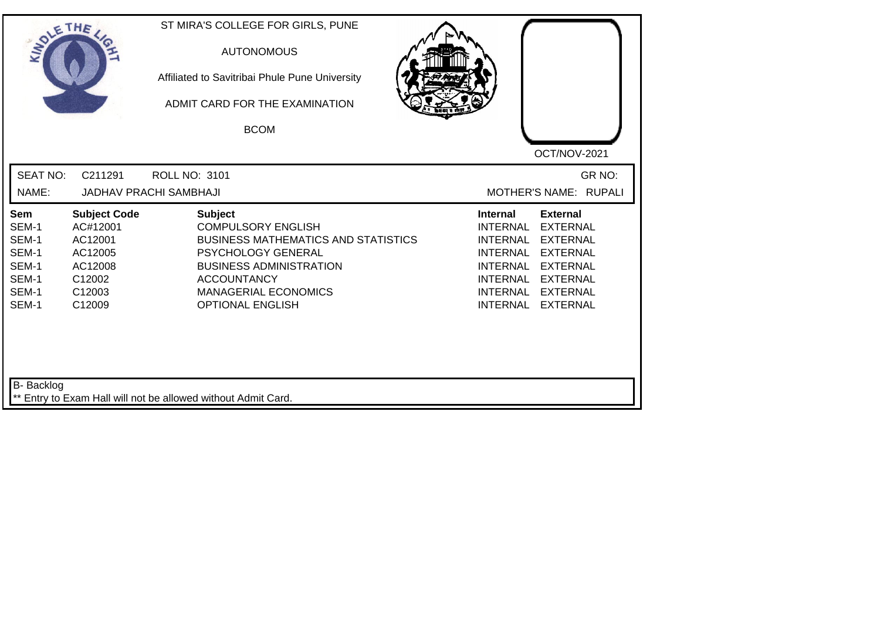ST MIRA'S COLLEGE FOR GIRLS, PUNE

AUTONOMOUS

Affiliated to Savitribai Phule Pune University

ADMIT CARD FOR THE EXAMINATION

BCOM

OCT/NOV-2021

SEAT NO: C211291 ROLL NO: 3101 GR NO:

NAME: JADHAV PRACHI SAMBHAJI MOTHER'S NAME: RUPALI

| Sem | Subject Code | Subject | Internal | External |
|---|---|---|---|---|
| SEM-1 | AC#12001 | COMPULSORY ENGLISH | INTERNAL | EXTERNAL |
| SEM-1 | AC12001 | BUSINESS MATHEMATICS AND STATISTICS | INTERNAL | EXTERNAL |
| SEM-1 | AC12005 | PSYCHOLOGY GENERAL | INTERNAL | EXTERNAL |
| SEM-1 | AC12008 | BUSINESS ADMINISTRATION | INTERNAL | EXTERNAL |
| SEM-1 | C12002 | ACCOUNTANCY | INTERNAL | EXTERNAL |
| SEM-1 | C12003 | MANAGERIAL ECONOMICS | INTERNAL | EXTERNAL |
| SEM-1 | C12009 | OPTIONAL ENGLISH | INTERNAL | EXTERNAL |

B- Backlog

** Entry to Exam Hall will not be allowed without Admit Card.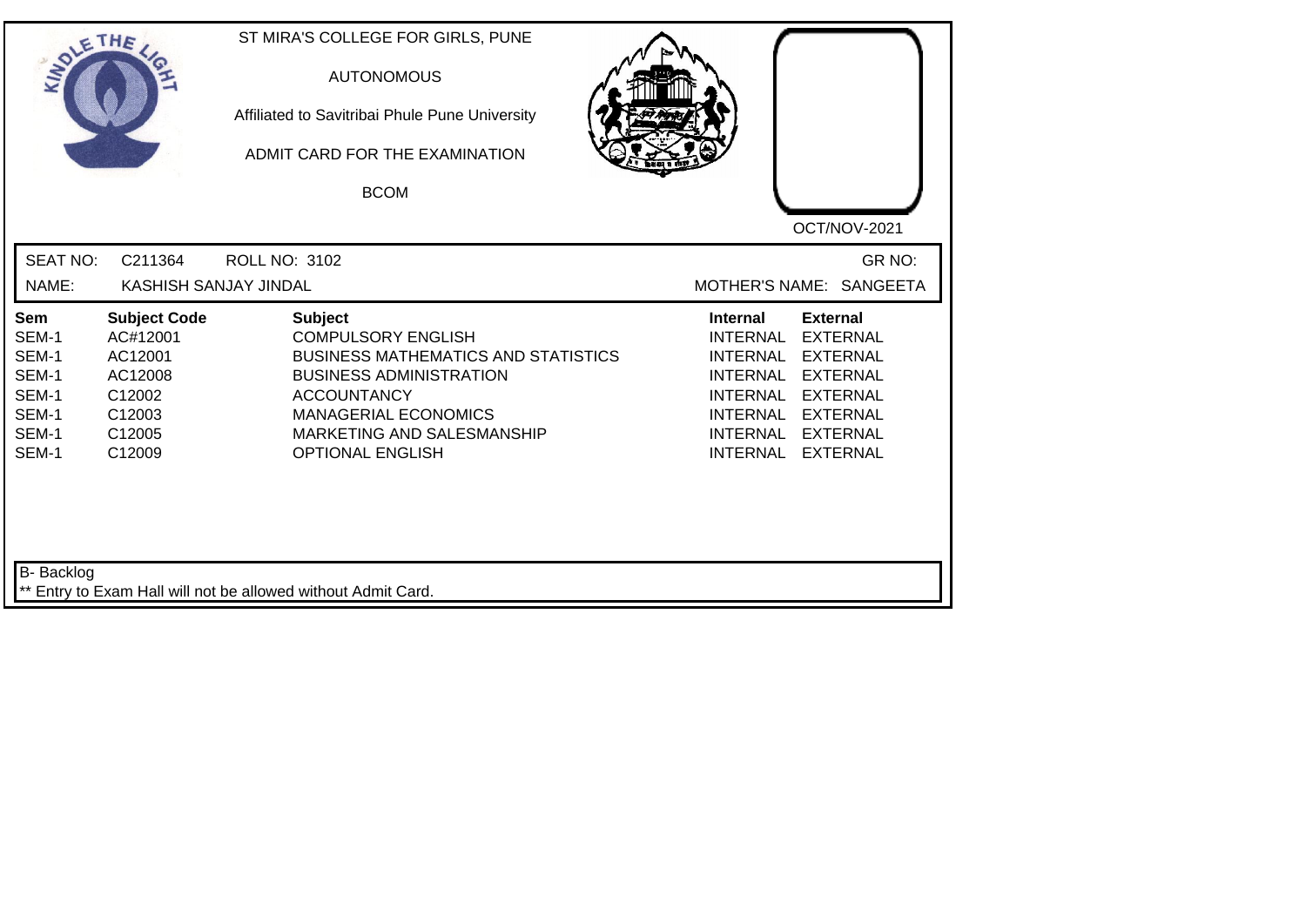ST MIRA'S COLLEGE FOR GIRLS, PUNE

AUTONOMOUS

Affiliated to Savitribai Phule Pune University

ADMIT CARD FOR THE EXAMINATION

BCOM

OCT/NOV-2021

SEAT NO: C211364 ROLL NO: 3102 GR NO:

NAME: KASHISH SANJAY JINDAL MOTHER'S NAME: SANGEETA

| Sem | Subject Code | Subject | Internal | External |
|---|---|---|---|---|
| SEM-1 | AC#12001 | COMPULSORY ENGLISH | INTERNAL | EXTERNAL |
| SEM-1 | AC12001 | BUSINESS MATHEMATICS AND STATISTICS | INTERNAL | EXTERNAL |
| SEM-1 | AC12008 | BUSINESS ADMINISTRATION | INTERNAL | EXTERNAL |
| SEM-1 | C12002 | ACCOUNTANCY | INTERNAL | EXTERNAL |
| SEM-1 | C12003 | MANAGERIAL ECONOMICS | INTERNAL | EXTERNAL |
| SEM-1 | C12005 | MARKETING AND SALESMANSHIP | INTERNAL | EXTERNAL |
| SEM-1 | C12009 | OPTIONAL ENGLISH | INTERNAL | EXTERNAL |

B- Backlog

** Entry to Exam Hall will not be allowed without Admit Card.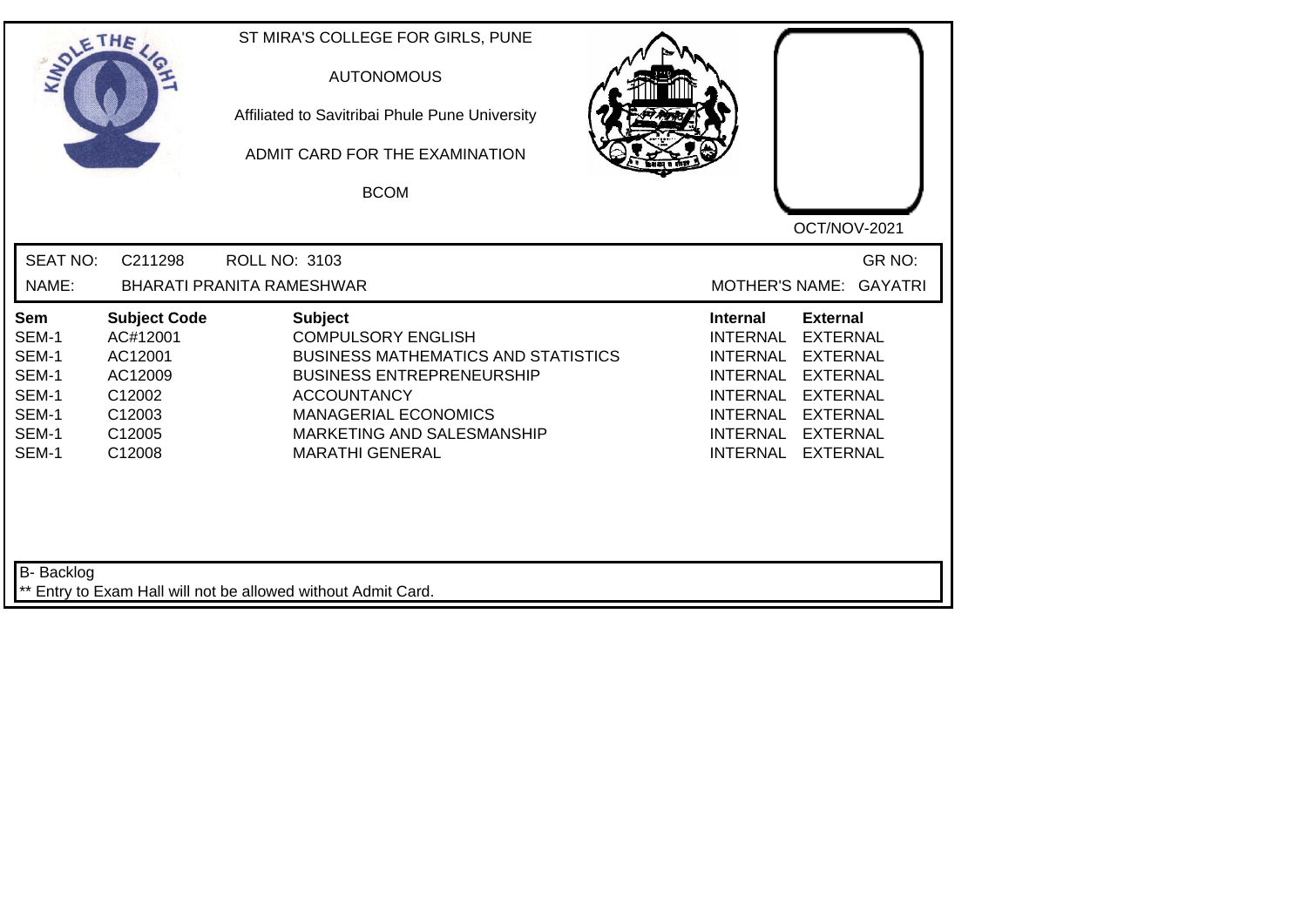ST MIRA'S COLLEGE FOR GIRLS, PUNE

AUTONOMOUS

Affiliated to Savitribai Phule Pune University

ADMIT CARD FOR THE EXAMINATION

BCOM

OCT/NOV-2021

SEAT NO: C211298 ROLL NO: 3103 GR NO:

NAME: BHARATI PRANITA RAMESHWAR MOTHER'S NAME: GAYATRI

| Sem | Subject Code | Subject | Internal | External |
|---|---|---|---|---|
| SEM-1 | AC#12001 | COMPULSORY ENGLISH | INTERNAL | EXTERNAL |
| SEM-1 | AC12001 | BUSINESS MATHEMATICS AND STATISTICS | INTERNAL | EXTERNAL |
| SEM-1 | AC12009 | BUSINESS ENTREPRENEURSHIP | INTERNAL | EXTERNAL |
| SEM-1 | C12002 | ACCOUNTANCY | INTERNAL | EXTERNAL |
| SEM-1 | C12003 | MANAGERIAL ECONOMICS | INTERNAL | EXTERNAL |
| SEM-1 | C12005 | MARKETING AND SALESMANSHIP | INTERNAL | EXTERNAL |
| SEM-1 | C12008 | MARATHI GENERAL | INTERNAL | EXTERNAL |

B- Backlog

** Entry to Exam Hall will not be allowed without Admit Card.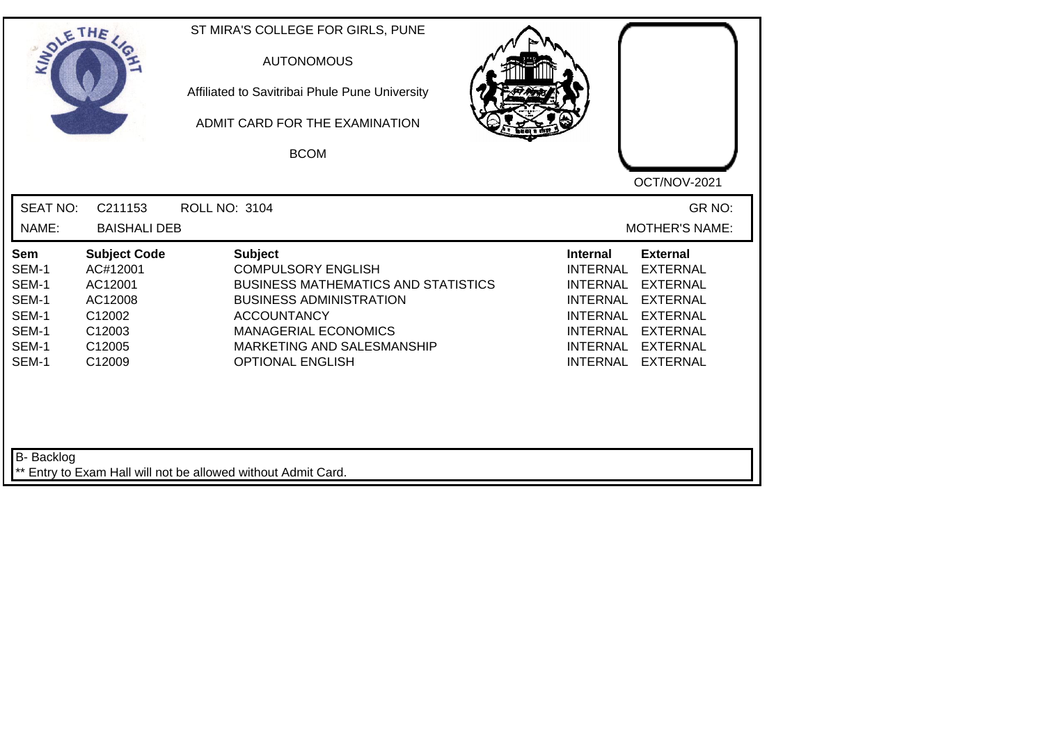ST MIRA'S COLLEGE FOR GIRLS, PUNE

AUTONOMOUS

Affiliated to Savitribai Phule Pune University

ADMIT CARD FOR THE EXAMINATION

BCOM

OCT/NOV-2021

SEAT NO: C211153 ROLL NO: 3104 GR NO:

NAME: BAISHALI DEB MOTHER'S NAME:

| Sem | Subject Code | Subject | Internal | External |
|---|---|---|---|---|
| SEM-1 | AC#12001 | COMPULSORY ENGLISH | INTERNAL | EXTERNAL |
| SEM-1 | AC12001 | BUSINESS MATHEMATICS AND STATISTICS | INTERNAL | EXTERNAL |
| SEM-1 | AC12008 | BUSINESS ADMINISTRATION | INTERNAL | EXTERNAL |
| SEM-1 | C12002 | ACCOUNTANCY | INTERNAL | EXTERNAL |
| SEM-1 | C12003 | MANAGERIAL ECONOMICS | INTERNAL | EXTERNAL |
| SEM-1 | C12005 | MARKETING AND SALESMANSHIP | INTERNAL | EXTERNAL |
| SEM-1 | C12009 | OPTIONAL ENGLISH | INTERNAL | EXTERNAL |

B- Backlog

** Entry to Exam Hall will not be allowed without Admit Card.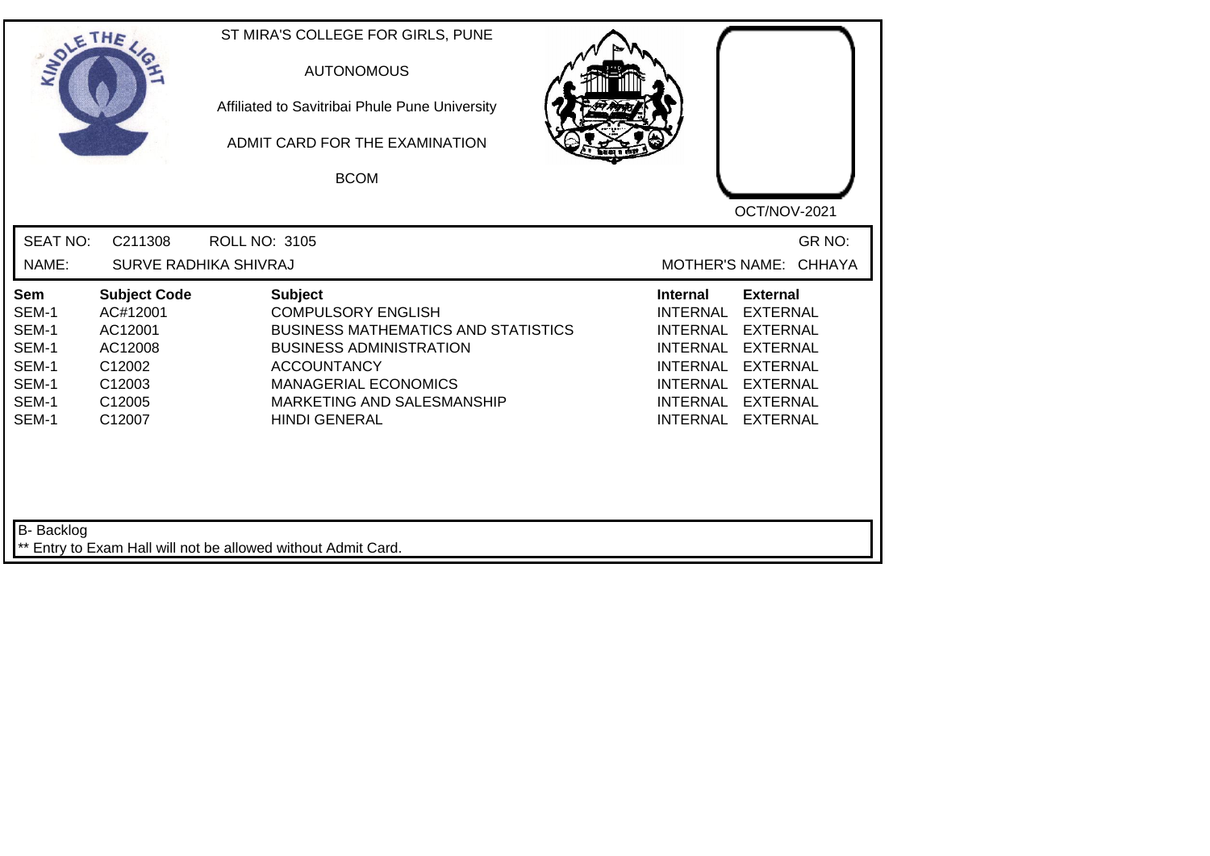ST MIRA'S COLLEGE FOR GIRLS, PUNE

AUTONOMOUS

Affiliated to Savitribai Phule Pune University

ADMIT CARD FOR THE EXAMINATION

BCOM

OCT/NOV-2021

SEAT NO: C211308 ROLL NO: 3105 GR NO:

NAME: SURVE RADHIKA SHIVRAJ MOTHER'S NAME: CHHAYA

| Sem | Subject Code | Subject | Internal | External |
|---|---|---|---|---|
| SEM-1 | AC#12001 | COMPULSORY ENGLISH | INTERNAL | EXTERNAL |
| SEM-1 | AC12001 | BUSINESS MATHEMATICS AND STATISTICS | INTERNAL | EXTERNAL |
| SEM-1 | AC12008 | BUSINESS ADMINISTRATION | INTERNAL | EXTERNAL |
| SEM-1 | C12002 | ACCOUNTANCY | INTERNAL | EXTERNAL |
| SEM-1 | C12003 | MANAGERIAL ECONOMICS | INTERNAL | EXTERNAL |
| SEM-1 | C12005 | MARKETING AND SALESMANSHIP | INTERNAL | EXTERNAL |
| SEM-1 | C12007 | HINDI GENERAL | INTERNAL | EXTERNAL |

B- Backlog

** Entry to Exam Hall will not be allowed without Admit Card.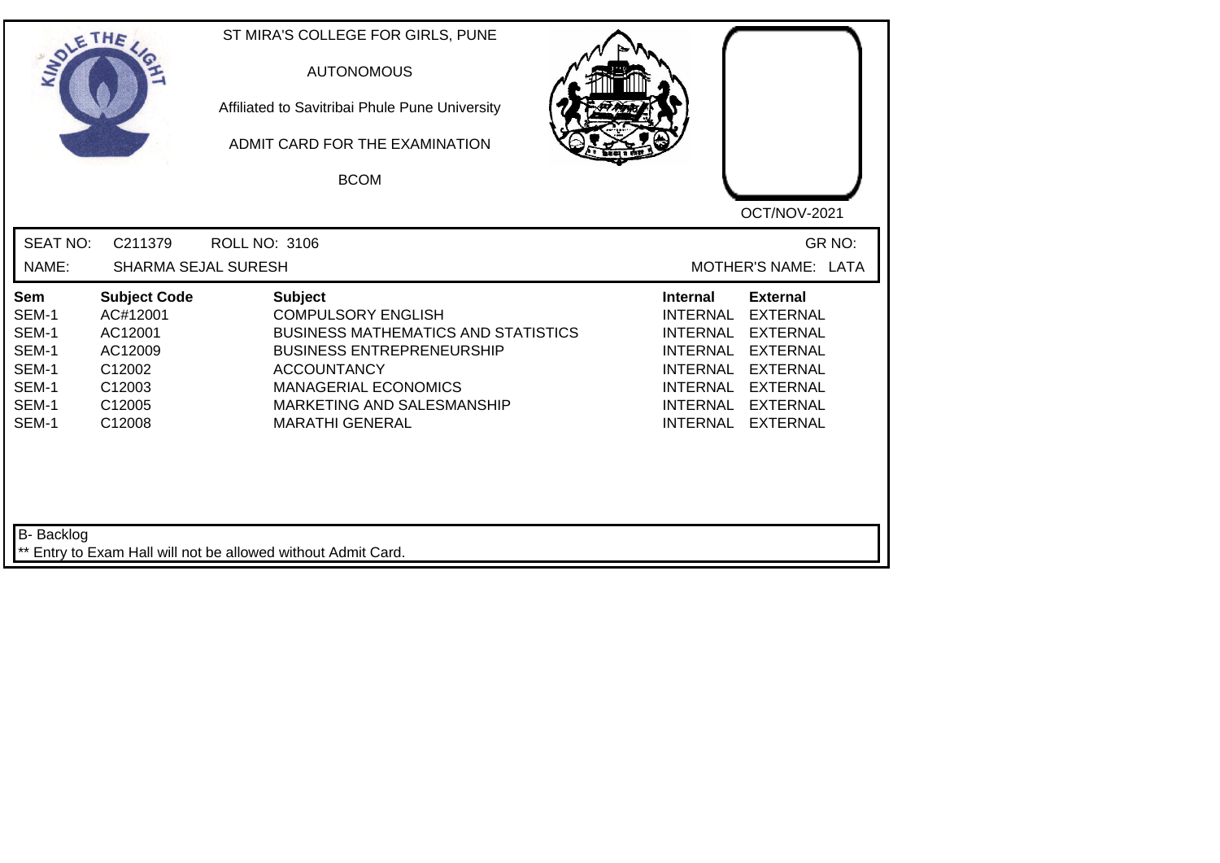ST MIRA'S COLLEGE FOR GIRLS, PUNE

AUTONOMOUS

Affiliated to Savitribai Phule Pune University

ADMIT CARD FOR THE EXAMINATION

BCOM

OCT/NOV-2021

SEAT NO: C211379 ROLL NO: 3106 GR NO:

NAME: SHARMA SEJAL SURESH MOTHER'S NAME: LATA

| Sem | Subject Code | Subject | Internal | External |
|---|---|---|---|---|
| SEM-1 | AC#12001 | COMPULSORY ENGLISH | INTERNAL | EXTERNAL |
| SEM-1 | AC12001 | BUSINESS MATHEMATICS AND STATISTICS | INTERNAL | EXTERNAL |
| SEM-1 | AC12009 | BUSINESS ENTREPRENEURSHIP | INTERNAL | EXTERNAL |
| SEM-1 | C12002 | ACCOUNTANCY | INTERNAL | EXTERNAL |
| SEM-1 | C12003 | MANAGERIAL ECONOMICS | INTERNAL | EXTERNAL |
| SEM-1 | C12005 | MARKETING AND SALESMANSHIP | INTERNAL | EXTERNAL |
| SEM-1 | C12008 | MARATHI GENERAL | INTERNAL | EXTERNAL |

B- Backlog

** Entry to Exam Hall will not be allowed without Admit Card.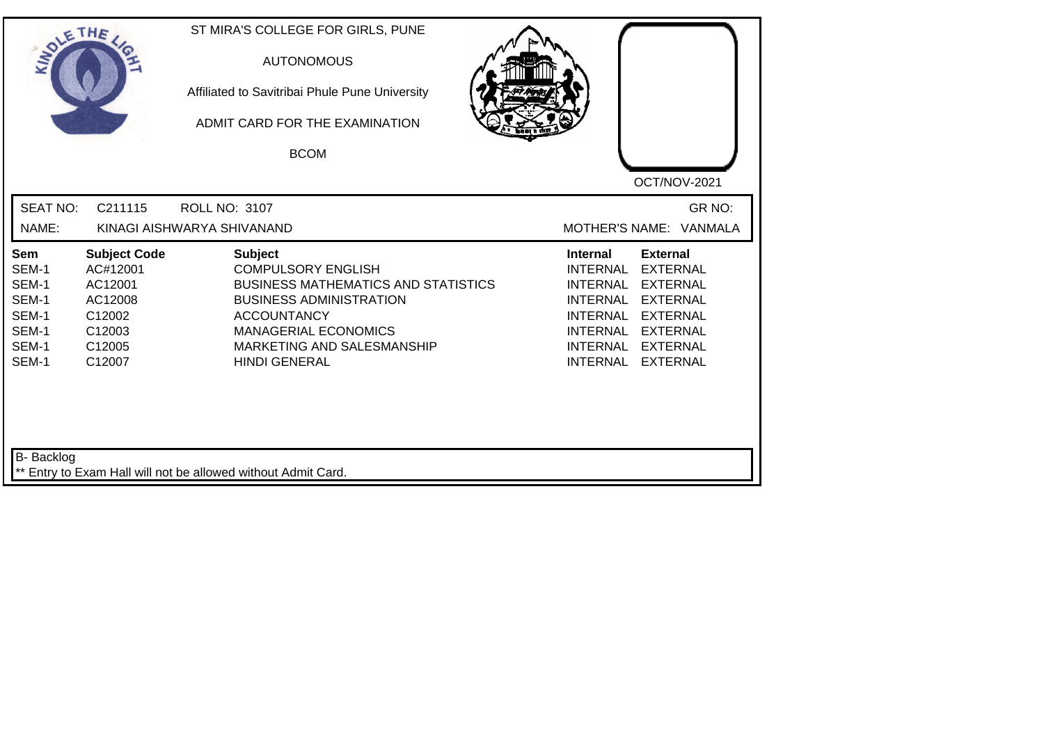ST MIRA'S COLLEGE FOR GIRLS, PUNE

AUTONOMOUS

Affiliated to Savitribai Phule Pune University

ADMIT CARD FOR THE EXAMINATION

BCOM

OCT/NOV-2021

SEAT NO: C211115 ROLL NO: 3107 GR NO:

NAME: KINAGI AISHWARYA SHIVANAND MOTHER'S NAME: VANMALA

| Sem | Subject Code | Subject | Internal | External |
|---|---|---|---|---|
| SEM-1 | AC#12001 | COMPULSORY ENGLISH | INTERNAL | EXTERNAL |
| SEM-1 | AC12001 | BUSINESS MATHEMATICS AND STATISTICS | INTERNAL | EXTERNAL |
| SEM-1 | AC12008 | BUSINESS ADMINISTRATION | INTERNAL | EXTERNAL |
| SEM-1 | C12002 | ACCOUNTANCY | INTERNAL | EXTERNAL |
| SEM-1 | C12003 | MANAGERIAL ECONOMICS | INTERNAL | EXTERNAL |
| SEM-1 | C12005 | MARKETING AND SALESMANSHIP | INTERNAL | EXTERNAL |
| SEM-1 | C12007 | HINDI GENERAL | INTERNAL | EXTERNAL |

B- Backlog

** Entry to Exam Hall will not be allowed without Admit Card.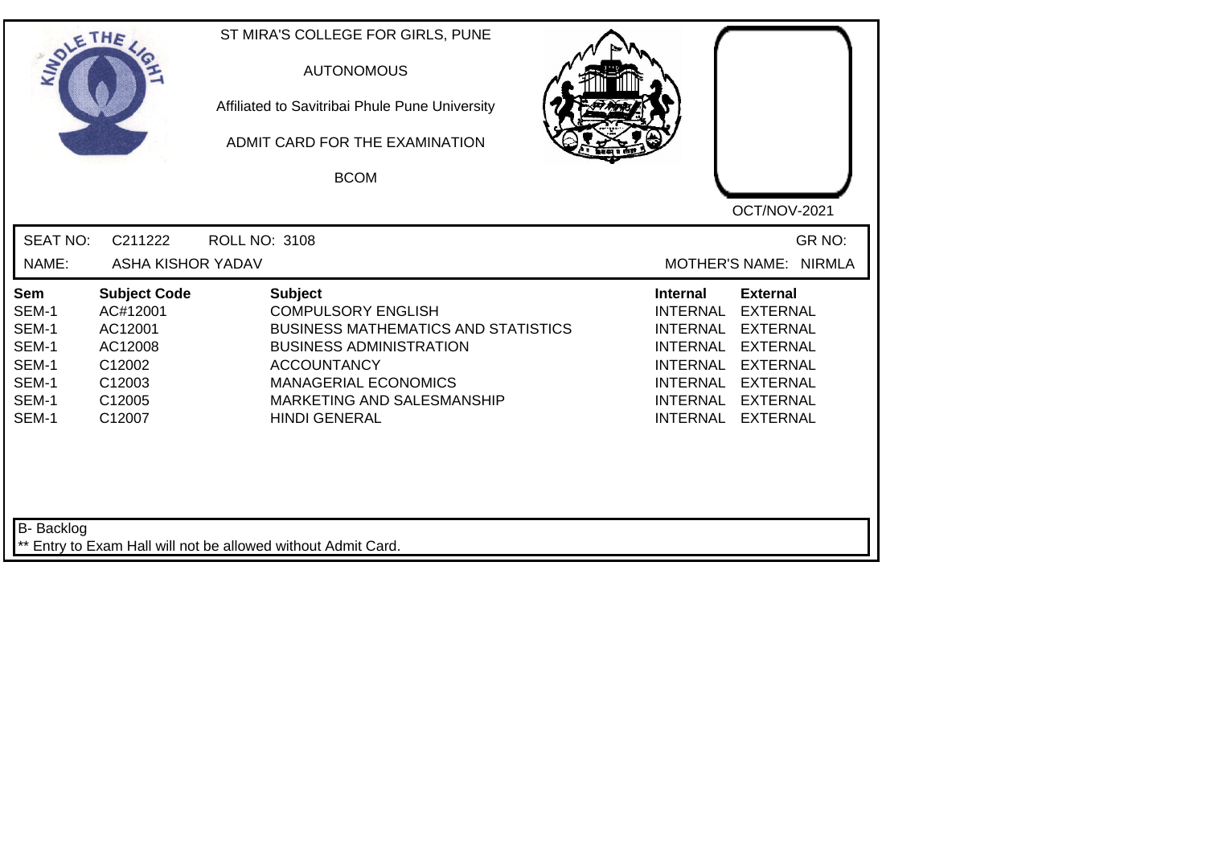ST MIRA'S COLLEGE FOR GIRLS, PUNE

AUTONOMOUS

Affiliated to Savitribai Phule Pune University

ADMIT CARD FOR THE EXAMINATION

BCOM

OCT/NOV-2021

SEAT NO: C211222 ROLL NO: 3108 GR NO:

NAME: ASHA KISHOR YADAV MOTHER'S NAME: NIRMLA

| Sem | Subject Code | Subject | Internal | External |
|---|---|---|---|---|
| SEM-1 | AC#12001 | COMPULSORY ENGLISH | INTERNAL | EXTERNAL |
| SEM-1 | AC12001 | BUSINESS MATHEMATICS AND STATISTICS | INTERNAL | EXTERNAL |
| SEM-1 | AC12008 | BUSINESS ADMINISTRATION | INTERNAL | EXTERNAL |
| SEM-1 | C12002 | ACCOUNTANCY | INTERNAL | EXTERNAL |
| SEM-1 | C12003 | MANAGERIAL ECONOMICS | INTERNAL | EXTERNAL |
| SEM-1 | C12005 | MARKETING AND SALESMANSHIP | INTERNAL | EXTERNAL |
| SEM-1 | C12007 | HINDI GENERAL | INTERNAL | EXTERNAL |

B- Backlog

** Entry to Exam Hall will not be allowed without Admit Card.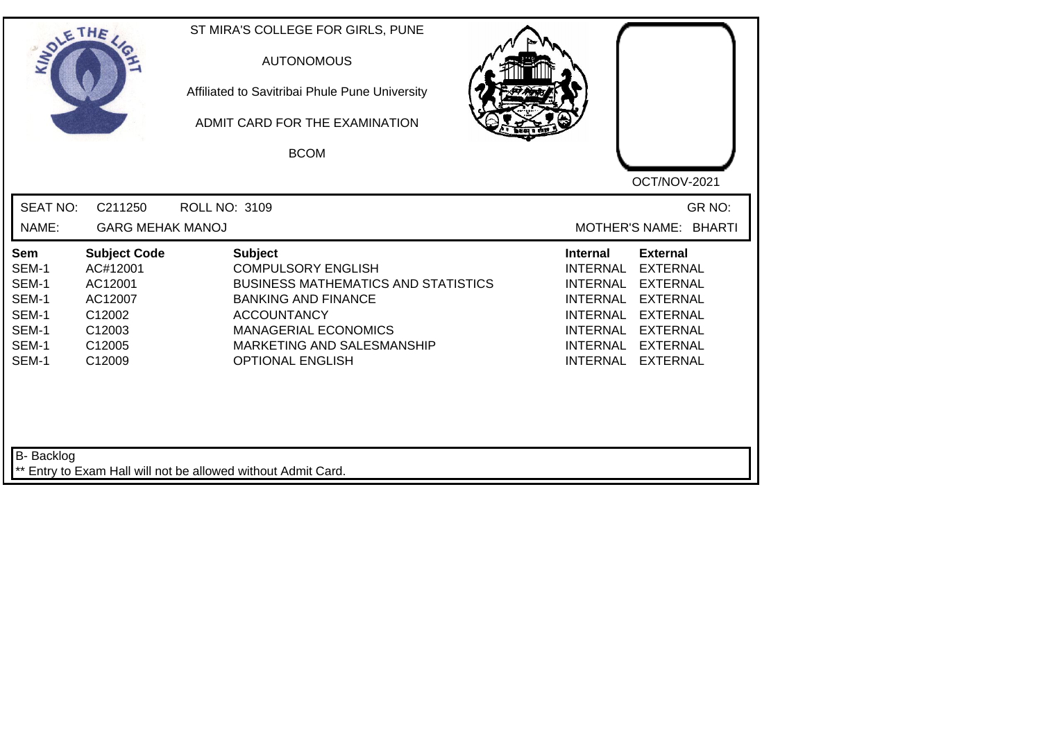ST MIRA'S COLLEGE FOR GIRLS, PUNE

AUTONOMOUS

Affiliated to Savitribai Phule Pune University

ADMIT CARD FOR THE EXAMINATION

BCOM

OCT/NOV-2021

SEAT NO: C211250 ROLL NO: 3109 GR NO:

NAME: GARG MEHAK MANOJ MOTHER'S NAME: BHARTI

| Sem | Subject Code | Subject | Internal | External |
|---|---|---|---|---|
| SEM-1 | AC#12001 | COMPULSORY ENGLISH | INTERNAL | EXTERNAL |
| SEM-1 | AC12001 | BUSINESS MATHEMATICS AND STATISTICS | INTERNAL | EXTERNAL |
| SEM-1 | AC12007 | BANKING AND FINANCE | INTERNAL | EXTERNAL |
| SEM-1 | C12002 | ACCOUNTANCY | INTERNAL | EXTERNAL |
| SEM-1 | C12003 | MANAGERIAL ECONOMICS | INTERNAL | EXTERNAL |
| SEM-1 | C12005 | MARKETING AND SALESMANSHIP | INTERNAL | EXTERNAL |
| SEM-1 | C12009 | OPTIONAL ENGLISH | INTERNAL | EXTERNAL |

B- Backlog

** Entry to Exam Hall will not be allowed without Admit Card.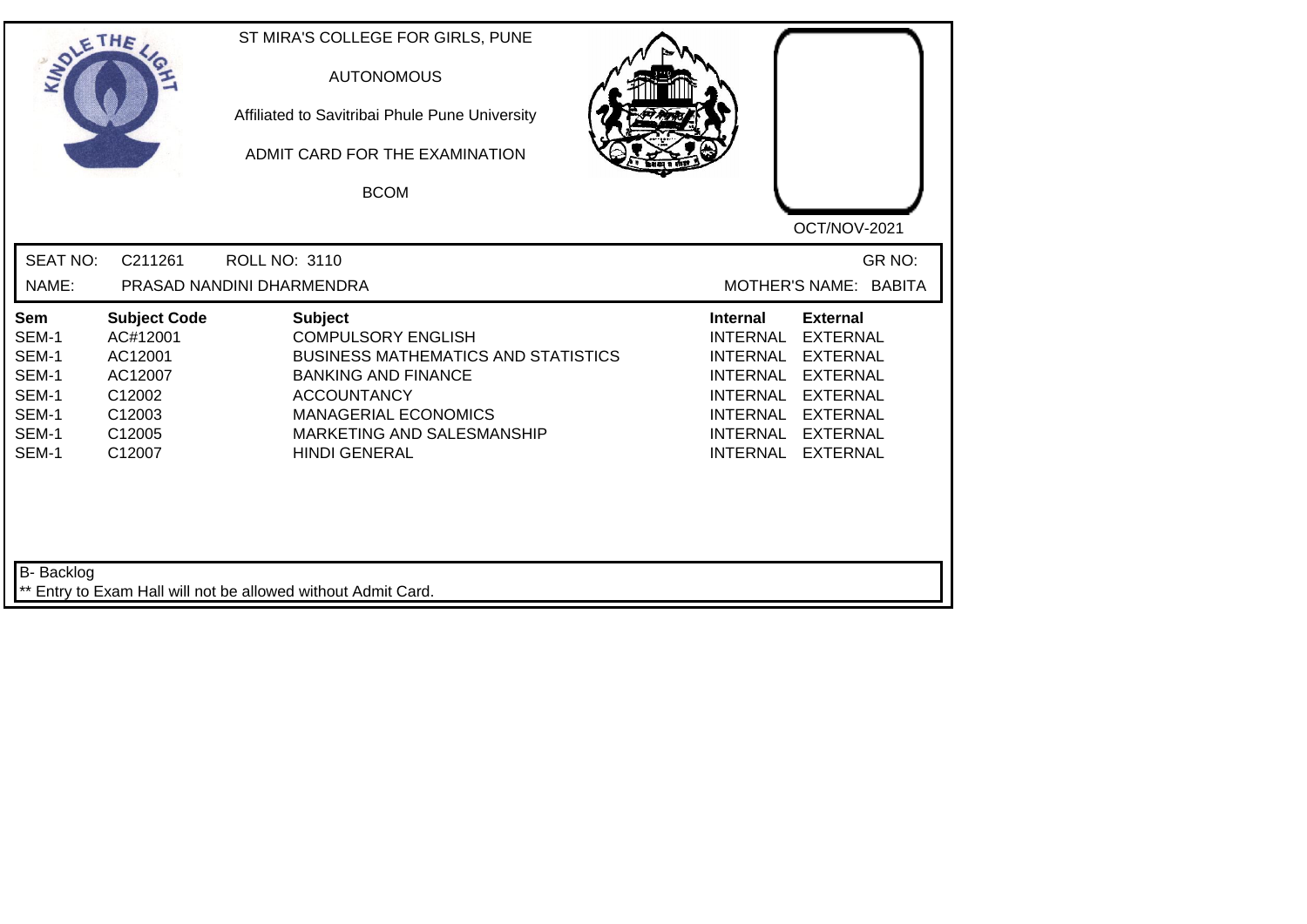ST MIRA'S COLLEGE FOR GIRLS, PUNE

AUTONOMOUS

Affiliated to Savitribai Phule Pune University

ADMIT CARD FOR THE EXAMINATION

BCOM

OCT/NOV-2021

SEAT NO: C211261 ROLL NO: 3110 GR NO:

NAME: PRASAD NANDINI DHARMENDRA MOTHER'S NAME: BABITA

| Sem | Subject Code | Subject | Internal | External |
|---|---|---|---|---|
| SEM-1 | AC#12001 | COMPULSORY ENGLISH | INTERNAL | EXTERNAL |
| SEM-1 | AC12001 | BUSINESS MATHEMATICS AND STATISTICS | INTERNAL | EXTERNAL |
| SEM-1 | AC12007 | BANKING AND FINANCE | INTERNAL | EXTERNAL |
| SEM-1 | C12002 | ACCOUNTANCY | INTERNAL | EXTERNAL |
| SEM-1 | C12003 | MANAGERIAL ECONOMICS | INTERNAL | EXTERNAL |
| SEM-1 | C12005 | MARKETING AND SALESMANSHIP | INTERNAL | EXTERNAL |
| SEM-1 | C12007 | HINDI GENERAL | INTERNAL | EXTERNAL |

B- Backlog

** Entry to Exam Hall will not be allowed without Admit Card.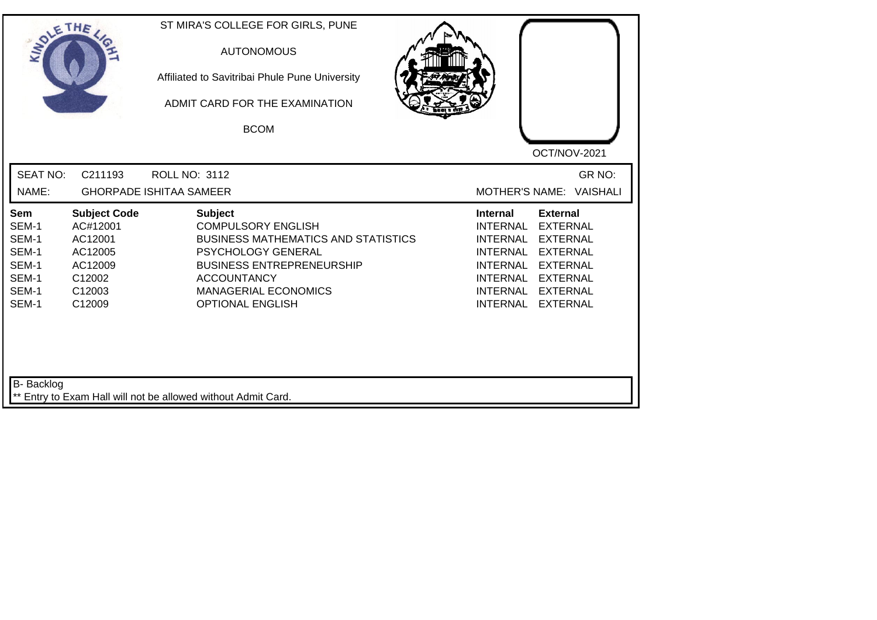ST MIRA'S COLLEGE FOR GIRLS, PUNE

AUTONOMOUS

Affiliated to Savitribai Phule Pune University

ADMIT CARD FOR THE EXAMINATION

BCOM

OCT/NOV-2021

SEAT NO: C211193 ROLL NO: 3112 GR NO:

NAME: GHORPADE ISHITAA SAMEER MOTHER'S NAME: VAISHALI

| Sem | Subject Code | Subject | Internal | External |
|---|---|---|---|---|
| SEM-1 | AC#12001 | COMPULSORY ENGLISH | INTERNAL | EXTERNAL |
| SEM-1 | AC12001 | BUSINESS MATHEMATICS AND STATISTICS | INTERNAL | EXTERNAL |
| SEM-1 | AC12005 | PSYCHOLOGY GENERAL | INTERNAL | EXTERNAL |
| SEM-1 | AC12009 | BUSINESS ENTREPRENEURSHIP | INTERNAL | EXTERNAL |
| SEM-1 | C12002 | ACCOUNTANCY | INTERNAL | EXTERNAL |
| SEM-1 | C12003 | MANAGERIAL ECONOMICS | INTERNAL | EXTERNAL |
| SEM-1 | C12009 | OPTIONAL ENGLISH | INTERNAL | EXTERNAL |

B- Backlog

** Entry to Exam Hall will not be allowed without Admit Card.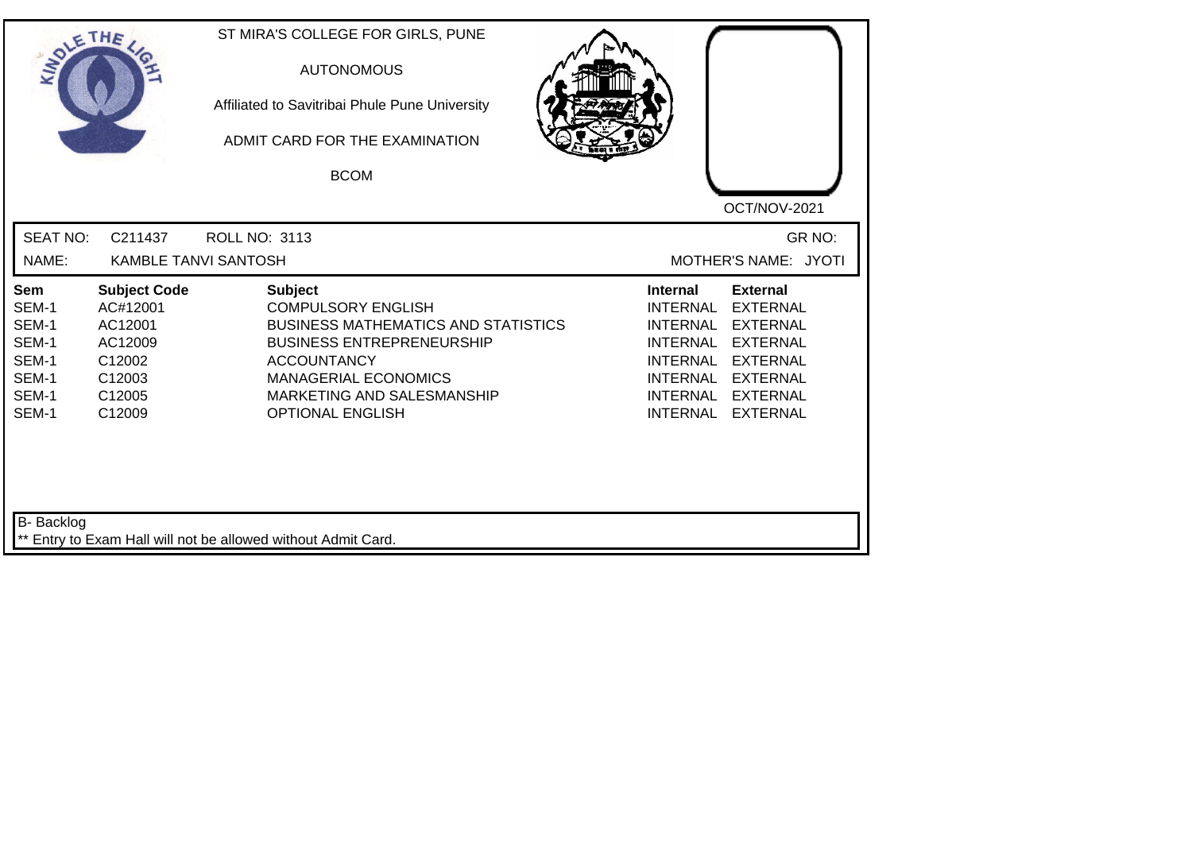ST MIRA'S COLLEGE FOR GIRLS, PUNE

AUTONOMOUS

Affiliated to Savitribai Phule Pune University

ADMIT CARD FOR THE EXAMINATION

BCOM

OCT/NOV-2021

SEAT NO: C211437 ROLL NO: 3113 GR NO:

NAME: KAMBLE TANVI SANTOSH MOTHER'S NAME: JYOTI

| Sem | Subject Code | Subject | Internal | External |
|---|---|---|---|---|
| SEM-1 | AC#12001 | COMPULSORY ENGLISH | INTERNAL | EXTERNAL |
| SEM-1 | AC12001 | BUSINESS MATHEMATICS AND STATISTICS | INTERNAL | EXTERNAL |
| SEM-1 | AC12009 | BUSINESS ENTREPRENEURSHIP | INTERNAL | EXTERNAL |
| SEM-1 | C12002 | ACCOUNTANCY | INTERNAL | EXTERNAL |
| SEM-1 | C12003 | MANAGERIAL ECONOMICS | INTERNAL | EXTERNAL |
| SEM-1 | C12005 | MARKETING AND SALESMANSHIP | INTERNAL | EXTERNAL |
| SEM-1 | C12009 | OPTIONAL ENGLISH | INTERNAL | EXTERNAL |

B- Backlog

** Entry to Exam Hall will not be allowed without Admit Card.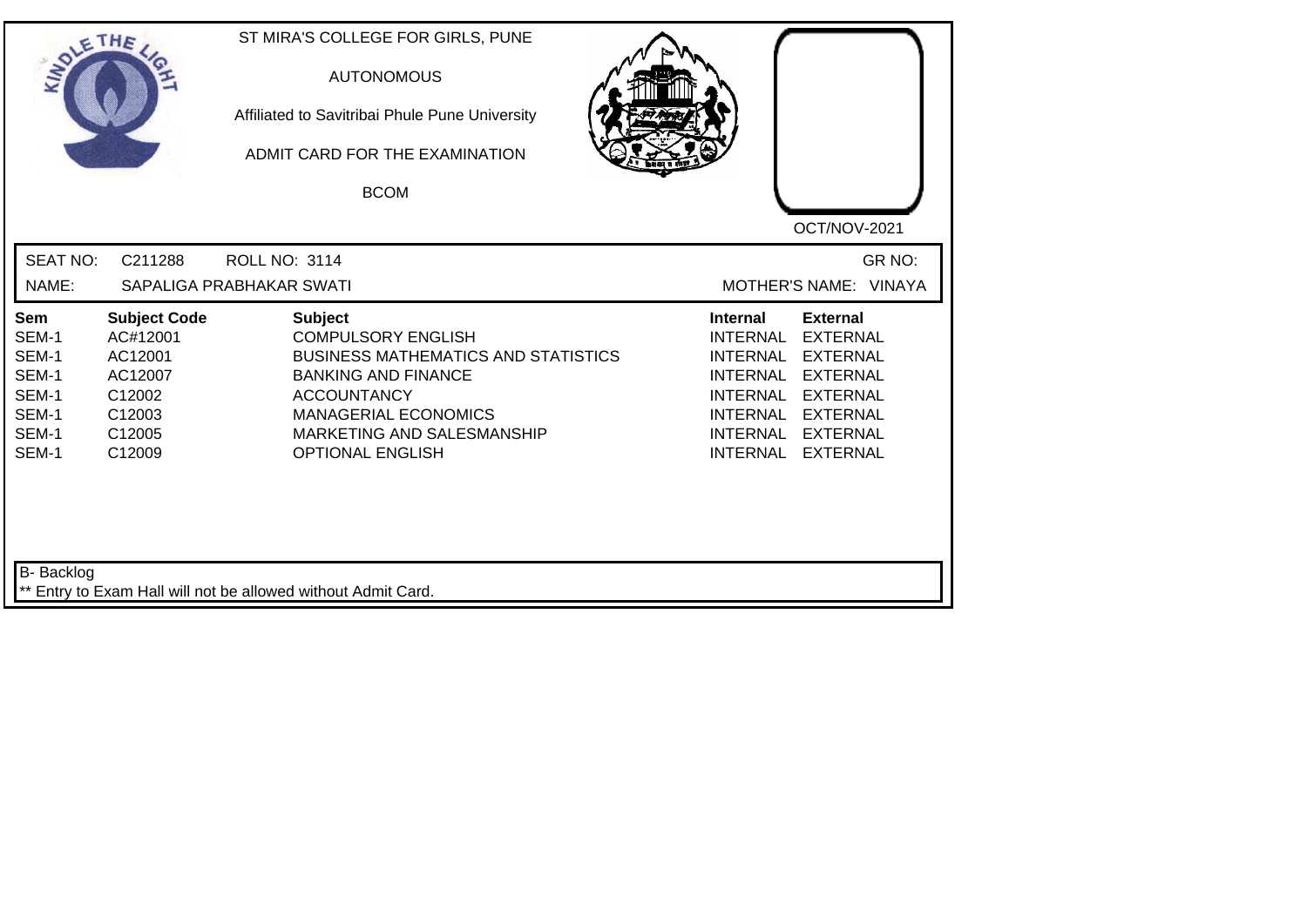ST MIRA'S COLLEGE FOR GIRLS, PUNE

AUTONOMOUS

Affiliated to Savitribai Phule Pune University

ADMIT CARD FOR THE EXAMINATION

BCOM

OCT/NOV-2021

SEAT NO: C211288 ROLL NO: 3114 GR NO:

NAME: SAPALIGA PRABHAKAR SWATI MOTHER'S NAME: VINAYA

| Sem | Subject Code | Subject | Internal | External |
|---|---|---|---|---|
| SEM-1 | AC#12001 | COMPULSORY ENGLISH | INTERNAL | EXTERNAL |
| SEM-1 | AC12001 | BUSINESS MATHEMATICS AND STATISTICS | INTERNAL | EXTERNAL |
| SEM-1 | AC12007 | BANKING AND FINANCE | INTERNAL | EXTERNAL |
| SEM-1 | C12002 | ACCOUNTANCY | INTERNAL | EXTERNAL |
| SEM-1 | C12003 | MANAGERIAL ECONOMICS | INTERNAL | EXTERNAL |
| SEM-1 | C12005 | MARKETING AND SALESMANSHIP | INTERNAL | EXTERNAL |
| SEM-1 | C12009 | OPTIONAL ENGLISH | INTERNAL | EXTERNAL |

B- Backlog

** Entry to Exam Hall will not be allowed without Admit Card.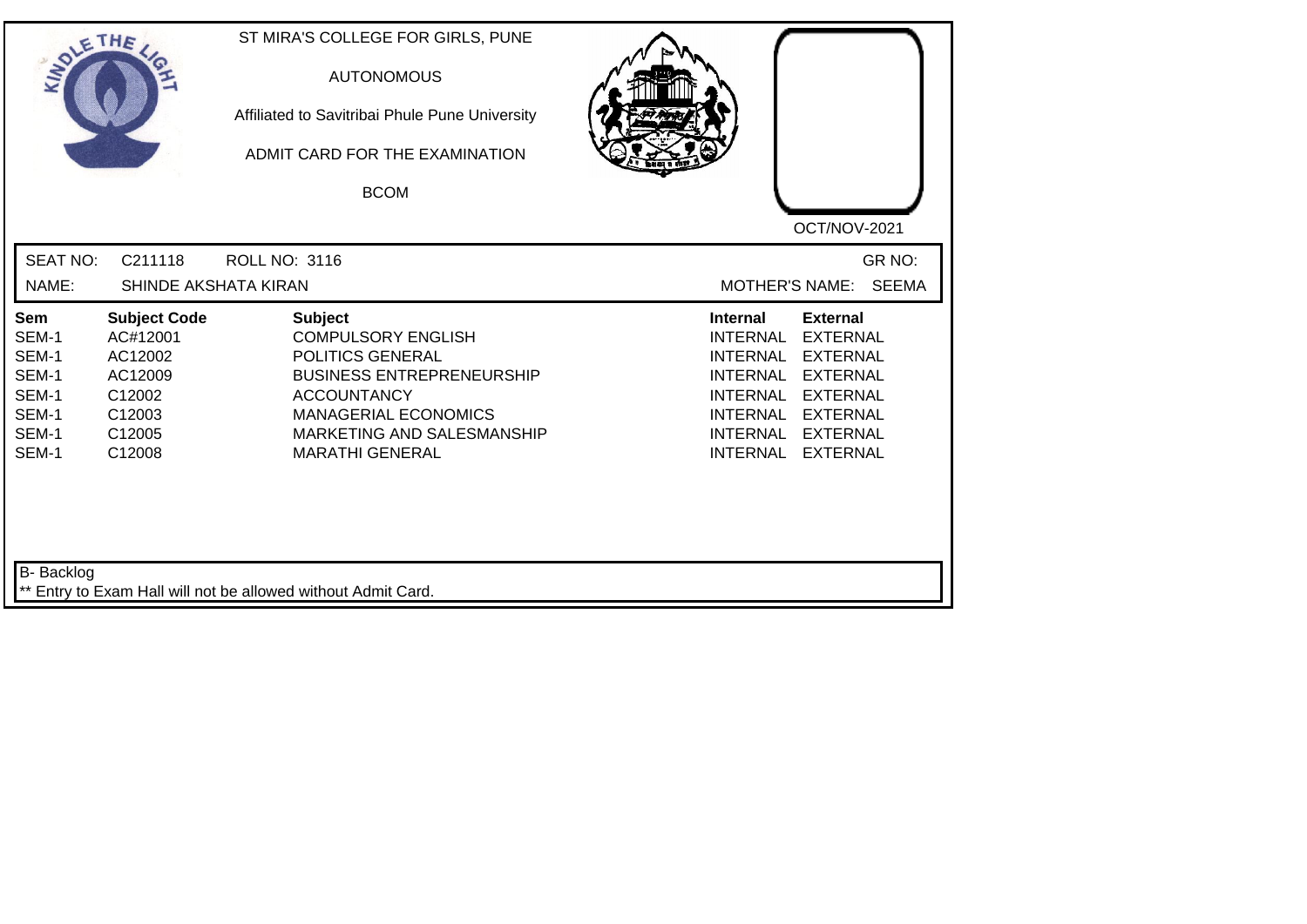ST MIRA'S COLLEGE FOR GIRLS, PUNE

AUTONOMOUS

Affiliated to Savitribai Phule Pune University

ADMIT CARD FOR THE EXAMINATION

BCOM

OCT/NOV-2021

SEAT NO: C211118 ROLL NO: 3116 GR NO:

NAME: SHINDE AKSHATA KIRAN MOTHER'S NAME: SEEMA

| Sem | Subject Code | Subject | Internal | External |
|---|---|---|---|---|
| SEM-1 | AC#12001 | COMPULSORY ENGLISH | INTERNAL | EXTERNAL |
| SEM-1 | AC12002 | POLITICS GENERAL | INTERNAL | EXTERNAL |
| SEM-1 | AC12009 | BUSINESS ENTREPRENEURSHIP | INTERNAL | EXTERNAL |
| SEM-1 | C12002 | ACCOUNTANCY | INTERNAL | EXTERNAL |
| SEM-1 | C12003 | MANAGERIAL ECONOMICS | INTERNAL | EXTERNAL |
| SEM-1 | C12005 | MARKETING AND SALESMANSHIP | INTERNAL | EXTERNAL |
| SEM-1 | C12008 | MARATHI GENERAL | INTERNAL | EXTERNAL |

B- Backlog

** Entry to Exam Hall will not be allowed without Admit Card.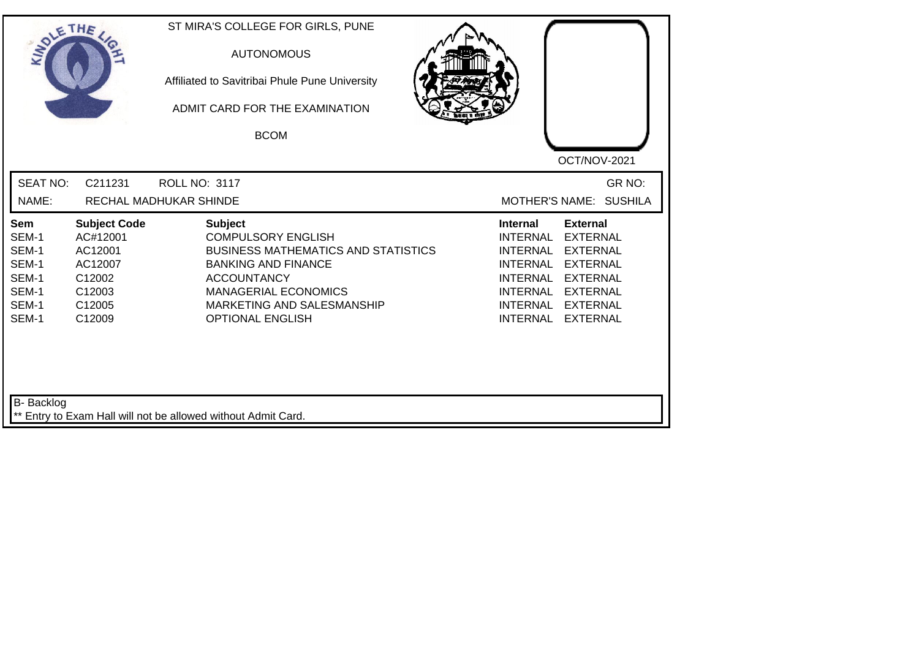ST MIRA'S COLLEGE FOR GIRLS, PUNE

AUTONOMOUS

Affiliated to Savitribai Phule Pune University

ADMIT CARD FOR THE EXAMINATION

BCOM

OCT/NOV-2021

SEAT NO: C211231 ROLL NO: 3117 GR NO:

NAME: RECHAL MADHUKAR SHINDE MOTHER'S NAME: SUSHILA

| Sem | Subject Code | Subject | Internal | External |
|---|---|---|---|---|
| SEM-1 | AC#12001 | COMPULSORY ENGLISH | INTERNAL | EXTERNAL |
| SEM-1 | AC12001 | BUSINESS MATHEMATICS AND STATISTICS | INTERNAL | EXTERNAL |
| SEM-1 | AC12007 | BANKING AND FINANCE | INTERNAL | EXTERNAL |
| SEM-1 | C12002 | ACCOUNTANCY | INTERNAL | EXTERNAL |
| SEM-1 | C12003 | MANAGERIAL ECONOMICS | INTERNAL | EXTERNAL |
| SEM-1 | C12005 | MARKETING AND SALESMANSHIP | INTERNAL | EXTERNAL |
| SEM-1 | C12009 | OPTIONAL ENGLISH | INTERNAL | EXTERNAL |

B- Backlog

** Entry to Exam Hall will not be allowed without Admit Card.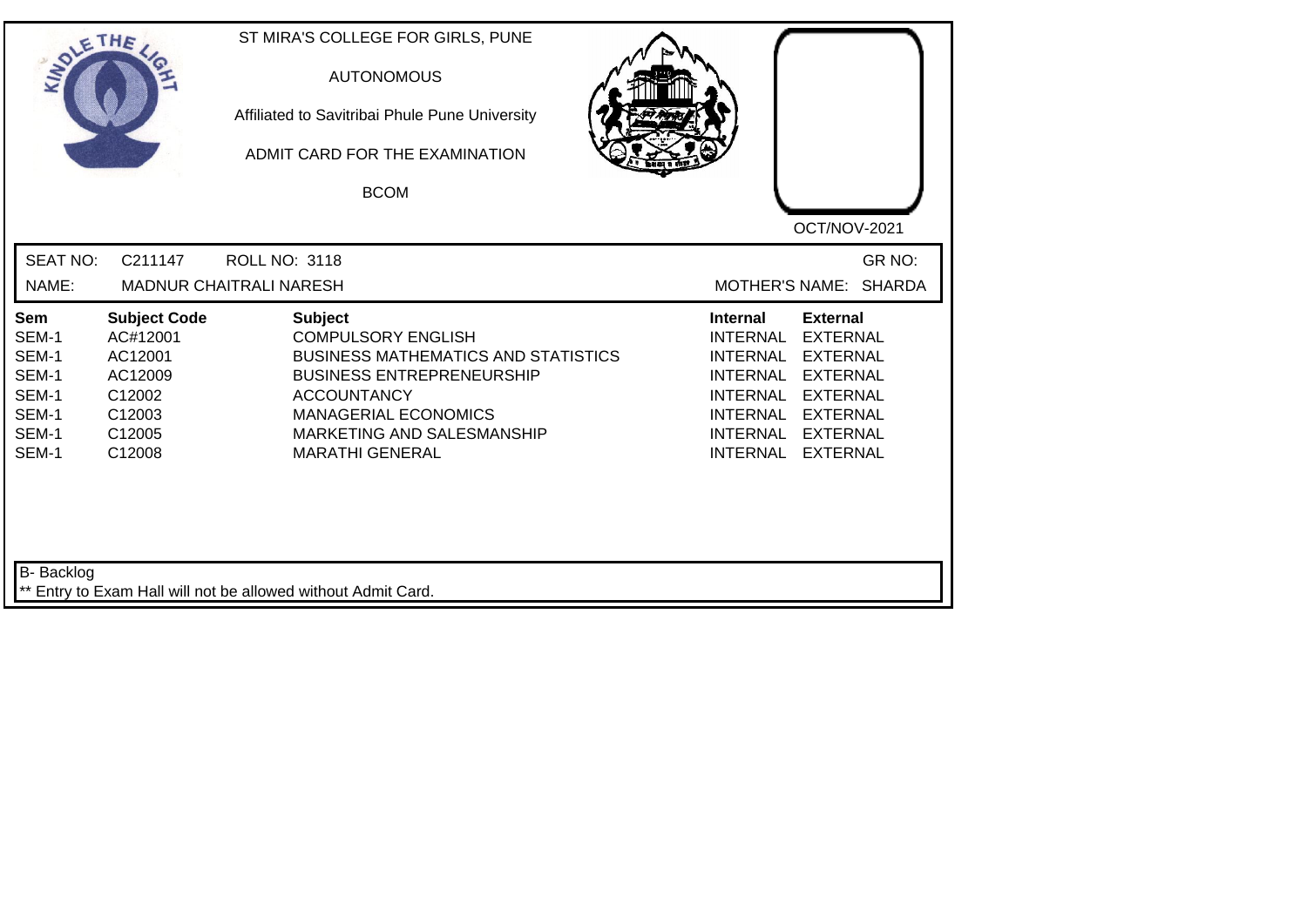ST MIRA'S COLLEGE FOR GIRLS, PUNE

AUTONOMOUS

Affiliated to Savitribai Phule Pune University

ADMIT CARD FOR THE EXAMINATION

BCOM

OCT/NOV-2021

SEAT NO: C211147 ROLL NO: 3118 GR NO:

NAME: MADNUR CHAITRALI NARESH MOTHER'S NAME: SHARDA

| Sem | Subject Code | Subject | Internal | External |
|---|---|---|---|---|
| SEM-1 | AC#12001 | COMPULSORY ENGLISH | INTERNAL | EXTERNAL |
| SEM-1 | AC12001 | BUSINESS MATHEMATICS AND STATISTICS | INTERNAL | EXTERNAL |
| SEM-1 | AC12009 | BUSINESS ENTREPRENEURSHIP | INTERNAL | EXTERNAL |
| SEM-1 | C12002 | ACCOUNTANCY | INTERNAL | EXTERNAL |
| SEM-1 | C12003 | MANAGERIAL ECONOMICS | INTERNAL | EXTERNAL |
| SEM-1 | C12005 | MARKETING AND SALESMANSHIP | INTERNAL | EXTERNAL |
| SEM-1 | C12008 | MARATHI GENERAL | INTERNAL | EXTERNAL |

B- Backlog

** Entry to Exam Hall will not be allowed without Admit Card.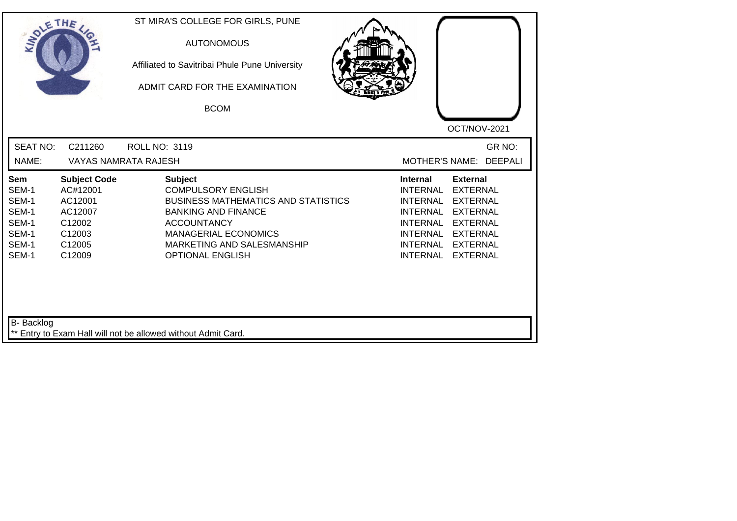ST MIRA'S COLLEGE FOR GIRLS, PUNE

AUTONOMOUS

Affiliated to Savitribai Phule Pune University

ADMIT CARD FOR THE EXAMINATION

BCOM

OCT/NOV-2021

SEAT NO: C211260 ROLL NO: 3119 GR NO:

NAME: VAYAS NAMRATA RAJESH MOTHER'S NAME: DEEPALI

| Sem | Subject Code | Subject | Internal | External |
|---|---|---|---|---|
| SEM-1 | AC#12001 | COMPULSORY ENGLISH | INTERNAL | EXTERNAL |
| SEM-1 | AC12001 | BUSINESS MATHEMATICS AND STATISTICS | INTERNAL | EXTERNAL |
| SEM-1 | AC12007 | BANKING AND FINANCE | INTERNAL | EXTERNAL |
| SEM-1 | C12002 | ACCOUNTANCY | INTERNAL | EXTERNAL |
| SEM-1 | C12003 | MANAGERIAL ECONOMICS | INTERNAL | EXTERNAL |
| SEM-1 | C12005 | MARKETING AND SALESMANSHIP | INTERNAL | EXTERNAL |
| SEM-1 | C12009 | OPTIONAL ENGLISH | INTERNAL | EXTERNAL |

B- Backlog

** Entry to Exam Hall will not be allowed without Admit Card.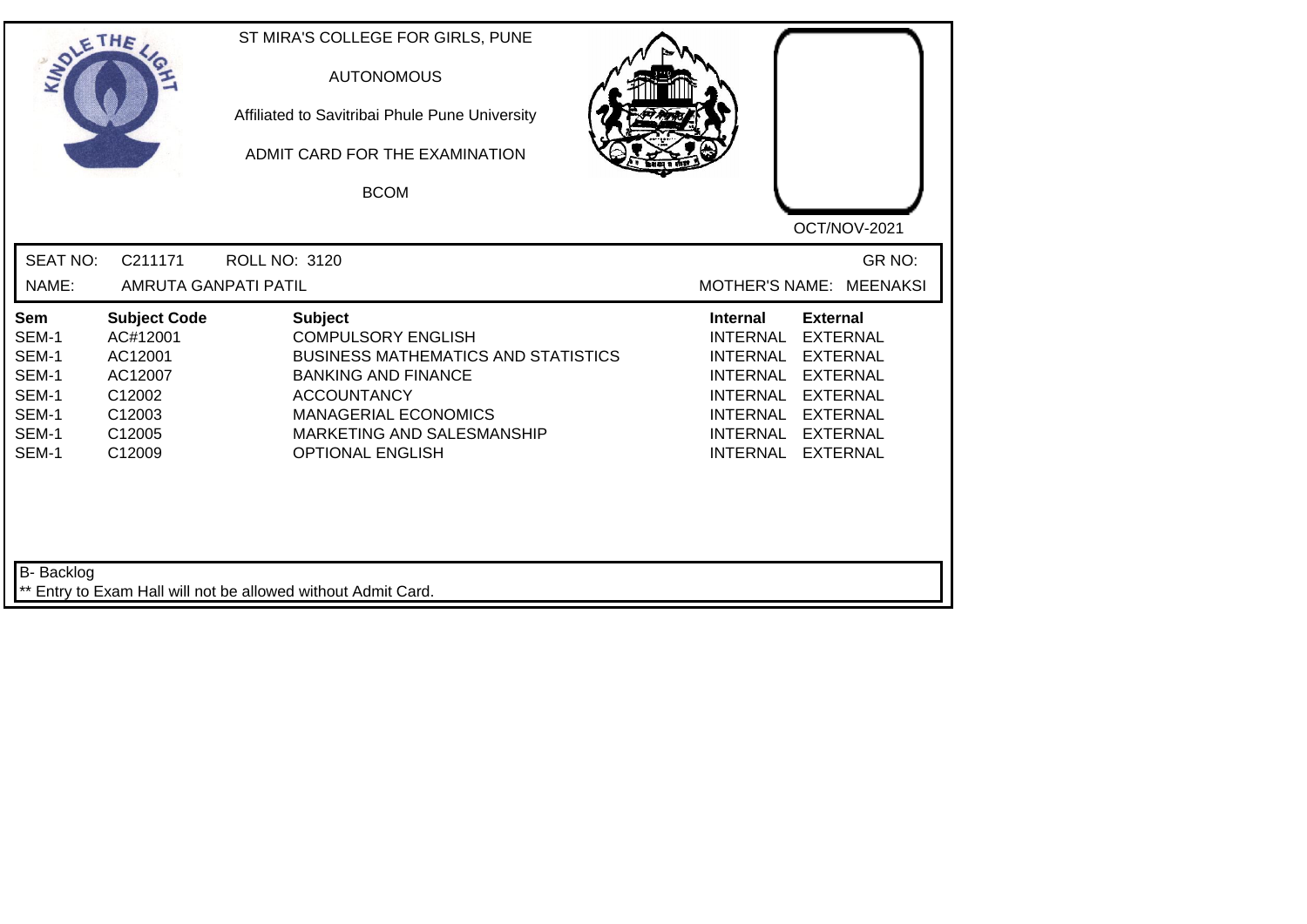ST MIRA'S COLLEGE FOR GIRLS, PUNE

AUTONOMOUS

Affiliated to Savitribai Phule Pune University

ADMIT CARD FOR THE EXAMINATION

BCOM

OCT/NOV-2021

SEAT NO: C211171 ROLL NO: 3120 GR NO:

NAME: AMRUTA GANPATI PATIL MOTHER'S NAME: MEENAKSI

| Sem | Subject Code | Subject | Internal | External |
|---|---|---|---|---|
| SEM-1 | AC#12001 | COMPULSORY ENGLISH | INTERNAL | EXTERNAL |
| SEM-1 | AC12001 | BUSINESS MATHEMATICS AND STATISTICS | INTERNAL | EXTERNAL |
| SEM-1 | AC12007 | BANKING AND FINANCE | INTERNAL | EXTERNAL |
| SEM-1 | C12002 | ACCOUNTANCY | INTERNAL | EXTERNAL |
| SEM-1 | C12003 | MANAGERIAL ECONOMICS | INTERNAL | EXTERNAL |
| SEM-1 | C12005 | MARKETING AND SALESMANSHIP | INTERNAL | EXTERNAL |
| SEM-1 | C12009 | OPTIONAL ENGLISH | INTERNAL | EXTERNAL |

B- Backlog

** Entry to Exam Hall will not be allowed without Admit Card.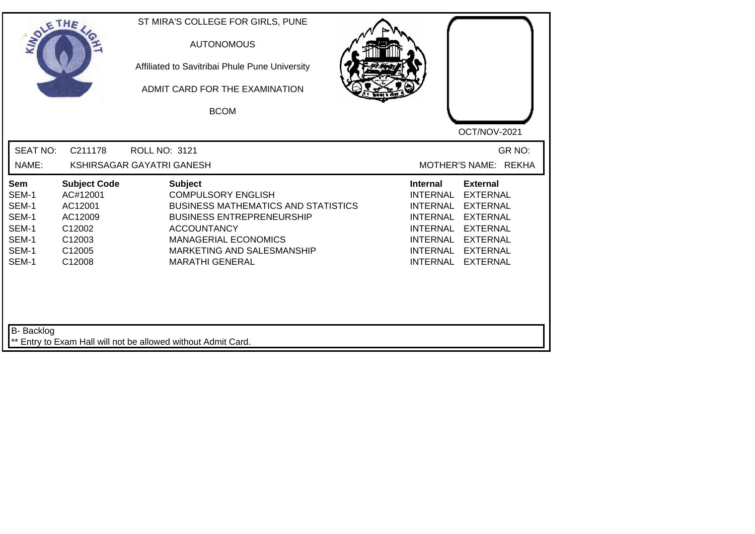ST MIRA'S COLLEGE FOR GIRLS, PUNE

AUTONOMOUS

Affiliated to Savitribai Phule Pune University

ADMIT CARD FOR THE EXAMINATION

BCOM

OCT/NOV-2021

SEAT NO: C211178 ROLL NO: 3121 GR NO:

NAME: KSHIRSAGAR GAYATRI GANESH MOTHER'S NAME: REKHA

| Sem | Subject Code | Subject | Internal | External |
|---|---|---|---|---|
| SEM-1 | AC#12001 | COMPULSORY ENGLISH | INTERNAL | EXTERNAL |
| SEM-1 | AC12001 | BUSINESS MATHEMATICS AND STATISTICS | INTERNAL | EXTERNAL |
| SEM-1 | AC12009 | BUSINESS ENTREPRENEURSHIP | INTERNAL | EXTERNAL |
| SEM-1 | C12002 | ACCOUNTANCY | INTERNAL | EXTERNAL |
| SEM-1 | C12003 | MANAGERIAL ECONOMICS | INTERNAL | EXTERNAL |
| SEM-1 | C12005 | MARKETING AND SALESMANSHIP | INTERNAL | EXTERNAL |
| SEM-1 | C12008 | MARATHI GENERAL | INTERNAL | EXTERNAL |

B- Backlog

** Entry to Exam Hall will not be allowed without Admit Card.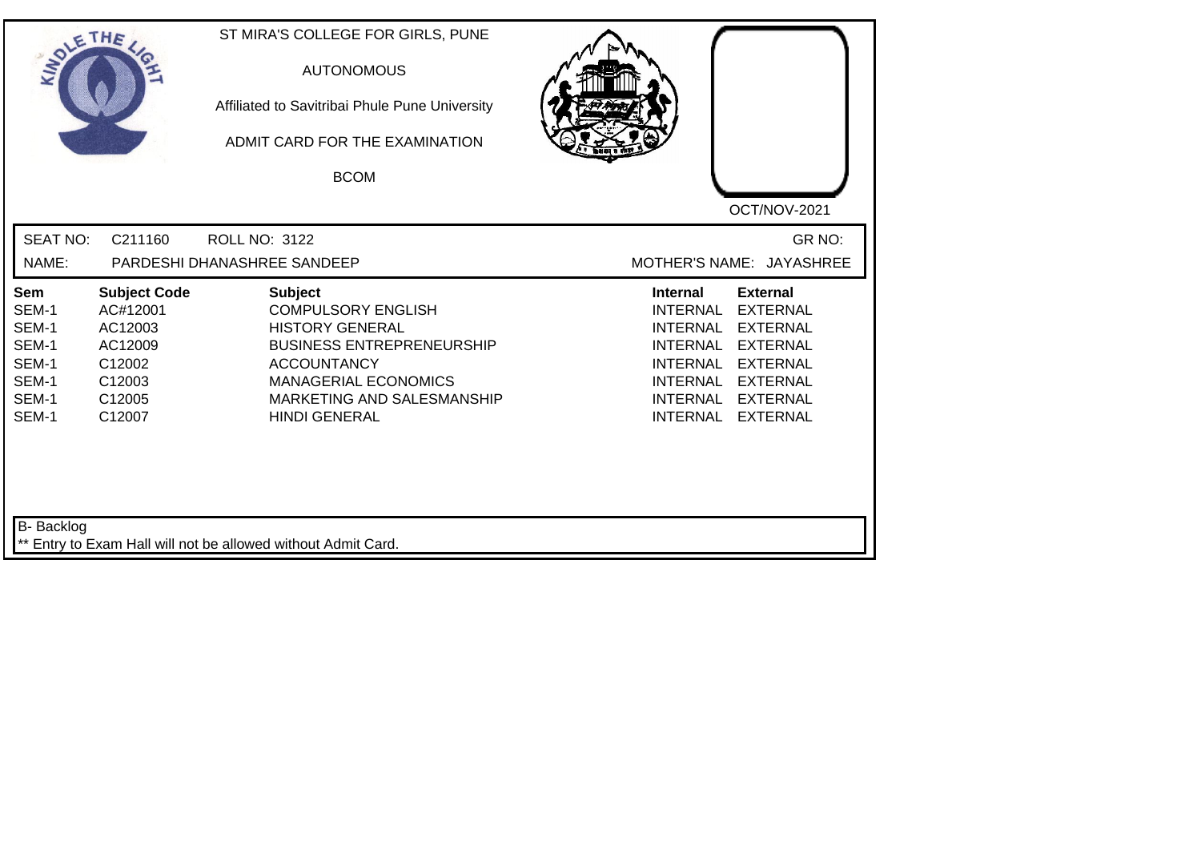ST MIRA'S COLLEGE FOR GIRLS, PUNE

AUTONOMOUS

Affiliated to Savitribai Phule Pune University

ADMIT CARD FOR THE EXAMINATION

BCOM

OCT/NOV-2021

SEAT NO: C211160 ROLL NO: 3122 GR NO:

NAME: PARDESHI DHANASHREE SANDEEP MOTHER'S NAME: JAYASHREE

| Sem | Subject Code | Subject | Internal | External |
|---|---|---|---|---|
| SEM-1 | AC#12001 | COMPULSORY ENGLISH | INTERNAL | EXTERNAL |
| SEM-1 | AC12003 | HISTORY GENERAL | INTERNAL | EXTERNAL |
| SEM-1 | AC12009 | BUSINESS ENTREPRENEURSHIP | INTERNAL | EXTERNAL |
| SEM-1 | C12002 | ACCOUNTANCY | INTERNAL | EXTERNAL |
| SEM-1 | C12003 | MANAGERIAL ECONOMICS | INTERNAL | EXTERNAL |
| SEM-1 | C12005 | MARKETING AND SALESMANSHIP | INTERNAL | EXTERNAL |
| SEM-1 | C12007 | HINDI GENERAL | INTERNAL | EXTERNAL |

B- Backlog

** Entry to Exam Hall will not be allowed without Admit Card.